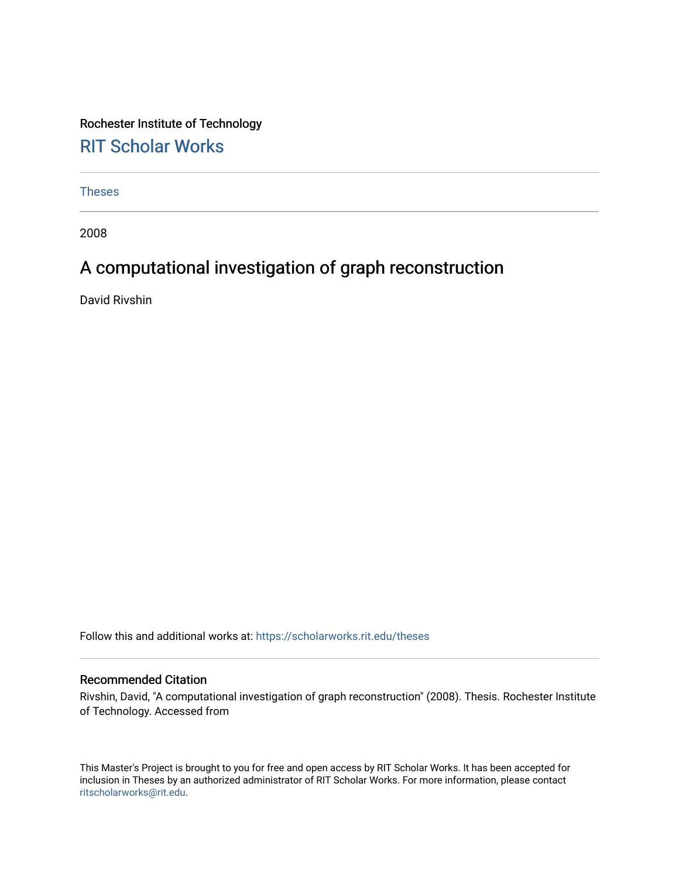Rochester Institute of Technology

# RIT Scholar Works

Theses

2008

## A computational investigation of graph reconstruction

David Rivshin

Follow this and additional works at: https://scholarworks.rit.edu/theses

### Recommended Citation

Rivshin, David, "A computational investigation of graph reconstruction" (2008). Thesis. Rochester Institute of Technology. Accessed from

This Master's Project is brought to you for free and open access by RIT Scholar Works. It has been accepted for inclusion in Theses by an authorized administrator of RIT Scholar Works. For more information, please contact ritscholarworks@rit.edu.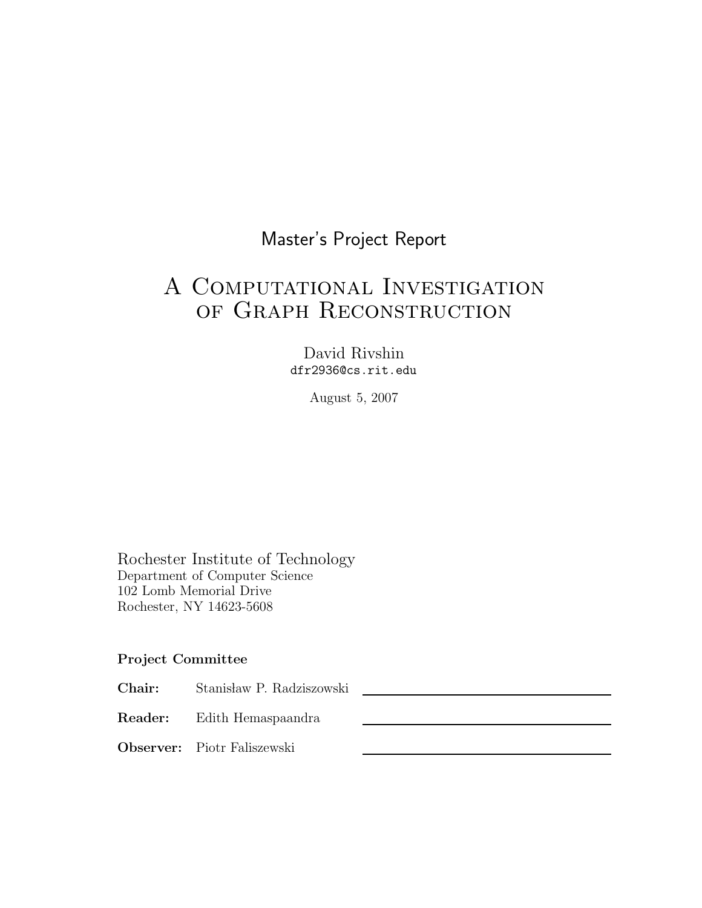Master's Project Report

# A Computational Investigation of Graph Reconstruction

David Rivshin
dfr2936@cs.rit.edu

August 5, 2007

Rochester Institute of Technology
Department of Computer Science
102 Lomb Memorial Drive
Rochester, NY 14623-5608

**Project Committee**

| | | |
|---|---|---|
| **Chair:** | Stanisław P. Radziszowski | |
| **Reader:** | Edith Hemaspaandra | |
| **Observer:** | Piotr Faliszewski | |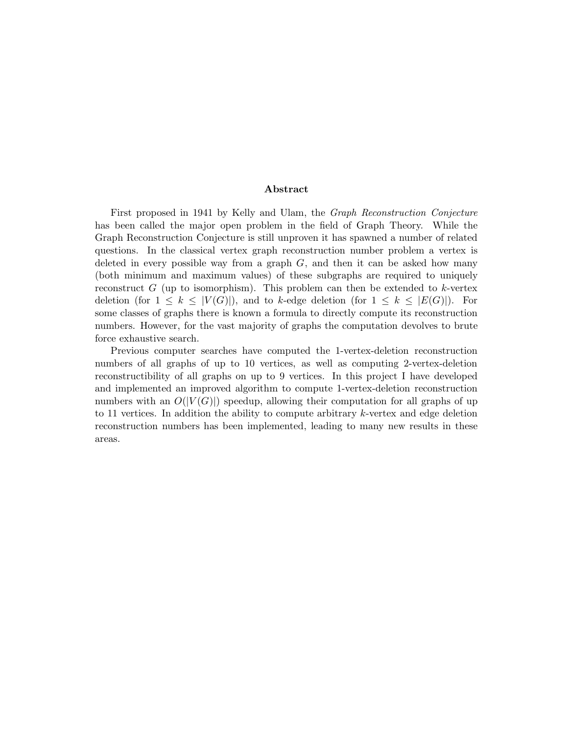## Abstract

First proposed in 1941 by Kelly and Ulam, the *Graph Reconstruction Conjecture* has been called the major open problem in the field of Graph Theory. While the Graph Reconstruction Conjecture is still unproven it has spawned a number of related questions. In the classical vertex graph reconstruction number problem a vertex is deleted in every possible way from a graph $G$, and then it can be asked how many (both minimum and maximum values) of these subgraphs are required to uniquely reconstruct $G$ (up to isomorphism). This problem can then be extended to $k$-vertex deletion (for $1 \leq k \leq |V(G)|$), and to $k$-edge deletion (for $1 \leq k \leq |E(G)|$). For some classes of graphs there is known a formula to directly compute its reconstruction numbers. However, for the vast majority of graphs the computation devolves to brute force exhaustive search.

Previous computer searches have computed the 1-vertex-deletion reconstruction numbers of all graphs of up to 10 vertices, as well as computing 2-vertex-deletion reconstructibility of all graphs on up to 9 vertices. In this project I have developed and implemented an improved algorithm to compute 1-vertex-deletion reconstruction numbers with an $O(|V(G)|)$ speedup, allowing their computation for all graphs of up to 11 vertices. In addition the ability to compute arbitrary $k$-vertex and edge deletion reconstruction numbers has been implemented, leading to many new results in these areas.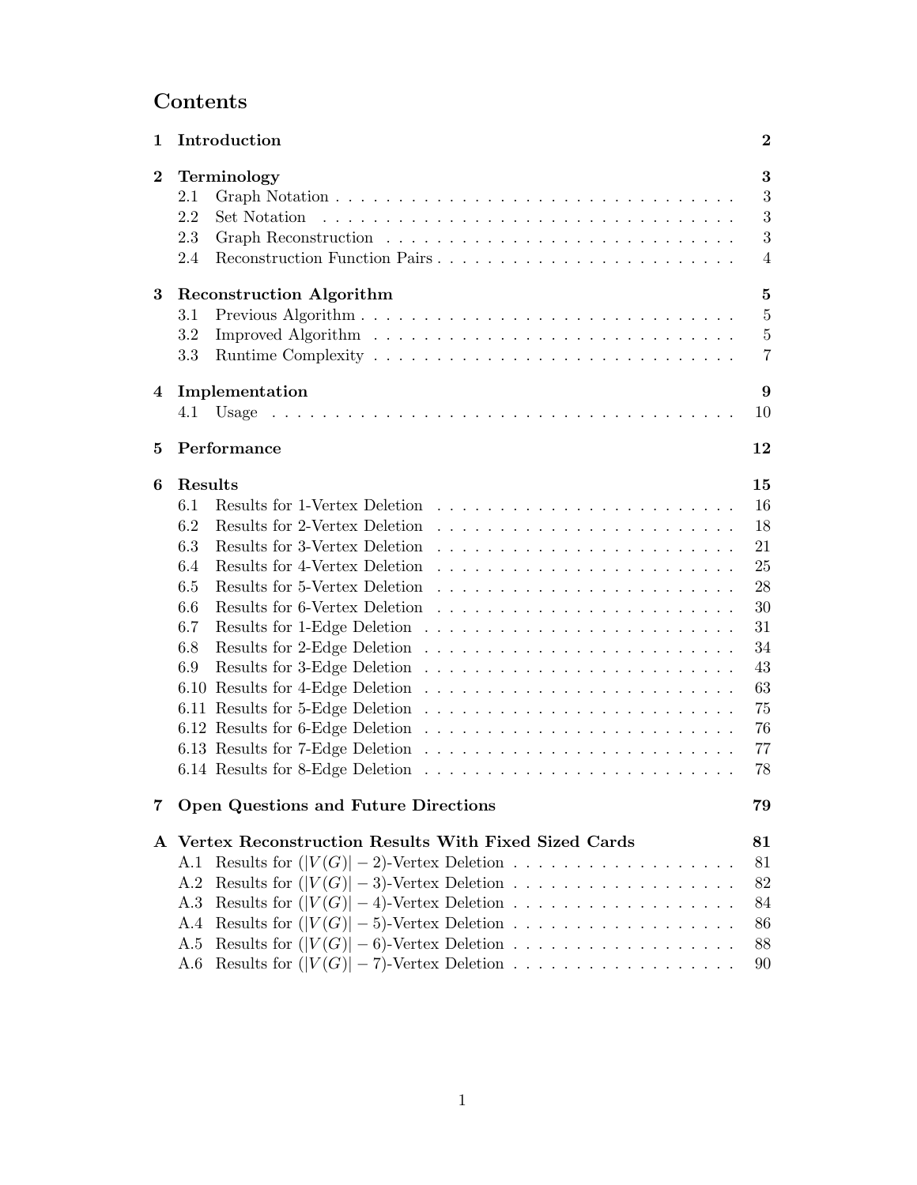# Contents

| | | |
|---|---|---|
| **1** | **Introduction** | **2** |
| **2** | **Terminology** | **3** |
| 2.1 | Graph Notation | 3 |
| 2.2 | Set Notation | 3 |
| 2.3 | Graph Reconstruction | 3 |
| 2.4 | Reconstruction Function Pairs | 4 |
| **3** | **Reconstruction Algorithm** | **5** |
| 3.1 | Previous Algorithm | 5 |
| 3.2 | Improved Algorithm | 5 |
| 3.3 | Runtime Complexity | 7 |
| **4** | **Implementation** | **9** |
| 4.1 | Usage | 10 |
| **5** | **Performance** | **12** |
| **6** | **Results** | **15** |
| 6.1 | Results for 1-Vertex Deletion | 16 |
| 6.2 | Results for 2-Vertex Deletion | 18 |
| 6.3 | Results for 3-Vertex Deletion | 21 |
| 6.4 | Results for 4-Vertex Deletion | 25 |
| 6.5 | Results for 5-Vertex Deletion | 28 |
| 6.6 | Results for 6-Vertex Deletion | 30 |
| 6.7 | Results for 1-Edge Deletion | 31 |
| 6.8 | Results for 2-Edge Deletion | 34 |
| 6.9 | Results for 3-Edge Deletion | 43 |
| 6.10 | Results for 4-Edge Deletion | 63 |
| 6.11 | Results for 5-Edge Deletion | 75 |
| 6.12 | Results for 6-Edge Deletion | 76 |
| 6.13 | Results for 7-Edge Deletion | 77 |
| 6.14 | Results for 8-Edge Deletion | 78 |
| **7** | **Open Questions and Future Directions** | **79** |
| **A** | **Vertex Reconstruction Results With Fixed Sized Cards** | **81** |
| A.1 | Results for $(\lvert V(G)\rvert - 2)$-Vertex Deletion | 81 |
| A.2 | Results for $(\lvert V(G)\rvert - 3)$-Vertex Deletion | 82 |
| A.3 | Results for $(\lvert V(G)\rvert - 4)$-Vertex Deletion | 84 |
| A.4 | Results for $(\lvert V(G)\rvert - 5)$-Vertex Deletion | 86 |
| A.5 | Results for $(\lvert V(G)\rvert - 6)$-Vertex Deletion | 88 |
| A.6 | Results for $(\lvert V(G)\rvert - 7)$-Vertex Deletion | 90 |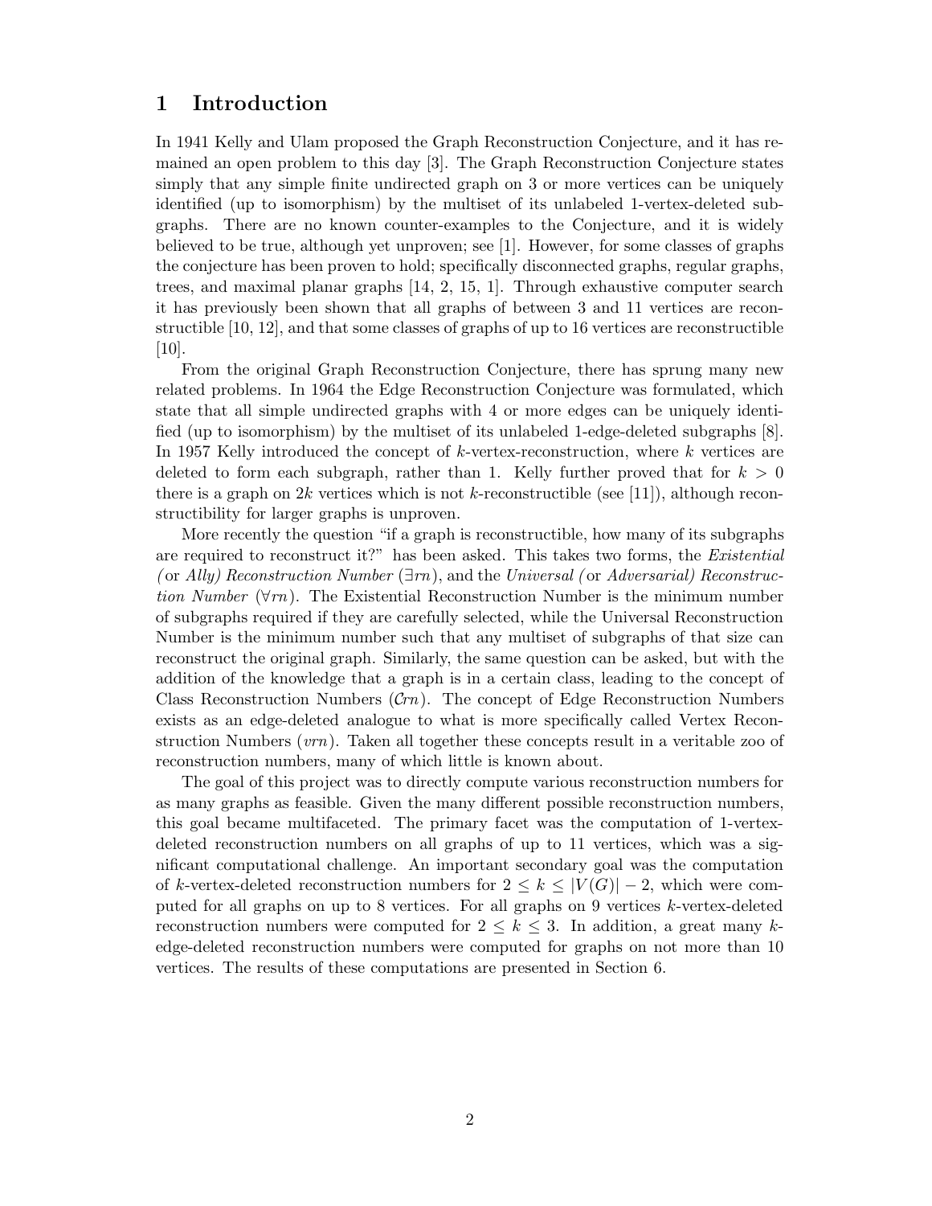# 1 Introduction

In 1941 Kelly and Ulam proposed the Graph Reconstruction Conjecture, and it has remained an open problem to this day [3]. The Graph Reconstruction Conjecture states simply that any simple finite undirected graph on 3 or more vertices can be uniquely identified (up to isomorphism) by the multiset of its unlabeled 1-vertex-deleted subgraphs. There are no known counter-examples to the Conjecture, and it is widely believed to be true, although yet unproven; see [1]. However, for some classes of graphs the conjecture has been proven to hold; specifically disconnected graphs, regular graphs, trees, and maximal planar graphs [14, 2, 15, 1]. Through exhaustive computer search it has previously been shown that all graphs of between 3 and 11 vertices are reconstructible [10, 12], and that some classes of graphs of up to 16 vertices are reconstructible [10].

From the original Graph Reconstruction Conjecture, there has sprung many new related problems. In 1964 the Edge Reconstruction Conjecture was formulated, which state that all simple undirected graphs with 4 or more edges can be uniquely identified (up to isomorphism) by the multiset of its unlabeled 1-edge-deleted subgraphs [8]. In 1957 Kelly introduced the concept of $k$-vertex-reconstruction, where $k$ vertices are deleted to form each subgraph, rather than 1. Kelly further proved that for $k > 0$ there is a graph on $2k$ vertices which is not $k$-reconstructible (see [11]), although reconstructibility for larger graphs is unproven.

More recently the question "if a graph is reconstructible, how many of its subgraphs are required to reconstruct it?" has been asked. This takes two forms, the *Existential (* or *Ally) Reconstruction Number* ($\exists rn$), and the *Universal (* or *Adversarial) Reconstruction Number* ($\forall rn$). The Existential Reconstruction Number is the minimum number of subgraphs required if they are carefully selected, while the Universal Reconstruction Number is the minimum number such that any multiset of subgraphs of that size can reconstruct the original graph. Similarly, the same question can be asked, but with the addition of the knowledge that a graph is in a certain class, leading to the concept of Class Reconstruction Numbers ($\mathcal{C}rn$). The concept of Edge Reconstruction Numbers exists as an edge-deleted analogue to what is more specifically called Vertex Reconstruction Numbers ($vrn$). Taken all together these concepts result in a veritable zoo of reconstruction numbers, many of which little is known about.

The goal of this project was to directly compute various reconstruction numbers for as many graphs as feasible. Given the many different possible reconstruction numbers, this goal became multifaceted. The primary facet was the computation of 1-vertex-deleted reconstruction numbers on all graphs of up to 11 vertices, which was a significant computational challenge. An important secondary goal was the computation of $k$-vertex-deleted reconstruction numbers for $2 \leq k \leq |V(G)| - 2$, which were computed for all graphs on up to 8 vertices. For all graphs on 9 vertices $k$-vertex-deleted reconstruction numbers were computed for $2 \leq k \leq 3$. In addition, a great many $k$-edge-deleted reconstruction numbers were computed for graphs on not more than 10 vertices. The results of these computations are presented in Section 6.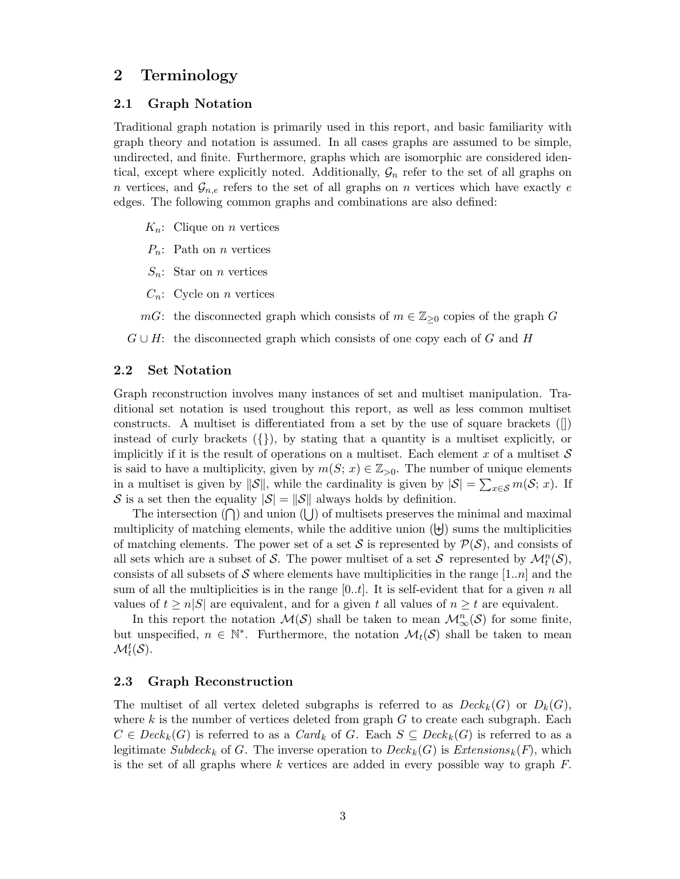## 2 Terminology

### 2.1 Graph Notation

Traditional graph notation is primarily used in this report, and basic familiarity with graph theory and notation is assumed. In all cases graphs are assumed to be simple, undirected, and finite. Furthermore, graphs which are isomorphic are considered identical, except where explicitly noted. Additionally, $\mathcal{G}_n$ refer to the set of all graphs on $n$ vertices, and $\mathcal{G}_{n,e}$ refers to the set of all graphs on $n$ vertices which have exactly $e$ edges. The following common graphs and combinations are also defined:

$K_n$: Clique on $n$ vertices

$P_n$: Path on $n$ vertices

$S_n$: Star on $n$ vertices

$C_n$: Cycle on $n$ vertices

$mG$: the disconnected graph which consists of $m \in \mathbb{Z}_{\geq 0}$ copies of the graph $G$

$G \cup H$: the disconnected graph which consists of one copy each of $G$ and $H$

### 2.2 Set Notation

Graph reconstruction involves many instances of set and multiset manipulation. Traditional set notation is used troughout this report, as well as less common multiset constructs. A multiset is differentiated from a set by the use of square brackets ([]) instead of curly brackets ({}), by stating that a quantity is a multiset explicitly, or implicitly if it is the result of operations on a multiset. Each element $x$ of a multiset $\mathcal{S}$ is said to have a multiplicity, given by $m(S; x) \in \mathbb{Z}_{>0}$. The number of unique elements in a multiset is given by $\|\mathcal{S}\|$, while the cardinality is given by $|\mathcal{S}| = \sum_{x \in \mathcal{S}} m(\mathcal{S}; x)$. If $\mathcal{S}$ is a set then the equality $|\mathcal{S}| = \|\mathcal{S}\|$ always holds by definition.

The intersection ($\bigcap$) and union ($\bigcup$) of multisets preserves the minimal and maximal multiplicity of matching elements, while the additive union ($\biguplus$) sums the multiplicities of matching elements. The power set of a set $\mathcal{S}$ is represented by $\mathcal{P}(\mathcal{S})$, and consists of all sets which are a subset of $\mathcal{S}$. The power multiset of a set $\mathcal{S}$ represented by $\mathcal{M}^n_t(\mathcal{S})$, consists of all subsets of $\mathcal{S}$ where elements have multiplicities in the range $[1..n]$ and the sum of all the multiplicities is in the range $[0..t]$. It is self-evident that for a given $n$ all values of $t \geq n|\mathcal{S}|$ are equivalent, and for a given $t$ all values of $n \geq t$ are equivalent.

In this report the notation $\mathcal{M}(\mathcal{S})$ shall be taken to mean $\mathcal{M}^n_\infty(\mathcal{S})$ for some finite, but unspecified, $n \in \mathbb{N}^*$. Furthermore, the notation $\mathcal{M}_t(\mathcal{S})$ shall be taken to mean $\mathcal{M}^t_t(\mathcal{S})$.

### 2.3 Graph Reconstruction

The multiset of all vertex deleted subgraphs is referred to as $Deck_k(G)$ or $D_k(G)$, where $k$ is the number of vertices deleted from graph $G$ to create each subgraph. Each $C \in Deck_k(G)$ is referred to as a $Card_k$ of $G$. Each $S \subseteq Deck_k(G)$ is referred to as a legitimate $Subdeck_k$ of $G$. The inverse operation to $Deck_k(G)$ is $Extensions_k(F)$, which is the set of all graphs where $k$ vertices are added in every possible way to graph $F$.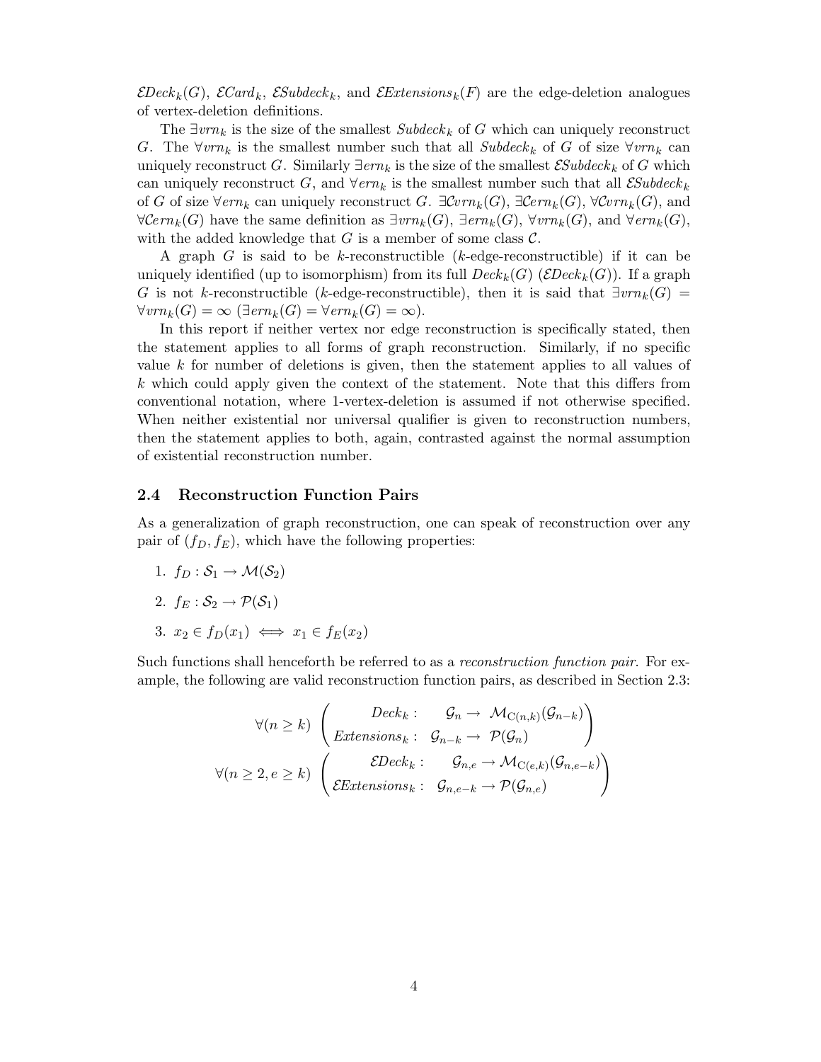$\mathcal{E}Deck_k(G)$, $\mathcal{E}Card_k$, $\mathcal{E}Subdeck_k$, and $\mathcal{E}Extensions_k(F)$ are the edge-deletion analogues of vertex-deletion definitions.

The $\exists vrn_k$ is the size of the smallest $Subdeck_k$ of $G$ which can uniquely reconstruct $G$. The $\forall vrn_k$ is the smallest number such that all $Subdeck_k$ of $G$ of size $\forall vrn_k$ can uniquely reconstruct $G$. Similarly $\exists ern_k$ is the size of the smallest $\mathcal{E}Subdeck_k$ of $G$ which can uniquely reconstruct $G$, and $\forall ern_k$ is the smallest number such that all $\mathcal{E}Subdeck_k$ of $G$ of size $\forall ern_k$ can uniquely reconstruct $G$. $\exists \mathcal{C}vrn_k(G)$, $\exists \mathcal{C}ern_k(G)$, $\forall \mathcal{C}vrn_k(G)$, and $\forall \mathcal{C}ern_k(G)$ have the same definition as $\exists vrn_k(G)$, $\exists ern_k(G)$, $\forall vrn_k(G)$, and $\forall ern_k(G)$, with the added knowledge that $G$ is a member of some class $\mathcal{C}$.

A graph $G$ is said to be $k$-reconstructible ($k$-edge-reconstructible) if it can be uniquely identified (up to isomorphism) from its full $Deck_k(G)$ ($\mathcal{E}Deck_k(G)$). If a graph $G$ is not $k$-reconstructible ($k$-edge-reconstructible), then it is said that $\exists vrn_k(G) = \forall vrn_k(G) = \infty$ ($\exists ern_k(G) = \forall ern_k(G) = \infty$).

In this report if neither vertex nor edge reconstruction is specifically stated, then the statement applies to all forms of graph reconstruction. Similarly, if no specific value $k$ for number of deletions is given, then the statement applies to all values of $k$ which could apply given the context of the statement. Note that this differs from conventional notation, where 1-vertex-deletion is assumed if not otherwise specified. When neither existential nor universal qualifier is given to reconstruction numbers, then the statement applies to both, again, contrasted against the normal assumption of existential reconstruction number.

### 2.4 Reconstruction Function Pairs

As a generalization of graph reconstruction, one can speak of reconstruction over any pair of $(f_D, f_E)$, which have the following properties:

1. $f_D : \mathcal{S}_1 \to \mathcal{M}(\mathcal{S}_2)$
2. $f_E : \mathcal{S}_2 \to \mathcal{P}(\mathcal{S}_1)$
3. $x_2 \in f_D(x_1) \iff x_1 \in f_E(x_2)$

Such functions shall henceforth be referred to as a *reconstruction function pair*. For example, the following are valid reconstruction function pairs, as described in Section 2.3:

$$\forall (n \geq k) \begin{pmatrix} Deck_k : & \mathcal{G}_n \to & \mathcal{M}_{\mathrm{C}(n,k)}(\mathcal{G}_{n-k}) \\ Extensions_k : & \mathcal{G}_{n-k} \to & \mathcal{P}(\mathcal{G}_n) \end{pmatrix}$$

$$\forall (n \geq 2, e \geq k) \begin{pmatrix} \mathcal{E}Deck_k : & \mathcal{G}_{n,e} \to \mathcal{M}_{\mathrm{C}(e,k)}(\mathcal{G}_{n,e-k}) \\ \mathcal{E}Extensions_k : & \mathcal{G}_{n,e-k} \to \mathcal{P}(\mathcal{G}_{n,e}) \end{pmatrix}$$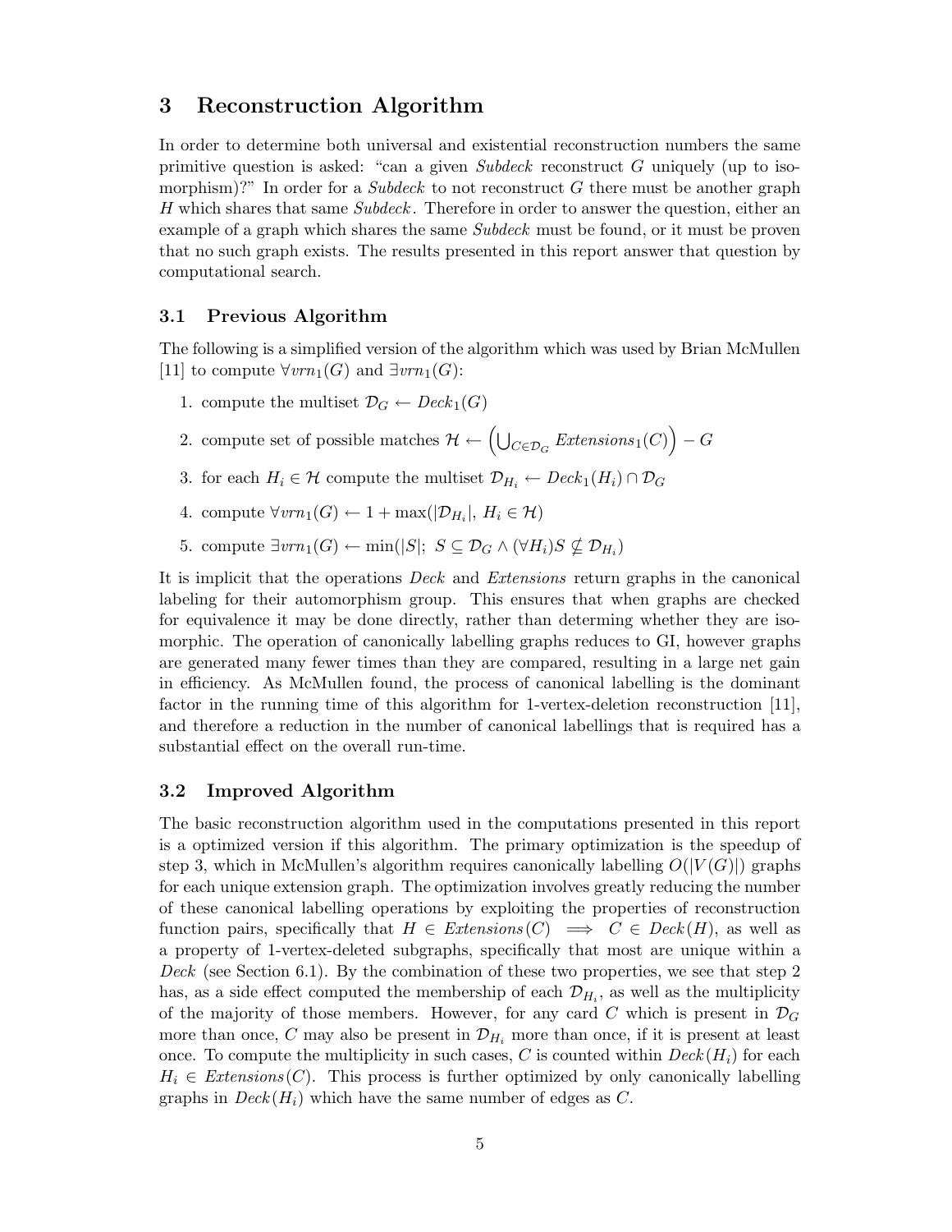## 3 Reconstruction Algorithm

In order to determine both universal and existential reconstruction numbers the same primitive question is asked: "can a given *Subdeck* reconstruct $G$ uniquely (up to isomorphism)?" In order for a *Subdeck* to not reconstruct $G$ there must be another graph $H$ which shares that same *Subdeck*. Therefore in order to answer the question, either an example of a graph which shares the same *Subdeck* must be found, or it must be proven that no such graph exists. The results presented in this report answer that question by computational search.

### 3.1 Previous Algorithm

The following is a simplified version of the algorithm which was used by Brian McMullen [11] to compute $\forall vrn_1(G)$ and $\exists vrn_1(G)$:

1. compute the multiset $\mathcal{D}_G \leftarrow Deck_1(G)$
2. compute set of possible matches $\mathcal{H} \leftarrow \left(\bigcup_{C \in \mathcal{D}_G} Extensions_1(C)\right) - G$
3. for each $H_i \in \mathcal{H}$ compute the multiset $\mathcal{D}_{H_i} \leftarrow Deck_1(H_i) \cap \mathcal{D}_G$
4. compute $\forall vrn_1(G) \leftarrow 1 + \max(|\mathcal{D}_{H_i}|,\ H_i \in \mathcal{H})$
5. compute $\exists vrn_1(G) \leftarrow \min(|S|;\ S \subseteq \mathcal{D}_G \wedge (\forall H_i) S \nsubseteq \mathcal{D}_{H_i})$

It is implicit that the operations *Deck* and *Extensions* return graphs in the canonical labeling for their automorphism group. This ensures that when graphs are checked for equivalence it may be done directly, rather than determing whether they are isomorphic. The operation of canonically labelling graphs reduces to GI, however graphs are generated many fewer times than they are compared, resulting in a large net gain in efficiency. As McMullen found, the process of canonical labelling is the dominant factor in the running time of this algorithm for 1-vertex-deletion reconstruction [11], and therefore a reduction in the number of canonical labellings that is required has a substantial effect on the overall run-time.

### 3.2 Improved Algorithm

The basic reconstruction algorithm used in the computations presented in this report is a optimized version if this algorithm. The primary optimization is the speedup of step 3, which in McMullen's algorithm requires canonically labelling $O(|V(G)|)$ graphs for each unique extension graph. The optimization involves greatly reducing the number of these canonical labelling operations by exploiting the properties of reconstruction function pairs, specifically that $H \in Extensions(C) \implies C \in Deck(H)$, as well as a property of 1-vertex-deleted subgraphs, specifically that most are unique within a *Deck* (see Section 6.1). By the combination of these two properties, we see that step 2 has, as a side effect computed the membership of each $\mathcal{D}_{H_i}$, as well as the multiplicity of the majority of those members. However, for any card $C$ which is present in $\mathcal{D}_G$ more than once, $C$ may also be present in $\mathcal{D}_{H_i}$ more than once, if it is present at least once. To compute the multiplicity in such cases, $C$ is counted within $Deck(H_i)$ for each $H_i \in Extensions(C)$. This process is further optimized by only canonically labelling graphs in $Deck(H_i)$ which have the same number of edges as $C$.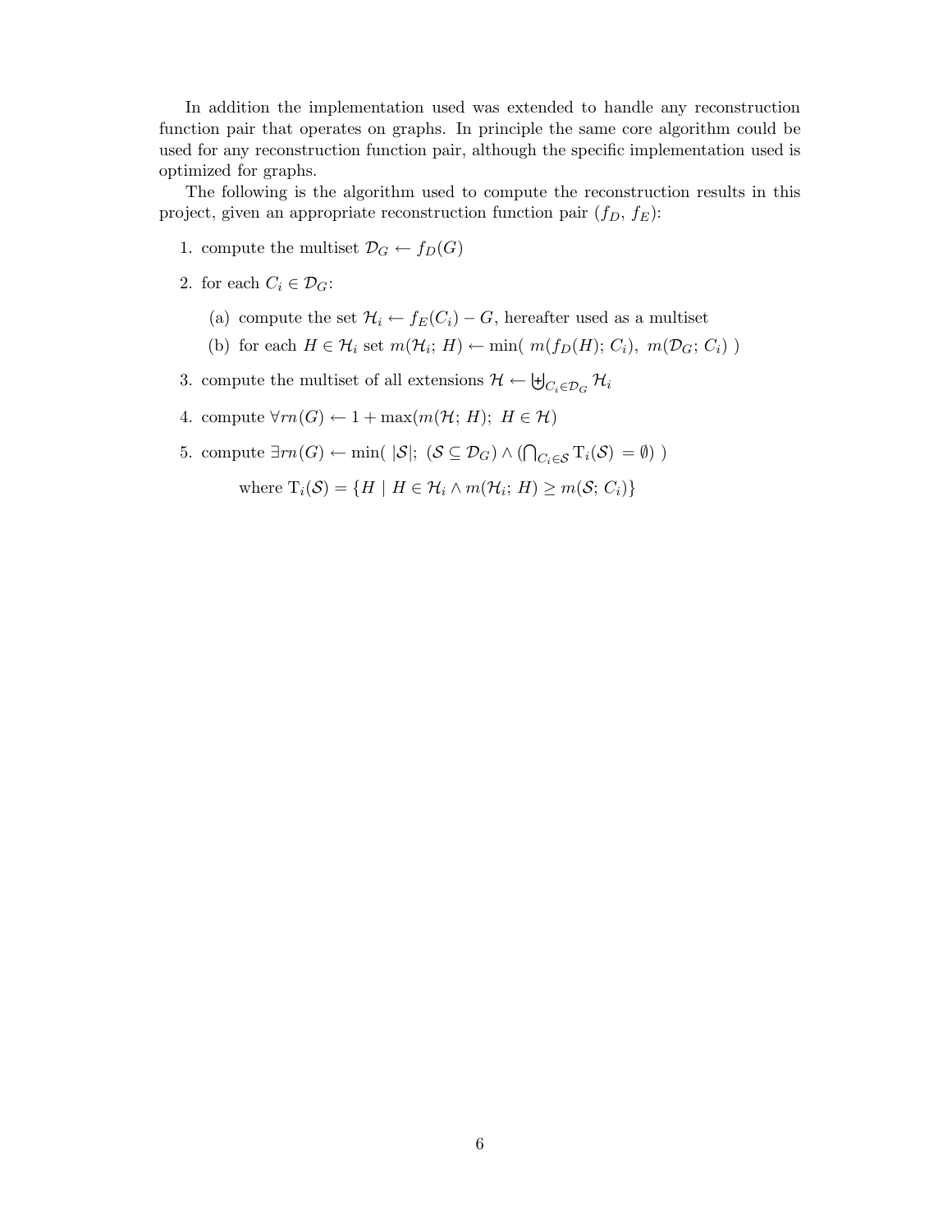In addition the implementation used was extended to handle any reconstruction function pair that operates on graphs. In principle the same core algorithm could be used for any reconstruction function pair, although the specific implementation used is optimized for graphs.

The following is the algorithm used to compute the reconstruction results in this project, given an appropriate reconstruction function pair ($f_D$, $f_E$):

1. compute the multiset $\mathcal{D}_G \leftarrow f_D(G)$
2. for each $C_i \in \mathcal{D}_G$:
   (a) compute the set $\mathcal{H}_i \leftarrow f_E(C_i) - G$, hereafter used as a multiset
   (b) for each $H \in \mathcal{H}_i$ set $m(\mathcal{H}_i;\, H) \leftarrow \min(\ m(f_D(H);\, C_i),\ m(\mathcal{D}_G;\, C_i)\ )$
3. compute the multiset of all extensions $\mathcal{H} \leftarrow \biguplus_{C_i \in \mathcal{D}_G} \mathcal{H}_i$
4. compute $\forall rn(G) \leftarrow 1 + \max(m(\mathcal{H};\, H);\ H \in \mathcal{H})$
5. compute $\exists rn(G) \leftarrow \min(\ |\mathcal{S}|;\ (\mathcal{S} \subseteq \mathcal{D}_G) \wedge (\bigcap_{C_i \in \mathcal{S}} \mathrm{T}_i(\mathcal{S})\ = \emptyset)\ )$

   where $\mathrm{T}_i(\mathcal{S}) = \{H \mid H \in \mathcal{H}_i \wedge m(\mathcal{H}_i;\, H) \geq m(\mathcal{S};\, C_i)\}$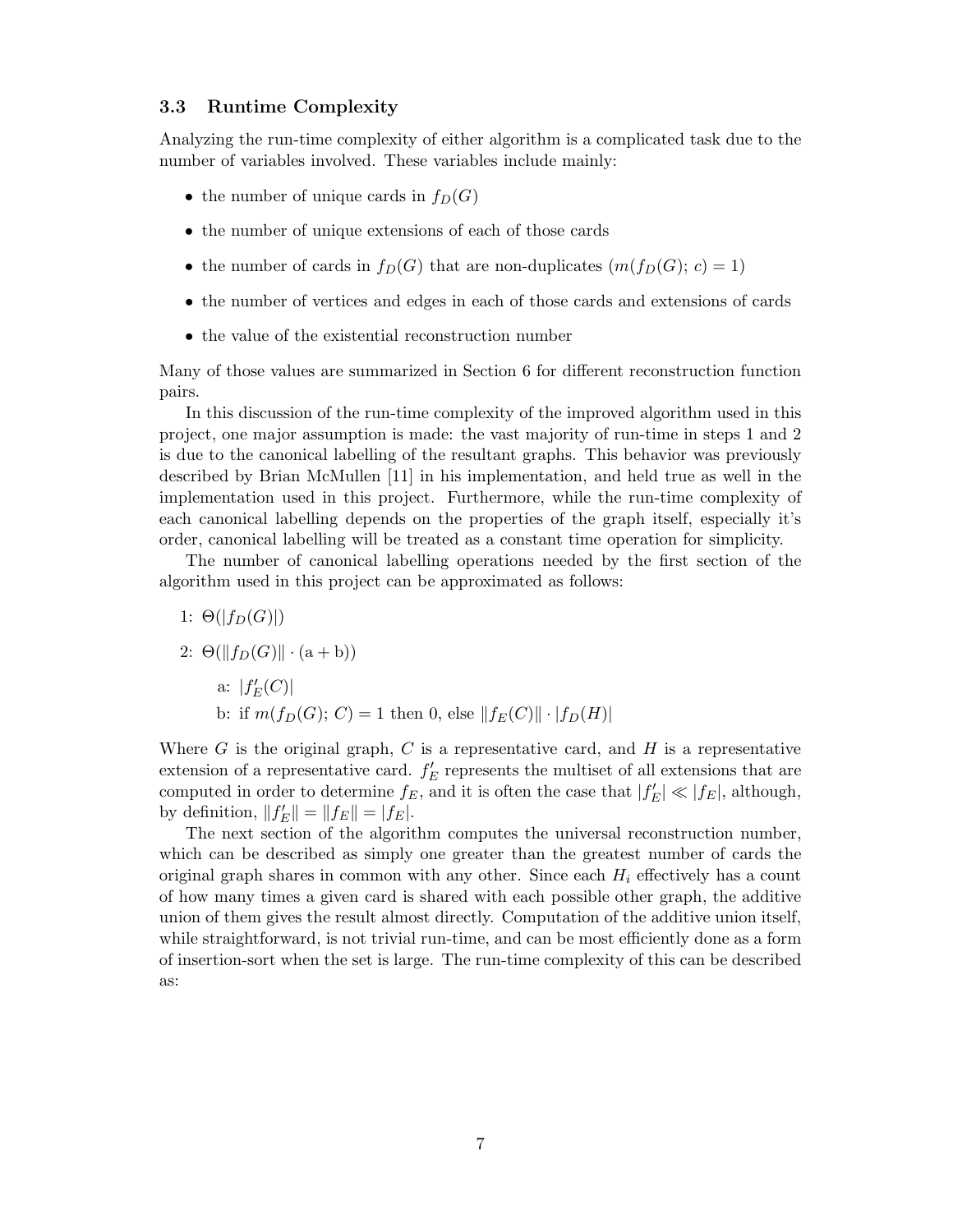### 3.3 Runtime Complexity

Analyzing the run-time complexity of either algorithm is a complicated task due to the number of variables involved. These variables include mainly:

- the number of unique cards in $f_D(G)$
- the number of unique extensions of each of those cards
- the number of cards in $f_D(G)$ that are non-duplicates ($m(f_D(G); c) = 1$)
- the number of vertices and edges in each of those cards and extensions of cards
- the value of the existential reconstruction number

Many of those values are summarized in Section 6 for different reconstruction function pairs.

In this discussion of the run-time complexity of the improved algorithm used in this project, one major assumption is made: the vast majority of run-time in steps 1 and 2 is due to the canonical labelling of the resultant graphs. This behavior was previously described by Brian McMullen [11] in his implementation, and held true as well in the implementation used in this project. Furthermore, while the run-time complexity of each canonical labelling depends on the properties of the graph itself, especially it's order, canonical labelling will be treated as a constant time operation for simplicity.

The number of canonical labelling operations needed by the first section of the algorithm used in this project can be approximated as follows:

1: $\Theta(|f_D(G)|)$

2: $\Theta(\|f_D(G)\| \cdot (\mathrm{a} + \mathrm{b}))$

  a: $|f'_E(C)|$

  b: if $m(f_D(G); C) = 1$ then 0, else $\|f_E(C)\| \cdot |f_D(H)|$

Where $G$ is the original graph, $C$ is a representative card, and $H$ is a representative extension of a representative card. $f'_E$ represents the multiset of all extensions that are computed in order to determine $f_E$, and it is often the case that $|f'_E| \ll |f_E|$, although, by definition, $\|f'_E\| = \|f_E\| = |f_E|$.

The next section of the algorithm computes the universal reconstruction number, which can be described as simply one greater than the greatest number of cards the original graph shares in common with any other. Since each $H_i$ effectively has a count of how many times a given card is shared with each possible other graph, the additive union of them gives the result almost directly. Computation of the additive union itself, while straightforward, is not trivial run-time, and can be most efficiently done as a form of insertion-sort when the set is large. The run-time complexity of this can be described as: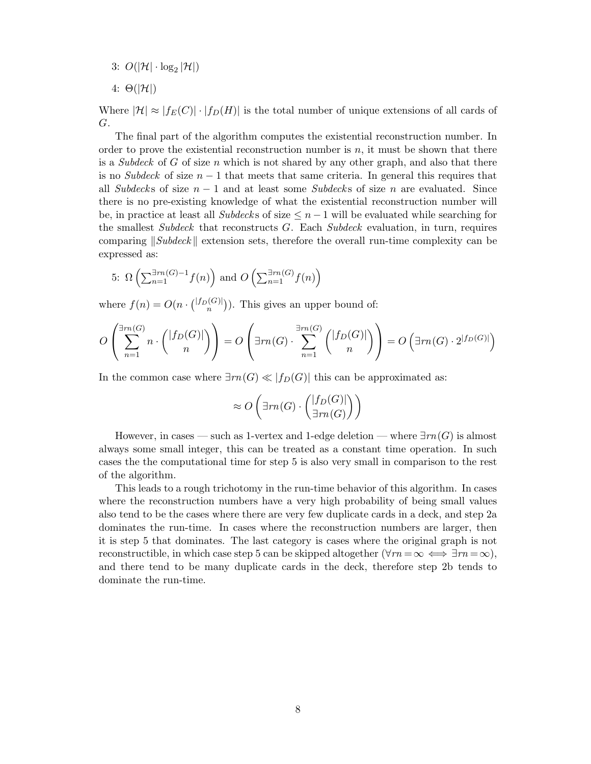3: $O(|\mathcal{H}| \cdot \log_2 |\mathcal{H}|)$

4: $\Theta(|\mathcal{H}|)$

Where $|\mathcal{H}| \approx |f_E(C)| \cdot |f_D(H)|$ is the total number of unique extensions of all cards of $G$.

The final part of the algorithm computes the existential reconstruction number. In order to prove the existential reconstruction number is $n$, it must be shown that there is a *Subdeck* of $G$ of size $n$ which is not shared by any other graph, and also that there is no *Subdeck* of size $n-1$ that meets that same criteria. In general this requires that all *Subdeck*s of size $n-1$ and at least some *Subdeck*s of size $n$ are evaluated. Since there is no pre-existing knowledge of what the existential reconstruction number will be, in practice at least all *Subdeck*s of size $\leq n-1$ will be evaluated while searching for the smallest *Subdeck* that reconstructs $G$. Each *Subdeck* evaluation, in turn, requires comparing $\|Subdeck\|$ extension sets, therefore the overall run-time complexity can be expressed as:

5: $\Omega\left(\sum_{n=1}^{\exists rn(G)-1} f(n)\right)$ and $O\left(\sum_{n=1}^{\exists rn(G)} f(n)\right)$

where $f(n) = O(n \cdot \binom{|f_D(G)|}{n})$. This gives an upper bound of:

$$O\left(\sum_{n=1}^{\exists rn(G)} n \cdot \binom{|f_D(G)|}{n}\right) = O\left(\exists rn(G) \cdot \sum_{n=1}^{\exists rn(G)} \binom{|f_D(G)|}{n}\right) = O\left(\exists rn(G) \cdot 2^{|f_D(G)|}\right)$$

In the common case where $\exists rn(G) \ll |f_D(G)|$ this can be approximated as:

$$\approx O\left(\exists rn(G) \cdot \binom{|f_D(G)|}{\exists rn(G)}\right)$$

However, in cases — such as 1-vertex and 1-edge deletion — where $\exists rn(G)$ is almost always some small integer, this can be treated as a constant time operation. In such cases the the computational time for step 5 is also very small in comparison to the rest of the algorithm.

This leads to a rough trichotomy in the run-time behavior of this algorithm. In cases where the reconstruction numbers have a very high probability of being small values also tend to be the cases where there are very few duplicate cards in a deck, and step 2a dominates the run-time. In cases where the reconstruction numbers are larger, then it is step 5 that dominates. The last category is cases where the original graph is not reconstructible, in which case step 5 can be skipped altogether ($\forall rn = \infty \iff \exists rn = \infty$), and there tend to be many duplicate cards in the deck, therefore step 2b tends to dominate the run-time.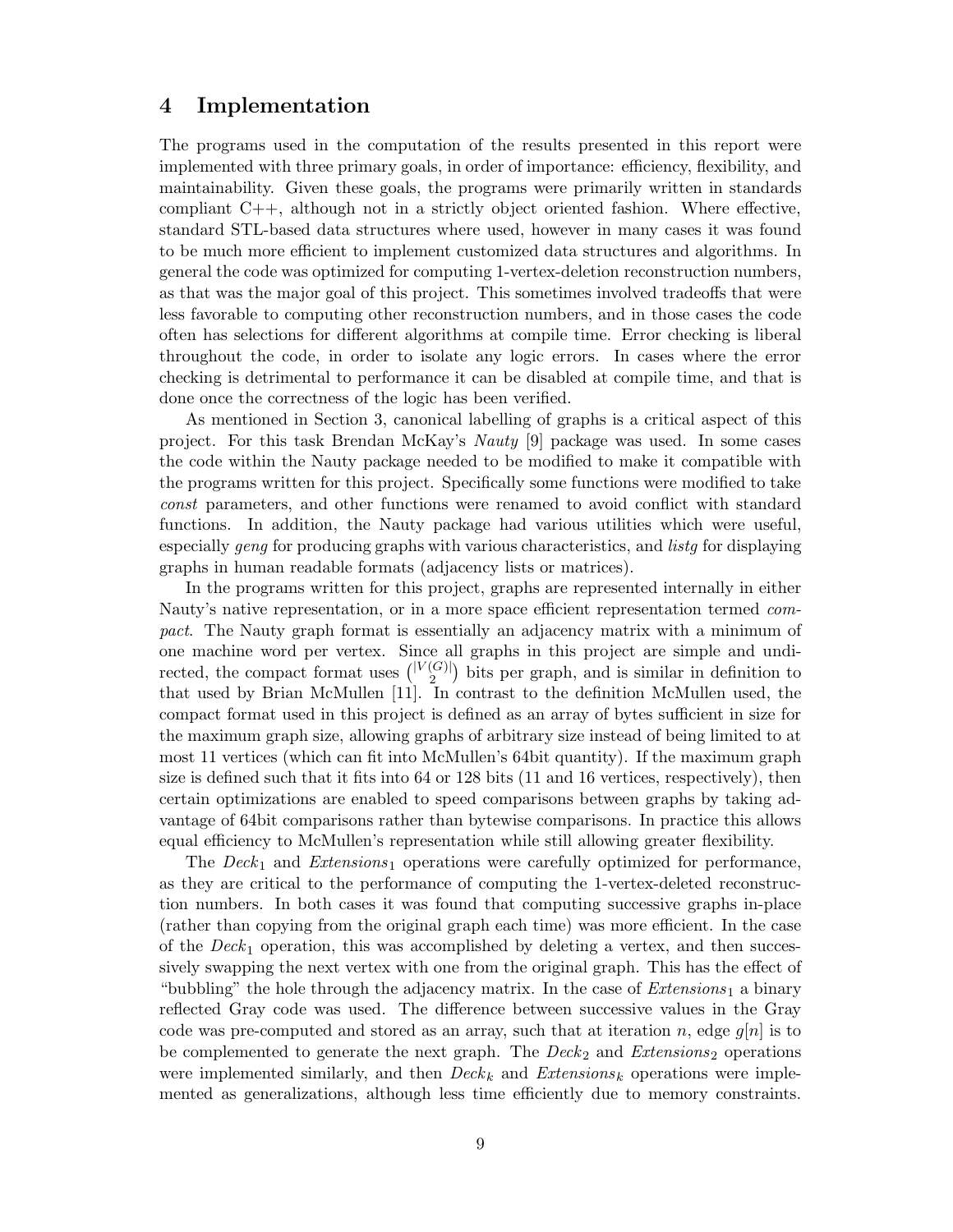## 4 Implementation

The programs used in the computation of the results presented in this report were implemented with three primary goals, in order of importance: efficiency, flexibility, and maintainability. Given these goals, the programs were primarily written in standards compliant C++, although not in a strictly object oriented fashion. Where effective, standard STL-based data structures where used, however in many cases it was found to be much more efficient to implement customized data structures and algorithms. In general the code was optimized for computing 1-vertex-deletion reconstruction numbers, as that was the major goal of this project. This sometimes involved tradeoffs that were less favorable to computing other reconstruction numbers, and in those cases the code often has selections for different algorithms at compile time. Error checking is liberal throughout the code, in order to isolate any logic errors. In cases where the error checking is detrimental to performance it can be disabled at compile time, and that is done once the correctness of the logic has been verified.

As mentioned in Section 3, canonical labelling of graphs is a critical aspect of this project. For this task Brendan McKay's *Nauty* [9] package was used. In some cases the code within the Nauty package needed to be modified to make it compatible with the programs written for this project. Specifically some functions were modified to take *const* parameters, and other functions were renamed to avoid conflict with standard functions. In addition, the Nauty package had various utilities which were useful, especially *geng* for producing graphs with various characteristics, and *listg* for displaying graphs in human readable formats (adjacency lists or matrices).

In the programs written for this project, graphs are represented internally in either Nauty's native representation, or in a more space efficient representation termed *compact*. The Nauty graph format is essentially an adjacency matrix with a minimum of one machine word per vertex. Since all graphs in this project are simple and undirected, the compact format uses $\binom{|V(G)|}{2}$ bits per graph, and is similar in definition to that used by Brian McMullen [11]. In contrast to the definition McMullen used, the compact format used in this project is defined as an array of bytes sufficient in size for the maximum graph size, allowing graphs of arbitrary size instead of being limited to at most 11 vertices (which can fit into McMullen's 64bit quantity). If the maximum graph size is defined such that it fits into 64 or 128 bits (11 and 16 vertices, respectively), then certain optimizations are enabled to speed comparisons between graphs by taking advantage of 64bit comparisons rather than bytewise comparisons. In practice this allows equal efficiency to McMullen's representation while still allowing greater flexibility.

The $Deck_1$ and $Extensions_1$ operations were carefully optimized for performance, as they are critical to the performance of computing the 1-vertex-deleted reconstruction numbers. In both cases it was found that computing successive graphs in-place (rather than copying from the original graph each time) was more efficient. In the case of the $Deck_1$ operation, this was accomplished by deleting a vertex, and then successively swapping the next vertex with one from the original graph. This has the effect of "bubbling" the hole through the adjacency matrix. In the case of $Extensions_1$ a binary reflected Gray code was used. The difference between successive values in the Gray code was pre-computed and stored as an array, such that at iteration $n$, edge $g[n]$ is to be complemented to generate the next graph. The $Deck_2$ and $Extensions_2$ operations were implemented similarly, and then $Deck_k$ and $Extensions_k$ operations were implemented as generalizations, although less time efficiently due to memory constraints.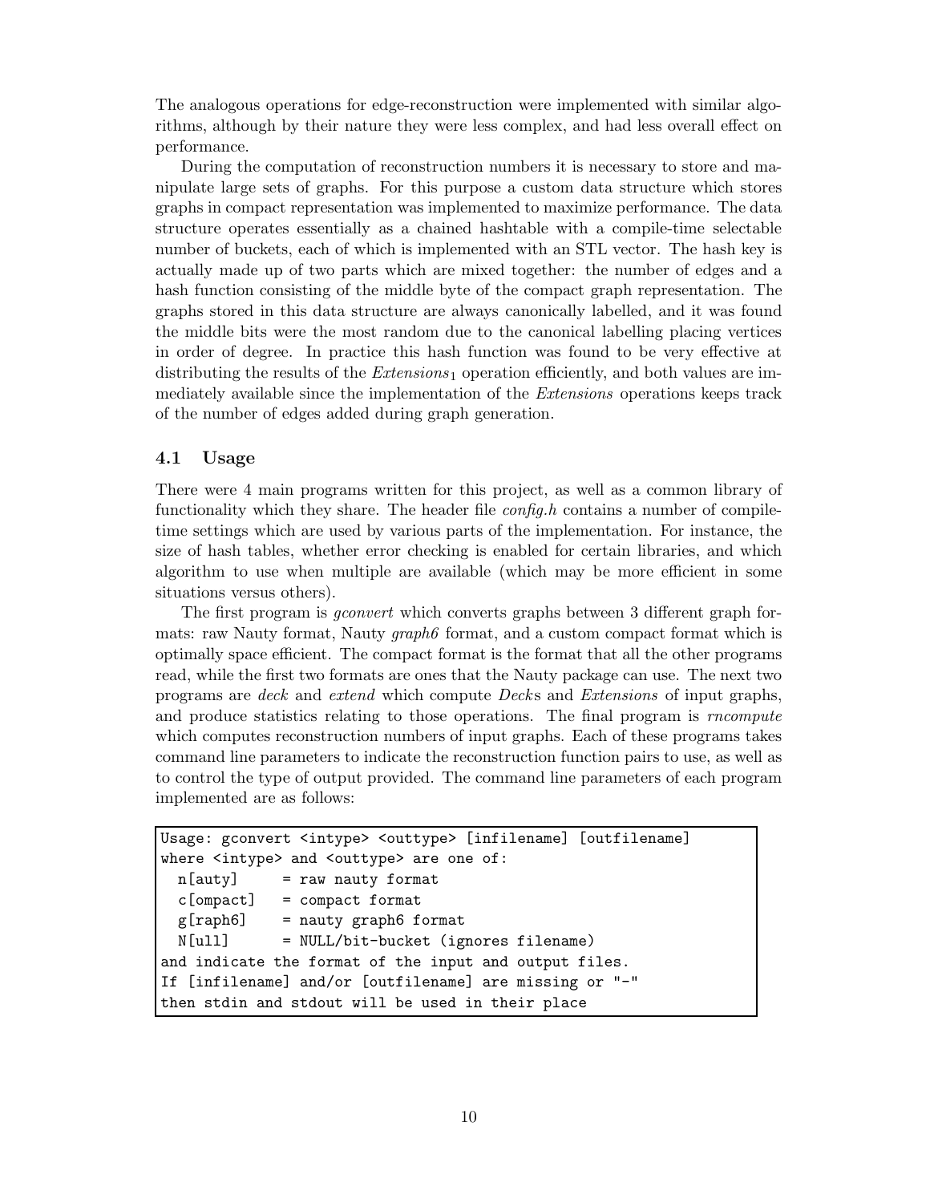The analogous operations for edge-reconstruction were implemented with similar algorithms, although by their nature they were less complex, and had less overall effect on performance.

During the computation of reconstruction numbers it is necessary to store and manipulate large sets of graphs. For this purpose a custom data structure which stores graphs in compact representation was implemented to maximize performance. The data structure operates essentially as a chained hashtable with a compile-time selectable number of buckets, each of which is implemented with an STL vector. The hash key is actually made up of two parts which are mixed together: the number of edges and a hash function consisting of the middle byte of the compact graph representation. The graphs stored in this data structure are always canonically labelled, and it was found the middle bits were the most random due to the canonical labelling placing vertices in order of degree. In practice this hash function was found to be very effective at distributing the results of the $\mathit{Extensions}_1$ operation efficiently, and both values are immediately available since the implementation of the *Extensions* operations keeps track of the number of edges added during graph generation.

### 4.1 Usage

There were 4 main programs written for this project, as well as a common library of functionality which they share. The header file *config.h* contains a number of compile-time settings which are used by various parts of the implementation. For instance, the size of hash tables, whether error checking is enabled for certain libraries, and which algorithm to use when multiple are available (which may be more efficient in some situations versus others).

The first program is *gconvert* which converts graphs between 3 different graph formats: raw Nauty format, Nauty *graph6* format, and a custom compact format which is optimally space efficient. The compact format is the format that all the other programs read, while the first two formats are ones that the Nauty package can use. The next two programs are *deck* and *extend* which compute *Deck*s and *Extensions* of input graphs, and produce statistics relating to those operations. The final program is *rncompute* which computes reconstruction numbers of input graphs. Each of these programs takes command line parameters to indicate the reconstruction function pairs to use, as well as to control the type of output provided. The command line parameters of each program implemented are as follows:

```
Usage: gconvert <intype> <outtype> [infilename] [outfilename]
where <intype> and <outtype> are one of:
  n[auty]     = raw nauty format
  c[ompact]   = compact format
  g[raph6]    = nauty graph6 format
  N[ull]      = NULL/bit-bucket (ignores filename)
and indicate the format of the input and output files.
If [infilename] and/or [outfilename] are missing or "-"
then stdin and stdout will be used in their place
```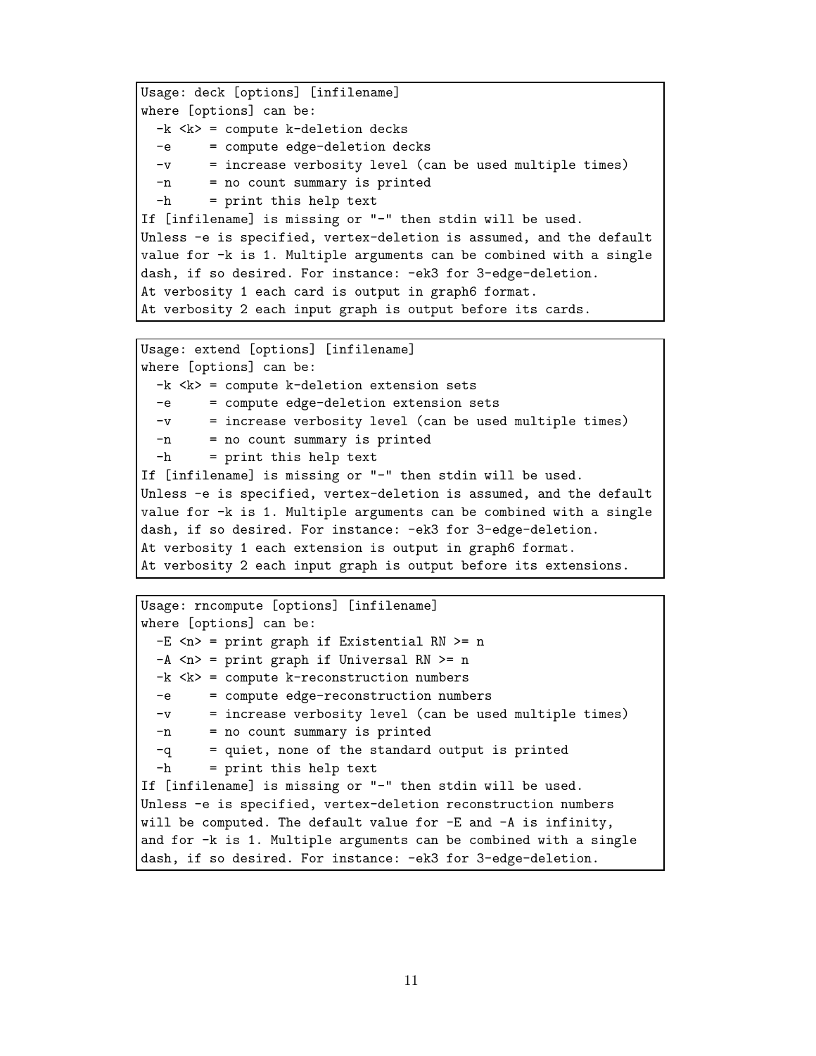```
Usage: deck [options] [infilename]
where [options] can be:
  -k <k> = compute k-deletion decks
  -e     = compute edge-deletion decks
  -v     = increase verbosity level (can be used multiple times)
  -n     = no count summary is printed
  -h     = print this help text
If [infilename] is missing or "-" then stdin will be used.
Unless -e is specified, vertex-deletion is assumed, and the default
value for -k is 1. Multiple arguments can be combined with a single
dash, if so desired. For instance: -ek3 for 3-edge-deletion.
At verbosity 1 each card is output in graph6 format.
At verbosity 2 each input graph is output before its cards.
```

```
Usage: extend [options] [infilename]
where [options] can be:
  -k <k> = compute k-deletion extension sets
  -e     = compute edge-deletion extension sets
  -v     = increase verbosity level (can be used multiple times)
  -n     = no count summary is printed
  -h     = print this help text
If [infilename] is missing or "-" then stdin will be used.
Unless -e is specified, vertex-deletion is assumed, and the default
value for -k is 1. Multiple arguments can be combined with a single
dash, if so desired. For instance: -ek3 for 3-edge-deletion.
At verbosity 1 each extension is output in graph6 format.
At verbosity 2 each input graph is output before its extensions.
```

```
Usage: rncompute [options] [infilename]
where [options] can be:
  -E <n> = print graph if Existential RN >= n
  -A <n> = print graph if Universal RN >= n
  -k <k> = compute k-reconstruction numbers
  -e     = compute edge-reconstruction numbers
  -v     = increase verbosity level (can be used multiple times)
  -n     = no count summary is printed
  -q     = quiet, none of the standard output is printed
  -h     = print this help text
If [infilename] is missing or "-" then stdin will be used.
Unless -e is specified, vertex-deletion reconstruction numbers
will be computed. The default value for -E and -A is infinity,
and for -k is 1. Multiple arguments can be combined with a single
dash, if so desired. For instance: -ek3 for 3-edge-deletion.
```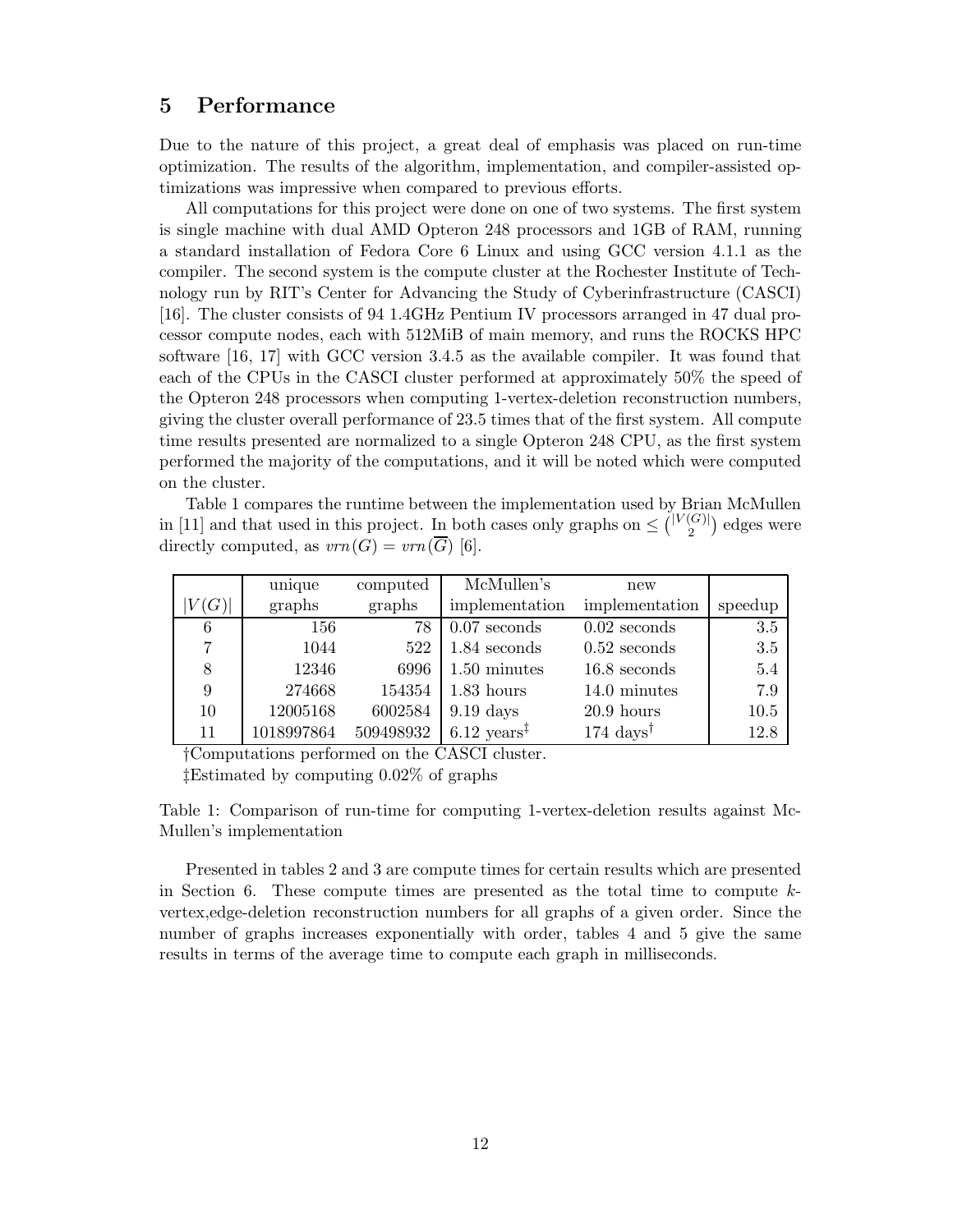## 5 Performance

Due to the nature of this project, a great deal of emphasis was placed on run-time optimization. The results of the algorithm, implementation, and compiler-assisted optimizations was impressive when compared to previous efforts.

All computations for this project were done on one of two systems. The first system is single machine with dual AMD Opteron 248 processors and 1GB of RAM, running a standard installation of Fedora Core 6 Linux and using GCC version 4.1.1 as the compiler. The second system is the compute cluster at the Rochester Institute of Technology run by RIT's Center for Advancing the Study of Cyberinfrastructure (CASCI) [16]. The cluster consists of 94 1.4GHz Pentium IV processors arranged in 47 dual processor compute nodes, each with 512MiB of main memory, and runs the ROCKS HPC software [16, 17] with GCC version 3.4.5 as the available compiler. It was found that each of the CPUs in the CASCI cluster performed at approximately 50% the speed of the Opteron 248 processors when computing 1-vertex-deletion reconstruction numbers, giving the cluster overall performance of 23.5 times that of the first system. All compute time results presented are normalized to a single Opteron 248 CPU, as the first system performed the majority of the computations, and it will be noted which were computed on the cluster.

Table 1 compares the runtime between the implementation used by Brian McMullen in [11] and that used in this project. In both cases only graphs on $\leq \binom{|V(G)|}{2}$ edges were directly computed, as $vrn(G) = vrn(\overline{G})$ [6].

| $\lvert V(G)\rvert$ | unique graphs | computed graphs | McMullen's implementation | new implementation | speedup |
|---|---|---|---|---|---|
| 6 | 156 | 78 | 0.07 seconds | 0.02 seconds | 3.5 |
| 7 | 1044 | 522 | 1.84 seconds | 0.52 seconds | 3.5 |
| 8 | 12346 | 6996 | 1.50 minutes | 16.8 seconds | 5.4 |
| 9 | 274668 | 154354 | 1.83 hours | 14.0 minutes | 7.9 |
| 10 | 12005168 | 6002584 | 9.19 days | 20.9 hours | 10.5 |
| 11 | 1018997864 | 509498932 | 6.12 years‡ | 174 days† | 12.8 |

†Computations performed on the CASCI cluster.

‡Estimated by computing 0.02% of graphs

Table 1: Comparison of run-time for computing 1-vertex-deletion results against McMullen's implementation

Presented in tables 2 and 3 are compute times for certain results which are presented in Section 6. These compute times are presented as the total time to compute $k$-vertex,edge-deletion reconstruction numbers for all graphs of a given order. Since the number of graphs increases exponentially with order, tables 4 and 5 give the same results in terms of the average time to compute each graph in milliseconds.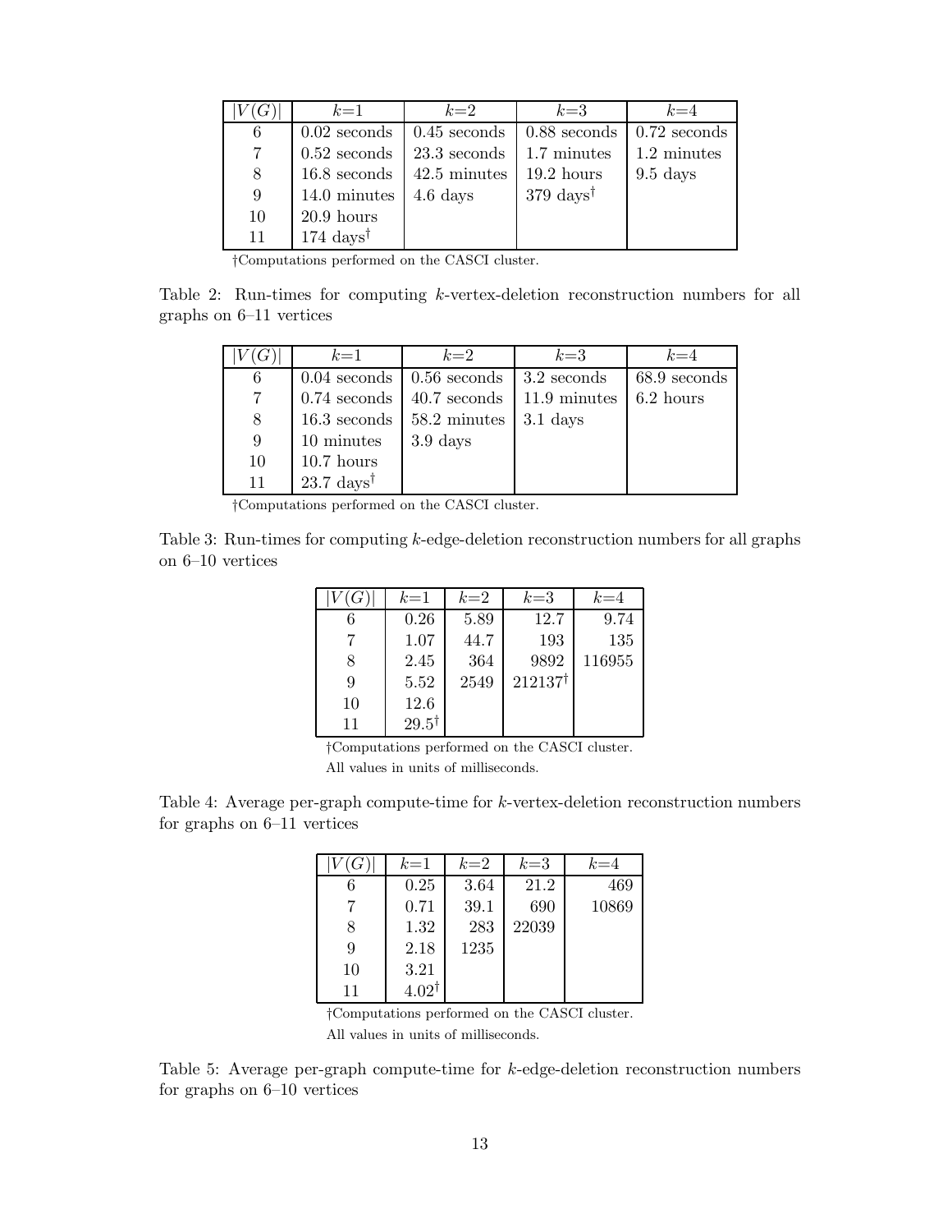| $\|V(G)\|$ | $k$=1 | $k$=2 | $k$=3 | $k$=4 |
|---|---|---|---|---|
| 6 | 0.02 seconds | 0.45 seconds | 0.88 seconds | 0.72 seconds |
| 7 | 0.52 seconds | 23.3 seconds | 1.7 minutes | 1.2 minutes |
| 8 | 16.8 seconds | 42.5 minutes | 19.2 hours | 9.5 days |
| 9 | 14.0 minutes | 4.6 days | 379 days† | |
| 10 | 20.9 hours | | | |
| 11 | 174 days† | | | |

†Computations performed on the CASCI cluster.

Table 2: Run-times for computing $k$-vertex-deletion reconstruction numbers for all graphs on 6–11 vertices

| $\|V(G)\|$ | $k$=1 | $k$=2 | $k$=3 | $k$=4 |
|---|---|---|---|---|
| 6 | 0.04 seconds | 0.56 seconds | 3.2 seconds | 68.9 seconds |
| 7 | 0.74 seconds | 40.7 seconds | 11.9 minutes | 6.2 hours |
| 8 | 16.3 seconds | 58.2 minutes | 3.1 days | |
| 9 | 10 minutes | 3.9 days | | |
| 10 | 10.7 hours | | | |
| 11 | 23.7 days† | | | |

†Computations performed on the CASCI cluster.

Table 3: Run-times for computing $k$-edge-deletion reconstruction numbers for all graphs on 6–10 vertices

| $\|V(G)\|$ | $k$=1 | $k$=2 | $k$=3 | $k$=4 |
|---|---|---|---|---|
| 6 | 0.26 | 5.89 | 12.7 | 9.74 |
| 7 | 1.07 | 44.7 | 193 | 135 |
| 8 | 2.45 | 364 | 9892 | 116955 |
| 9 | 5.52 | 2549 | 212137† | |
| 10 | 12.6 | | | |
| 11 | 29.5† | | | |

†Computations performed on the CASCI cluster.
All values in units of milliseconds.

Table 4: Average per-graph compute-time for $k$-vertex-deletion reconstruction numbers for graphs on 6–11 vertices

| $\|V(G)\|$ | $k$=1 | $k$=2 | $k$=3 | $k$=4 |
|---|---|---|---|---|
| 6 | 0.25 | 3.64 | 21.2 | 469 |
| 7 | 0.71 | 39.1 | 690 | 10869 |
| 8 | 1.32 | 283 | 22039 | |
| 9 | 2.18 | 1235 | | |
| 10 | 3.21 | | | |
| 11 | 4.02† | | | |

†Computations performed on the CASCI cluster.
All values in units of milliseconds.

Table 5: Average per-graph compute-time for $k$-edge-deletion reconstruction numbers for graphs on 6–10 vertices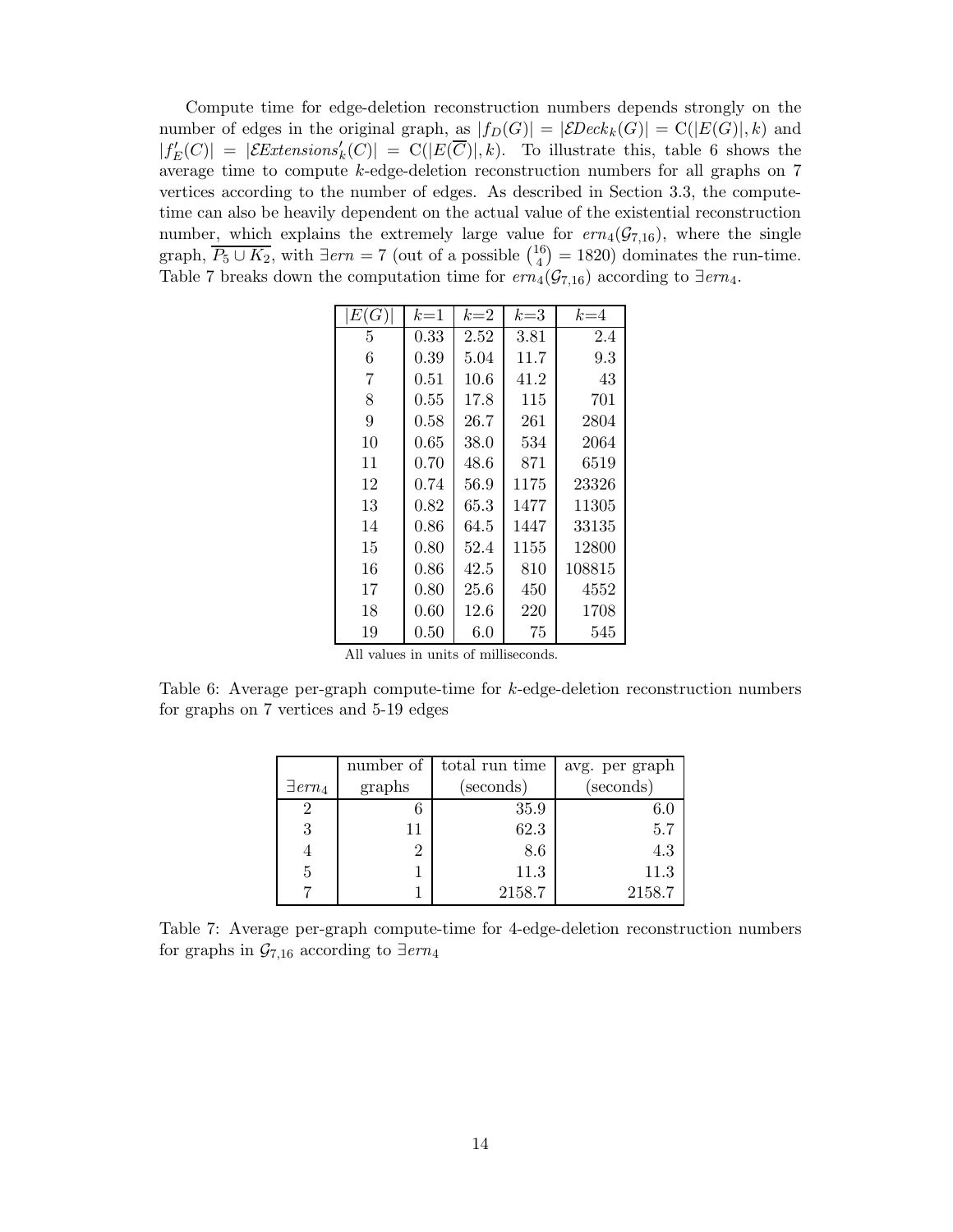Compute time for edge-deletion reconstruction numbers depends strongly on the number of edges in the original graph, as $|f_D(G)| = |\mathcal{E}Deck_k(G)| = \mathrm{C}(|E(G)|, k)$ and $|f'_E(C)| = |\mathcal{E}Extensions'_k(C)| = \mathrm{C}(|E(\overline{C})|, k)$. To illustrate this, table 6 shows the average time to compute $k$-edge-deletion reconstruction numbers for all graphs on 7 vertices according to the number of edges. As described in Section 3.3, the compute-time can also be heavily dependent on the actual value of the existential reconstruction number, which explains the extremely large value for $ern_4(\mathcal{G}_{7,16})$, where the single graph, $\overline{P_5 \cup K_2}$, with $\exists ern = 7$ (out of a possible $\binom{16}{4} = 1820$) dominates the run-time. Table 7 breaks down the computation time for $ern_4(\mathcal{G}_{7,16})$ according to $\exists ern_4$.

| $\lvert E(G) \rvert$ | $k$=1 | $k$=2 | $k$=3 | $k$=4 |
|---|---|---|---|---|
| 5 | 0.33 | 2.52 | 3.81 | 2.4 |
| 6 | 0.39 | 5.04 | 11.7 | 9.3 |
| 7 | 0.51 | 10.6 | 41.2 | 43 |
| 8 | 0.55 | 17.8 | 115 | 701 |
| 9 | 0.58 | 26.7 | 261 | 2804 |
| 10 | 0.65 | 38.0 | 534 | 2064 |
| 11 | 0.70 | 48.6 | 871 | 6519 |
| 12 | 0.74 | 56.9 | 1175 | 23326 |
| 13 | 0.82 | 65.3 | 1477 | 11305 |
| 14 | 0.86 | 64.5 | 1447 | 33135 |
| 15 | 0.80 | 52.4 | 1155 | 12800 |
| 16 | 0.86 | 42.5 | 810 | 108815 |
| 17 | 0.80 | 25.6 | 450 | 4552 |
| 18 | 0.60 | 12.6 | 220 | 1708 |
| 19 | 0.50 | 6.0 | 75 | 545 |

All values in units of milliseconds.

Table 6: Average per-graph compute-time for $k$-edge-deletion reconstruction numbers for graphs on 7 vertices and 5-19 edges

| $\exists ern_4$ | number of graphs | total run time (seconds) | avg. per graph (seconds) |
|---|---|---|---|
| 2 | 6 | 35.9 | 6.0 |
| 3 | 11 | 62.3 | 5.7 |
| 4 | 2 | 8.6 | 4.3 |
| 5 | 1 | 11.3 | 11.3 |
| 7 | 1 | 2158.7 | 2158.7 |

Table 7: Average per-graph compute-time for 4-edge-deletion reconstruction numbers for graphs in $\mathcal{G}_{7,16}$ according to $\exists ern_4$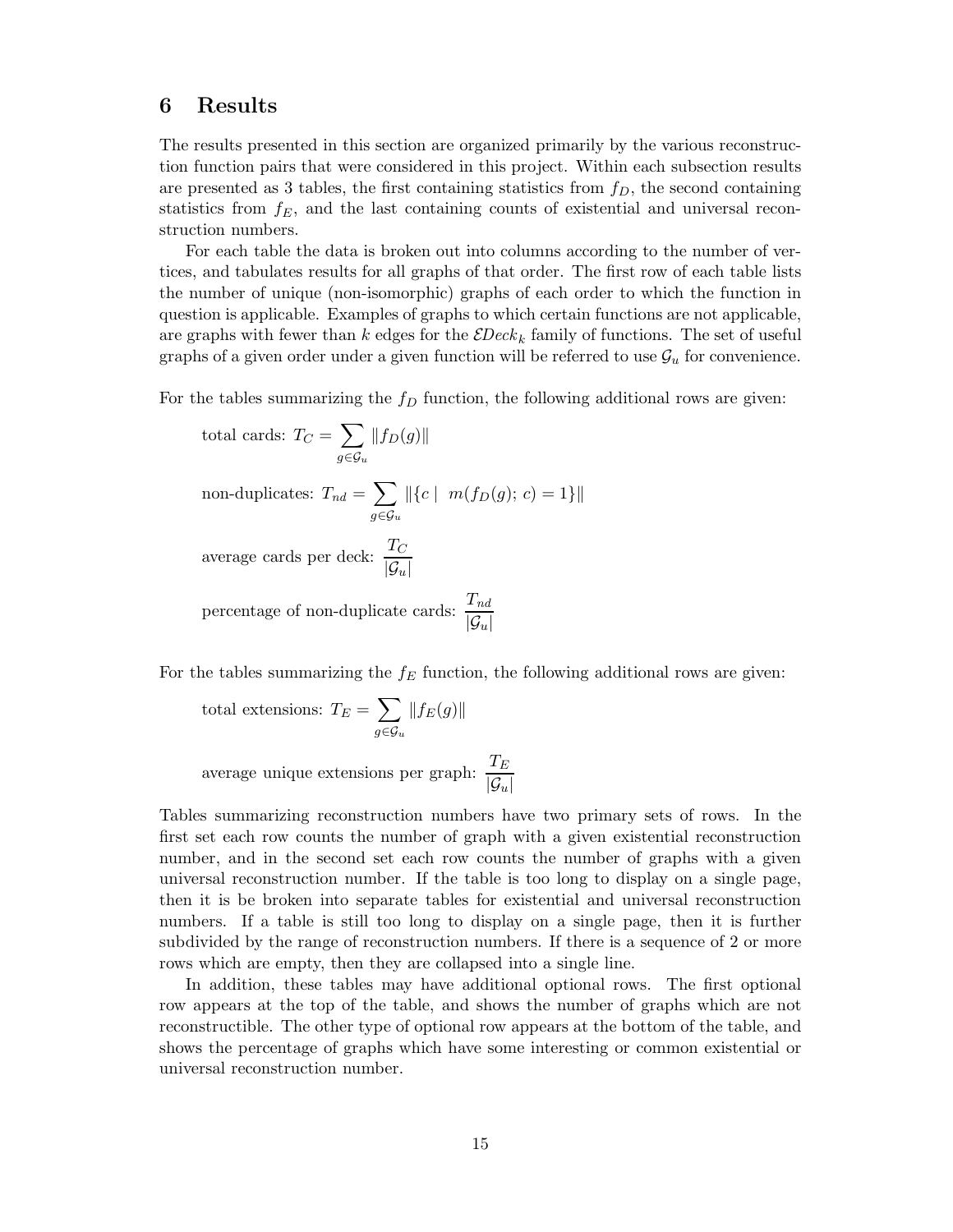## 6 Results

The results presented in this section are organized primarily by the various reconstruction function pairs that were considered in this project. Within each subsection results are presented as 3 tables, the first containing statistics from $f_D$, the second containing statistics from $f_E$, and the last containing counts of existential and universal reconstruction numbers.

For each table the data is broken out into columns according to the number of vertices, and tabulates results for all graphs of that order. The first row of each table lists the number of unique (non-isomorphic) graphs of each order to which the function in question is applicable. Examples of graphs to which certain functions are not applicable, are graphs with fewer than $k$ edges for the $\mathcal{E}Deck_k$ family of functions. The set of useful graphs of a given order under a given function will be referred to use $\mathcal{G}_u$ for convenience.

For the tables summarizing the $f_D$ function, the following additional rows are given:

total cards: $T_C = \sum_{g \in \mathcal{G}_u} \|f_D(g)\|$

non-duplicates: $T_{nd} = \sum_{g \in \mathcal{G}_u} \|\{c \mid \; m(f_D(g);\, c) = 1\}\|$

average cards per deck: $\dfrac{T_C}{|\mathcal{G}_u|}$

percentage of non-duplicate cards: $\dfrac{T_{nd}}{|\mathcal{G}_u|}$

For the tables summarizing the $f_E$ function, the following additional rows are given:

total extensions: $T_E = \sum_{g \in \mathcal{G}_u} \|f_E(g)\|$

average unique extensions per graph: $\dfrac{T_E}{|\mathcal{G}_u|}$

Tables summarizing reconstruction numbers have two primary sets of rows. In the first set each row counts the number of graph with a given existential reconstruction number, and in the second set each row counts the number of graphs with a given universal reconstruction number. If the table is too long to display on a single page, then it is be broken into separate tables for existential and universal reconstruction numbers. If a table is still too long to display on a single page, then it is further subdivided by the range of reconstruction numbers. If there is a sequence of 2 or more rows which are empty, then they are collapsed into a single line.

In addition, these tables may have additional optional rows. The first optional row appears at the top of the table, and shows the number of graphs which are not reconstructible. The other type of optional row appears at the bottom of the table, and shows the percentage of graphs which have some interesting or common existential or universal reconstruction number.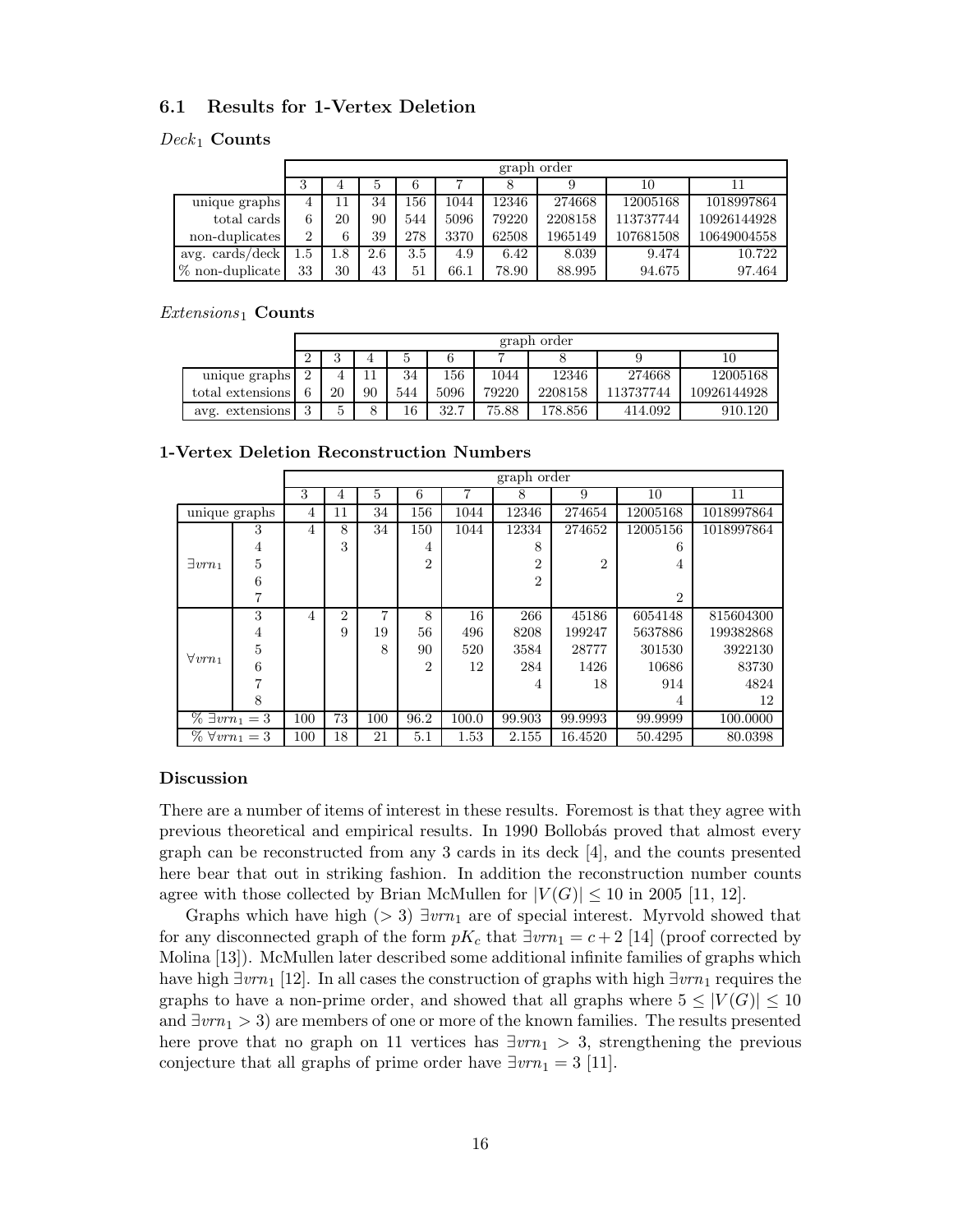### 6.1 Results for 1-Vertex Deletion

#### $Deck_1$ Counts

| | graph order | | | | | | | | |
|---|---|---|---|---|---|---|---|---|---|
| | 3 | 4 | 5 | 6 | 7 | 8 | 9 | 10 | 11 |
| unique graphs | 4 | 11 | 34 | 156 | 1044 | 12346 | 274668 | 12005168 | 1018997864 |
| total cards | 6 | 20 | 90 | 544 | 5096 | 79220 | 2208158 | 113737744 | 10926144928 |
| non-duplicates | 2 | 6 | 39 | 278 | 3370 | 62508 | 1965149 | 107681508 | 10649004558 |
| avg. cards/deck | 1.5 | 1.8 | 2.6 | 3.5 | 4.9 | 6.42 | 8.039 | 9.474 | 10.722 |
| % non-duplicate | 33 | 30 | 43 | 51 | 66.1 | 78.90 | 88.995 | 94.675 | 97.464 |

#### $Extensions_1$ Counts

| | graph order | | | | | | | | |
|---|---|---|---|---|---|---|---|---|---|
| | 2 | 3 | 4 | 5 | 6 | 7 | 8 | 9 | 10 |
| unique graphs | 2 | 4 | 11 | 34 | 156 | 1044 | 12346 | 274668 | 12005168 |
| total extensions | 6 | 20 | 90 | 544 | 5096 | 79220 | 2208158 | 113737744 | 10926144928 |
| avg. extensions | 3 | 5 | 8 | 16 | 32.7 | 75.88 | 178.856 | 414.092 | 910.120 |

#### 1-Vertex Deletion Reconstruction Numbers

| | | graph order | | | | | | | | |
|---|---|---|---|---|---|---|---|---|---|---|
| | | 3 | 4 | 5 | 6 | 7 | 8 | 9 | 10 | 11 |
| unique graphs | | 4 | 11 | 34 | 156 | 1044 | 12346 | 274654 | 12005168 | 1018997864 |
| $\exists vrn_1$ | 3 | 4 | 8 | 34 | 150 | 1044 | 12334 | 274652 | 12005156 | 1018997864 |
| | 4 | | 3 | | 4 | | 8 | | 6 | |
| | 5 | | | | 2 | | 2 | 2 | 4 | |
| | 6 | | | | | | 2 | | | |
| | 7 | | | | | | | | 2 | |
| $\forall vrn_1$ | 3 | 4 | 2 | 7 | 8 | 16 | 266 | 45186 | 6054148 | 815604300 |
| | 4 | | 9 | 19 | 56 | 496 | 8208 | 199247 | 5637886 | 199382868 |
| | 5 | | | 8 | 90 | 520 | 3584 | 28777 | 301530 | 3922130 |
| | 6 | | | | 2 | 12 | 284 | 1426 | 10686 | 83730 |
| | 7 | | | | | | 4 | 18 | 914 | 4824 |
| | 8 | | | | | | | | 4 | 12 |
| % $\exists vrn_1 = 3$ | | 100 | 73 | 100 | 96.2 | 100.0 | 99.903 | 99.9993 | 99.9999 | 100.0000 |
| % $\forall vrn_1 = 3$ | | 100 | 18 | 21 | 5.1 | 1.53 | 2.155 | 16.4520 | 50.4295 | 80.0398 |

#### Discussion

There are a number of items of interest in these results. Foremost is that they agree with previous theoretical and empirical results. In 1990 Bollobás proved that almost every graph can be reconstructed from any 3 cards in its deck [4], and the counts presented here bear that out in striking fashion. In addition the reconstruction number counts agree with those collected by Brian McMullen for $|V(G)| \leq 10$ in 2005 [11, 12].

Graphs which have high ($> 3$) $\exists vrn_1$ are of special interest. Myrvold showed that for any disconnected graph of the form $pK_c$ that $\exists vrn_1 = c + 2$ [14] (proof corrected by Molina [13]). McMullen later described some additional infinite families of graphs which have high $\exists vrn_1$ [12]. In all cases the construction of graphs with high $\exists vrn_1$ requires the graphs to have a non-prime order, and showed that all graphs where $5 \leq |V(G)| \leq 10$ and $\exists vrn_1 > 3$) are members of one or more of the known families. The results presented here prove that no graph on 11 vertices has $\exists vrn_1 > 3$, strengthening the previous conjecture that all graphs of prime order have $\exists vrn_1 = 3$ [11].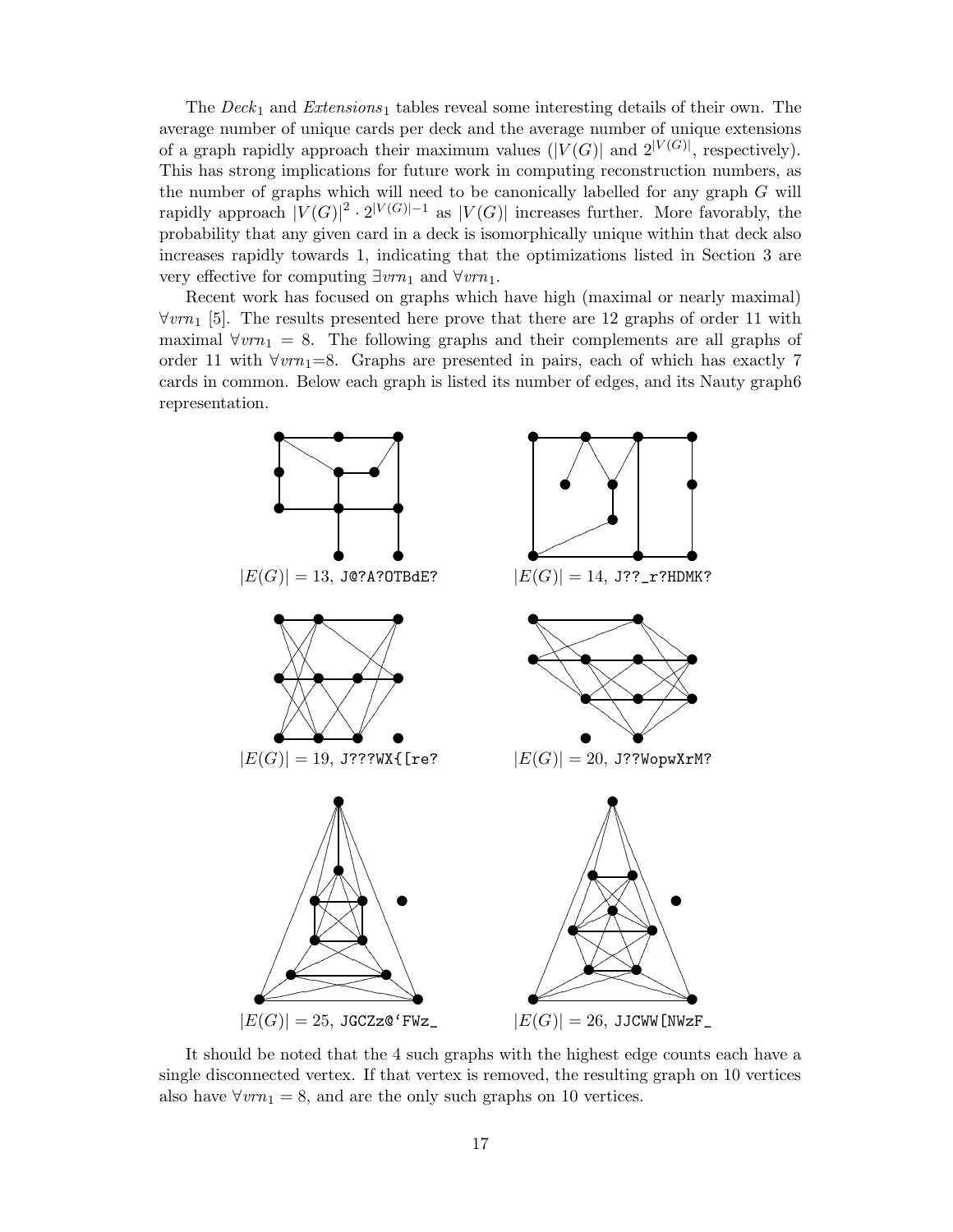The $Deck_1$ and $Extensions_1$ tables reveal some interesting details of their own. The average number of unique cards per deck and the average number of unique extensions of a graph rapidly approach their maximum values ($|V(G)|$ and $2^{|V(G)|}$, respectively). This has strong implications for future work in computing reconstruction numbers, as the number of graphs which will need to be canonically labelled for any graph $G$ will rapidly approach $|V(G)|^2 \cdot 2^{|V(G)|-1}$ as $|V(G)|$ increases further. More favorably, the probability that any given card in a deck is isomorphically unique within that deck also increases rapidly towards 1, indicating that the optimizations listed in Section 3 are very effective for computing $\exists vrn_1$ and $\forall vrn_1$.

Recent work has focused on graphs which have high (maximal or nearly maximal) $\forall vrn_1$ [5]. The results presented here prove that there are 12 graphs of order 11 with maximal $\forall vrn_1 = 8$. The following graphs and their complements are all graphs of order 11 with $\forall vrn_1$=8. Graphs are presented in pairs, each of which has exactly 7 cards in common. Below each graph is listed its number of edges, and its Nauty graph6 representation.

$|E(G)| = 13$, `J@?A?OTBdE?`

$|E(G)| = 14$, `J??_r?HDMK?`

$|E(G)| = 19$, `J???WX{[re?`

$|E(G)| = 20$, `J??WopwXrM?`

$|E(G)| = 25$, `JGCZz@`FWz_`

$|E(G)| = 26$, `JJCWW[NWzF_`

It should be noted that the 4 such graphs with the highest edge counts each have a single disconnected vertex. If that vertex is removed, the resulting graph on 10 vertices also have $\forall vrn_1 = 8$, and are the only such graphs on 10 vertices.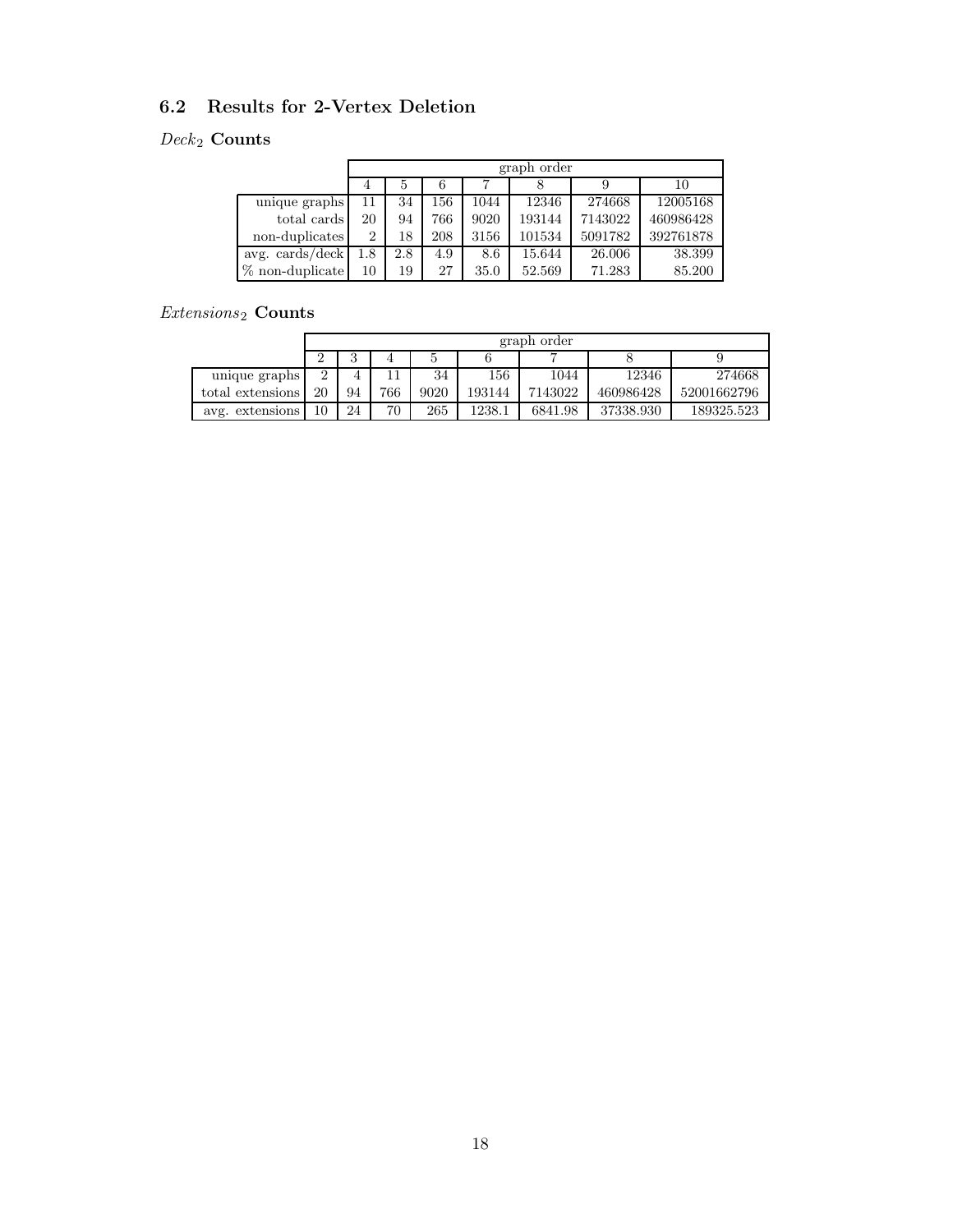### 6.2 Results for 2-Vertex Deletion

$Deck_2$ **Counts**

| | graph order | | | | | | |
|---|---|---|---|---|---|---|---|
| | 4 | 5 | 6 | 7 | 8 | 9 | 10 |
| unique graphs | 11 | 34 | 156 | 1044 | 12346 | 274668 | 12005168 |
| total cards | 20 | 94 | 766 | 9020 | 193144 | 7143022 | 460986428 |
| non-duplicates | 2 | 18 | 208 | 3156 | 101534 | 5091782 | 392761878 |
| avg. cards/deck | 1.8 | 2.8 | 4.9 | 8.6 | 15.644 | 26.006 | 38.399 |
| % non-duplicate | 10 | 19 | 27 | 35.0 | 52.569 | 71.283 | 85.200 |

$Extensions_2$ **Counts**

| | graph order | | | | | | | |
|---|---|---|---|---|---|---|---|---|
| | 2 | 3 | 4 | 5 | 6 | 7 | 8 | 9 |
| unique graphs | 2 | 4 | 11 | 34 | 156 | 1044 | 12346 | 274668 |
| total extensions | 20 | 94 | 766 | 9020 | 193144 | 7143022 | 460986428 | 52001662796 |
| avg. extensions | 10 | 24 | 70 | 265 | 1238.1 | 6841.98 | 37338.930 | 189325.523 |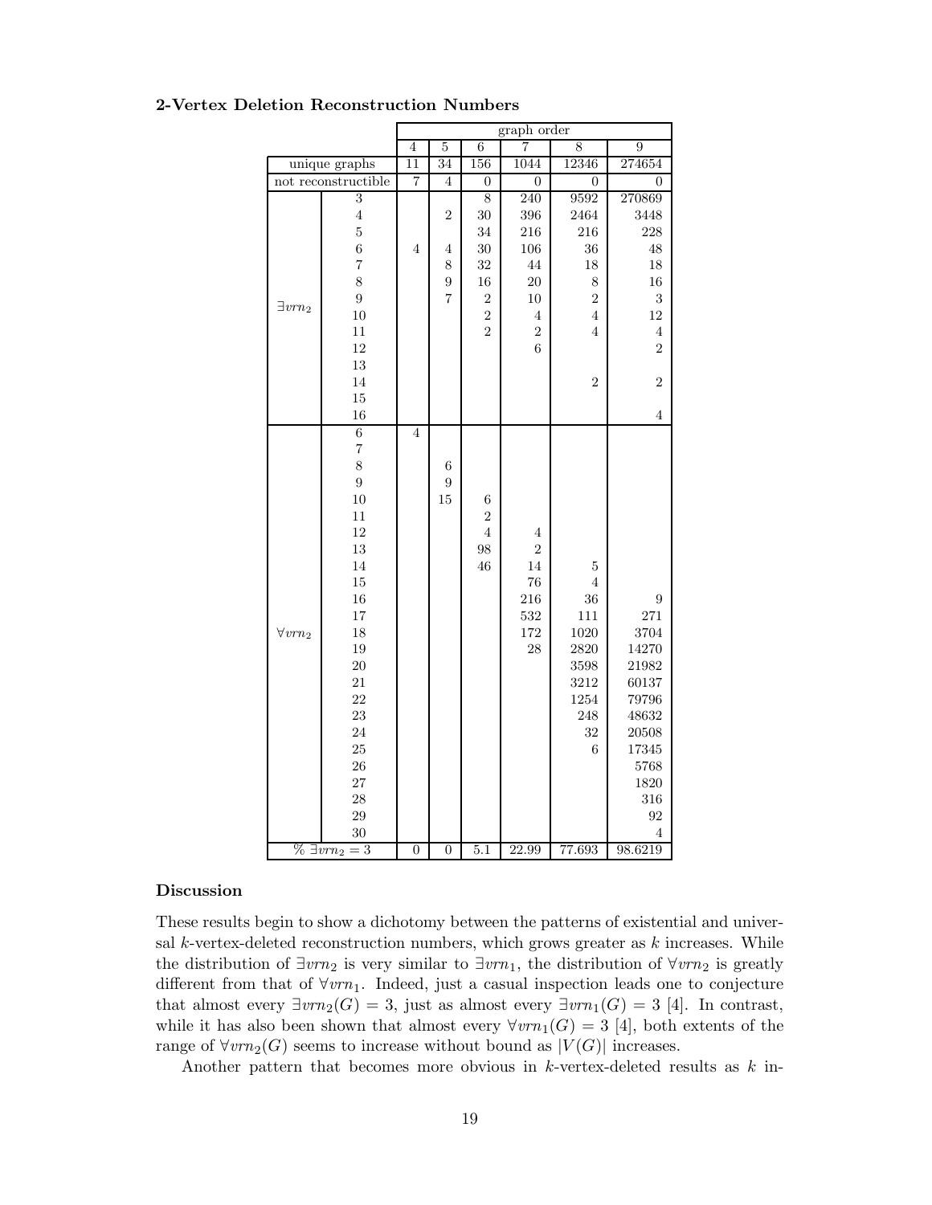### 2-Vertex Deletion Reconstruction Numbers

| | | graph order | | | | | |
|---|---|---|---|---|---|---|---|
| | | 4 | 5 | 6 | 7 | 8 | 9 |
| unique graphs | | 11 | 34 | 156 | 1044 | 12346 | 274654 |
| not reconstructible | | 7 | 4 | 0 | 0 | 0 | 0 |
| $\exists vrn_2$ | 3 | | | 8 | 240 | 9592 | 270869 |
| | 4 | | 2 | 30 | 396 | 2464 | 3448 |
| | 5 | | | 34 | 216 | 216 | 228 |
| | 6 | 4 | 4 | 30 | 106 | 36 | 48 |
| | 7 | | 8 | 32 | 44 | 18 | 18 |
| | 8 | | 9 | 16 | 20 | 8 | 16 |
| | 9 | | 7 | 2 | 10 | 2 | 3 |
| | 10 | | | 2 | 4 | 4 | 12 |
| | 11 | | | 2 | 2 | 4 | 4 |
| | 12 | | | | 6 | | 2 |
| | 13 | | | | | | |
| | 14 | | | | | 2 | 2 |
| | 15 | | | | | | |
| | 16 | | | | | | 4 |
| $\forall vrn_2$ | 6 | 4 | | | | | |
| | 7 | | | | | | |
| | 8 | | 6 | | | | |
| | 9 | | 9 | | | | |
| | 10 | | 15 | 6 | | | |
| | 11 | | | 2 | | | |
| | 12 | | | 4 | 4 | | |
| | 13 | | | 98 | 2 | | |
| | 14 | | | 46 | 14 | 5 | |
| | 15 | | | | 76 | 4 | |
| | 16 | | | | 216 | 36 | 9 |
| | 17 | | | | 532 | 111 | 271 |
| | 18 | | | | 172 | 1020 | 3704 |
| | 19 | | | | 28 | 2820 | 14270 |
| | 20 | | | | | 3598 | 21982 |
| | 21 | | | | | 3212 | 60137 |
| | 22 | | | | | 1254 | 79796 |
| | 23 | | | | | 248 | 48632 |
| | 24 | | | | | 32 | 20508 |
| | 25 | | | | | 6 | 17345 |
| | 26 | | | | | | 5768 |
| | 27 | | | | | | 1820 |
| | 28 | | | | | | 316 |
| | 29 | | | | | | 92 |
| | 30 | | | | | | 4 |
| % $\exists vrn_2 = 3$ | | 0 | 0 | 5.1 | 22.99 | 77.693 | 98.6219 |

### Discussion

These results begin to show a dichotomy between the patterns of existential and universal $k$-vertex-deleted reconstruction numbers, which grows greater as $k$ increases. While the distribution of $\exists vrn_2$ is very similar to $\exists vrn_1$, the distribution of $\forall vrn_2$ is greatly different from that of $\forall vrn_1$. Indeed, just a casual inspection leads one to conjecture that almost every $\exists vrn_2(G) = 3$, just as almost every $\exists vrn_1(G) = 3$ [4]. In contrast, while it has also been shown that almost every $\forall vrn_1(G) = 3$ [4], both extents of the range of $\forall vrn_2(G)$ seems to increase without bound as $|V(G)|$ increases.

Another pattern that becomes more obvious in $k$-vertex-deleted results as $k$ in-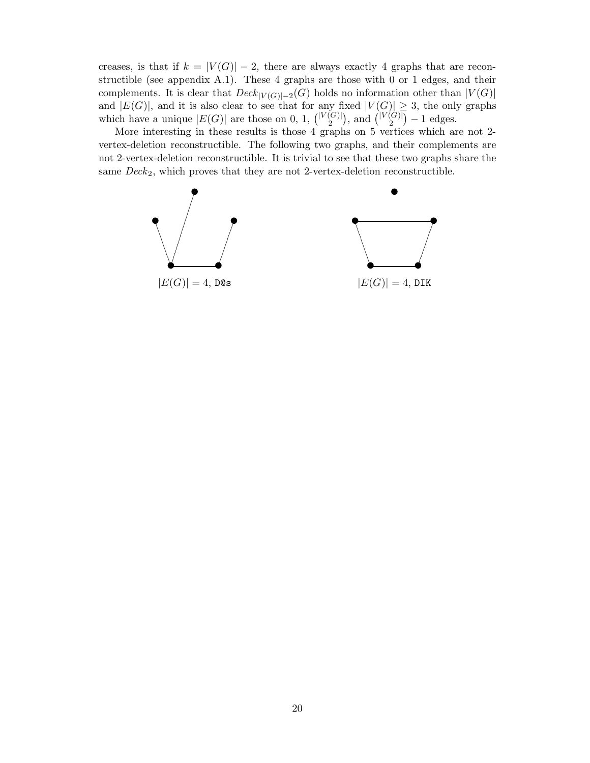creases, is that if $k = |V(G)| - 2$, there are always exactly 4 graphs that are reconstructible (see appendix A.1). These 4 graphs are those with 0 or 1 edges, and their complements. It is clear that $Deck_{|V(G)|-2}(G)$ holds no information other than $|V(G)|$ and $|E(G)|$, and it is also clear to see that for any fixed $|V(G)| \geq 3$, the only graphs which have a unique $|E(G)|$ are those on 0, 1, $\binom{|V(G)|}{2}$, and $\binom{|V(G)|}{2} - 1$ edges.

More interesting in these results is those 4 graphs on 5 vertices which are not 2-vertex-deletion reconstructible. The following two graphs, and their complements are not 2-vertex-deletion reconstructible. It is trivial to see that these two graphs share the same $Deck_2$, which proves that they are not 2-vertex-deletion reconstructible.

$|E(G)| = 4$, `D@s`

$|E(G)| = 4$, `DIK`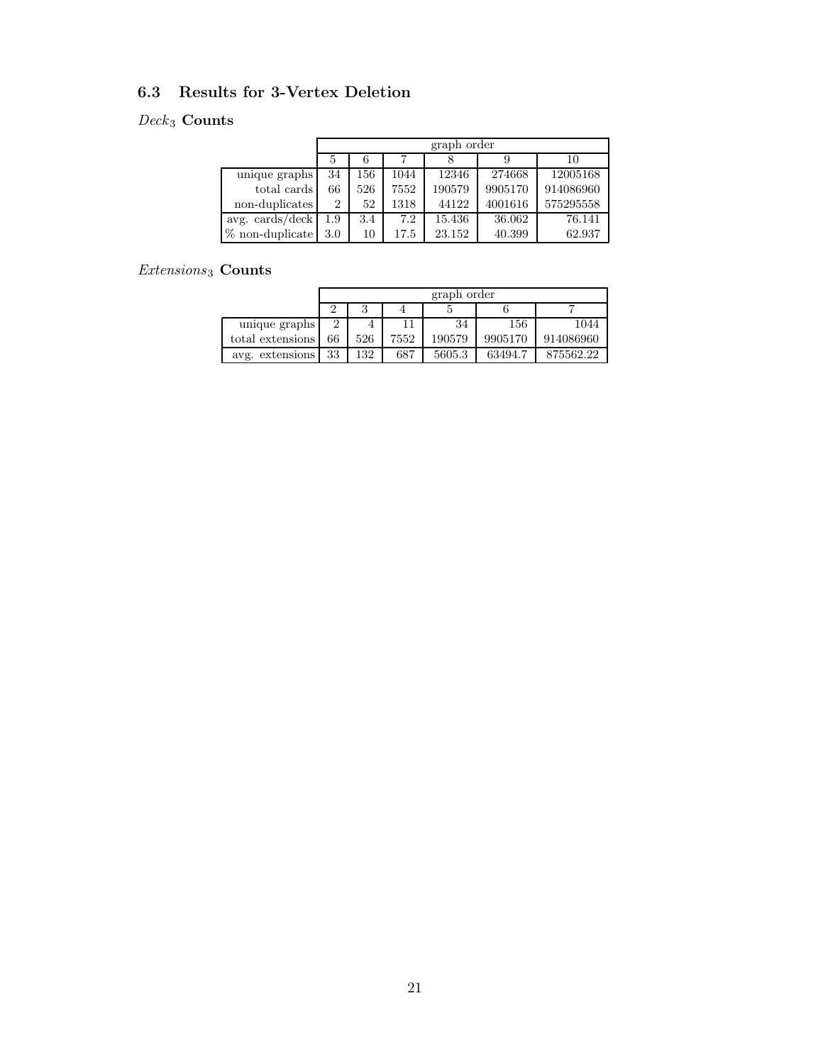### 6.3 Results for 3-Vertex Deletion

$Deck_3$ **Counts**

| | graph order | | | | | |
|---|---|---|---|---|---|---|
| | 5 | 6 | 7 | 8 | 9 | 10 |
| unique graphs | 34 | 156 | 1044 | 12346 | 274668 | 12005168 |
| total cards | 66 | 526 | 7552 | 190579 | 9905170 | 914086960 |
| non-duplicates | 2 | 52 | 1318 | 44122 | 4001616 | 575295558 |
| avg. cards/deck | 1.9 | 3.4 | 7.2 | 15.436 | 36.062 | 76.141 |
| % non-duplicate | 3.0 | 10 | 17.5 | 23.152 | 40.399 | 62.937 |

$Extensions_3$ **Counts**

| | graph order | | | | | |
|---|---|---|---|---|---|---|
| | 2 | 3 | 4 | 5 | 6 | 7 |
| unique graphs | 2 | 4 | 11 | 34 | 156 | 1044 |
| total extensions | 66 | 526 | 7552 | 190579 | 9905170 | 914086960 |
| avg. extensions | 33 | 132 | 687 | 5605.3 | 63494.7 | 875562.22 |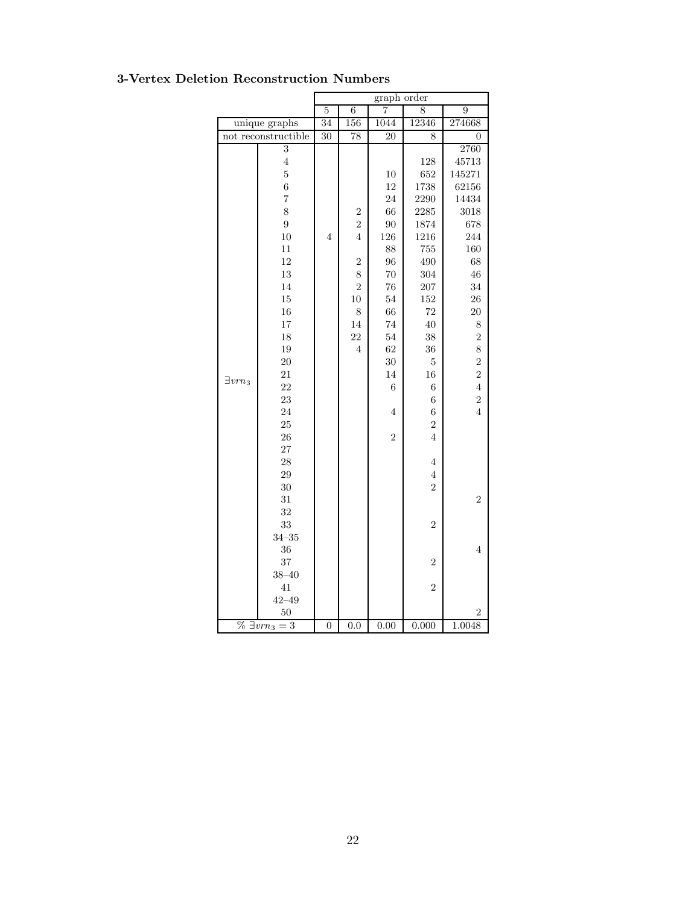**3-Vertex Deletion Reconstruction Numbers**

| | | graph order | | | | |
|---|---|---|---|---|---|---|
| | | 5 | 6 | 7 | 8 | 9 |
| unique graphs | | 34 | 156 | 1044 | 12346 | 274668 |
| not reconstructible | | 30 | 78 | 20 | 8 | 0 |
| $\exists vrn_3$ | 3 | | | | | 2760 |
| | 4 | | | | 128 | 45713 |
| | 5 | | | 10 | 652 | 145271 |
| | 6 | | | 12 | 1738 | 62156 |
| | 7 | | | 24 | 2290 | 14434 |
| | 8 | | 2 | 66 | 2285 | 3018 |
| | 9 | | 2 | 90 | 1874 | 678 |
| | 10 | 4 | 4 | 126 | 1216 | 244 |
| | 11 | | | 88 | 755 | 160 |
| | 12 | | 2 | 96 | 490 | 68 |
| | 13 | | 8 | 70 | 304 | 46 |
| | 14 | | 2 | 76 | 207 | 34 |
| | 15 | | 10 | 54 | 152 | 26 |
| | 16 | | 8 | 66 | 72 | 20 |
| | 17 | | 14 | 74 | 40 | 8 |
| | 18 | | 22 | 54 | 38 | 2 |
| | 19 | | 4 | 62 | 36 | 8 |
| | 20 | | | 30 | 5 | 2 |
| | 21 | | | 14 | 16 | 2 |
| | 22 | | | 6 | 6 | 4 |
| | 23 | | | | 6 | 2 |
| | 24 | | | 4 | 6 | 4 |
| | 25 | | | | 2 | |
| | 26 | | | 2 | 4 | |
| | 27 | | | | | |
| | 28 | | | | 4 | |
| | 29 | | | | 4 | |
| | 30 | | | | 2 | |
| | 31 | | | | | 2 |
| | 32 | | | | | |
| | 33 | | | | 2 | |
| | 34–35 | | | | | |
| | 36 | | | | | 4 |
| | 37 | | | | 2 | |
| | 38–40 | | | | | |
| | 41 | | | | 2 | |
| | 42–49 | | | | | |
| | 50 | | | | | 2 |
| % $\exists vrn_3 = 3$ | | 0 | 0.0 | 0.00 | 0.000 | 1.0048 |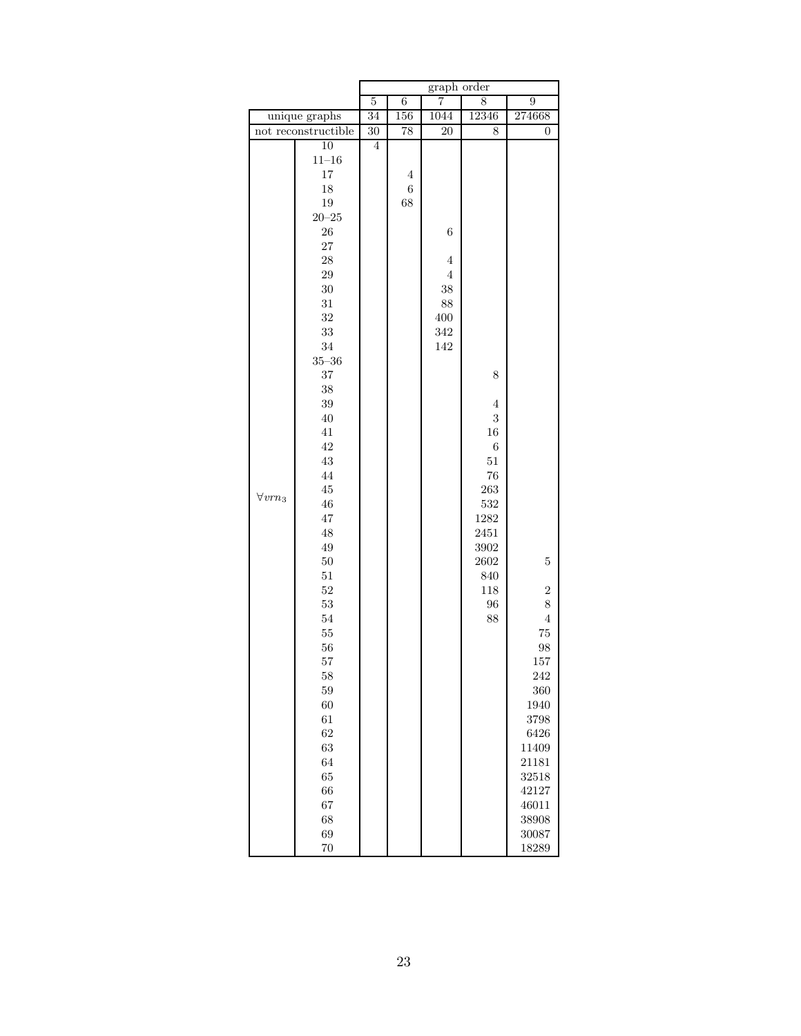| | | graph order | | | | |
|---|---|---|---|---|---|---|
| | | 5 | 6 | 7 | 8 | 9 |
| unique graphs | | 34 | 156 | 1044 | 12346 | 274668 |
| not reconstructible | | 30 | 78 | 20 | 8 | 0 |
| $\forall vrn_3$ | 10 | 4 | | | | |
| | 11–16 | | | | | |
| | 17 | | 4 | | | |
| | 18 | | 6 | | | |
| | 19 | | 68 | | | |
| | 20–25 | | | | | |
| | 26 | | | 6 | | |
| | 27 | | | | | |
| | 28 | | | 4 | | |
| | 29 | | | 4 | | |
| | 30 | | | 38 | | |
| | 31 | | | 88 | | |
| | 32 | | | 400 | | |
| | 33 | | | 342 | | |
| | 34 | | | 142 | | |
| | 35–36 | | | | | |
| | 37 | | | | 8 | |
| | 38 | | | | | |
| | 39 | | | | 4 | |
| | 40 | | | | 3 | |
| | 41 | | | | 16 | |
| | 42 | | | | 6 | |
| | 43 | | | | 51 | |
| | 44 | | | | 76 | |
| | 45 | | | | 263 | |
| | 46 | | | | 532 | |
| | 47 | | | | 1282 | |
| | 48 | | | | 2451 | |
| | 49 | | | | 3902 | |
| | 50 | | | | 2602 | 5 |
| | 51 | | | | 840 | |
| | 52 | | | | 118 | 2 |
| | 53 | | | | 96 | 8 |
| | 54 | | | | 88 | 4 |
| | 55 | | | | | 75 |
| | 56 | | | | | 98 |
| | 57 | | | | | 157 |
| | 58 | | | | | 242 |
| | 59 | | | | | 360 |
| | 60 | | | | | 1940 |
| | 61 | | | | | 3798 |
| | 62 | | | | | 6426 |
| | 63 | | | | | 11409 |
| | 64 | | | | | 21181 |
| | 65 | | | | | 32518 |
| | 66 | | | | | 42127 |
| | 67 | | | | | 46011 |
| | 68 | | | | | 38908 |
| | 69 | | | | | 30087 |
| | 70 | | | | | 18289 |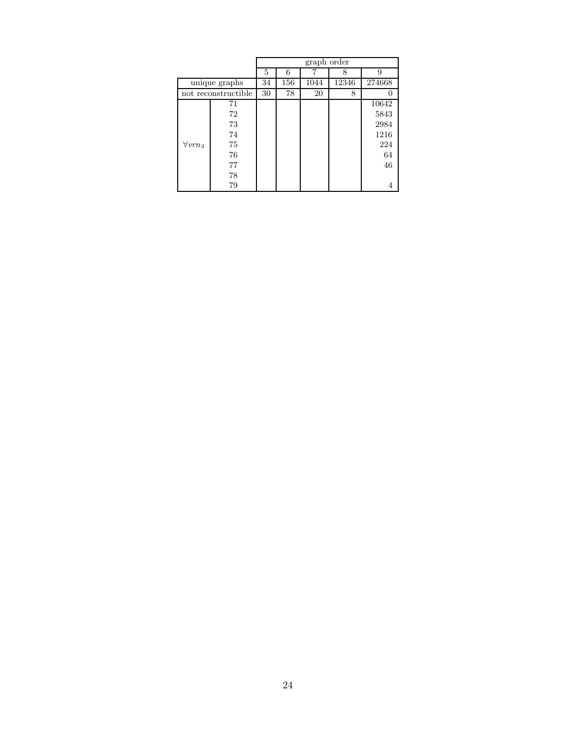| | | graph order | | | | |
|---|---|---|---|---|---|---|
| | | 5 | 6 | 7 | 8 | 9 |
| unique graphs | | 34 | 156 | 1044 | 12346 | 274668 |
| not reconstructible | | 30 | 78 | 20 | 8 | 0 |
| $\forall vrn_3$ | 71 | | | | | 10642 |
| | 72 | | | | | 5843 |
| | 73 | | | | | 2984 |
| | 74 | | | | | 1216 |
| | 75 | | | | | 224 |
| | 76 | | | | | 64 |
| | 77 | | | | | 46 |
| | 78 | | | | | |
| | 79 | | | | | 4 |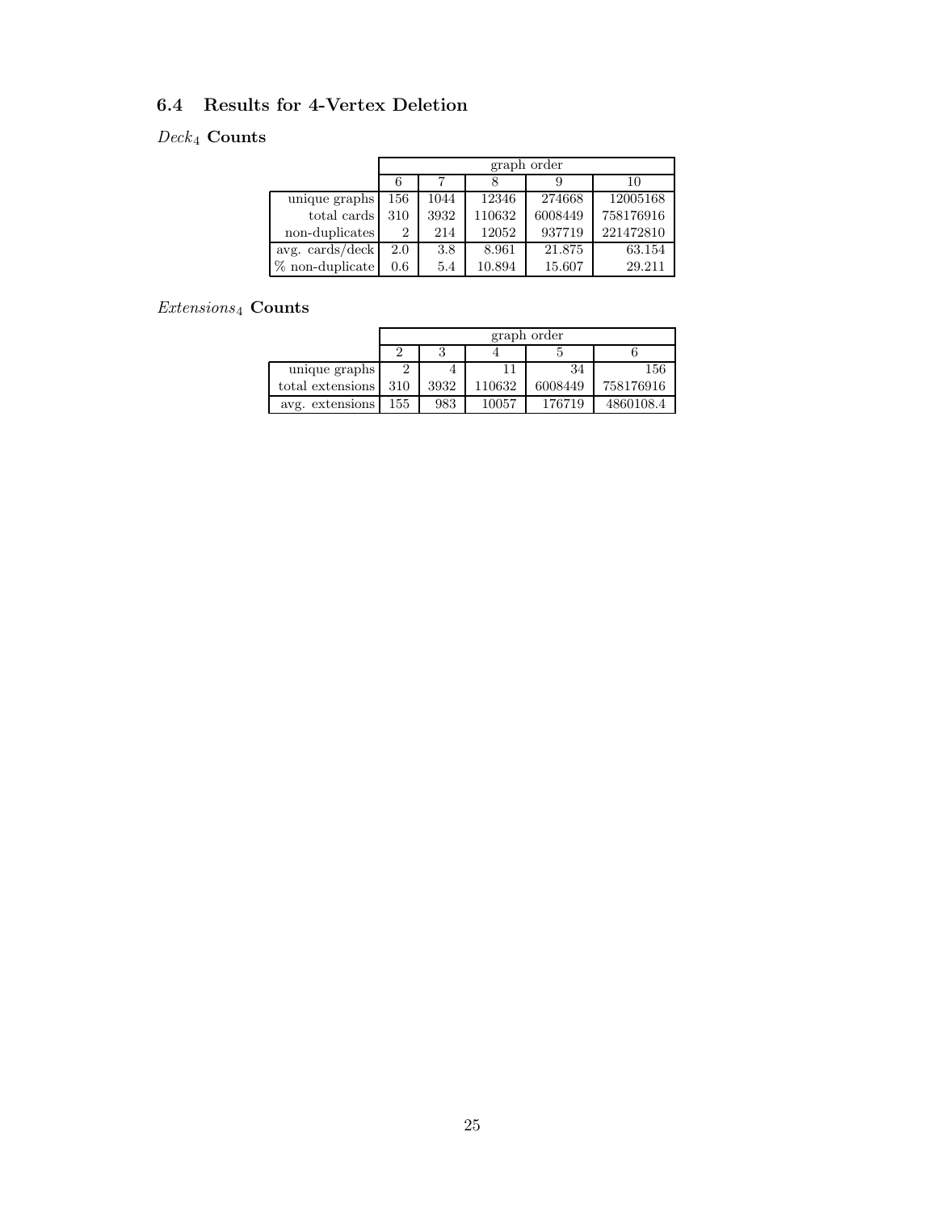### 6.4 Results for 4-Vertex Deletion

$Deck_4$ **Counts**

| | graph order | | | | |
|---|---|---|---|---|---|
| | 6 | 7 | 8 | 9 | 10 |
| unique graphs | 156 | 1044 | 12346 | 274668 | 12005168 |
| total cards | 310 | 3932 | 110632 | 6008449 | 758176916 |
| non-duplicates | 2 | 214 | 12052 | 937719 | 221472810 |
| avg. cards/deck | 2.0 | 3.8 | 8.961 | 21.875 | 63.154 |
| % non-duplicate | 0.6 | 5.4 | 10.894 | 15.607 | 29.211 |

$Extensions_4$ **Counts**

| | graph order | | | | |
|---|---|---|---|---|---|
| | 2 | 3 | 4 | 5 | 6 |
| unique graphs | 2 | 4 | 11 | 34 | 156 |
| total extensions | 310 | 3932 | 110632 | 6008449 | 758176916 |
| avg. extensions | 155 | 983 | 10057 | 176719 | 4860108.4 |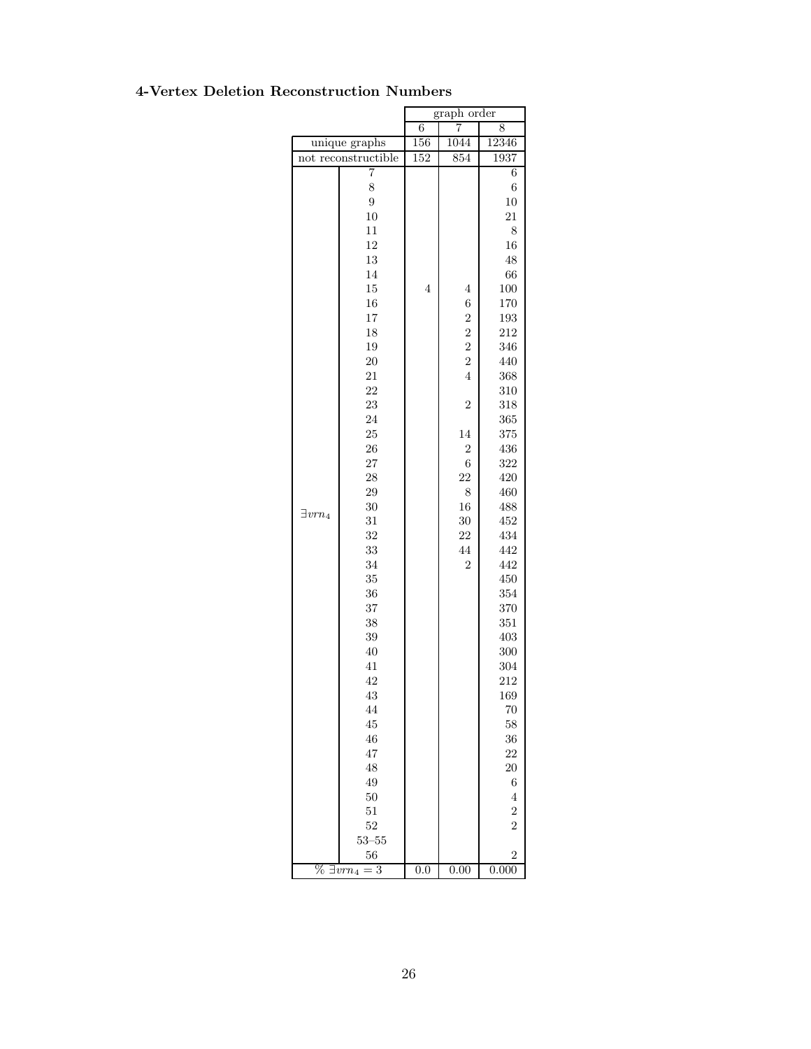### 4-Vertex Deletion Reconstruction Numbers

| | | graph order | | |
|---|---|---|---|---|
| | | 6 | 7 | 8 |
| unique graphs | | 156 | 1044 | 12346 |
| not reconstructible | | 152 | 854 | 1937 |
| $\exists vrn_4$ | 7 | | | 6 |
| | 8 | | | 6 |
| | 9 | | | 10 |
| | 10 | | | 21 |
| | 11 | | | 8 |
| | 12 | | | 16 |
| | 13 | | | 48 |
| | 14 | | | 66 |
| | 15 | 4 | 4 | 100 |
| | 16 | | 6 | 170 |
| | 17 | | 2 | 193 |
| | 18 | | 2 | 212 |
| | 19 | | 2 | 346 |
| | 20 | | 2 | 440 |
| | 21 | | 4 | 368 |
| | 22 | | | 310 |
| | 23 | | 2 | 318 |
| | 24 | | | 365 |
| | 25 | | 14 | 375 |
| | 26 | | 2 | 436 |
| | 27 | | 6 | 322 |
| | 28 | | 22 | 420 |
| | 29 | | 8 | 460 |
| | 30 | | 16 | 488 |
| | 31 | | 30 | 452 |
| | 32 | | 22 | 434 |
| | 33 | | 44 | 442 |
| | 34 | | 2 | 442 |
| | 35 | | | 450 |
| | 36 | | | 354 |
| | 37 | | | 370 |
| | 38 | | | 351 |
| | 39 | | | 403 |
| | 40 | | | 300 |
| | 41 | | | 304 |
| | 42 | | | 212 |
| | 43 | | | 169 |
| | 44 | | | 70 |
| | 45 | | | 58 |
| | 46 | | | 36 |
| | 47 | | | 22 |
| | 48 | | | 20 |
| | 49 | | | 6 |
| | 50 | | | 4 |
| | 51 | | | 2 |
| | 52 | | | 2 |
| | 53–55 | | | |
| | 56 | | | 2 |
| % $\exists vrn_4 = 3$ | | 0.0 | 0.00 | 0.000 |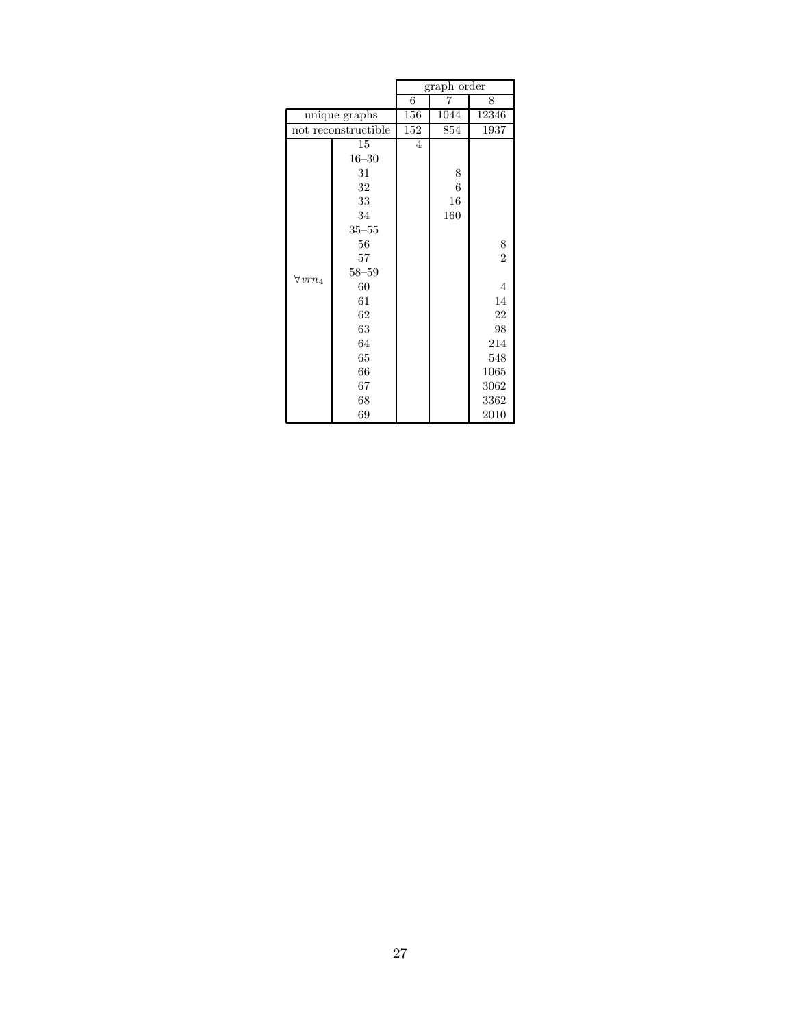| | | graph order | | |
|---|---|---|---|---|
| | | 6 | 7 | 8 |
| unique graphs | | 156 | 1044 | 12346 |
| not reconstructible | | 152 | 854 | 1937 |
| $\forall vrn_4$ | 15 | 4 | | |
| | 16–30 | | | |
| | 31 | | 8 | |
| | 32 | | 6 | |
| | 33 | | 16 | |
| | 34 | | 160 | |
| | 35–55 | | | |
| | 56 | | | 8 |
| | 57 | | | 2 |
| | 58–59 | | | |
| | 60 | | | 4 |
| | 61 | | | 14 |
| | 62 | | | 22 |
| | 63 | | | 98 |
| | 64 | | | 214 |
| | 65 | | | 548 |
| | 66 | | | 1065 |
| | 67 | | | 3062 |
| | 68 | | | 3362 |
| | 69 | | | 2010 |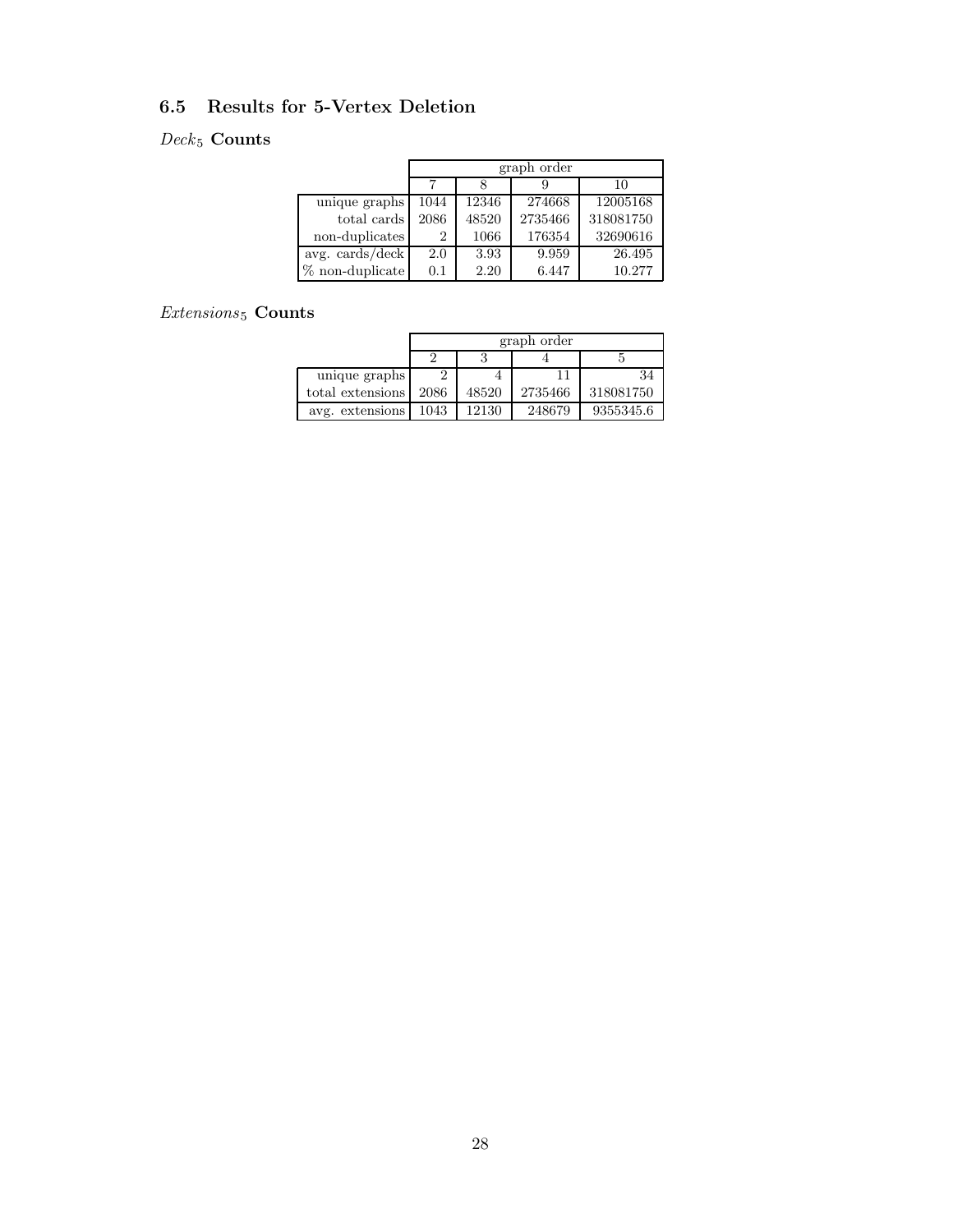### 6.5 Results for 5-Vertex Deletion

$Deck_5$ **Counts**

| | graph order | | | |
|---|---|---|---|---|
| | 7 | 8 | 9 | 10 |
| unique graphs | 1044 | 12346 | 274668 | 12005168 |
| total cards | 2086 | 48520 | 2735466 | 318081750 |
| non-duplicates | 2 | 1066 | 176354 | 32690616 |
| avg. cards/deck | 2.0 | 3.93 | 9.959 | 26.495 |
| % non-duplicate | 0.1 | 2.20 | 6.447 | 10.277 |

$Extensions_5$ **Counts**

| | graph order | | | |
|---|---|---|---|---|
| | 2 | 3 | 4 | 5 |
| unique graphs | 2 | 4 | 11 | 34 |
| total extensions | 2086 | 48520 | 2735466 | 318081750 |
| avg. extensions | 1043 | 12130 | 248679 | 9355345.6 |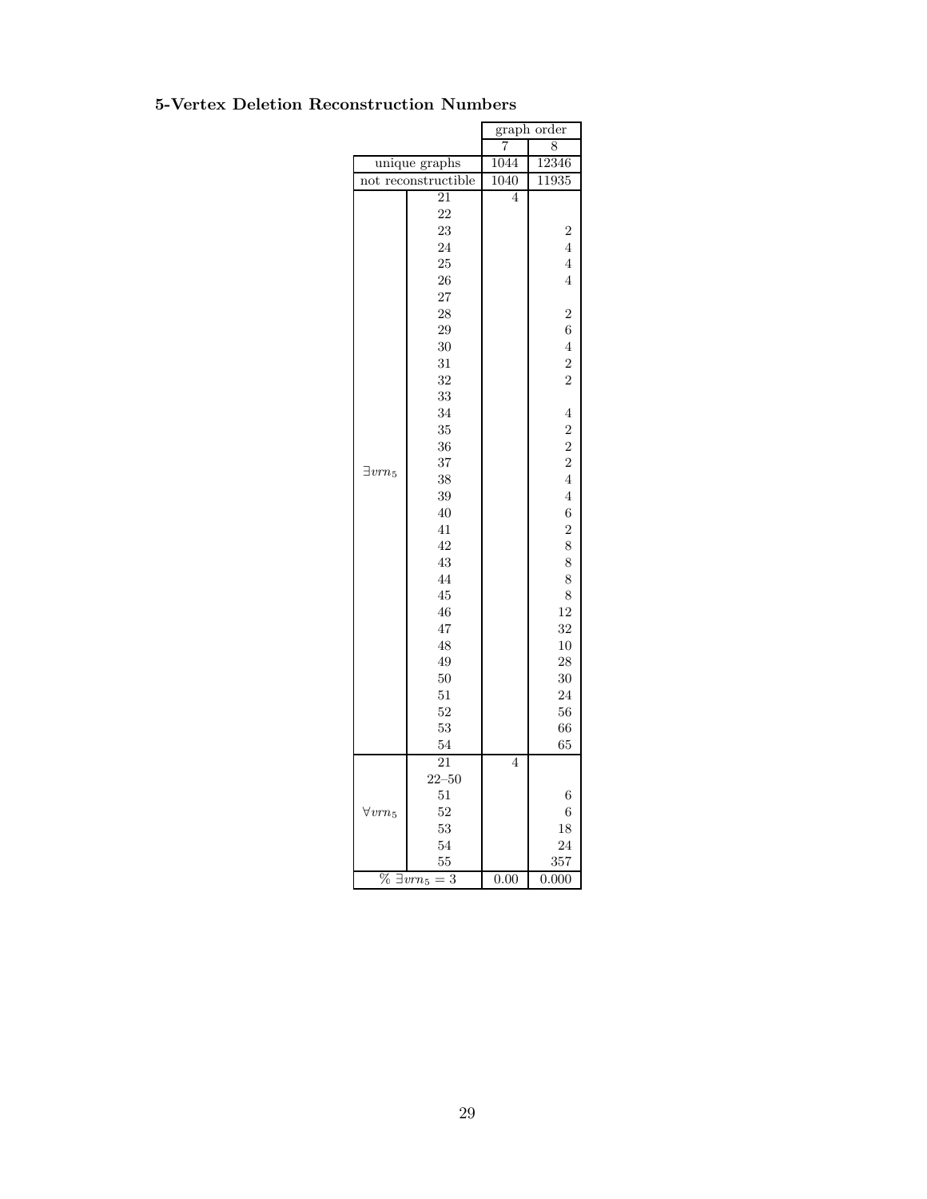**5-Vertex Deletion Reconstruction Numbers**

| | | graph order | |
|---|---|---|---|
| | | 7 | 8 |
| unique graphs | | 1044 | 12346 |
| not reconstructible | | 1040 | 11935 |
| $\exists vrn_5$ | 21 | 4 | |
| | 22 | | |
| | 23 | | 2 |
| | 24 | | 4 |
| | 25 | | 4 |
| | 26 | | 4 |
| | 27 | | |
| | 28 | | 2 |
| | 29 | | 6 |
| | 30 | | 4 |
| | 31 | | 2 |
| | 32 | | 2 |
| | 33 | | |
| | 34 | | 4 |
| | 35 | | 2 |
| | 36 | | 2 |
| | 37 | | 2 |
| | 38 | | 4 |
| | 39 | | 4 |
| | 40 | | 6 |
| | 41 | | 2 |
| | 42 | | 8 |
| | 43 | | 8 |
| | 44 | | 8 |
| | 45 | | 8 |
| | 46 | | 12 |
| | 47 | | 32 |
| | 48 | | 10 |
| | 49 | | 28 |
| | 50 | | 30 |
| | 51 | | 24 |
| | 52 | | 56 |
| | 53 | | 66 |
| | 54 | | 65 |
| $\forall vrn_5$ | 21 | 4 | |
| | 22–50 | | |
| | 51 | | 6 |
| | 52 | | 6 |
| | 53 | | 18 |
| | 54 | | 24 |
| | 55 | | 357 |
| % $\exists vrn_5 = 3$ | | 0.00 | 0.000 |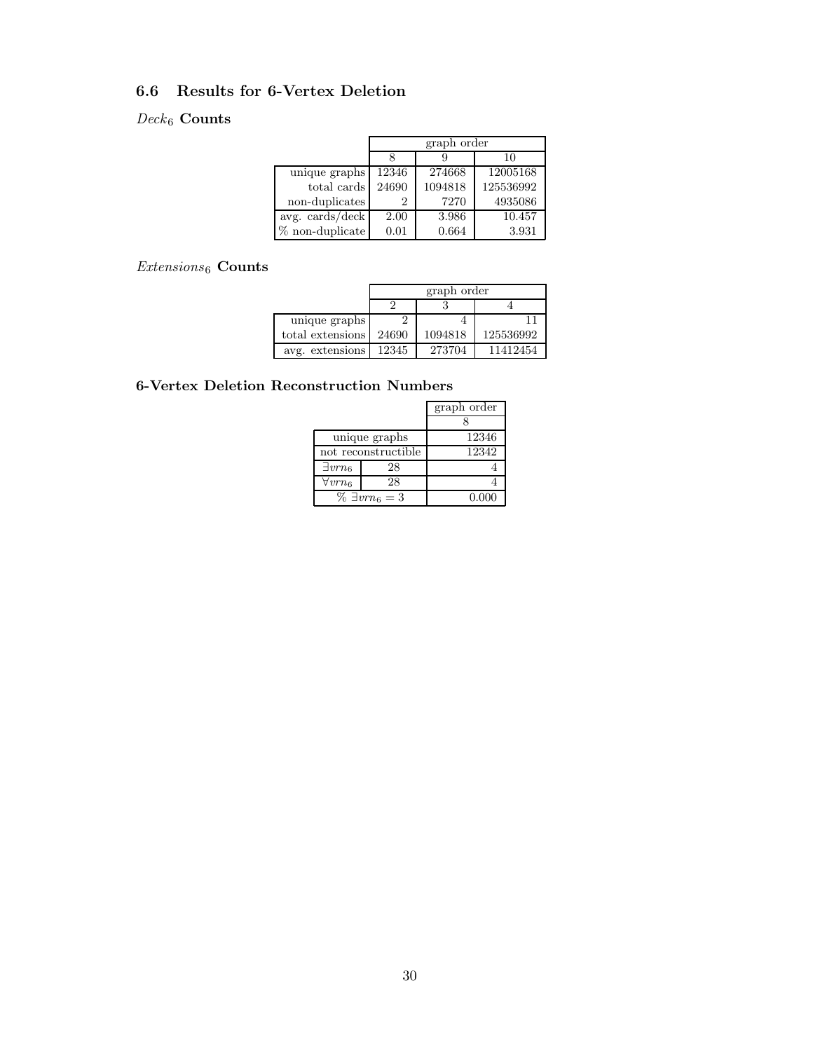## 6.6 Results for 6-Vertex Deletion

### $Deck_6$ Counts

| | graph order | | |
|---|---|---|---|
| | 8 | 9 | 10 |
| unique graphs | 12346 | 274668 | 12005168 |
| total cards | 24690 | 1094818 | 125536992 |
| non-duplicates | 2 | 7270 | 4935086 |
| avg. cards/deck | 2.00 | 3.986 | 10.457 |
| % non-duplicate | 0.01 | 0.664 | 3.931 |

### $Extensions_6$ Counts

| | graph order | | |
|---|---|---|---|
| | 2 | 3 | 4 |
| unique graphs | 2 | 4 | 11 |
| total extensions | 24690 | 1094818 | 125536992 |
| avg. extensions | 12345 | 273704 | 11412454 |

### 6-Vertex Deletion Reconstruction Numbers

| | | graph order |
|---|---|---|
| | | 8 |
| unique graphs | | 12346 |
| not reconstructible | | 12342 |
| $\exists vrn_6$ | 28 | 4 |
| $\forall vrn_6$ | 28 | 4 |
| % $\exists vrn_6 = 3$ | | 0.000 |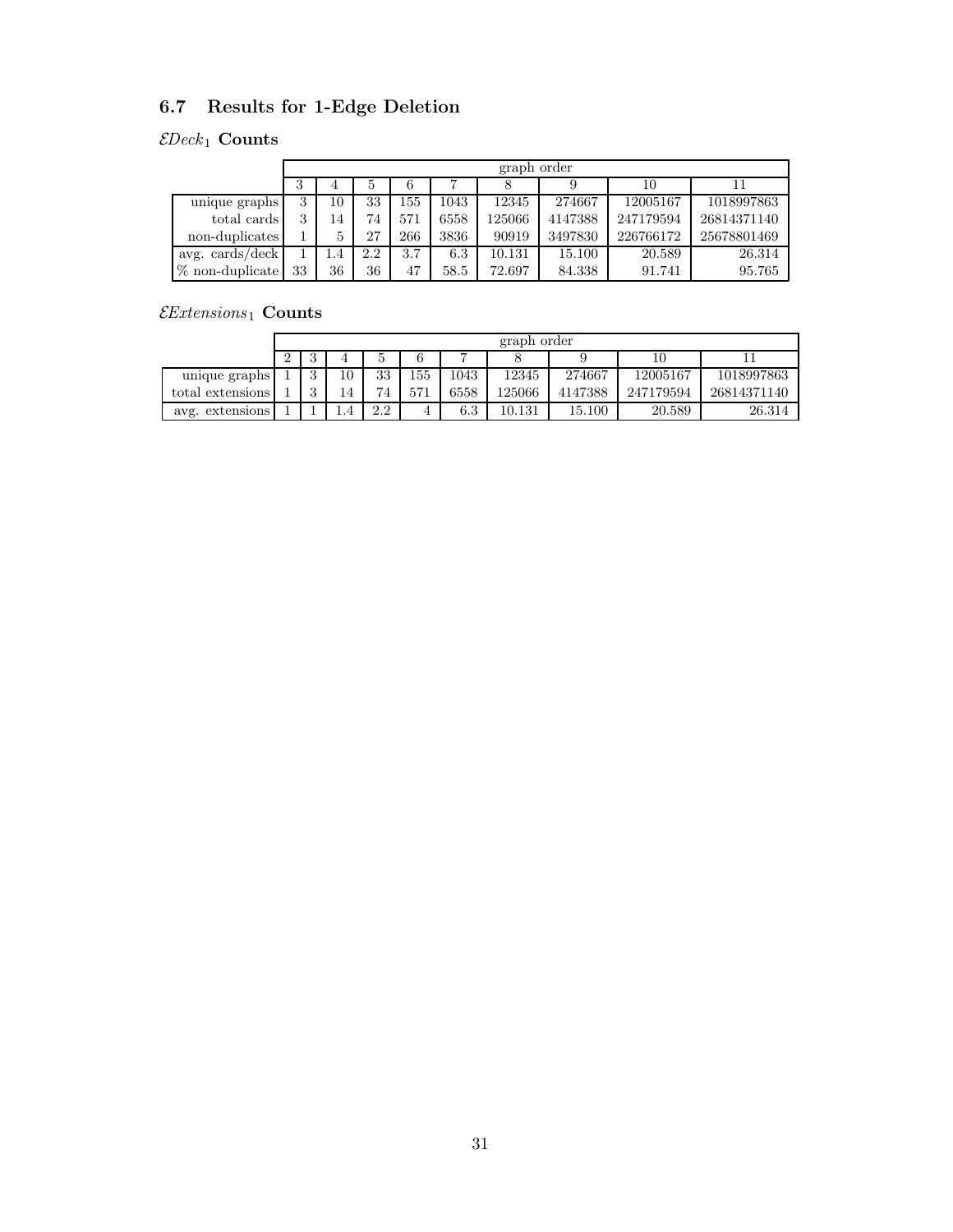## 6.7 Results for 1-Edge Deletion

### $\mathcal{E}Deck_1$ Counts

| | graph order | | | | | | | | |
|---|---|---|---|---|---|---|---|---|---|
| | 3 | 4 | 5 | 6 | 7 | 8 | 9 | 10 | 11 |
| unique graphs | 3 | 10 | 33 | 155 | 1043 | 12345 | 274667 | 12005167 | 1018997863 |
| total cards | 3 | 14 | 74 | 571 | 6558 | 125066 | 4147388 | 247179594 | 26814371140 |
| non-duplicates | 1 | 5 | 27 | 266 | 3836 | 90919 | 3497830 | 226766172 | 25678801469 |
| avg. cards/deck | 1 | 1.4 | 2.2 | 3.7 | 6.3 | 10.131 | 15.100 | 20.589 | 26.314 |
| % non-duplicate | 33 | 36 | 36 | 47 | 58.5 | 72.697 | 84.338 | 91.741 | 95.765 |

### $\mathcal{E}Extensions_1$ Counts

| | graph order | | | | | | | | | |
|---|---|---|---|---|---|---|---|---|---|---|
| | 2 | 3 | 4 | 5 | 6 | 7 | 8 | 9 | 10 | 11 |
| unique graphs | 1 | 3 | 10 | 33 | 155 | 1043 | 12345 | 274667 | 12005167 | 1018997863 |
| total extensions | 1 | 3 | 14 | 74 | 571 | 6558 | 125066 | 4147388 | 247179594 | 26814371140 |
| avg. extensions | 1 | 1 | 1.4 | 2.2 | 4 | 6.3 | 10.131 | 15.100 | 20.589 | 26.314 |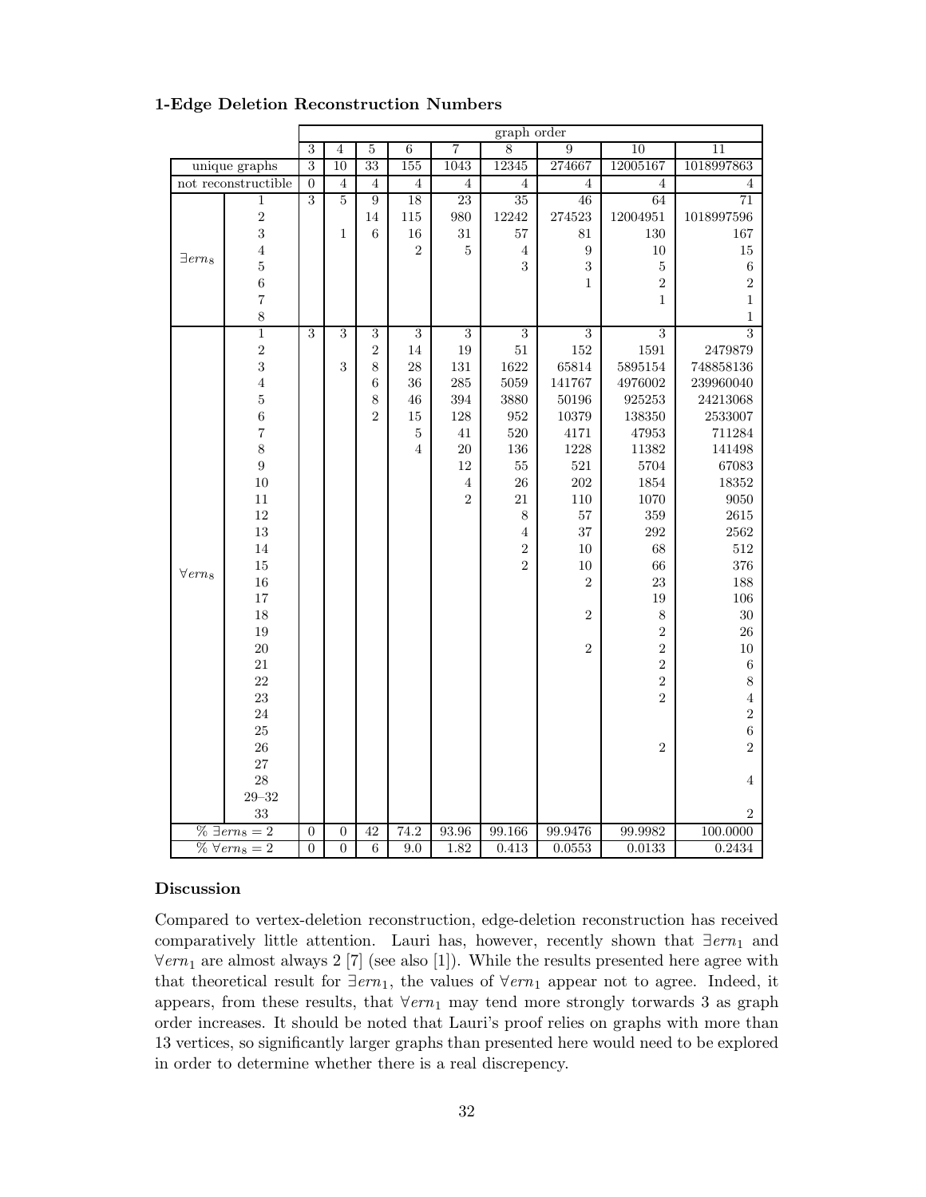### 1-Edge Deletion Reconstruction Numbers

| | | graph order | | | | | | | | |
|---|---|---|---|---|---|---|---|---|---|---|
| | | 3 | 4 | 5 | 6 | 7 | 8 | 9 | 10 | 11 |
| unique graphs | | 3 | 10 | 33 | 155 | 1043 | 12345 | 274667 | 12005167 | 1018997863 |
| not reconstructible | | 0 | 4 | 4 | 4 | 4 | 4 | 4 | 4 | 4 |
| $\exists ern_8$ | 1 | 3 | 5 | 9 | 18 | 23 | 35 | 46 | 64 | 71 |
| | 2 | | | 14 | 115 | 980 | 12242 | 274523 | 12004951 | 1018997596 |
| | 3 | | 1 | 6 | 16 | 31 | 57 | 81 | 130 | 167 |
| | 4 | | | | 2 | 5 | 4 | 9 | 10 | 15 |
| | 5 | | | | | | 3 | 3 | 5 | 6 |
| | 6 | | | | | | | 1 | 2 | 2 |
| | 7 | | | | | | | | 1 | 1 |
| | 8 | | | | | | | | | 1 |
| $\forall ern_8$ | 1 | 3 | 3 | 3 | 3 | 3 | 3 | 3 | 3 | 3 |
| | 2 | | | 2 | 14 | 19 | 51 | 152 | 1591 | 2479879 |
| | 3 | | 3 | 8 | 28 | 131 | 1622 | 65814 | 5895154 | 748858136 |
| | 4 | | | 6 | 36 | 285 | 5059 | 141767 | 4976002 | 239960040 |
| | 5 | | | 8 | 46 | 394 | 3880 | 50196 | 925253 | 24213068 |
| | 6 | | | 2 | 15 | 128 | 952 | 10379 | 138350 | 2533007 |
| | 7 | | | | 5 | 41 | 520 | 4171 | 47953 | 711284 |
| | 8 | | | | 4 | 20 | 136 | 1228 | 11382 | 141498 |
| | 9 | | | | | 12 | 55 | 521 | 5704 | 67083 |
| | 10 | | | | | 4 | 26 | 202 | 1854 | 18352 |
| | 11 | | | | | 2 | 21 | 110 | 1070 | 9050 |
| | 12 | | | | | | 8 | 57 | 359 | 2615 |
| | 13 | | | | | | 4 | 37 | 292 | 2562 |
| | 14 | | | | | | 2 | 10 | 68 | 512 |
| | 15 | | | | | | 2 | 10 | 66 | 376 |
| | 16 | | | | | | | 2 | 23 | 188 |
| | 17 | | | | | | | | 19 | 106 |
| | 18 | | | | | | | 2 | 8 | 30 |
| | 19 | | | | | | | | 2 | 26 |
| | 20 | | | | | | | 2 | 2 | 10 |
| | 21 | | | | | | | | 2 | 6 |
| | 22 | | | | | | | | 2 | 8 |
| | 23 | | | | | | | | 2 | 4 |
| | 24 | | | | | | | | | 2 |
| | 25 | | | | | | | | | 6 |
| | 26 | | | | | | | | 2 | 2 |
| | 27 | | | | | | | | | |
| | 28 | | | | | | | | | 4 |
| | 29–32 | | | | | | | | | |
| | 33 | | | | | | | | | 2 |
| % $\exists ern_8 = 2$ | | 0 | 0 | 42 | 74.2 | 93.96 | 99.166 | 99.9476 | 99.9982 | 100.0000 |
| % $\forall ern_8 = 2$ | | 0 | 0 | 6 | 9.0 | 1.82 | 0.413 | 0.0553 | 0.0133 | 0.2434 |

### Discussion

Compared to vertex-deletion reconstruction, edge-deletion reconstruction has received comparatively little attention. Lauri has, however, recently shown that $\exists ern_1$ and $\forall ern_1$ are almost always 2 [7] (see also [1]). While the results presented here agree with that theoretical result for $\exists ern_1$, the values of $\forall ern_1$ appear not to agree. Indeed, it appears, from these results, that $\forall ern_1$ may tend more strongly towards 3 as graph order increases. It should be noted that Lauri's proof relies on graphs with more than 13 vertices, so significantly larger graphs than presented here would need to be explored in order to determine whether there is a real discrepency.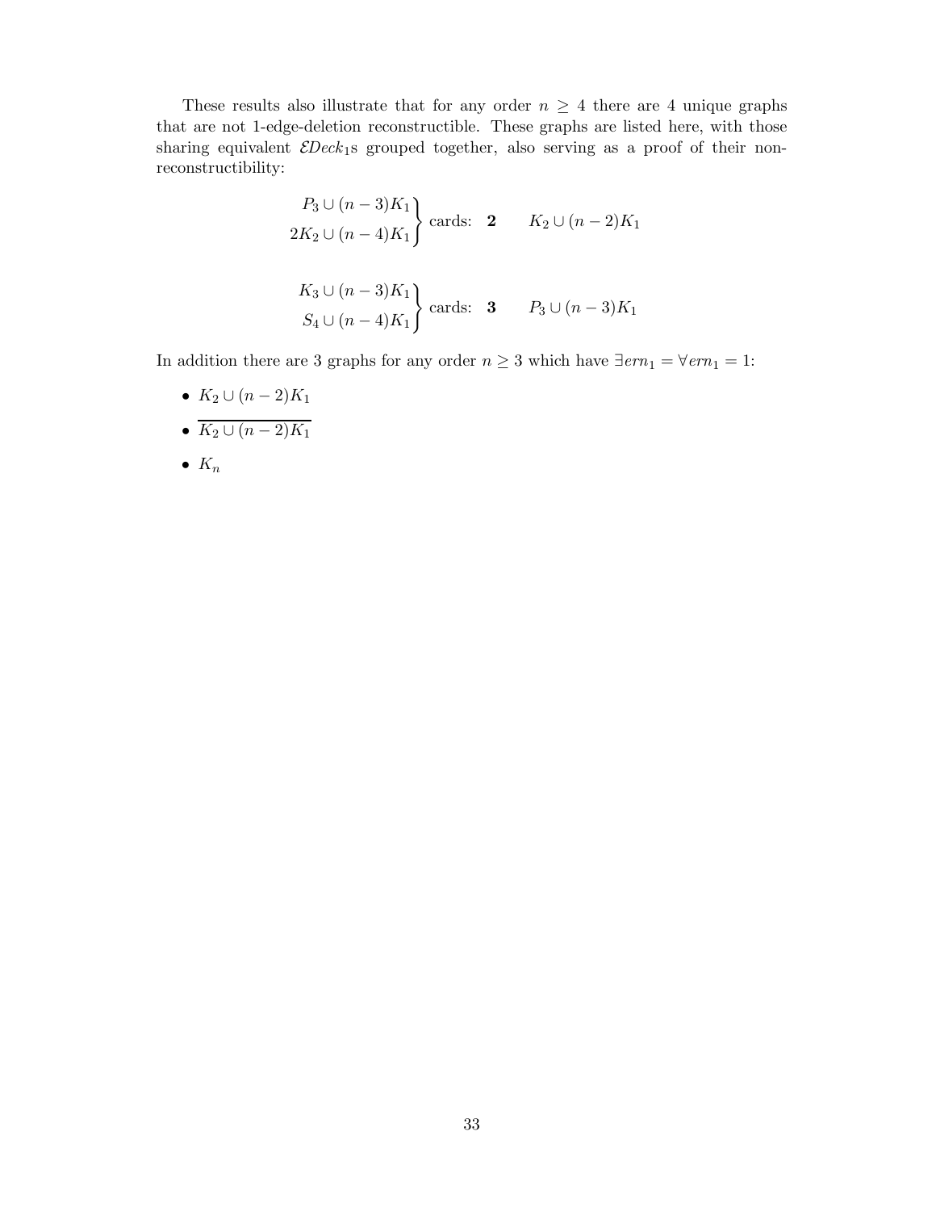These results also illustrate that for any order $n \geq 4$ there are 4 unique graphs that are not 1-edge-deletion reconstructible. These graphs are listed here, with those sharing equivalent $\mathcal{E}Deck_1$s grouped together, also serving as a proof of their non-reconstructibility:

$$\left.\begin{array}{r} P_3 \cup (n-3)K_1 \\ 2K_2 \cup (n-4)K_1 \end{array}\right\} \text{ cards: } \mathbf{2} \qquad K_2 \cup (n-2)K_1$$

$$\left.\begin{array}{r} K_3 \cup (n-3)K_1 \\ S_4 \cup (n-4)K_1 \end{array}\right\} \text{ cards: } \mathbf{3} \qquad P_3 \cup (n-3)K_1$$

In addition there are 3 graphs for any order $n \geq 3$ which have $\exists ern_1 = \forall ern_1 = 1$:

- $K_2 \cup (n-2)K_1$
- $\overline{K_2 \cup (n-2)K_1}$
- $K_n$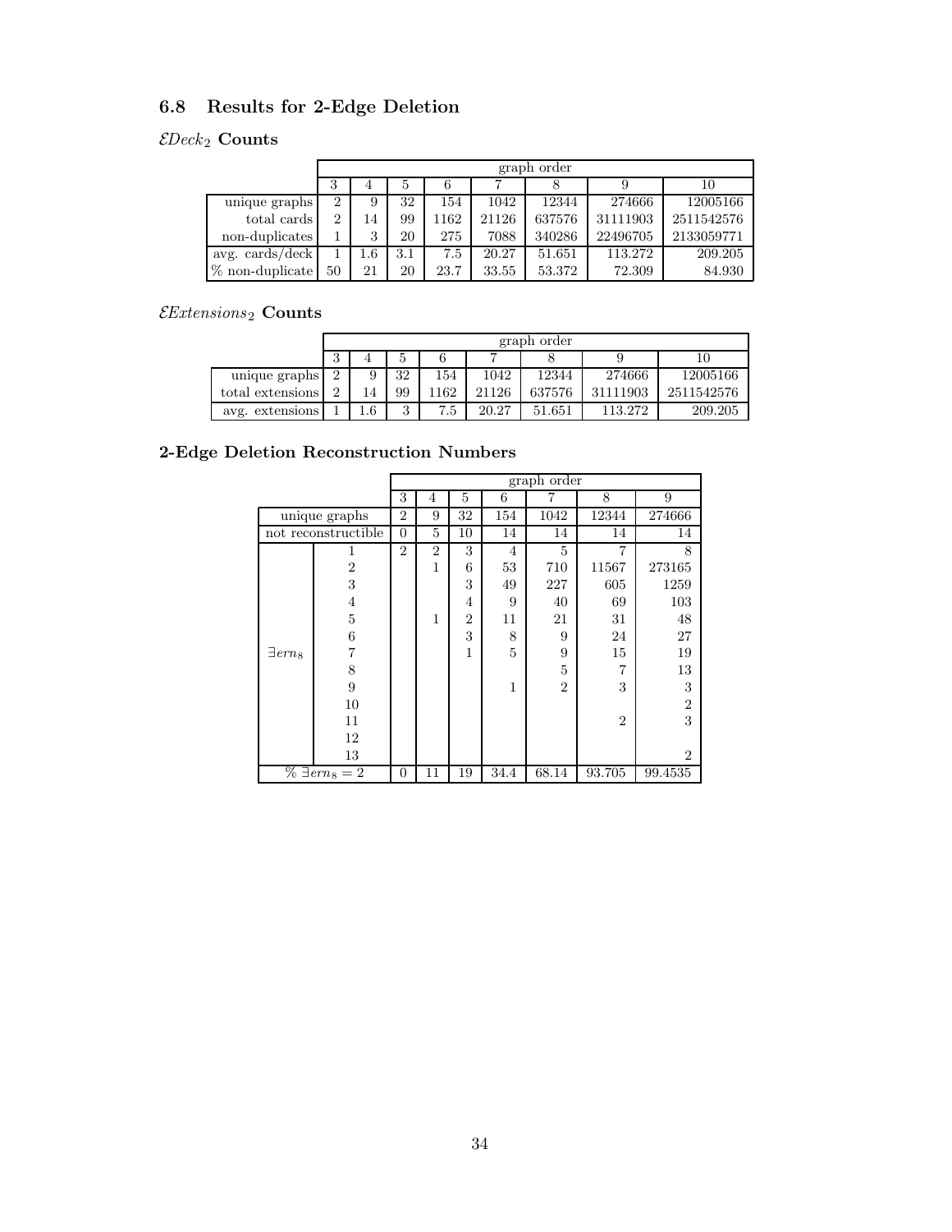## 6.8 Results for 2-Edge Deletion

### $\mathcal{E}Deck_2$ Counts

| | graph order | | | | | | | |
|---|---|---|---|---|---|---|---|---|
| | 3 | 4 | 5 | 6 | 7 | 8 | 9 | 10 |
| unique graphs | 2 | 9 | 32 | 154 | 1042 | 12344 | 274666 | 12005166 |
| total cards | 2 | 14 | 99 | 1162 | 21126 | 637576 | 31111903 | 2511542576 |
| non-duplicates | 1 | 3 | 20 | 275 | 7088 | 340286 | 22496705 | 2133059771 |
| avg. cards/deck | 1 | 1.6 | 3.1 | 7.5 | 20.27 | 51.651 | 113.272 | 209.205 |
| % non-duplicate | 50 | 21 | 20 | 23.7 | 33.55 | 53.372 | 72.309 | 84.930 |

### $\mathcal{E}Extensions_2$ Counts

| | graph order | | | | | | | |
|---|---|---|---|---|---|---|---|---|
| | 3 | 4 | 5 | 6 | 7 | 8 | 9 | 10 |
| unique graphs | 2 | 9 | 32 | 154 | 1042 | 12344 | 274666 | 12005166 |
| total extensions | 2 | 14 | 99 | 1162 | 21126 | 637576 | 31111903 | 2511542576 |
| avg. extensions | 1 | 1.6 | 3 | 7.5 | 20.27 | 51.651 | 113.272 | 209.205 |

### 2-Edge Deletion Reconstruction Numbers

| | | graph order | | | | | | |
|---|---|---|---|---|---|---|---|---|
| | | 3 | 4 | 5 | 6 | 7 | 8 | 9 |
| unique graphs | | 2 | 9 | 32 | 154 | 1042 | 12344 | 274666 |
| not reconstructible | | 0 | 5 | 10 | 14 | 14 | 14 | 14 |
| $\exists ern_8$ | 1 | 2 | 2 | 3 | 4 | 5 | 7 | 8 |
| | 2 | | 1 | 6 | 53 | 710 | 11567 | 273165 |
| | 3 | | | 3 | 49 | 227 | 605 | 1259 |
| | 4 | | | 4 | 9 | 40 | 69 | 103 |
| | 5 | | 1 | 2 | 11 | 21 | 31 | 48 |
| | 6 | | | 3 | 8 | 9 | 24 | 27 |
| | 7 | | | 1 | 5 | 9 | 15 | 19 |
| | 8 | | | | | 5 | 7 | 13 |
| | 9 | | | | 1 | 2 | 3 | 3 |
| | 10 | | | | | | | 2 |
| | 11 | | | | | | 2 | 3 |
| | 12 | | | | | | | |
| | 13 | | | | | | | 2 |
| $\% \exists ern_8 = 2$ | | 0 | 11 | 19 | 34.4 | 68.14 | 93.705 | 99.4535 |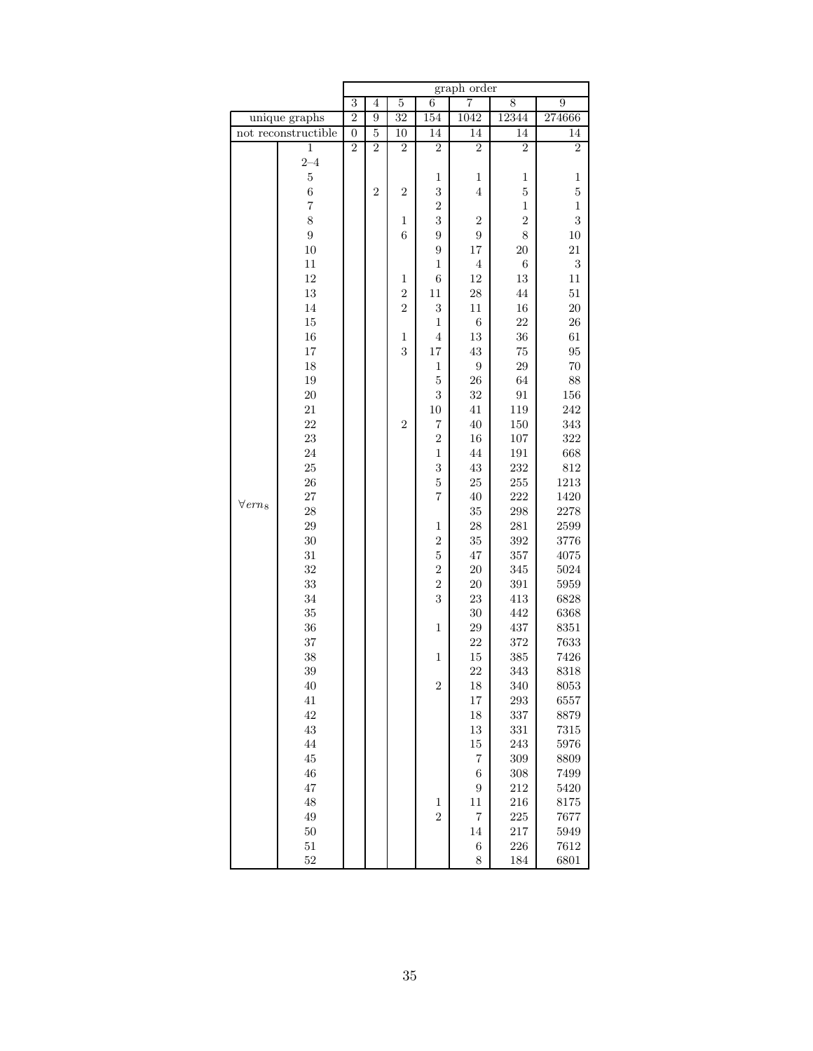| | | graph order | | | | | | |
|---|---|---|---|---|---|---|---|---|
| | | 3 | 4 | 5 | 6 | 7 | 8 | 9 |
| unique graphs | | 2 | 9 | 32 | 154 | 1042 | 12344 | 274666 |
| not reconstructible | | 0 | 5 | 10 | 14 | 14 | 14 | 14 |
| $\forall ern_8$ | 1 | 2 | 2 | 2 | 2 | 2 | 2 | 2 |
| | 2–4 | | | | | | | |
| | 5 | | | | 1 | 1 | 1 | 1 |
| | 6 | | 2 | 2 | 3 | 4 | 5 | 5 |
| | 7 | | | | 2 | | 1 | 1 |
| | 8 | | | 1 | 3 | 2 | 2 | 3 |
| | 9 | | | 6 | 9 | 9 | 8 | 10 |
| | 10 | | | | 9 | 17 | 20 | 21 |
| | 11 | | | | 1 | 4 | 6 | 3 |
| | 12 | | | 1 | 6 | 12 | 13 | 11 |
| | 13 | | | 2 | 11 | 28 | 44 | 51 |
| | 14 | | | 2 | 3 | 11 | 16 | 20 |
| | 15 | | | | 1 | 6 | 22 | 26 |
| | 16 | | | 1 | 4 | 13 | 36 | 61 |
| | 17 | | | 3 | 17 | 43 | 75 | 95 |
| | 18 | | | | 1 | 9 | 29 | 70 |
| | 19 | | | | 5 | 26 | 64 | 88 |
| | 20 | | | | 3 | 32 | 91 | 156 |
| | 21 | | | | 10 | 41 | 119 | 242 |
| | 22 | | | 2 | 7 | 40 | 150 | 343 |
| | 23 | | | | 2 | 16 | 107 | 322 |
| | 24 | | | | 1 | 44 | 191 | 668 |
| | 25 | | | | 3 | 43 | 232 | 812 |
| | 26 | | | | 5 | 25 | 255 | 1213 |
| | 27 | | | | 7 | 40 | 222 | 1420 |
| | 28 | | | | | 35 | 298 | 2278 |
| | 29 | | | | 1 | 28 | 281 | 2599 |
| | 30 | | | | 2 | 35 | 392 | 3776 |
| | 31 | | | | 5 | 47 | 357 | 4075 |
| | 32 | | | | 2 | 20 | 345 | 5024 |
| | 33 | | | | 2 | 20 | 391 | 5959 |
| | 34 | | | | 3 | 23 | 413 | 6828 |
| | 35 | | | | | 30 | 442 | 6368 |
| | 36 | | | | 1 | 29 | 437 | 8351 |
| | 37 | | | | | 22 | 372 | 7633 |
| | 38 | | | | 1 | 15 | 385 | 7426 |
| | 39 | | | | | 22 | 343 | 8318 |
| | 40 | | | | 2 | 18 | 340 | 8053 |
| | 41 | | | | | 17 | 293 | 6557 |
| | 42 | | | | | 18 | 337 | 8879 |
| | 43 | | | | | 13 | 331 | 7315 |
| | 44 | | | | | 15 | 243 | 5976 |
| | 45 | | | | | 7 | 309 | 8809 |
| | 46 | | | | | 6 | 308 | 7499 |
| | 47 | | | | | 9 | 212 | 5420 |
| | 48 | | | | 1 | 11 | 216 | 8175 |
| | 49 | | | | 2 | 7 | 225 | 7677 |
| | 50 | | | | | 14 | 217 | 5949 |
| | 51 | | | | | 6 | 226 | 7612 |
| | 52 | | | | | 8 | 184 | 6801 |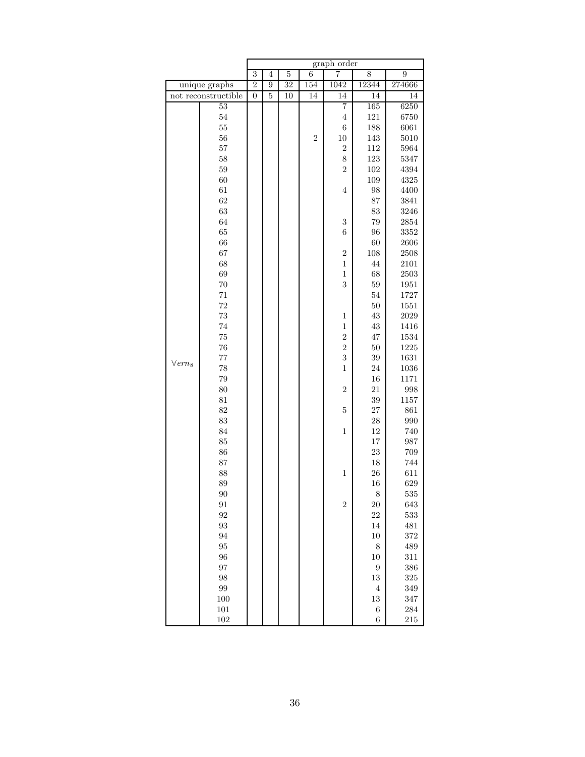| | | graph order | | | | | | |
|---|---|---|---|---|---|---|---|---|
| | | 3 | 4 | 5 | 6 | 7 | 8 | 9 |
| unique graphs | | 2 | 9 | 32 | 154 | 1042 | 12344 | 274666 |
| not reconstructible | | 0 | 5 | 10 | 14 | 14 | 14 | 14 |
| $\forall ern_8$ | 53 | | | | | 7 | 165 | 6250 |
| | 54 | | | | | 4 | 121 | 6750 |
| | 55 | | | | | 6 | 188 | 6061 |
| | 56 | | | | 2 | 10 | 143 | 5010 |
| | 57 | | | | | 2 | 112 | 5964 |
| | 58 | | | | | 8 | 123 | 5347 |
| | 59 | | | | | 2 | 102 | 4394 |
| | 60 | | | | | | 109 | 4325 |
| | 61 | | | | | 4 | 98 | 4400 |
| | 62 | | | | | | 87 | 3841 |
| | 63 | | | | | | 83 | 3246 |
| | 64 | | | | | 3 | 79 | 2854 |
| | 65 | | | | | 6 | 96 | 3352 |
| | 66 | | | | | | 60 | 2606 |
| | 67 | | | | | 2 | 108 | 2508 |
| | 68 | | | | | 1 | 44 | 2101 |
| | 69 | | | | | 1 | 68 | 2503 |
| | 70 | | | | | 3 | 59 | 1951 |
| | 71 | | | | | | 54 | 1727 |
| | 72 | | | | | | 50 | 1551 |
| | 73 | | | | | 1 | 43 | 2029 |
| | 74 | | | | | 1 | 43 | 1416 |
| | 75 | | | | | 2 | 47 | 1534 |
| | 76 | | | | | 2 | 50 | 1225 |
| | 77 | | | | | 3 | 39 | 1631 |
| | 78 | | | | | 1 | 24 | 1036 |
| | 79 | | | | | | 16 | 1171 |
| | 80 | | | | | 2 | 21 | 998 |
| | 81 | | | | | | 39 | 1157 |
| | 82 | | | | | 5 | 27 | 861 |
| | 83 | | | | | | 28 | 990 |
| | 84 | | | | | 1 | 12 | 740 |
| | 85 | | | | | | 17 | 987 |
| | 86 | | | | | | 23 | 709 |
| | 87 | | | | | | 18 | 744 |
| | 88 | | | | | 1 | 26 | 611 |
| | 89 | | | | | | 16 | 629 |
| | 90 | | | | | | 8 | 535 |
| | 91 | | | | | 2 | 20 | 643 |
| | 92 | | | | | | 22 | 533 |
| | 93 | | | | | | 14 | 481 |
| | 94 | | | | | | 10 | 372 |
| | 95 | | | | | | 8 | 489 |
| | 96 | | | | | | 10 | 311 |
| | 97 | | | | | | 9 | 386 |
| | 98 | | | | | | 13 | 325 |
| | 99 | | | | | | 4 | 349 |
| | 100 | | | | | | 13 | 347 |
| | 101 | | | | | | 6 | 284 |
| | 102 | | | | | | 6 | 215 |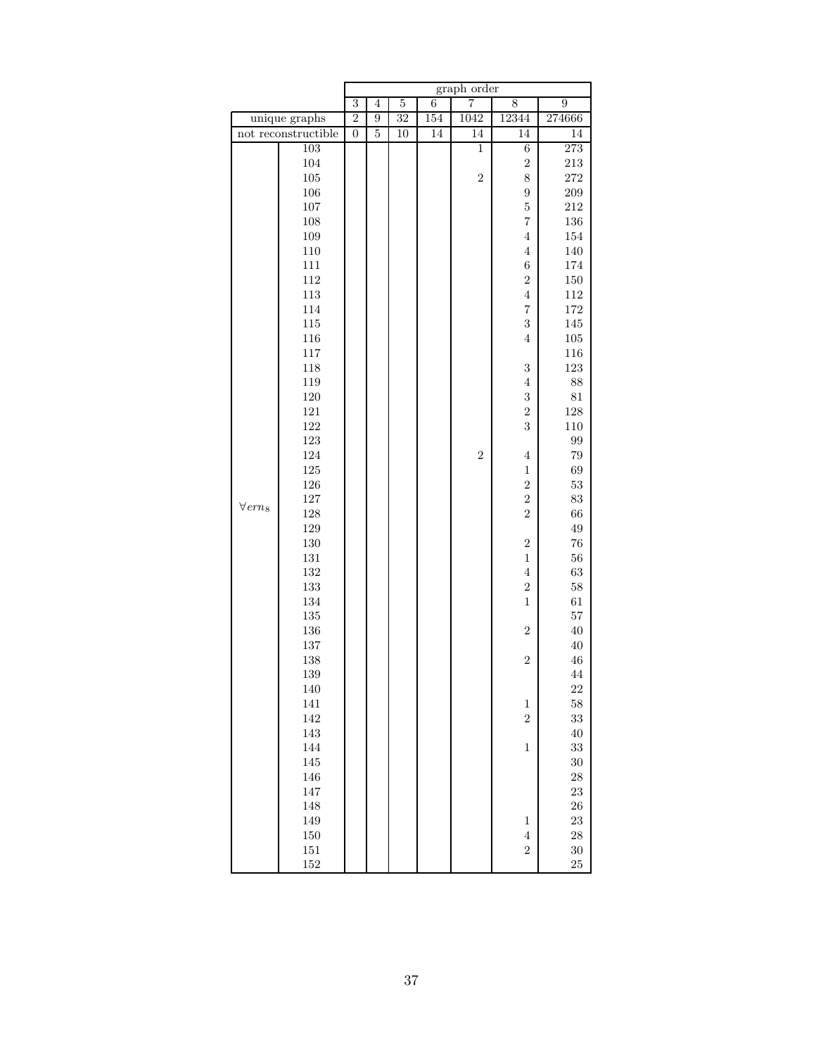| | | graph order | | | | | | |
|---|---|---|---|---|---|---|---|---|
| | | 3 | 4 | 5 | 6 | 7 | 8 | 9 |
| unique graphs | | 2 | 9 | 32 | 154 | 1042 | 12344 | 274666 |
| not reconstructible | | 0 | 5 | 10 | 14 | 14 | 14 | 14 |
| $\forall ern_8$ | 103 | | | | | 1 | 6 | 273 |
| | 104 | | | | | | 2 | 213 |
| | 105 | | | | | 2 | 8 | 272 |
| | 106 | | | | | | 9 | 209 |
| | 107 | | | | | | 5 | 212 |
| | 108 | | | | | | 7 | 136 |
| | 109 | | | | | | 4 | 154 |
| | 110 | | | | | | 4 | 140 |
| | 111 | | | | | | 6 | 174 |
| | 112 | | | | | | 2 | 150 |
| | 113 | | | | | | 4 | 112 |
| | 114 | | | | | | 7 | 172 |
| | 115 | | | | | | 3 | 145 |
| | 116 | | | | | | 4 | 105 |
| | 117 | | | | | | | 116 |
| | 118 | | | | | | 3 | 123 |
| | 119 | | | | | | 4 | 88 |
| | 120 | | | | | | 3 | 81 |
| | 121 | | | | | | 2 | 128 |
| | 122 | | | | | | 3 | 110 |
| | 123 | | | | | | | 99 |
| | 124 | | | | | 2 | 4 | 79 |
| | 125 | | | | | | 1 | 69 |
| | 126 | | | | | | 2 | 53 |
| | 127 | | | | | | 2 | 83 |
| | 128 | | | | | | 2 | 66 |
| | 129 | | | | | | | 49 |
| | 130 | | | | | | 2 | 76 |
| | 131 | | | | | | 1 | 56 |
| | 132 | | | | | | 4 | 63 |
| | 133 | | | | | | 2 | 58 |
| | 134 | | | | | | 1 | 61 |
| | 135 | | | | | | | 57 |
| | 136 | | | | | | 2 | 40 |
| | 137 | | | | | | | 40 |
| | 138 | | | | | | 2 | 46 |
| | 139 | | | | | | | 44 |
| | 140 | | | | | | | 22 |
| | 141 | | | | | | 1 | 58 |
| | 142 | | | | | | 2 | 33 |
| | 143 | | | | | | | 40 |
| | 144 | | | | | | 1 | 33 |
| | 145 | | | | | | | 30 |
| | 146 | | | | | | | 28 |
| | 147 | | | | | | | 23 |
| | 148 | | | | | | | 26 |
| | 149 | | | | | | 1 | 23 |
| | 150 | | | | | | 4 | 28 |
| | 151 | | | | | | 2 | 30 |
| | 152 | | | | | | | 25 |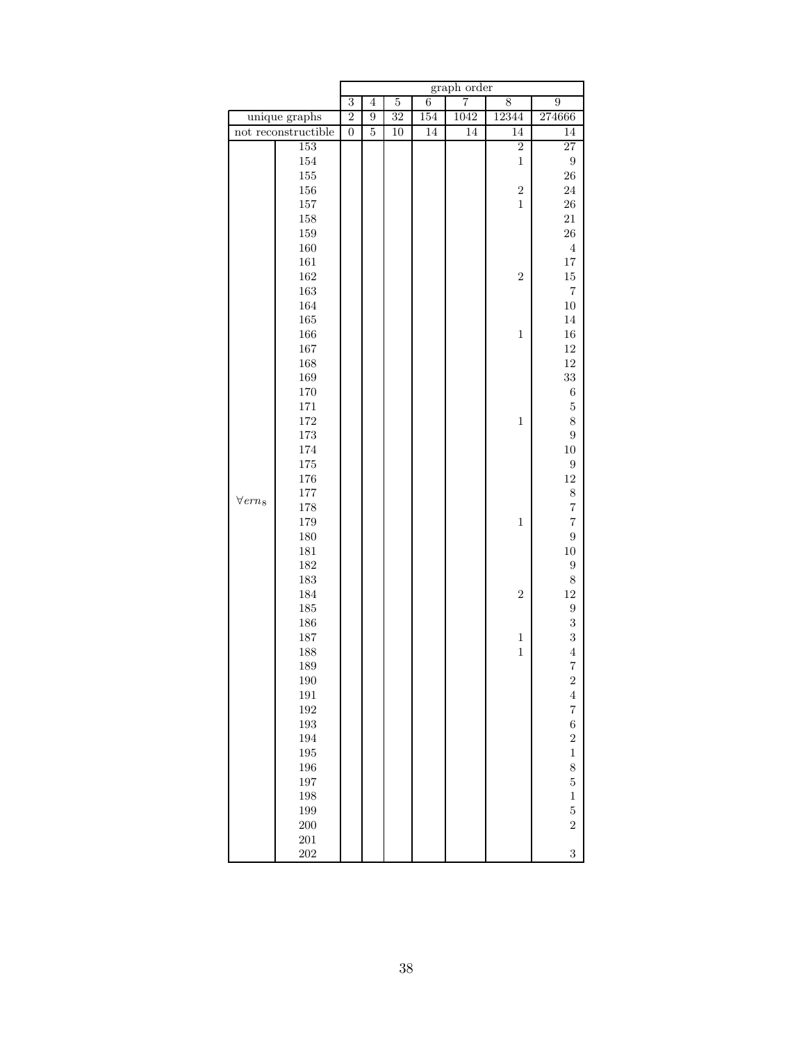| | | graph order | | | | | | |
|---|---|---|---|---|---|---|---|---|
| | | 3 | 4 | 5 | 6 | 7 | 8 | 9 |
| unique graphs | | 2 | 9 | 32 | 154 | 1042 | 12344 | 274666 |
| not reconstructible | | 0 | 5 | 10 | 14 | 14 | 14 | 14 |
| $\forall ern_8$ | 153 | | | | | | 2 | 27 |
| | 154 | | | | | | 1 | 9 |
| | 155 | | | | | | | 26 |
| | 156 | | | | | | 2 | 24 |
| | 157 | | | | | | 1 | 26 |
| | 158 | | | | | | | 21 |
| | 159 | | | | | | | 26 |
| | 160 | | | | | | | 4 |
| | 161 | | | | | | | 17 |
| | 162 | | | | | | 2 | 15 |
| | 163 | | | | | | | 7 |
| | 164 | | | | | | | 10 |
| | 165 | | | | | | | 14 |
| | 166 | | | | | | 1 | 16 |
| | 167 | | | | | | | 12 |
| | 168 | | | | | | | 12 |
| | 169 | | | | | | | 33 |
| | 170 | | | | | | | 6 |
| | 171 | | | | | | | 5 |
| | 172 | | | | | | 1 | 8 |
| | 173 | | | | | | | 9 |
| | 174 | | | | | | | 10 |
| | 175 | | | | | | | 9 |
| | 176 | | | | | | | 12 |
| | 177 | | | | | | | 8 |
| | 178 | | | | | | | 7 |
| | 179 | | | | | | 1 | 7 |
| | 180 | | | | | | | 9 |
| | 181 | | | | | | | 10 |
| | 182 | | | | | | | 9 |
| | 183 | | | | | | | 8 |
| | 184 | | | | | | 2 | 12 |
| | 185 | | | | | | | 9 |
| | 186 | | | | | | | 3 |
| | 187 | | | | | | 1 | 3 |
| | 188 | | | | | | 1 | 4 |
| | 189 | | | | | | | 7 |
| | 190 | | | | | | | 2 |
| | 191 | | | | | | | 4 |
| | 192 | | | | | | | 7 |
| | 193 | | | | | | | 6 |
| | 194 | | | | | | | 2 |
| | 195 | | | | | | | 1 |
| | 196 | | | | | | | 8 |
| | 197 | | | | | | | 5 |
| | 198 | | | | | | | 1 |
| | 199 | | | | | | | 5 |
| | 200 | | | | | | | 2 |
| | 201 | | | | | | | |
| | 202 | | | | | | | 3 |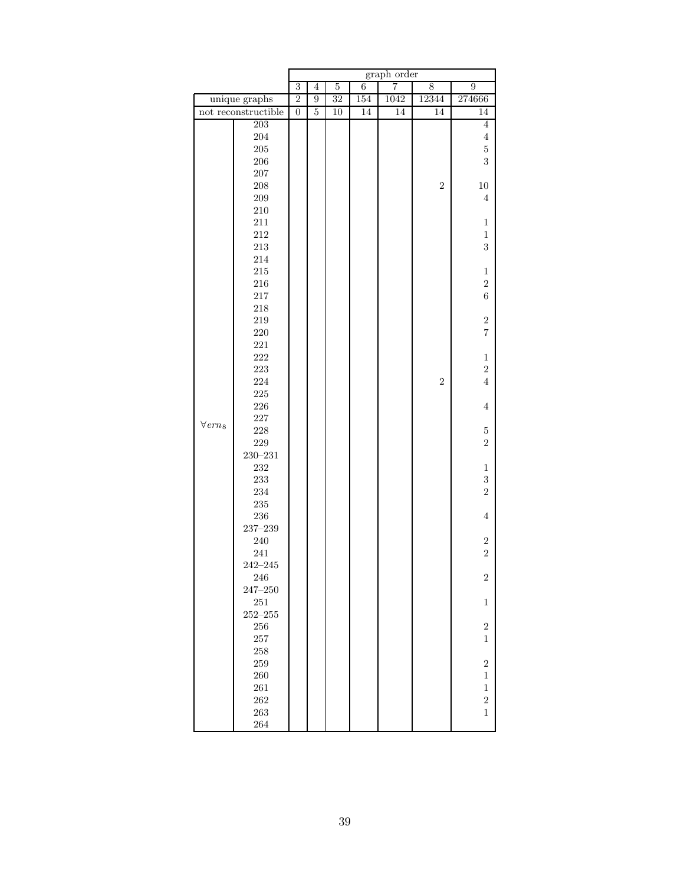| | | graph order | | | | | | |
|---|---|---|---|---|---|---|---|---|
| | | 3 | 4 | 5 | 6 | 7 | 8 | 9 |
| unique graphs | | 2 | 9 | 32 | 154 | 1042 | 12344 | 274666 |
| not reconstructible | | 0 | 5 | 10 | 14 | 14 | 14 | 14 |
| $\forall ern_8$ | 203 | | | | | | | 4 |
| | 204 | | | | | | | 4 |
| | 205 | | | | | | | 5 |
| | 206 | | | | | | | 3 |
| | 207 | | | | | | | |
| | 208 | | | | | | 2 | 10 |
| | 209 | | | | | | | 4 |
| | 210 | | | | | | | |
| | 211 | | | | | | | 1 |
| | 212 | | | | | | | 1 |
| | 213 | | | | | | | 3 |
| | 214 | | | | | | | |
| | 215 | | | | | | | 1 |
| | 216 | | | | | | | 2 |
| | 217 | | | | | | | 6 |
| | 218 | | | | | | | |
| | 219 | | | | | | | 2 |
| | 220 | | | | | | | 7 |
| | 221 | | | | | | | |
| | 222 | | | | | | | 1 |
| | 223 | | | | | | | 2 |
| | 224 | | | | | | 2 | 4 |
| | 225 | | | | | | | |
| | 226 | | | | | | | 4 |
| | 227 | | | | | | | |
| | 228 | | | | | | | 5 |
| | 229 | | | | | | | 2 |
| | 230–231 | | | | | | | |
| | 232 | | | | | | | 1 |
| | 233 | | | | | | | 3 |
| | 234 | | | | | | | 2 |
| | 235 | | | | | | | |
| | 236 | | | | | | | 4 |
| | 237–239 | | | | | | | |
| | 240 | | | | | | | 2 |
| | 241 | | | | | | | 2 |
| | 242–245 | | | | | | | |
| | 246 | | | | | | | 2 |
| | 247–250 | | | | | | | |
| | 251 | | | | | | | 1 |
| | 252–255 | | | | | | | |
| | 256 | | | | | | | 2 |
| | 257 | | | | | | | 1 |
| | 258 | | | | | | | |
| | 259 | | | | | | | 2 |
| | 260 | | | | | | | 1 |
| | 261 | | | | | | | 1 |
| | 262 | | | | | | | 2 |
| | 263 | | | | | | | 1 |
| | 264 | | | | | | | |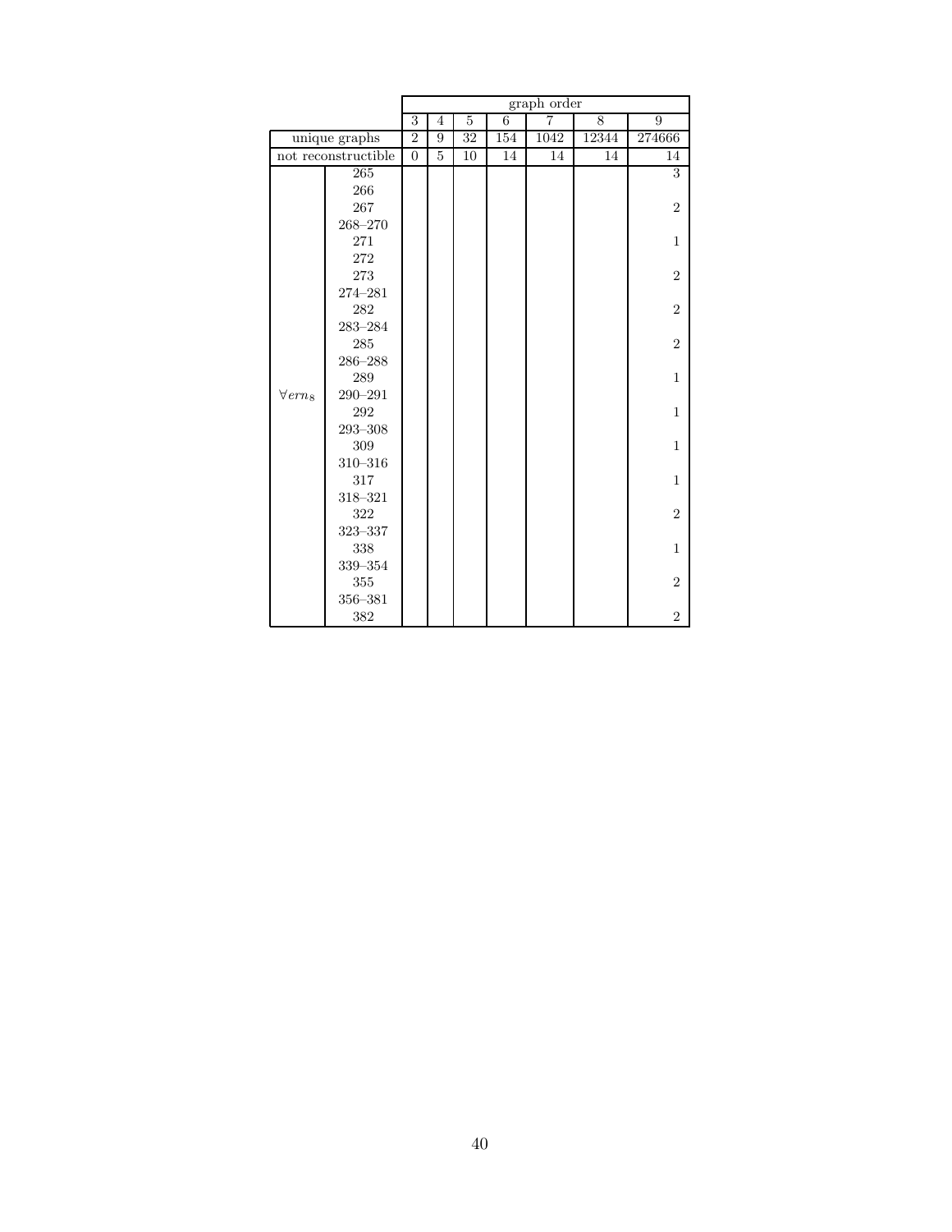| | | graph order | | | | | | |
|---|---|---|---|---|---|---|---|---|
| | | 3 | 4 | 5 | 6 | 7 | 8 | 9 |
| unique graphs | | 2 | 9 | 32 | 154 | 1042 | 12344 | 274666 |
| not reconstructible | | 0 | 5 | 10 | 14 | 14 | 14 | 14 |
| $\forall ern_8$ | 265 | | | | | | | 3 |
| | 266 | | | | | | | |
| | 267 | | | | | | | 2 |
| | 268–270 | | | | | | | |
| | 271 | | | | | | | 1 |
| | 272 | | | | | | | |
| | 273 | | | | | | | 2 |
| | 274–281 | | | | | | | |
| | 282 | | | | | | | 2 |
| | 283–284 | | | | | | | |
| | 285 | | | | | | | 2 |
| | 286–288 | | | | | | | |
| | 289 | | | | | | | 1 |
| | 290–291 | | | | | | | |
| | 292 | | | | | | | 1 |
| | 293–308 | | | | | | | |
| | 309 | | | | | | | 1 |
| | 310–316 | | | | | | | |
| | 317 | | | | | | | 1 |
| | 318–321 | | | | | | | |
| | 322 | | | | | | | 2 |
| | 323–337 | | | | | | | |
| | 338 | | | | | | | 1 |
| | 339–354 | | | | | | | |
| | 355 | | | | | | | 2 |
| | 356–381 | | | | | | | |
| | 382 | | | | | | | 2 |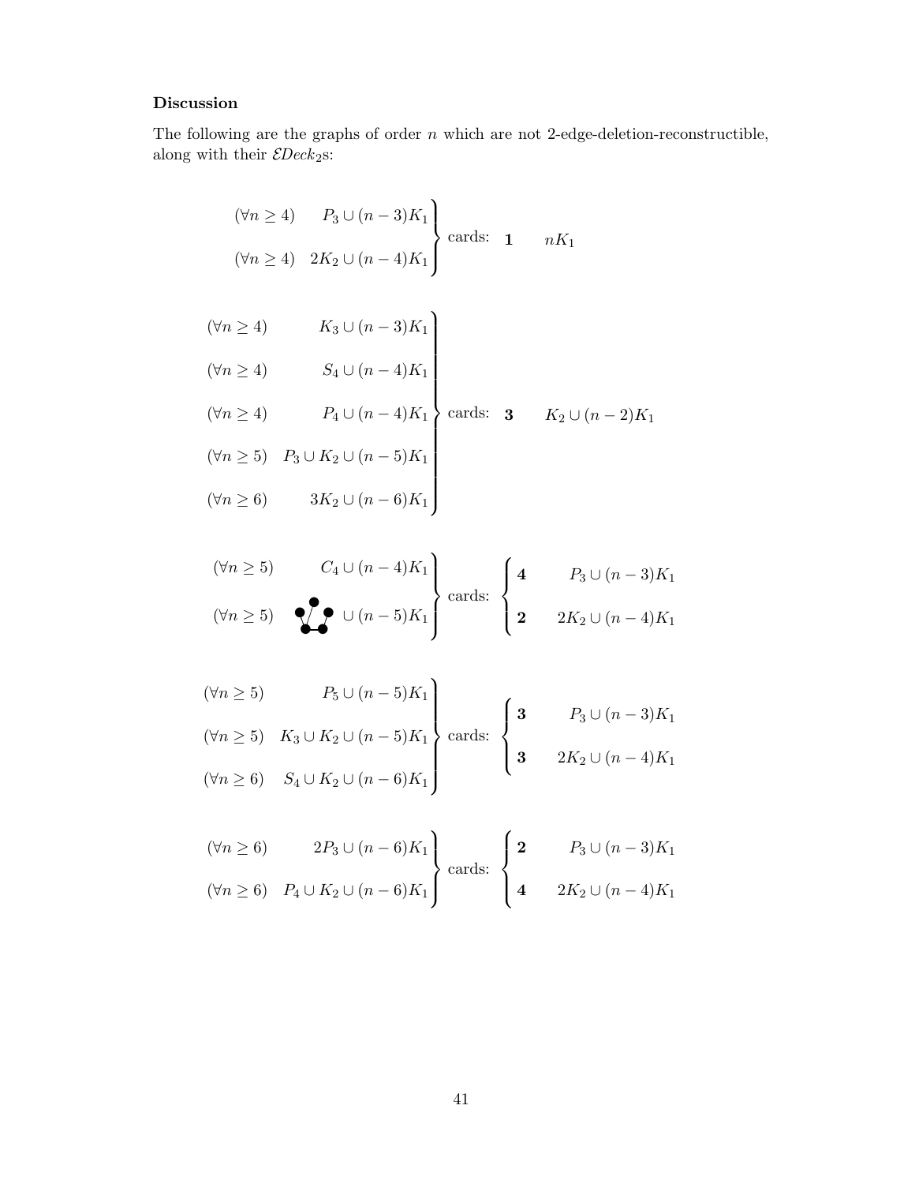### Discussion

The following are the graphs of order $n$ which are not 2-edge-deletion-reconstructible, along with their $\mathcal{E}Deck_2$s:

$$\left.\begin{array}{lr} (\forall n \geq 4) & P_3 \cup (n-3)K_1 \\ (\forall n \geq 4) & 2K_2 \cup (n-4)K_1 \end{array}\right\} \text{ cards: } \quad \mathbf{1} \quad nK_1$$

$$\left.\begin{array}{lr} (\forall n \geq 4) & K_3 \cup (n-3)K_1 \\ (\forall n \geq 4) & S_4 \cup (n-4)K_1 \\ (\forall n \geq 4) & P_4 \cup (n-4)K_1 \\ (\forall n \geq 5) & P_3 \cup K_2 \cup (n-5)K_1 \\ (\forall n \geq 6) & 3K_2 \cup (n-6)K_1 \end{array}\right\} \text{ cards: } \quad \mathbf{3} \quad K_2 \cup (n-2)K_1$$

$$\left.\begin{array}{lr} (\forall n \geq 5) & C_4 \cup (n-4)K_1 \\ (\forall n \geq 5) & [\text{graph}] \cup (n-5)K_1 \end{array}\right\} \text{ cards: } \begin{cases} \mathbf{4} & P_3 \cup (n-3)K_1 \\ \mathbf{2} & 2K_2 \cup (n-4)K_1 \end{cases}$$

$$\left.\begin{array}{lr} (\forall n \geq 5) & P_5 \cup (n-5)K_1 \\ (\forall n \geq 5) & K_3 \cup K_2 \cup (n-5)K_1 \\ (\forall n \geq 6) & S_4 \cup K_2 \cup (n-6)K_1 \end{array}\right\} \text{ cards: } \begin{cases} \mathbf{3} & P_3 \cup (n-3)K_1 \\ \mathbf{3} & 2K_2 \cup (n-4)K_1 \end{cases}$$

$$\left.\begin{array}{lr} (\forall n \geq 6) & 2P_3 \cup (n-6)K_1 \\ (\forall n \geq 6) & P_4 \cup K_2 \cup (n-6)K_1 \end{array}\right\} \text{ cards: } \begin{cases} \mathbf{2} & P_3 \cup (n-3)K_1 \\ \mathbf{4} & 2K_2 \cup (n-4)K_1 \end{cases}$$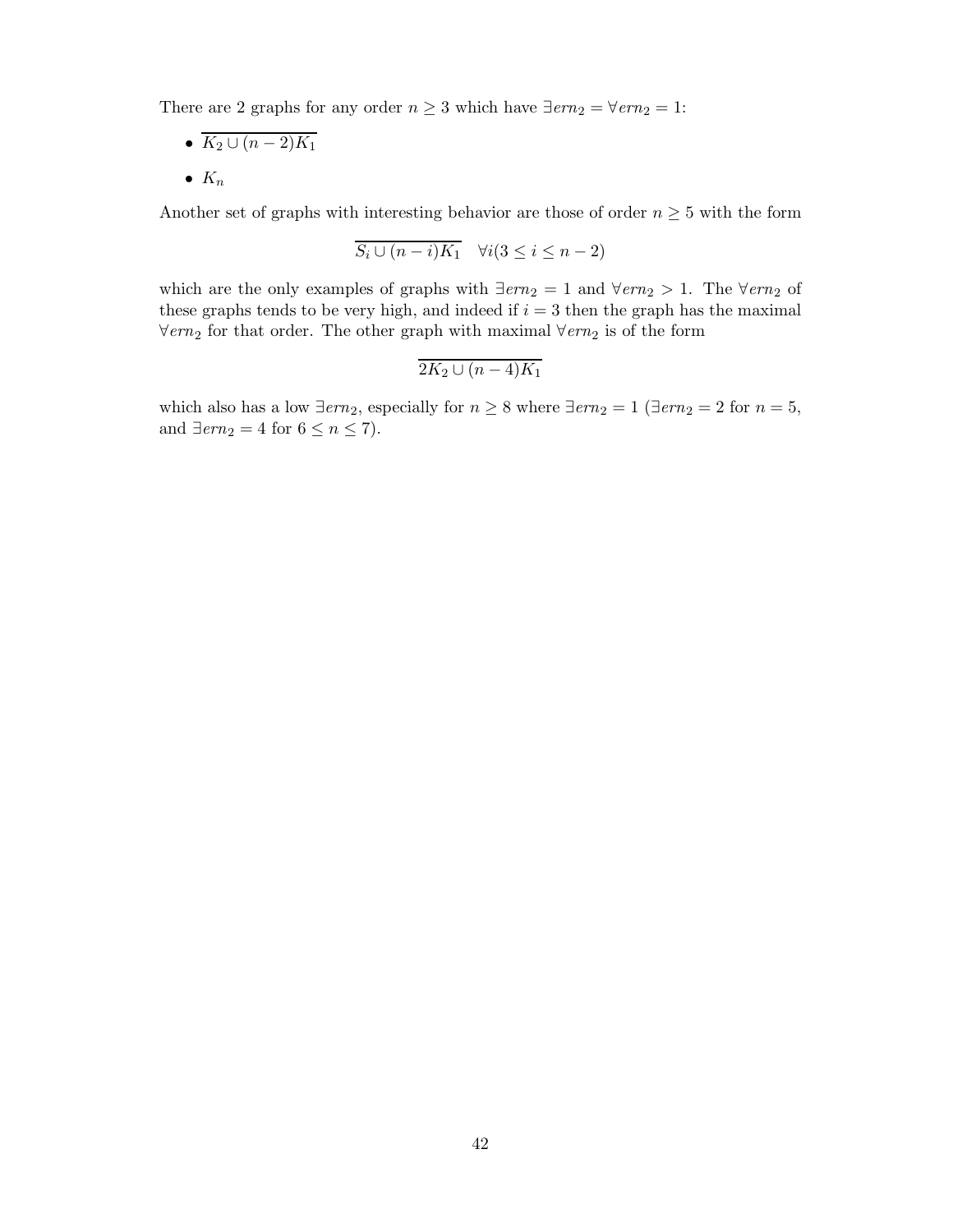There are 2 graphs for any order $n \geq 3$ which have $\exists ern_2 = \forall ern_2 = 1$:

- $\overline{K_2 \cup (n-2)K_1}$
- $K_n$

Another set of graphs with interesting behavior are those of order $n \geq 5$ with the form

$$\overline{S_i \cup (n-i)K_1} \quad \forall i (3 \leq i \leq n-2)$$

which are the only examples of graphs with $\exists ern_2 = 1$ and $\forall ern_2 > 1$. The $\forall ern_2$ of these graphs tends to be very high, and indeed if $i = 3$ then the graph has the maximal $\forall ern_2$ for that order. The other graph with maximal $\forall ern_2$ is of the form

$$\overline{2K_2 \cup (n-4)K_1}$$

which also has a low $\exists ern_2$, especially for $n \geq 8$ where $\exists ern_2 = 1$ ($\exists ern_2 = 2$ for $n = 5$, and $\exists ern_2 = 4$ for $6 \leq n \leq 7$).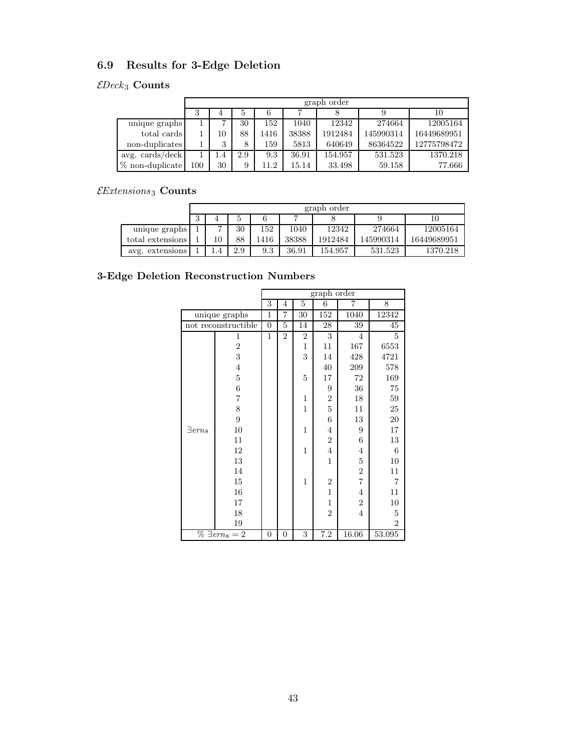## 6.9 Results for 3-Edge Deletion

### $\mathcal{E}Deck_3$ Counts

| | graph order | | | | | | | |
|---|---|---|---|---|---|---|---|---|
| | 3 | 4 | 5 | 6 | 7 | 8 | 9 | 10 |
| unique graphs | 1 | 7 | 30 | 152 | 1040 | 12342 | 274664 | 12005164 |
| total cards | 1 | 10 | 88 | 1416 | 38388 | 1912484 | 145990314 | 16449689951 |
| non-duplicates | 1 | 3 | 8 | 159 | 5813 | 640649 | 86364522 | 12775798472 |
| avg. cards/deck | 1 | 1.4 | 2.9 | 9.3 | 36.91 | 154.957 | 531.523 | 1370.218 |
| % non-duplicate | 100 | 30 | 9 | 11.2 | 15.14 | 33.498 | 59.158 | 77.666 |

### $\mathcal{E}Extensions_3$ Counts

| | graph order | | | | | | | |
|---|---|---|---|---|---|---|---|---|
| | 3 | 4 | 5 | 6 | 7 | 8 | 9 | 10 |
| unique graphs | 1 | 7 | 30 | 152 | 1040 | 12342 | 274664 | 12005164 |
| total extensions | 1 | 10 | 88 | 1416 | 38388 | 1912484 | 145990314 | 16449689951 |
| avg. extensions | 1 | 1.4 | 2.9 | 9.3 | 36.91 | 154.957 | 531.523 | 1370.218 |

### 3-Edge Deletion Reconstruction Numbers

| | | graph order | | | | | |
|---|---|---|---|---|---|---|---|
| | | 3 | 4 | 5 | 6 | 7 | 8 |
| unique graphs | | 1 | 7 | 30 | 152 | 1040 | 12342 |
| not reconstructible | | 0 | 5 | 14 | 28 | 39 | 45 |
| $\exists ern_8$ | 1 | 1 | 2 | 2 | 3 | 4 | 5 |
| | 2 | | | 1 | 11 | 167 | 6553 |
| | 3 | | | 3 | 14 | 428 | 4721 |
| | 4 | | | | 40 | 209 | 578 |
| | 5 | | | 5 | 17 | 72 | 169 |
| | 6 | | | | 9 | 36 | 75 |
| | 7 | | | 1 | 2 | 18 | 59 |
| | 8 | | | 1 | 5 | 11 | 25 |
| | 9 | | | | 6 | 13 | 20 |
| | 10 | | | 1 | 4 | 9 | 17 |
| | 11 | | | | 2 | 6 | 13 |
| | 12 | | | 1 | 4 | 4 | 6 |
| | 13 | | | | 1 | 5 | 10 |
| | 14 | | | | | 2 | 11 |
| | 15 | | | 1 | 2 | 7 | 7 |
| | 16 | | | | 1 | 4 | 11 |
| | 17 | | | | 1 | 2 | 10 |
| | 18 | | | | 2 | 4 | 5 |
| | 19 | | | | | | 2 |
| % $\exists ern_8 = 2$ | | 0 | 0 | 3 | 7.2 | 16.06 | 53.095 |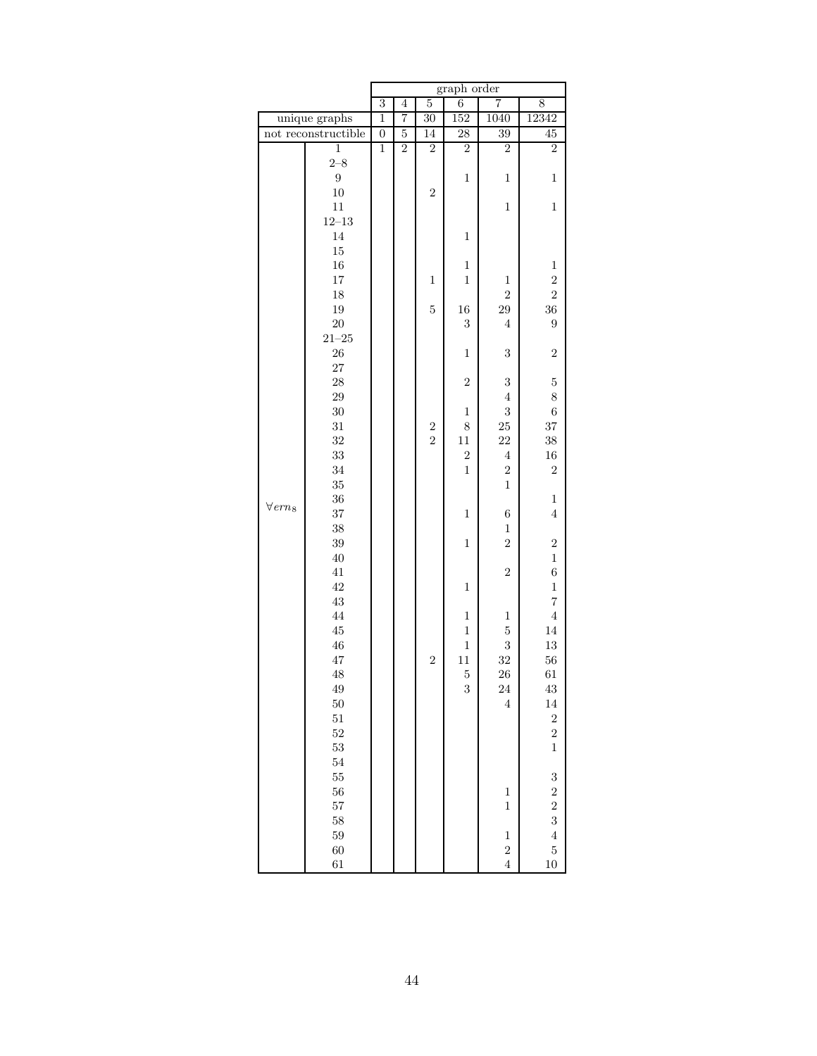| | | graph order | | | | | |
|---|---|---|---|---|---|---|---|
| | | 3 | 4 | 5 | 6 | 7 | 8 |
| unique graphs | | 1 | 7 | 30 | 152 | 1040 | 12342 |
| not reconstructible | | 0 | 5 | 14 | 28 | 39 | 45 |
| $\forall ern_8$ | 1 | 1 | 2 | 2 | 2 | 2 | 2 |
| | 2–8 | | | | | | |
| | 9 | | | | 1 | 1 | 1 |
| | 10 | | | 2 | | | |
| | 11 | | | | | 1 | 1 |
| | 12–13 | | | | | | |
| | 14 | | | | 1 | | |
| | 15 | | | | | | |
| | 16 | | | | 1 | | 1 |
| | 17 | | | 1 | 1 | 1 | 2 |
| | 18 | | | | | 2 | 2 |
| | 19 | | | 5 | 16 | 29 | 36 |
| | 20 | | | | 3 | 4 | 9 |
| | 21–25 | | | | | | |
| | 26 | | | | 1 | 3 | 2 |
| | 27 | | | | | | |
| | 28 | | | | 2 | 3 | 5 |
| | 29 | | | | | 4 | 8 |
| | 30 | | | | 1 | 3 | 6 |
| | 31 | | | 2 | 8 | 25 | 37 |
| | 32 | | | 2 | 11 | 22 | 38 |
| | 33 | | | | 2 | 4 | 16 |
| | 34 | | | | 1 | 2 | 2 |
| | 35 | | | | | 1 | |
| | 36 | | | | | | 1 |
| | 37 | | | | 1 | 6 | 4 |
| | 38 | | | | | 1 | |
| | 39 | | | | 1 | 2 | 2 |
| | 40 | | | | | | 1 |
| | 41 | | | | | 2 | 6 |
| | 42 | | | | 1 | | 1 |
| | 43 | | | | | | 7 |
| | 44 | | | | 1 | 1 | 4 |
| | 45 | | | | 1 | 5 | 14 |
| | 46 | | | | 1 | 3 | 13 |
| | 47 | | | 2 | 11 | 32 | 56 |
| | 48 | | | | 5 | 26 | 61 |
| | 49 | | | | 3 | 24 | 43 |
| | 50 | | | | | 4 | 14 |
| | 51 | | | | | | 2 |
| | 52 | | | | | | 2 |
| | 53 | | | | | | 1 |
| | 54 | | | | | | |
| | 55 | | | | | | 3 |
| | 56 | | | | | 1 | 2 |
| | 57 | | | | | 1 | 2 |
| | 58 | | | | | | 3 |
| | 59 | | | | | 1 | 4 |
| | 60 | | | | | 2 | 5 |
| | 61 | | | | | 4 | 10 |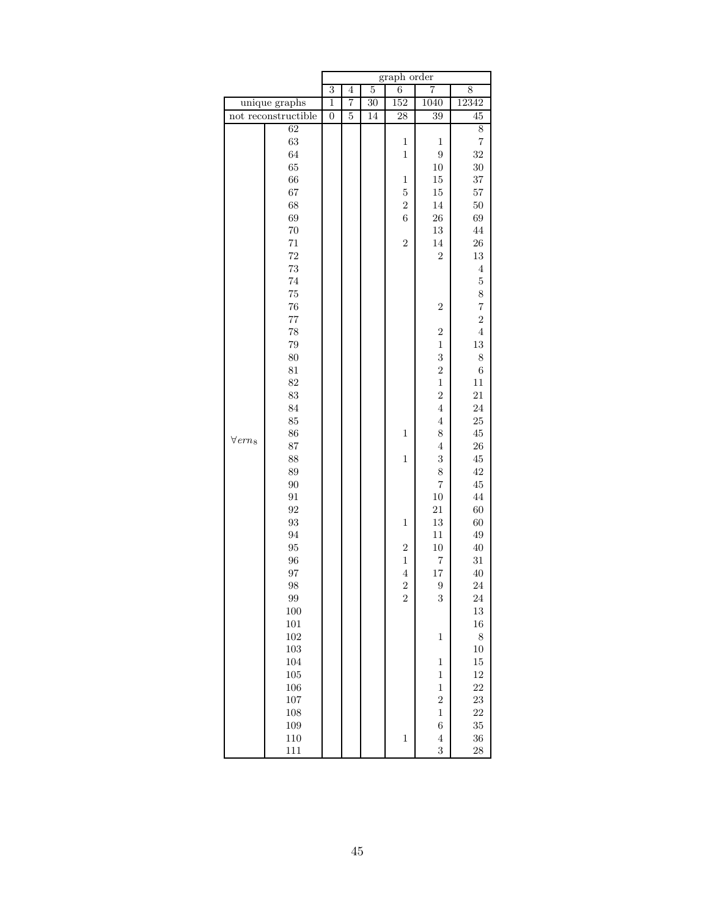| | | graph order | | | | | |
|---|---|---|---|---|---|---|---|
| | | 3 | 4 | 5 | 6 | 7 | 8 |
| unique graphs | | 1 | 7 | 30 | 152 | 1040 | 12342 |
| not reconstructible | | 0 | 5 | 14 | 28 | 39 | 45 |
| $\forall ern_8$ | 62 | | | | | | 8 |
| | 63 | | | | 1 | 1 | 7 |
| | 64 | | | | 1 | 9 | 32 |
| | 65 | | | | | 10 | 30 |
| | 66 | | | | 1 | 15 | 37 |
| | 67 | | | | 5 | 15 | 57 |
| | 68 | | | | 2 | 14 | 50 |
| | 69 | | | | 6 | 26 | 69 |
| | 70 | | | | | 13 | 44 |
| | 71 | | | | 2 | 14 | 26 |
| | 72 | | | | | 2 | 13 |
| | 73 | | | | | | 4 |
| | 74 | | | | | | 5 |
| | 75 | | | | | | 8 |
| | 76 | | | | | 2 | 7 |
| | 77 | | | | | | 2 |
| | 78 | | | | | 2 | 4 |
| | 79 | | | | | 1 | 13 |
| | 80 | | | | | 3 | 8 |
| | 81 | | | | | 2 | 6 |
| | 82 | | | | | 1 | 11 |
| | 83 | | | | | 2 | 21 |
| | 84 | | | | | 4 | 24 |
| | 85 | | | | | 4 | 25 |
| | 86 | | | | 1 | 8 | 45 |
| | 87 | | | | | 4 | 26 |
| | 88 | | | | 1 | 3 | 45 |
| | 89 | | | | | 8 | 42 |
| | 90 | | | | | 7 | 45 |
| | 91 | | | | | 10 | 44 |
| | 92 | | | | | 21 | 60 |
| | 93 | | | | 1 | 13 | 60 |
| | 94 | | | | | 11 | 49 |
| | 95 | | | | 2 | 10 | 40 |
| | 96 | | | | 1 | 7 | 31 |
| | 97 | | | | 4 | 17 | 40 |
| | 98 | | | | 2 | 9 | 24 |
| | 99 | | | | 2 | 3 | 24 |
| | 100 | | | | | | 13 |
| | 101 | | | | | | 16 |
| | 102 | | | | | 1 | 8 |
| | 103 | | | | | | 10 |
| | 104 | | | | | 1 | 15 |
| | 105 | | | | | 1 | 12 |
| | 106 | | | | | 1 | 22 |
| | 107 | | | | | 2 | 23 |
| | 108 | | | | | 1 | 22 |
| | 109 | | | | | 6 | 35 |
| | 110 | | | | 1 | 4 | 36 |
| | 111 | | | | | 3 | 28 |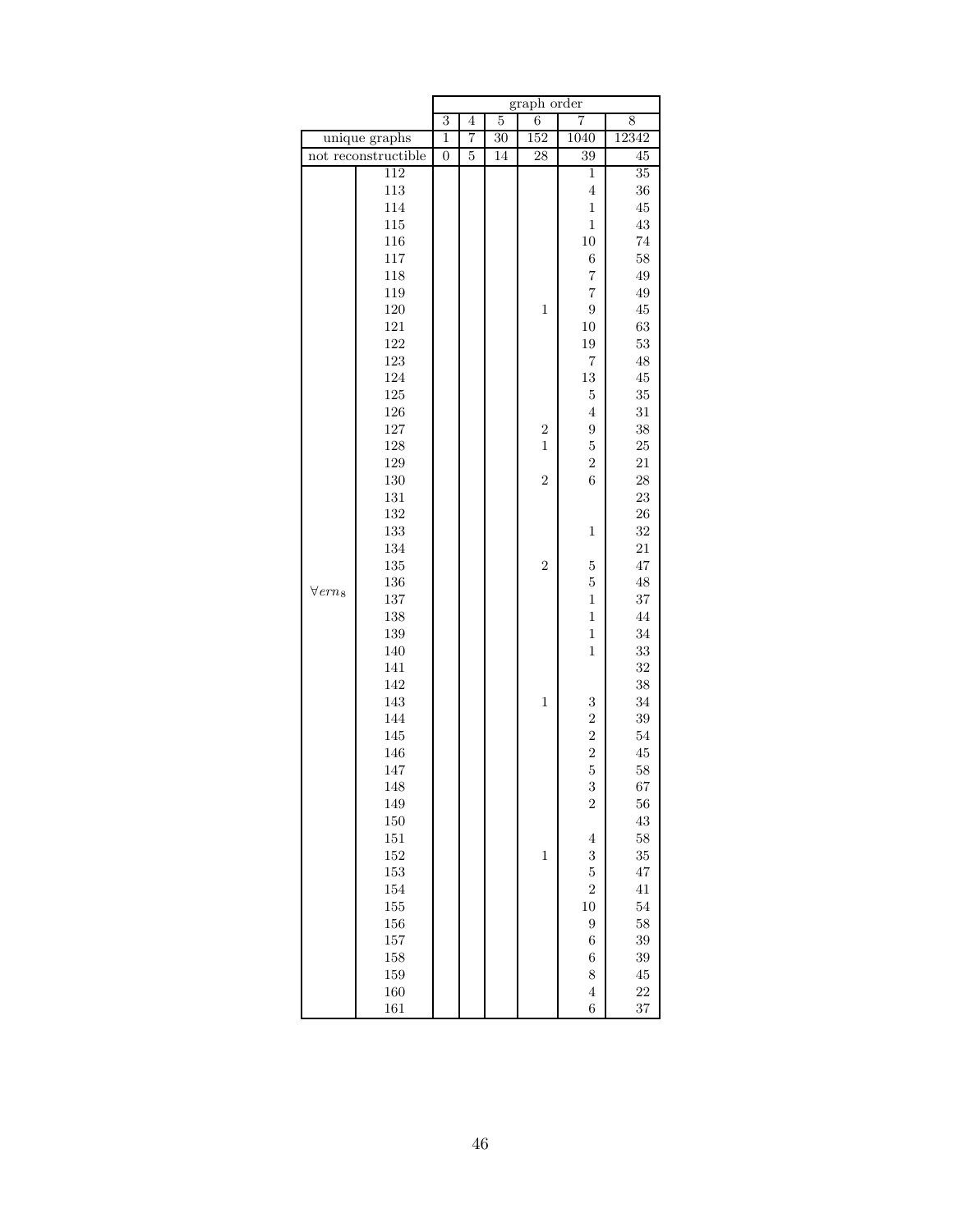| | | graph order | | | | | |
|---|---|---|---|---|---|---|---|
| | | 3 | 4 | 5 | 6 | 7 | 8 |
| unique graphs | | 1 | 7 | 30 | 152 | 1040 | 12342 |
| not reconstructible | | 0 | 5 | 14 | 28 | 39 | 45 |
| $\forall ern_8$ | 112 | | | | | 1 | 35 |
| | 113 | | | | | 4 | 36 |
| | 114 | | | | | 1 | 45 |
| | 115 | | | | | 1 | 43 |
| | 116 | | | | | 10 | 74 |
| | 117 | | | | | 6 | 58 |
| | 118 | | | | | 7 | 49 |
| | 119 | | | | | 7 | 49 |
| | 120 | | | | 1 | 9 | 45 |
| | 121 | | | | | 10 | 63 |
| | 122 | | | | | 19 | 53 |
| | 123 | | | | | 7 | 48 |
| | 124 | | | | | 13 | 45 |
| | 125 | | | | | 5 | 35 |
| | 126 | | | | | 4 | 31 |
| | 127 | | | | 2 | 9 | 38 |
| | 128 | | | | 1 | 5 | 25 |
| | 129 | | | | | 2 | 21 |
| | 130 | | | | 2 | 6 | 28 |
| | 131 | | | | | | 23 |
| | 132 | | | | | | 26 |
| | 133 | | | | | 1 | 32 |
| | 134 | | | | | | 21 |
| | 135 | | | | 2 | 5 | 47 |
| | 136 | | | | | 5 | 48 |
| | 137 | | | | | 1 | 37 |
| | 138 | | | | | 1 | 44 |
| | 139 | | | | | 1 | 34 |
| | 140 | | | | | 1 | 33 |
| | 141 | | | | | | 32 |
| | 142 | | | | | | 38 |
| | 143 | | | | 1 | 3 | 34 |
| | 144 | | | | | 2 | 39 |
| | 145 | | | | | 2 | 54 |
| | 146 | | | | | 2 | 45 |
| | 147 | | | | | 5 | 58 |
| | 148 | | | | | 3 | 67 |
| | 149 | | | | | 2 | 56 |
| | 150 | | | | | | 43 |
| | 151 | | | | | 4 | 58 |
| | 152 | | | | 1 | 3 | 35 |
| | 153 | | | | | 5 | 47 |
| | 154 | | | | | 2 | 41 |
| | 155 | | | | | 10 | 54 |
| | 156 | | | | | 9 | 58 |
| | 157 | | | | | 6 | 39 |
| | 158 | | | | | 6 | 39 |
| | 159 | | | | | 8 | 45 |
| | 160 | | | | | 4 | 22 |
| | 161 | | | | | 6 | 37 |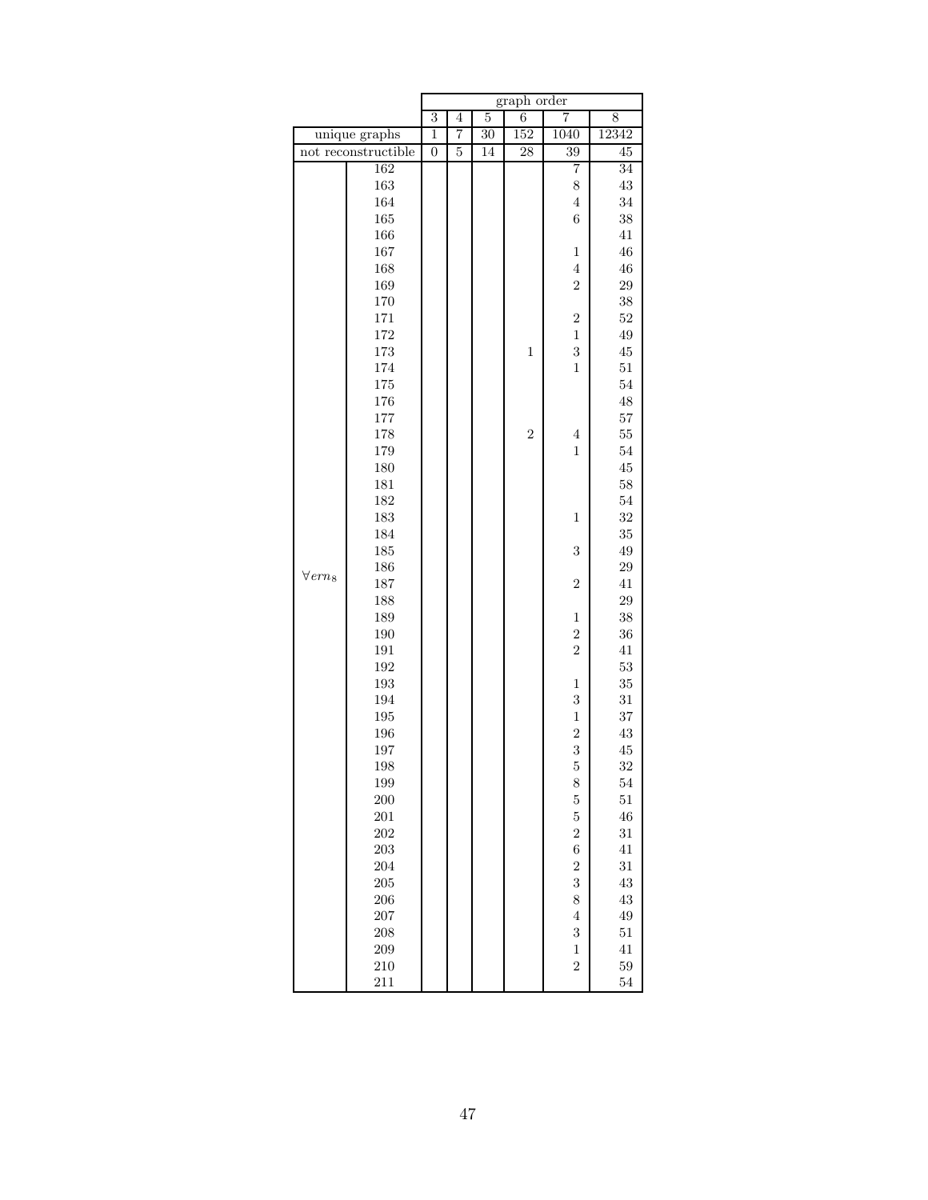| | | graph order | | | | | |
|---|---|---|---|---|---|---|---|
| | | 3 | 4 | 5 | 6 | 7 | 8 |
| unique graphs | | 1 | 7 | 30 | 152 | 1040 | 12342 |
| not reconstructible | | 0 | 5 | 14 | 28 | 39 | 45 |
| $\forall ern_8$ | 162 | | | | | 7 | 34 |
| | 163 | | | | | 8 | 43 |
| | 164 | | | | | 4 | 34 |
| | 165 | | | | | 6 | 38 |
| | 166 | | | | | | 41 |
| | 167 | | | | | 1 | 46 |
| | 168 | | | | | 4 | 46 |
| | 169 | | | | | 2 | 29 |
| | 170 | | | | | | 38 |
| | 171 | | | | | 2 | 52 |
| | 172 | | | | | 1 | 49 |
| | 173 | | | | 1 | 3 | 45 |
| | 174 | | | | | 1 | 51 |
| | 175 | | | | | | 54 |
| | 176 | | | | | | 48 |
| | 177 | | | | | | 57 |
| | 178 | | | | 2 | 4 | 55 |
| | 179 | | | | | 1 | 54 |
| | 180 | | | | | | 45 |
| | 181 | | | | | | 58 |
| | 182 | | | | | | 54 |
| | 183 | | | | | 1 | 32 |
| | 184 | | | | | | 35 |
| | 185 | | | | | 3 | 49 |
| | 186 | | | | | | 29 |
| | 187 | | | | | 2 | 41 |
| | 188 | | | | | | 29 |
| | 189 | | | | | 1 | 38 |
| | 190 | | | | | 2 | 36 |
| | 191 | | | | | 2 | 41 |
| | 192 | | | | | | 53 |
| | 193 | | | | | 1 | 35 |
| | 194 | | | | | 3 | 31 |
| | 195 | | | | | 1 | 37 |
| | 196 | | | | | 2 | 43 |
| | 197 | | | | | 3 | 45 |
| | 198 | | | | | 5 | 32 |
| | 199 | | | | | 8 | 54 |
| | 200 | | | | | 5 | 51 |
| | 201 | | | | | 5 | 46 |
| | 202 | | | | | 2 | 31 |
| | 203 | | | | | 6 | 41 |
| | 204 | | | | | 2 | 31 |
| | 205 | | | | | 3 | 43 |
| | 206 | | | | | 8 | 43 |
| | 207 | | | | | 4 | 49 |
| | 208 | | | | | 3 | 51 |
| | 209 | | | | | 1 | 41 |
| | 210 | | | | | 2 | 59 |
| | 211 | | | | | | 54 |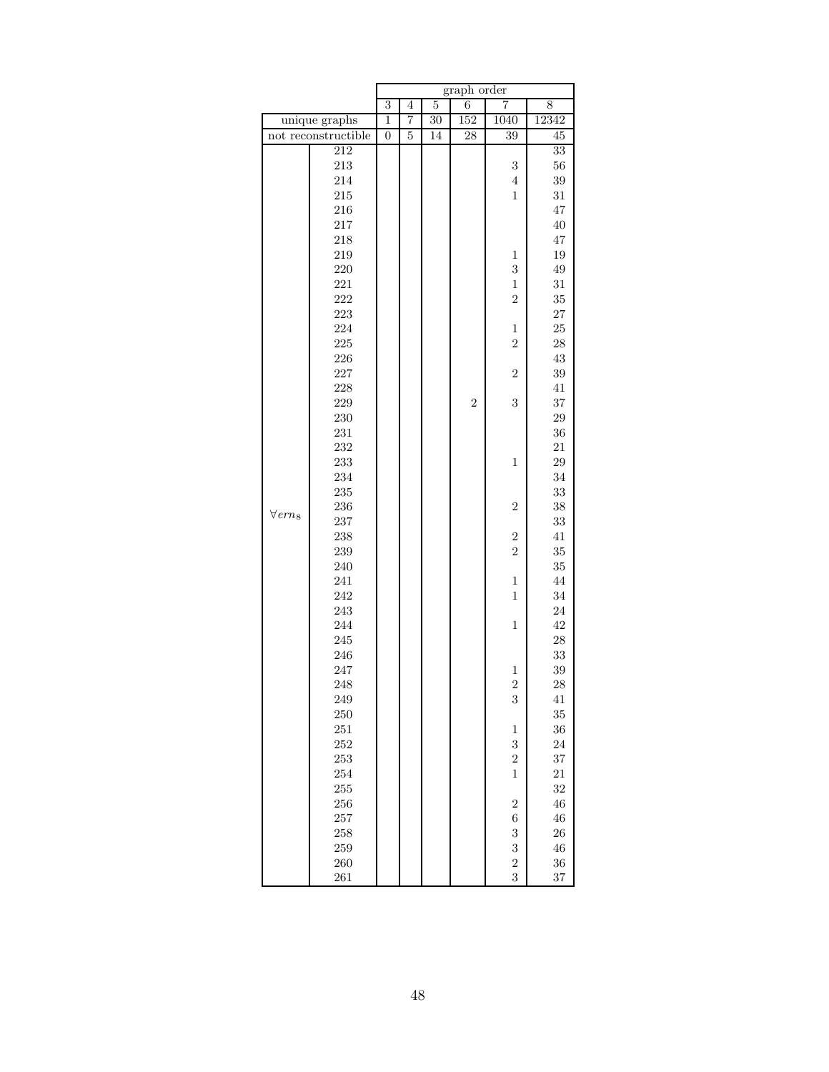| | | graph order | | | | | |
|---|---|---|---|---|---|---|---|
| | | 3 | 4 | 5 | 6 | 7 | 8 |
| unique graphs | | 1 | 7 | 30 | 152 | 1040 | 12342 |
| not reconstructible | | 0 | 5 | 14 | 28 | 39 | 45 |
| $\forall ern_8$ | 212 | | | | | | 33 |
| | 213 | | | | | 3 | 56 |
| | 214 | | | | | 4 | 39 |
| | 215 | | | | | 1 | 31 |
| | 216 | | | | | | 47 |
| | 217 | | | | | | 40 |
| | 218 | | | | | | 47 |
| | 219 | | | | | 1 | 19 |
| | 220 | | | | | 3 | 49 |
| | 221 | | | | | 1 | 31 |
| | 222 | | | | | 2 | 35 |
| | 223 | | | | | | 27 |
| | 224 | | | | | 1 | 25 |
| | 225 | | | | | 2 | 28 |
| | 226 | | | | | | 43 |
| | 227 | | | | | 2 | 39 |
| | 228 | | | | | | 41 |
| | 229 | | | | 2 | 3 | 37 |
| | 230 | | | | | | 29 |
| | 231 | | | | | | 36 |
| | 232 | | | | | | 21 |
| | 233 | | | | | 1 | 29 |
| | 234 | | | | | | 34 |
| | 235 | | | | | | 33 |
| | 236 | | | | | 2 | 38 |
| | 237 | | | | | | 33 |
| | 238 | | | | | 2 | 41 |
| | 239 | | | | | 2 | 35 |
| | 240 | | | | | | 35 |
| | 241 | | | | | 1 | 44 |
| | 242 | | | | | 1 | 34 |
| | 243 | | | | | | 24 |
| | 244 | | | | | 1 | 42 |
| | 245 | | | | | | 28 |
| | 246 | | | | | | 33 |
| | 247 | | | | | 1 | 39 |
| | 248 | | | | | 2 | 28 |
| | 249 | | | | | 3 | 41 |
| | 250 | | | | | | 35 |
| | 251 | | | | | 1 | 36 |
| | 252 | | | | | 3 | 24 |
| | 253 | | | | | 2 | 37 |
| | 254 | | | | | 1 | 21 |
| | 255 | | | | | | 32 |
| | 256 | | | | | 2 | 46 |
| | 257 | | | | | 6 | 46 |
| | 258 | | | | | 3 | 26 |
| | 259 | | | | | 3 | 46 |
| | 260 | | | | | 2 | 36 |
| | 261 | | | | | 3 | 37 |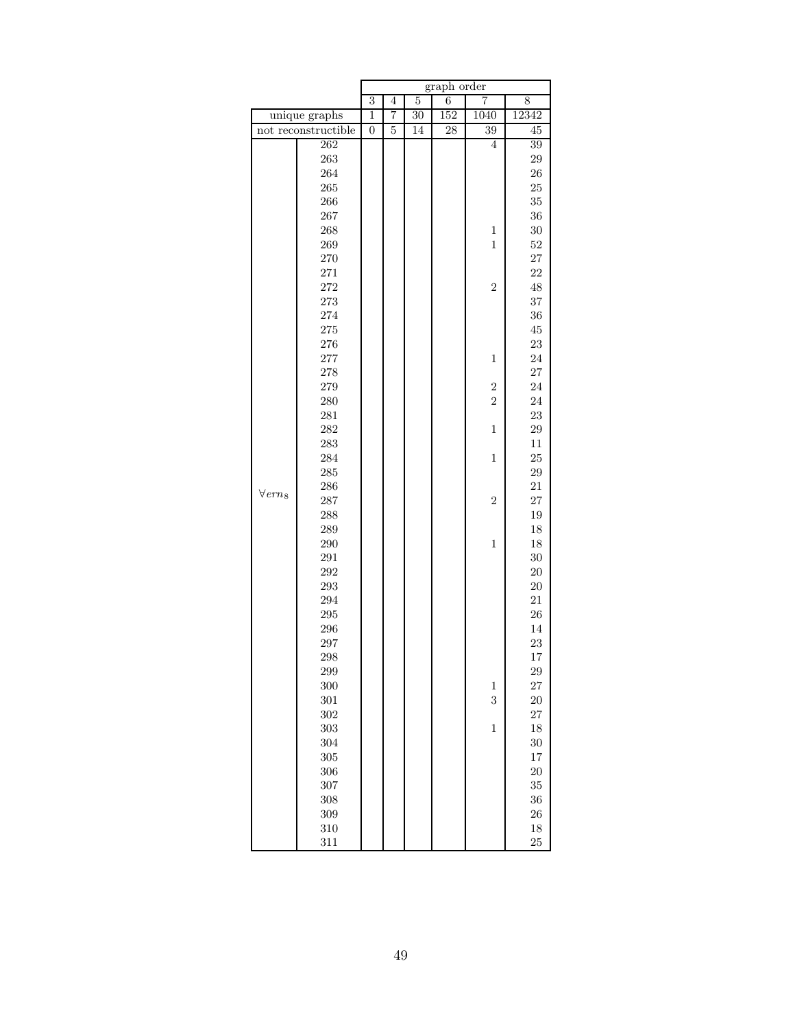| | | graph order | | | | | |
|---|---|---|---|---|---|---|---|
| | | 3 | 4 | 5 | 6 | 7 | 8 |
| unique graphs | | 1 | 7 | 30 | 152 | 1040 | 12342 |
| not reconstructible | | 0 | 5 | 14 | 28 | 39 | 45 |
| $\forall ern_8$ | 262 | | | | | 4 | 39 |
| | 263 | | | | | | 29 |
| | 264 | | | | | | 26 |
| | 265 | | | | | | 25 |
| | 266 | | | | | | 35 |
| | 267 | | | | | | 36 |
| | 268 | | | | | 1 | 30 |
| | 269 | | | | | 1 | 52 |
| | 270 | | | | | | 27 |
| | 271 | | | | | | 22 |
| | 272 | | | | | 2 | 48 |
| | 273 | | | | | | 37 |
| | 274 | | | | | | 36 |
| | 275 | | | | | | 45 |
| | 276 | | | | | | 23 |
| | 277 | | | | | 1 | 24 |
| | 278 | | | | | | 27 |
| | 279 | | | | | 2 | 24 |
| | 280 | | | | | 2 | 24 |
| | 281 | | | | | | 23 |
| | 282 | | | | | 1 | 29 |
| | 283 | | | | | | 11 |
| | 284 | | | | | 1 | 25 |
| | 285 | | | | | | 29 |
| | 286 | | | | | | 21 |
| | 287 | | | | | 2 | 27 |
| | 288 | | | | | | 19 |
| | 289 | | | | | | 18 |
| | 290 | | | | | 1 | 18 |
| | 291 | | | | | | 30 |
| | 292 | | | | | | 20 |
| | 293 | | | | | | 20 |
| | 294 | | | | | | 21 |
| | 295 | | | | | | 26 |
| | 296 | | | | | | 14 |
| | 297 | | | | | | 23 |
| | 298 | | | | | | 17 |
| | 299 | | | | | | 29 |
| | 300 | | | | | 1 | 27 |
| | 301 | | | | | 3 | 20 |
| | 302 | | | | | | 27 |
| | 303 | | | | | 1 | 18 |
| | 304 | | | | | | 30 |
| | 305 | | | | | | 17 |
| | 306 | | | | | | 20 |
| | 307 | | | | | | 35 |
| | 308 | | | | | | 36 |
| | 309 | | | | | | 26 |
| | 310 | | | | | | 18 |
| | 311 | | | | | | 25 |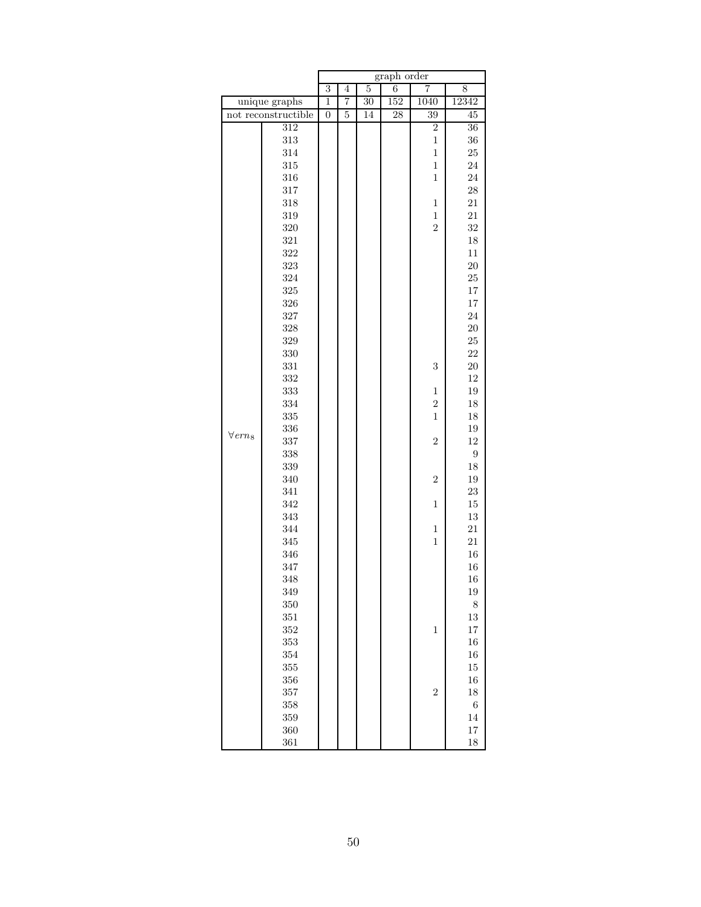| | | graph order | | | | | |
|---|---|---|---|---|---|---|---|
| | | 3 | 4 | 5 | 6 | 7 | 8 |
| unique graphs | | 1 | 7 | 30 | 152 | 1040 | 12342 |
| not reconstructible | | 0 | 5 | 14 | 28 | 39 | 45 |
| $\forall ern_8$ | 312 | | | | | 2 | 36 |
| | 313 | | | | | 1 | 36 |
| | 314 | | | | | 1 | 25 |
| | 315 | | | | | 1 | 24 |
| | 316 | | | | | 1 | 24 |
| | 317 | | | | | | 28 |
| | 318 | | | | | 1 | 21 |
| | 319 | | | | | 1 | 21 |
| | 320 | | | | | 2 | 32 |
| | 321 | | | | | | 18 |
| | 322 | | | | | | 11 |
| | 323 | | | | | | 20 |
| | 324 | | | | | | 25 |
| | 325 | | | | | | 17 |
| | 326 | | | | | | 17 |
| | 327 | | | | | | 24 |
| | 328 | | | | | | 20 |
| | 329 | | | | | | 25 |
| | 330 | | | | | | 22 |
| | 331 | | | | | 3 | 20 |
| | 332 | | | | | | 12 |
| | 333 | | | | | 1 | 19 |
| | 334 | | | | | 2 | 18 |
| | 335 | | | | | 1 | 18 |
| | 336 | | | | | | 19 |
| | 337 | | | | | 2 | 12 |
| | 338 | | | | | | 9 |
| | 339 | | | | | | 18 |
| | 340 | | | | | 2 | 19 |
| | 341 | | | | | | 23 |
| | 342 | | | | | 1 | 15 |
| | 343 | | | | | | 13 |
| | 344 | | | | | 1 | 21 |
| | 345 | | | | | 1 | 21 |
| | 346 | | | | | | 16 |
| | 347 | | | | | | 16 |
| | 348 | | | | | | 16 |
| | 349 | | | | | | 19 |
| | 350 | | | | | | 8 |
| | 351 | | | | | | 13 |
| | 352 | | | | | 1 | 17 |
| | 353 | | | | | | 16 |
| | 354 | | | | | | 16 |
| | 355 | | | | | | 15 |
| | 356 | | | | | | 16 |
| | 357 | | | | | 2 | 18 |
| | 358 | | | | | | 6 |
| | 359 | | | | | | 14 |
| | 360 | | | | | | 17 |
| | 361 | | | | | | 18 |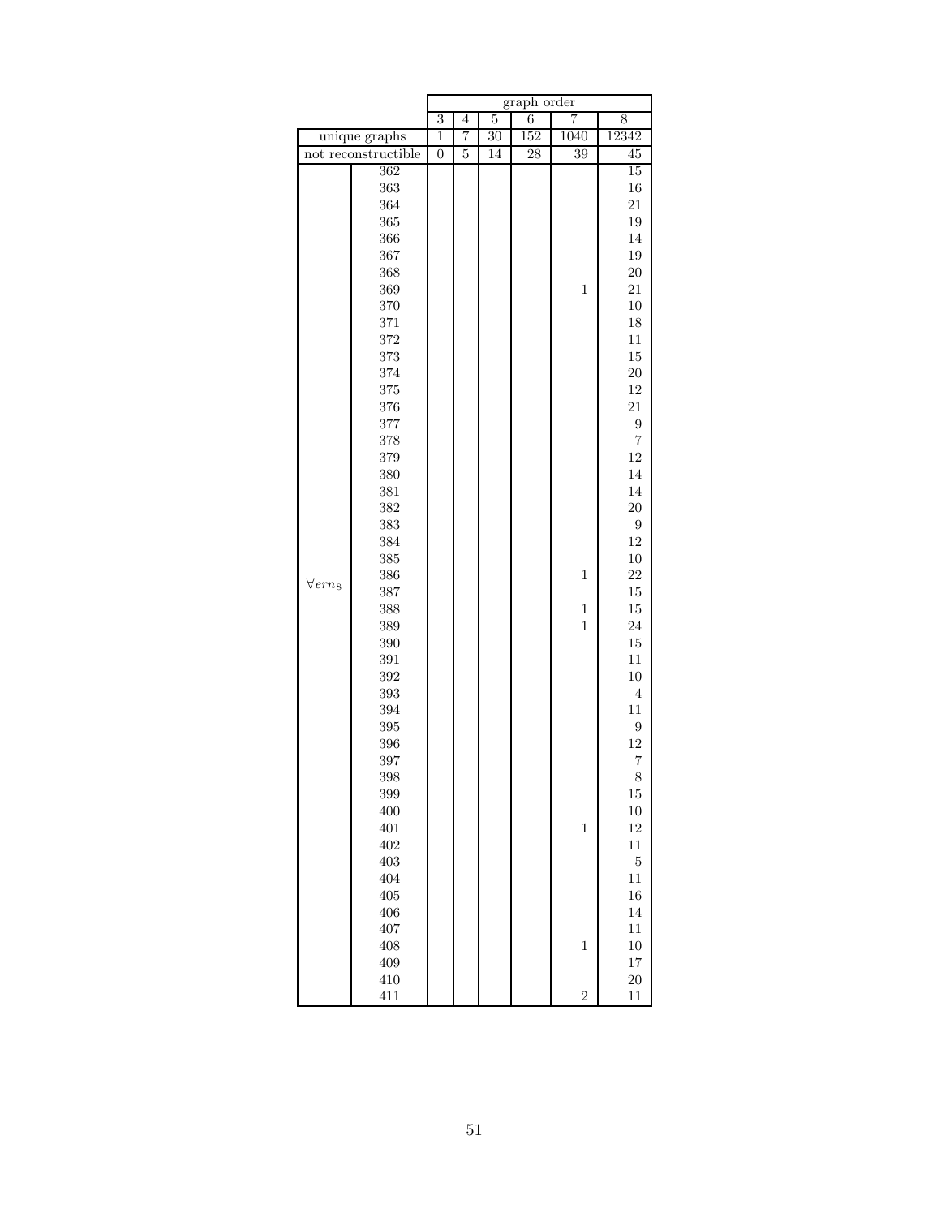| | | graph order | | | | | |
|---|---|---|---|---|---|---|---|
| | | 3 | 4 | 5 | 6 | 7 | 8 |
| unique graphs | | 1 | 7 | 30 | 152 | 1040 | 12342 |
| not reconstructible | | 0 | 5 | 14 | 28 | 39 | 45 |
| $\forall ern_8$ | 362 | | | | | | 15 |
| | 363 | | | | | | 16 |
| | 364 | | | | | | 21 |
| | 365 | | | | | | 19 |
| | 366 | | | | | | 14 |
| | 367 | | | | | | 19 |
| | 368 | | | | | | 20 |
| | 369 | | | | | 1 | 21 |
| | 370 | | | | | | 10 |
| | 371 | | | | | | 18 |
| | 372 | | | | | | 11 |
| | 373 | | | | | | 15 |
| | 374 | | | | | | 20 |
| | 375 | | | | | | 12 |
| | 376 | | | | | | 21 |
| | 377 | | | | | | 9 |
| | 378 | | | | | | 7 |
| | 379 | | | | | | 12 |
| | 380 | | | | | | 14 |
| | 381 | | | | | | 14 |
| | 382 | | | | | | 20 |
| | 383 | | | | | | 9 |
| | 384 | | | | | | 12 |
| | 385 | | | | | | 10 |
| | 386 | | | | | 1 | 22 |
| | 387 | | | | | | 15 |
| | 388 | | | | | 1 | 15 |
| | 389 | | | | | 1 | 24 |
| | 390 | | | | | | 15 |
| | 391 | | | | | | 11 |
| | 392 | | | | | | 10 |
| | 393 | | | | | | 4 |
| | 394 | | | | | | 11 |
| | 395 | | | | | | 9 |
| | 396 | | | | | | 12 |
| | 397 | | | | | | 7 |
| | 398 | | | | | | 8 |
| | 399 | | | | | | 15 |
| | 400 | | | | | | 10 |
| | 401 | | | | | 1 | 12 |
| | 402 | | | | | | 11 |
| | 403 | | | | | | 5 |
| | 404 | | | | | | 11 |
| | 405 | | | | | | 16 |
| | 406 | | | | | | 14 |
| | 407 | | | | | | 11 |
| | 408 | | | | | 1 | 10 |
| | 409 | | | | | | 17 |
| | 410 | | | | | | 20 |
| | 411 | | | | | 2 | 11 |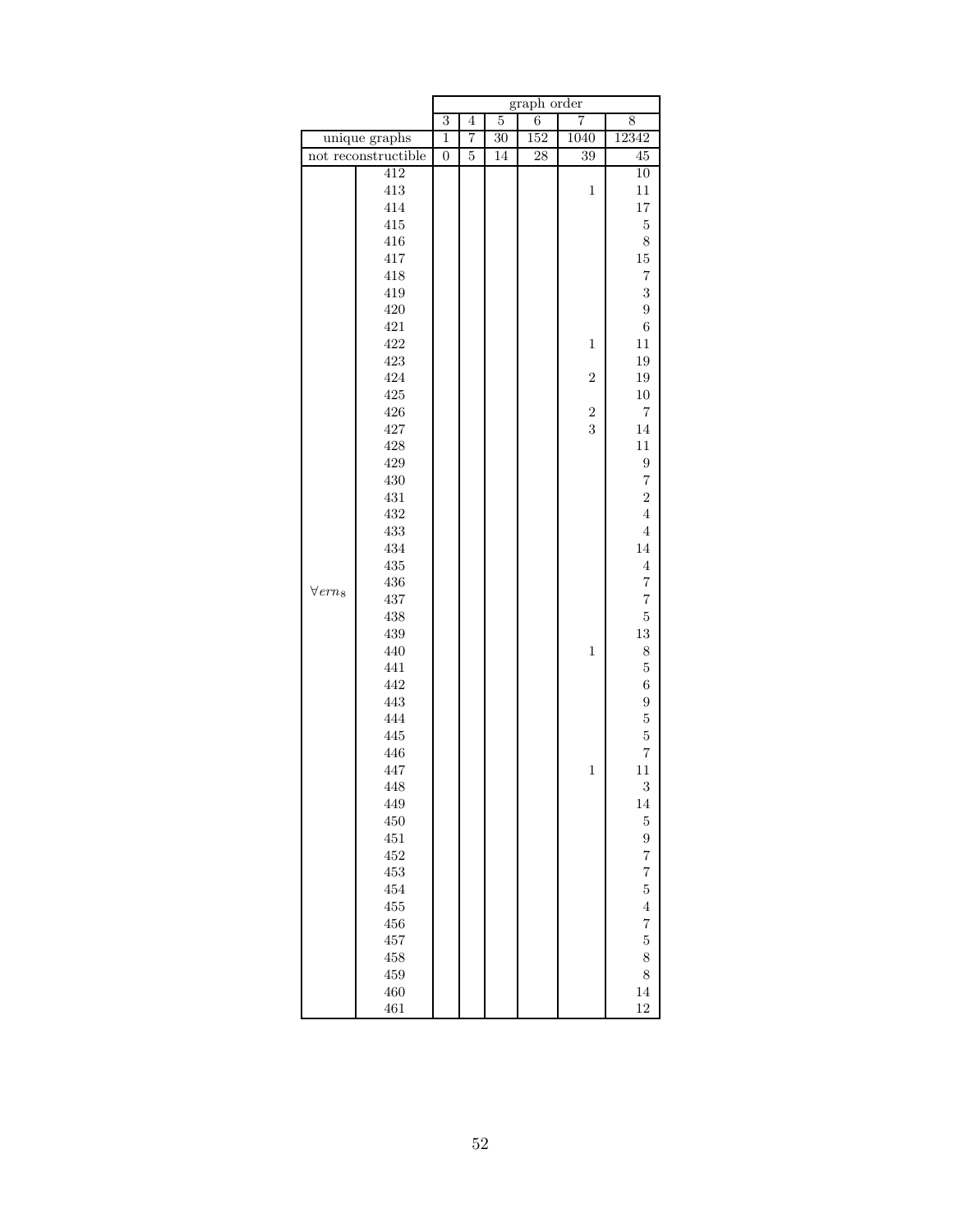| | | graph order | | | | | |
|---|---|---|---|---|---|---|---|
| | | 3 | 4 | 5 | 6 | 7 | 8 |
| unique graphs | | 1 | 7 | 30 | 152 | 1040 | 12342 |
| not reconstructible | | 0 | 5 | 14 | 28 | 39 | 45 |
| $\forall ern_8$ | 412 | | | | | | 10 |
| | 413 | | | | | 1 | 11 |
| | 414 | | | | | | 17 |
| | 415 | | | | | | 5 |
| | 416 | | | | | | 8 |
| | 417 | | | | | | 15 |
| | 418 | | | | | | 7 |
| | 419 | | | | | | 3 |
| | 420 | | | | | | 9 |
| | 421 | | | | | | 6 |
| | 422 | | | | | 1 | 11 |
| | 423 | | | | | | 19 |
| | 424 | | | | | 2 | 19 |
| | 425 | | | | | | 10 |
| | 426 | | | | | 2 | 7 |
| | 427 | | | | | 3 | 14 |
| | 428 | | | | | | 11 |
| | 429 | | | | | | 9 |
| | 430 | | | | | | 7 |
| | 431 | | | | | | 2 |
| | 432 | | | | | | 4 |
| | 433 | | | | | | 4 |
| | 434 | | | | | | 14 |
| | 435 | | | | | | 4 |
| | 436 | | | | | | 7 |
| | 437 | | | | | | 7 |
| | 438 | | | | | | 5 |
| | 439 | | | | | | 13 |
| | 440 | | | | | 1 | 8 |
| | 441 | | | | | | 5 |
| | 442 | | | | | | 6 |
| | 443 | | | | | | 9 |
| | 444 | | | | | | 5 |
| | 445 | | | | | | 5 |
| | 446 | | | | | | 7 |
| | 447 | | | | | 1 | 11 |
| | 448 | | | | | | 3 |
| | 449 | | | | | | 14 |
| | 450 | | | | | | 5 |
| | 451 | | | | | | 9 |
| | 452 | | | | | | 7 |
| | 453 | | | | | | 7 |
| | 454 | | | | | | 5 |
| | 455 | | | | | | 4 |
| | 456 | | | | | | 7 |
| | 457 | | | | | | 5 |
| | 458 | | | | | | 8 |
| | 459 | | | | | | 8 |
| | 460 | | | | | | 14 |
| | 461 | | | | | | 12 |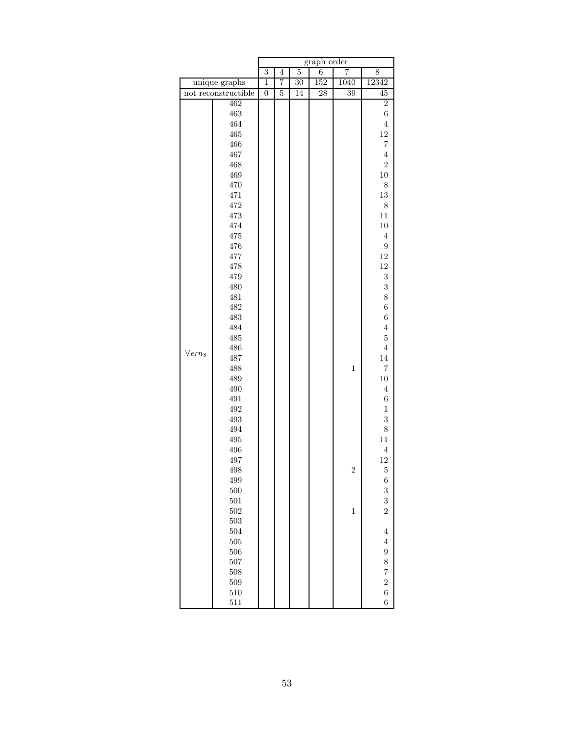| | | graph order | | | | | |
|---|---|---|---|---|---|---|---|
| | | 3 | 4 | 5 | 6 | 7 | 8 |
| unique graphs | | 1 | 7 | 30 | 152 | 1040 | 12342 |
| not reconstructible | | 0 | 5 | 14 | 28 | 39 | 45 |
| $\forall ern_8$ | 462 | | | | | | 2 |
| | 463 | | | | | | 6 |
| | 464 | | | | | | 4 |
| | 465 | | | | | | 12 |
| | 466 | | | | | | 7 |
| | 467 | | | | | | 4 |
| | 468 | | | | | | 2 |
| | 469 | | | | | | 10 |
| | 470 | | | | | | 8 |
| | 471 | | | | | | 13 |
| | 472 | | | | | | 8 |
| | 473 | | | | | | 11 |
| | 474 | | | | | | 10 |
| | 475 | | | | | | 4 |
| | 476 | | | | | | 9 |
| | 477 | | | | | | 12 |
| | 478 | | | | | | 12 |
| | 479 | | | | | | 3 |
| | 480 | | | | | | 3 |
| | 481 | | | | | | 8 |
| | 482 | | | | | | 6 |
| | 483 | | | | | | 6 |
| | 484 | | | | | | 4 |
| | 485 | | | | | | 5 |
| | 486 | | | | | | 4 |
| | 487 | | | | | | 14 |
| | 488 | | | | | 1 | 7 |
| | 489 | | | | | | 10 |
| | 490 | | | | | | 4 |
| | 491 | | | | | | 6 |
| | 492 | | | | | | 1 |
| | 493 | | | | | | 3 |
| | 494 | | | | | | 8 |
| | 495 | | | | | | 11 |
| | 496 | | | | | | 4 |
| | 497 | | | | | | 12 |
| | 498 | | | | | 2 | 5 |
| | 499 | | | | | | 6 |
| | 500 | | | | | | 3 |
| | 501 | | | | | | 3 |
| | 502 | | | | | 1 | 2 |
| | 503 | | | | | | |
| | 504 | | | | | | 4 |
| | 505 | | | | | | 4 |
| | 506 | | | | | | 9 |
| | 507 | | | | | | 8 |
| | 508 | | | | | | 7 |
| | 509 | | | | | | 2 |
| | 510 | | | | | | 6 |
| | 511 | | | | | | 6 |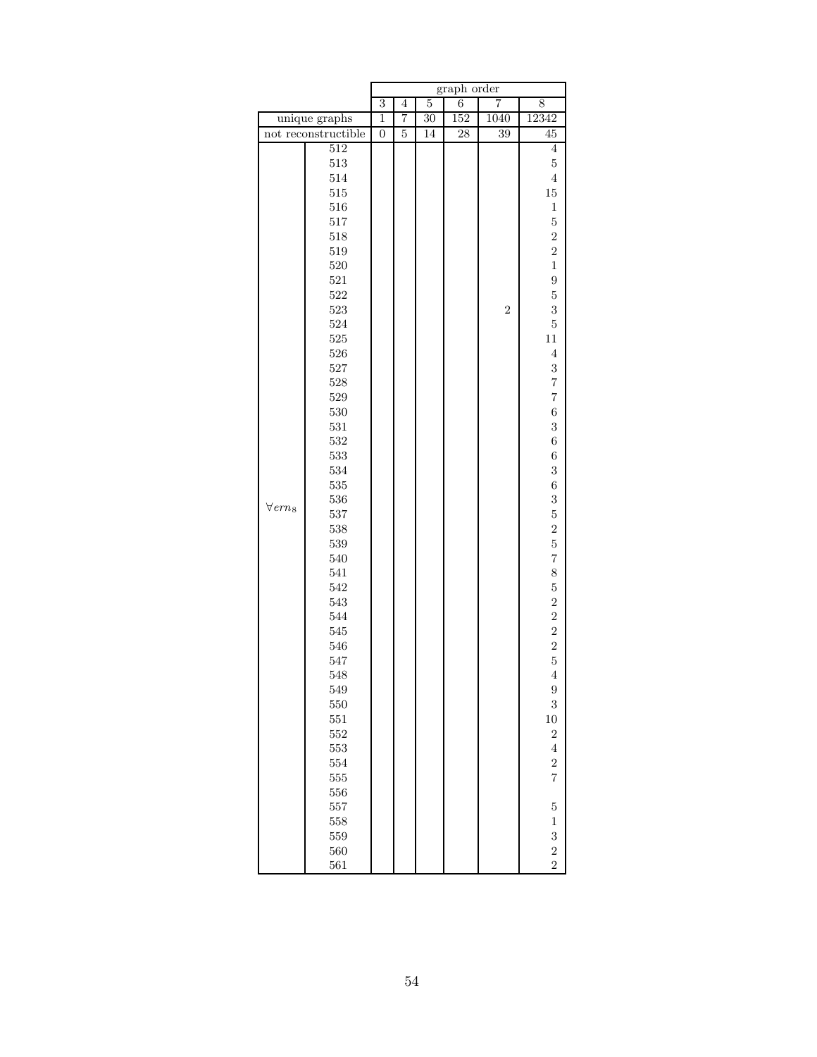| | | graph order | | | | | |
|---|---|---|---|---|---|---|---|
| | | 3 | 4 | 5 | 6 | 7 | 8 |
| unique graphs | | 1 | 7 | 30 | 152 | 1040 | 12342 |
| not reconstructible | | 0 | 5 | 14 | 28 | 39 | 45 |
| $\forall ern_8$ | 512 | | | | | | 4 |
| | 513 | | | | | | 5 |
| | 514 | | | | | | 4 |
| | 515 | | | | | | 15 |
| | 516 | | | | | | 1 |
| | 517 | | | | | | 5 |
| | 518 | | | | | | 2 |
| | 519 | | | | | | 2 |
| | 520 | | | | | | 1 |
| | 521 | | | | | | 9 |
| | 522 | | | | | | 5 |
| | 523 | | | | | 2 | 3 |
| | 524 | | | | | | 5 |
| | 525 | | | | | | 11 |
| | 526 | | | | | | 4 |
| | 527 | | | | | | 3 |
| | 528 | | | | | | 7 |
| | 529 | | | | | | 7 |
| | 530 | | | | | | 6 |
| | 531 | | | | | | 3 |
| | 532 | | | | | | 6 |
| | 533 | | | | | | 6 |
| | 534 | | | | | | 3 |
| | 535 | | | | | | 6 |
| | 536 | | | | | | 3 |
| | 537 | | | | | | 5 |
| | 538 | | | | | | 2 |
| | 539 | | | | | | 5 |
| | 540 | | | | | | 7 |
| | 541 | | | | | | 8 |
| | 542 | | | | | | 5 |
| | 543 | | | | | | 2 |
| | 544 | | | | | | 2 |
| | 545 | | | | | | 2 |
| | 546 | | | | | | 2 |
| | 547 | | | | | | 5 |
| | 548 | | | | | | 4 |
| | 549 | | | | | | 9 |
| | 550 | | | | | | 3 |
| | 551 | | | | | | 10 |
| | 552 | | | | | | 2 |
| | 553 | | | | | | 4 |
| | 554 | | | | | | 2 |
| | 555 | | | | | | 7 |
| | 556 | | | | | | |
| | 557 | | | | | | 5 |
| | 558 | | | | | | 1 |
| | 559 | | | | | | 3 |
| | 560 | | | | | | 2 |
| | 561 | | | | | | 2 |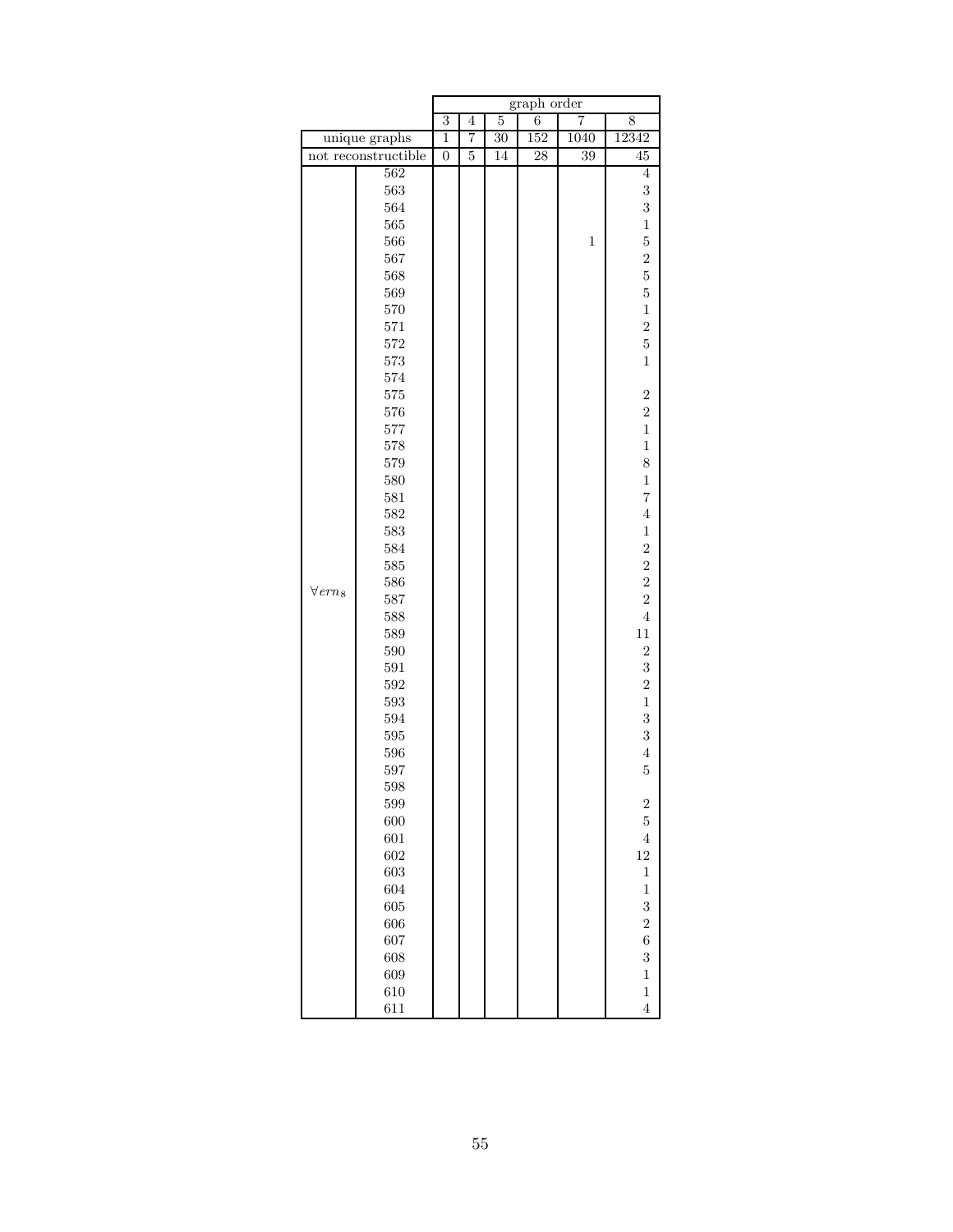| | | graph order | | | | | |
|---|---|---|---|---|---|---|---|
| | | 3 | 4 | 5 | 6 | 7 | 8 |
| unique graphs | | 1 | 7 | 30 | 152 | 1040 | 12342 |
| not reconstructible | | 0 | 5 | 14 | 28 | 39 | 45 |
| $\forall ern_8$ | 562 | | | | | | 4 |
| | 563 | | | | | | 3 |
| | 564 | | | | | | 3 |
| | 565 | | | | | | 1 |
| | 566 | | | | | 1 | 5 |
| | 567 | | | | | | 2 |
| | 568 | | | | | | 5 |
| | 569 | | | | | | 5 |
| | 570 | | | | | | 1 |
| | 571 | | | | | | 2 |
| | 572 | | | | | | 5 |
| | 573 | | | | | | 1 |
| | 574 | | | | | | |
| | 575 | | | | | | 2 |
| | 576 | | | | | | 2 |
| | 577 | | | | | | 1 |
| | 578 | | | | | | 1 |
| | 579 | | | | | | 8 |
| | 580 | | | | | | 1 |
| | 581 | | | | | | 7 |
| | 582 | | | | | | 4 |
| | 583 | | | | | | 1 |
| | 584 | | | | | | 2 |
| | 585 | | | | | | 2 |
| | 586 | | | | | | 2 |
| | 587 | | | | | | 2 |
| | 588 | | | | | | 4 |
| | 589 | | | | | | 11 |
| | 590 | | | | | | 2 |
| | 591 | | | | | | 3 |
| | 592 | | | | | | 2 |
| | 593 | | | | | | 1 |
| | 594 | | | | | | 3 |
| | 595 | | | | | | 3 |
| | 596 | | | | | | 4 |
| | 597 | | | | | | 5 |
| | 598 | | | | | | |
| | 599 | | | | | | 2 |
| | 600 | | | | | | 5 |
| | 601 | | | | | | 4 |
| | 602 | | | | | | 12 |
| | 603 | | | | | | 1 |
| | 604 | | | | | | 1 |
| | 605 | | | | | | 3 |
| | 606 | | | | | | 2 |
| | 607 | | | | | | 6 |
| | 608 | | | | | | 3 |
| | 609 | | | | | | 1 |
| | 610 | | | | | | 1 |
| | 611 | | | | | | 4 |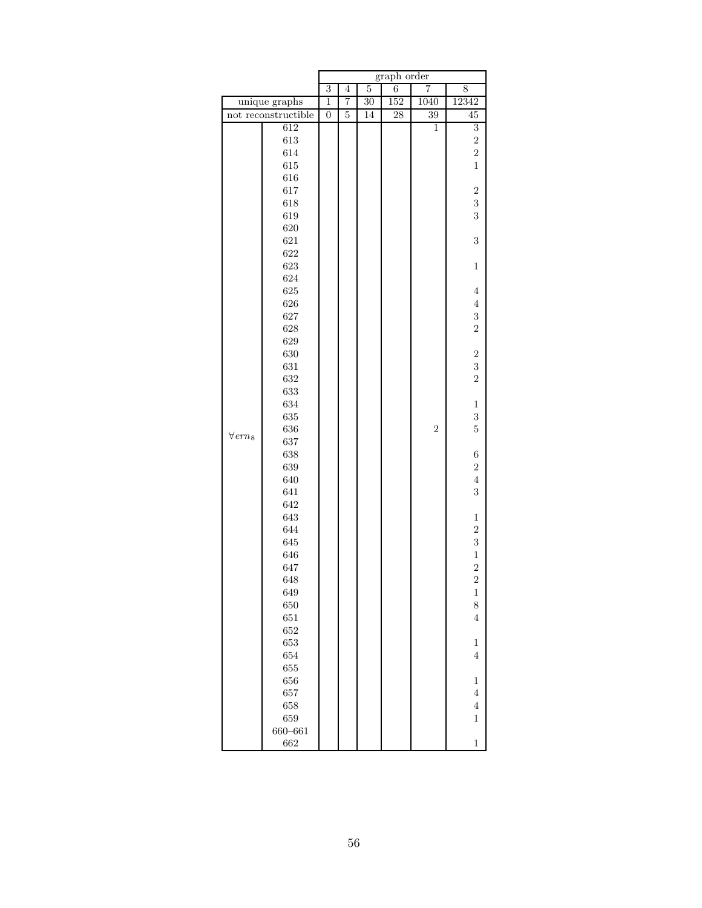| | | graph order | | | | | |
|---|---|---|---|---|---|---|---|
| | | 3 | 4 | 5 | 6 | 7 | 8 |
| unique graphs | | 1 | 7 | 30 | 152 | 1040 | 12342 |
| not reconstructible | | 0 | 5 | 14 | 28 | 39 | 45 |
| $\forall ern_8$ | 612 | | | | | 1 | 3 |
| | 613 | | | | | | 2 |
| | 614 | | | | | | 2 |
| | 615 | | | | | | 1 |
| | 616 | | | | | | |
| | 617 | | | | | | 2 |
| | 618 | | | | | | 3 |
| | 619 | | | | | | 3 |
| | 620 | | | | | | |
| | 621 | | | | | | 3 |
| | 622 | | | | | | |
| | 623 | | | | | | 1 |
| | 624 | | | | | | |
| | 625 | | | | | | 4 |
| | 626 | | | | | | 4 |
| | 627 | | | | | | 3 |
| | 628 | | | | | | 2 |
| | 629 | | | | | | |
| | 630 | | | | | | 2 |
| | 631 | | | | | | 3 |
| | 632 | | | | | | 2 |
| | 633 | | | | | | |
| | 634 | | | | | | 1 |
| | 635 | | | | | | 3 |
| | 636 | | | | | 2 | 5 |
| | 637 | | | | | | |
| | 638 | | | | | | 6 |
| | 639 | | | | | | 2 |
| | 640 | | | | | | 4 |
| | 641 | | | | | | 3 |
| | 642 | | | | | | |
| | 643 | | | | | | 1 |
| | 644 | | | | | | 2 |
| | 645 | | | | | | 3 |
| | 646 | | | | | | 1 |
| | 647 | | | | | | 2 |
| | 648 | | | | | | 2 |
| | 649 | | | | | | 1 |
| | 650 | | | | | | 8 |
| | 651 | | | | | | 4 |
| | 652 | | | | | | |
| | 653 | | | | | | 1 |
| | 654 | | | | | | 4 |
| | 655 | | | | | | |
| | 656 | | | | | | 1 |
| | 657 | | | | | | 4 |
| | 658 | | | | | | 4 |
| | 659 | | | | | | 1 |
| | 660–661 | | | | | | |
| | 662 | | | | | | 1 |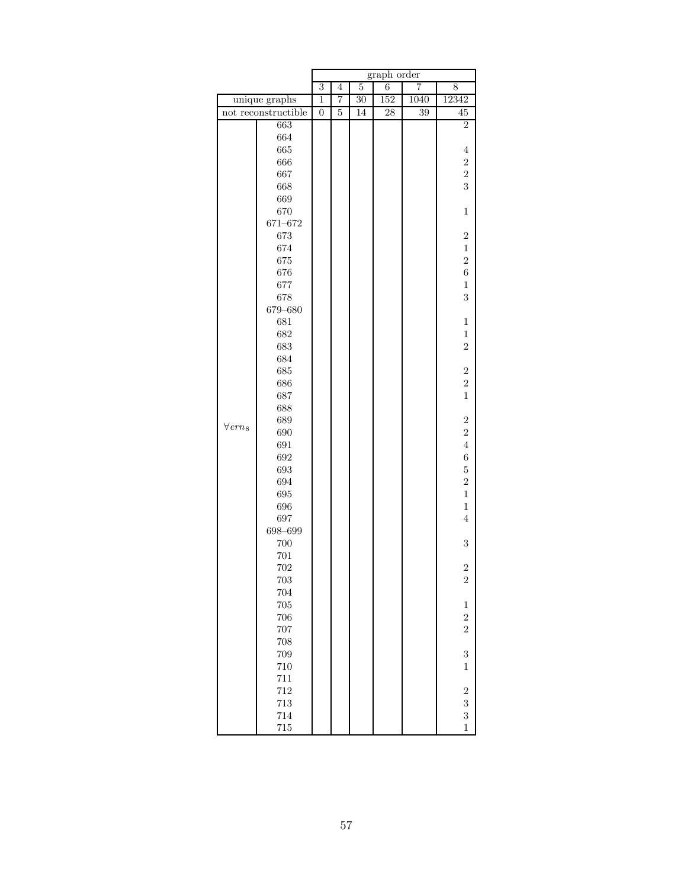| | | graph order | | | | | |
|---|---|---|---|---|---|---|---|
| | | 3 | 4 | 5 | 6 | 7 | 8 |
| unique graphs | | 1 | 7 | 30 | 152 | 1040 | 12342 |
| not reconstructible | | 0 | 5 | 14 | 28 | 39 | 45 |
| $\forall ern_8$ | 663 | | | | | | 2 |
| | 664 | | | | | | |
| | 665 | | | | | | 4 |
| | 666 | | | | | | 2 |
| | 667 | | | | | | 2 |
| | 668 | | | | | | 3 |
| | 669 | | | | | | |
| | 670 | | | | | | 1 |
| | 671–672 | | | | | | |
| | 673 | | | | | | 2 |
| | 674 | | | | | | 1 |
| | 675 | | | | | | 2 |
| | 676 | | | | | | 6 |
| | 677 | | | | | | 1 |
| | 678 | | | | | | 3 |
| | 679–680 | | | | | | |
| | 681 | | | | | | 1 |
| | 682 | | | | | | 1 |
| | 683 | | | | | | 2 |
| | 684 | | | | | | |
| | 685 | | | | | | 2 |
| | 686 | | | | | | 2 |
| | 687 | | | | | | 1 |
| | 688 | | | | | | |
| | 689 | | | | | | 2 |
| | 690 | | | | | | 2 |
| | 691 | | | | | | 4 |
| | 692 | | | | | | 6 |
| | 693 | | | | | | 5 |
| | 694 | | | | | | 2 |
| | 695 | | | | | | 1 |
| | 696 | | | | | | 1 |
| | 697 | | | | | | 4 |
| | 698–699 | | | | | | |
| | 700 | | | | | | 3 |
| | 701 | | | | | | |
| | 702 | | | | | | 2 |
| | 703 | | | | | | 2 |
| | 704 | | | | | | |
| | 705 | | | | | | 1 |
| | 706 | | | | | | 2 |
| | 707 | | | | | | 2 |
| | 708 | | | | | | |
| | 709 | | | | | | 3 |
| | 710 | | | | | | 1 |
| | 711 | | | | | | |
| | 712 | | | | | | 2 |
| | 713 | | | | | | 3 |
| | 714 | | | | | | 3 |
| | 715 | | | | | | 1 |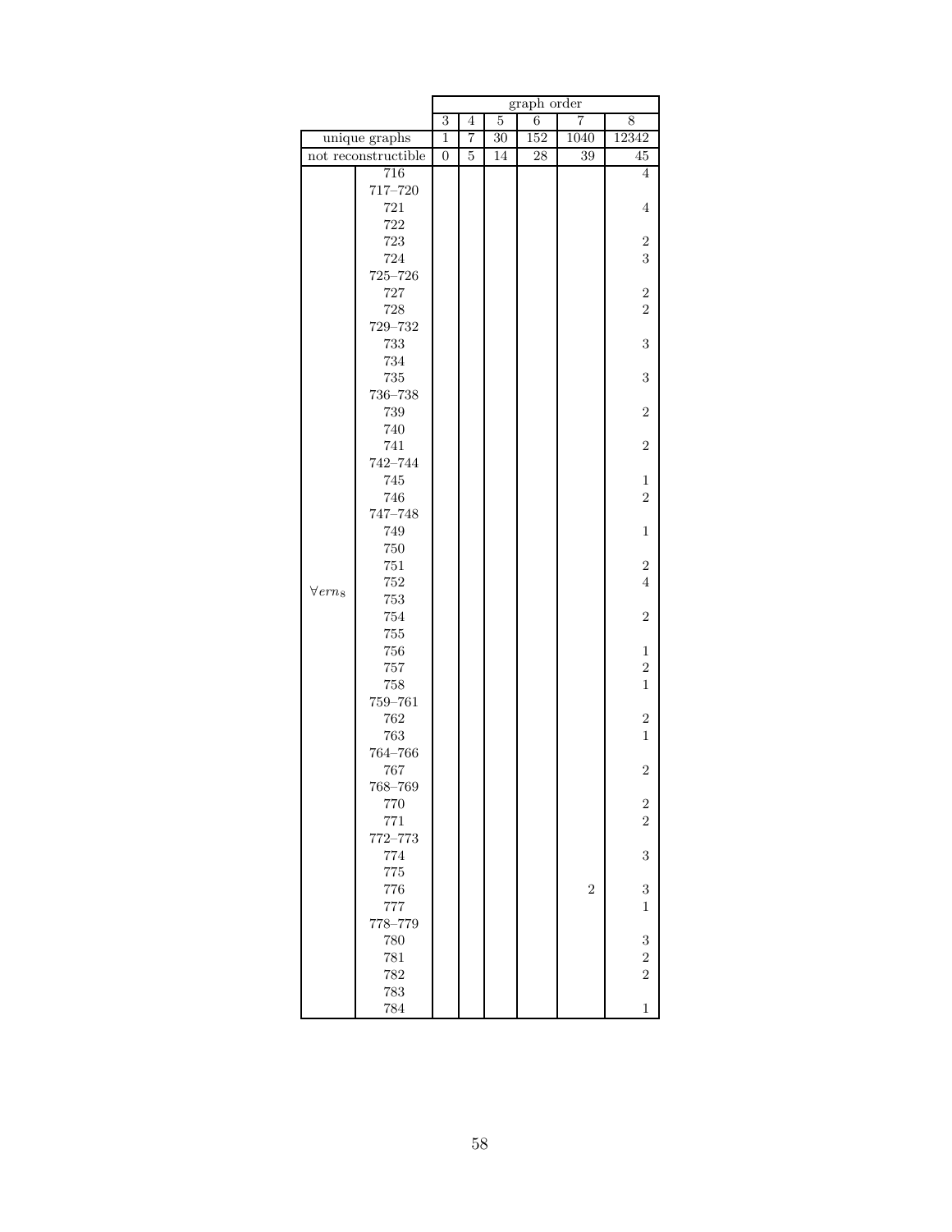| | | graph order | | | | | |
|---|---|---|---|---|---|---|---|
| | | 3 | 4 | 5 | 6 | 7 | 8 |
| unique graphs | | 1 | 7 | 30 | 152 | 1040 | 12342 |
| not reconstructible | | 0 | 5 | 14 | 28 | 39 | 45 |
| $\forall ern_8$ | 716 | | | | | | 4 |
| | 717–720 | | | | | | |
| | 721 | | | | | | 4 |
| | 722 | | | | | | |
| | 723 | | | | | | 2 |
| | 724 | | | | | | 3 |
| | 725–726 | | | | | | |
| | 727 | | | | | | 2 |
| | 728 | | | | | | 2 |
| | 729–732 | | | | | | |
| | 733 | | | | | | 3 |
| | 734 | | | | | | |
| | 735 | | | | | | 3 |
| | 736–738 | | | | | | |
| | 739 | | | | | | 2 |
| | 740 | | | | | | |
| | 741 | | | | | | 2 |
| | 742–744 | | | | | | |
| | 745 | | | | | | 1 |
| | 746 | | | | | | 2 |
| | 747–748 | | | | | | |
| | 749 | | | | | | 1 |
| | 750 | | | | | | |
| | 751 | | | | | | 2 |
| | 752 | | | | | | 4 |
| | 753 | | | | | | |
| | 754 | | | | | | 2 |
| | 755 | | | | | | |
| | 756 | | | | | | 1 |
| | 757 | | | | | | 2 |
| | 758 | | | | | | 1 |
| | 759–761 | | | | | | |
| | 762 | | | | | | 2 |
| | 763 | | | | | | 1 |
| | 764–766 | | | | | | |
| | 767 | | | | | | 2 |
| | 768–769 | | | | | | |
| | 770 | | | | | | 2 |
| | 771 | | | | | | 2 |
| | 772–773 | | | | | | |
| | 774 | | | | | | 3 |
| | 775 | | | | | | |
| | 776 | | | | | 2 | 3 |
| | 777 | | | | | | 1 |
| | 778–779 | | | | | | |
| | 780 | | | | | | 3 |
| | 781 | | | | | | 2 |
| | 782 | | | | | | 2 |
| | 783 | | | | | | |
| | 784 | | | | | | 1 |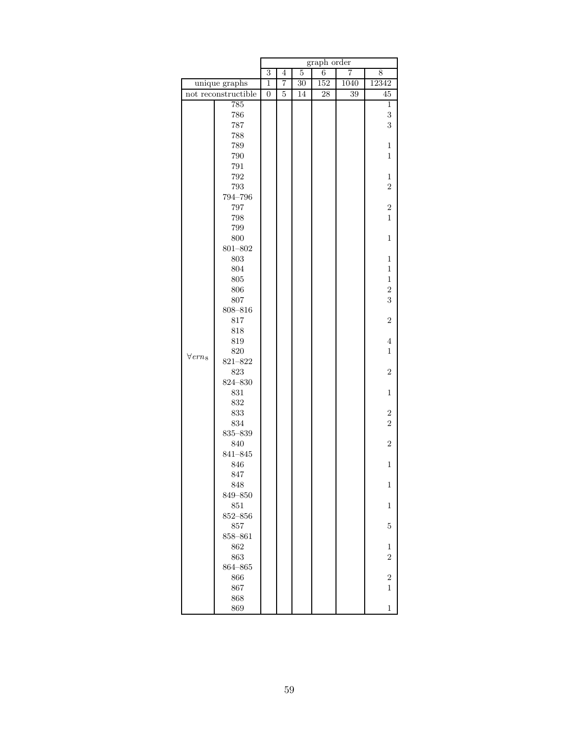| | | graph order | | | | | |
|---|---|---|---|---|---|---|---|
| | | 3 | 4 | 5 | 6 | 7 | 8 |
| unique graphs | | 1 | 7 | 30 | 152 | 1040 | 12342 |
| not reconstructible | | 0 | 5 | 14 | 28 | 39 | 45 |
| $\forall ern_8$ | 785 | | | | | | 1 |
| | 786 | | | | | | 3 |
| | 787 | | | | | | 3 |
| | 788 | | | | | | |
| | 789 | | | | | | 1 |
| | 790 | | | | | | 1 |
| | 791 | | | | | | |
| | 792 | | | | | | 1 |
| | 793 | | | | | | 2 |
| | 794–796 | | | | | | |
| | 797 | | | | | | 2 |
| | 798 | | | | | | 1 |
| | 799 | | | | | | |
| | 800 | | | | | | 1 |
| | 801–802 | | | | | | |
| | 803 | | | | | | 1 |
| | 804 | | | | | | 1 |
| | 805 | | | | | | 1 |
| | 806 | | | | | | 2 |
| | 807 | | | | | | 3 |
| | 808–816 | | | | | | |
| | 817 | | | | | | 2 |
| | 818 | | | | | | |
| | 819 | | | | | | 4 |
| | 820 | | | | | | 1 |
| | 821–822 | | | | | | |
| | 823 | | | | | | 2 |
| | 824–830 | | | | | | |
| | 831 | | | | | | 1 |
| | 832 | | | | | | |
| | 833 | | | | | | 2 |
| | 834 | | | | | | 2 |
| | 835–839 | | | | | | |
| | 840 | | | | | | 2 |
| | 841–845 | | | | | | |
| | 846 | | | | | | 1 |
| | 847 | | | | | | |
| | 848 | | | | | | 1 |
| | 849–850 | | | | | | |
| | 851 | | | | | | 1 |
| | 852–856 | | | | | | |
| | 857 | | | | | | 5 |
| | 858–861 | | | | | | |
| | 862 | | | | | | 1 |
| | 863 | | | | | | 2 |
| | 864–865 | | | | | | |
| | 866 | | | | | | 2 |
| | 867 | | | | | | 1 |
| | 868 | | | | | | |
| | 869 | | | | | | 1 |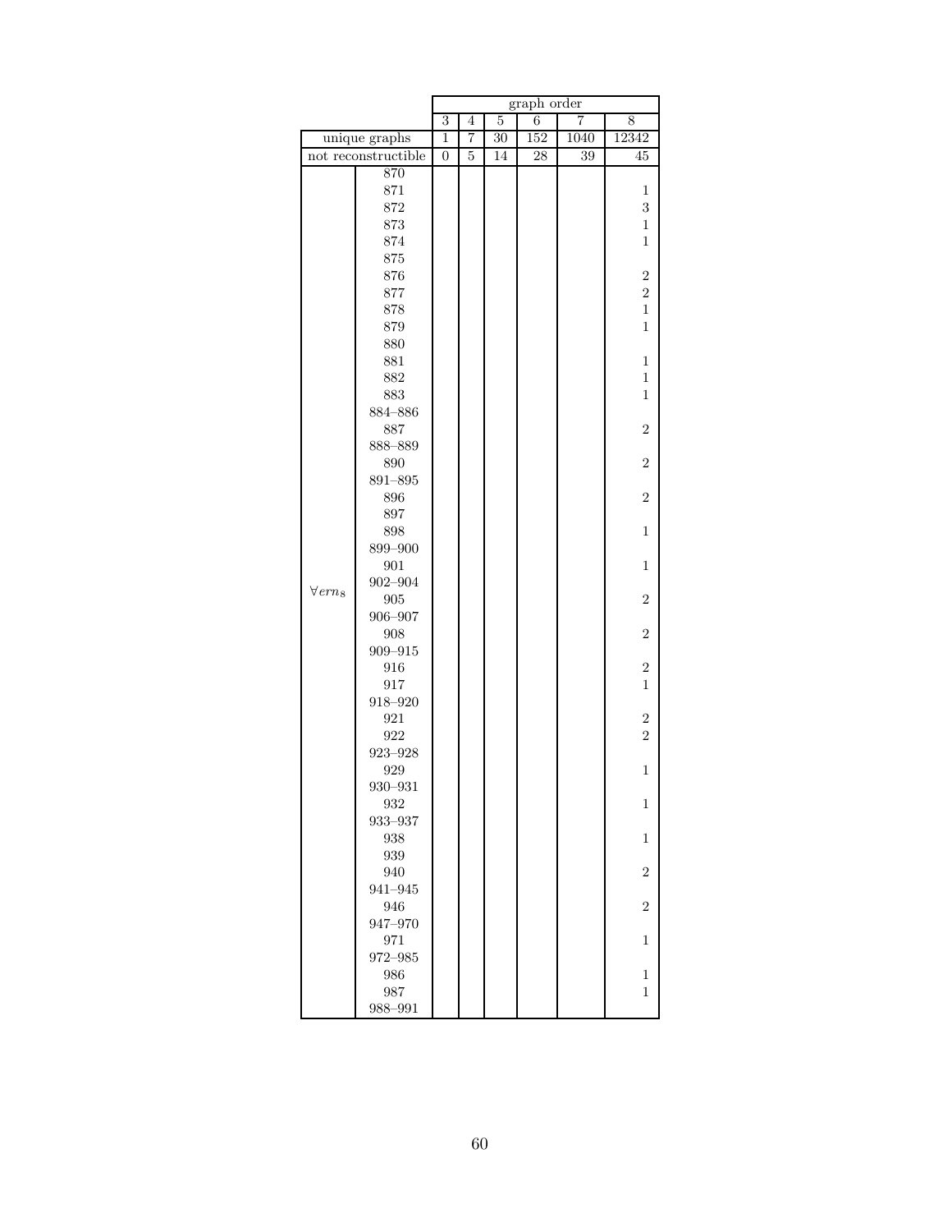| | | graph order | | | | | |
|---|---|---|---|---|---|---|---|
| | | 3 | 4 | 5 | 6 | 7 | 8 |
| unique graphs | | 1 | 7 | 30 | 152 | 1040 | 12342 |
| not reconstructible | | 0 | 5 | 14 | 28 | 39 | 45 |
| $\forall ern_8$ | 870 | | | | | | |
| | 871 | | | | | | 1 |
| | 872 | | | | | | 3 |
| | 873 | | | | | | 1 |
| | 874 | | | | | | 1 |
| | 875 | | | | | | |
| | 876 | | | | | | 2 |
| | 877 | | | | | | 2 |
| | 878 | | | | | | 1 |
| | 879 | | | | | | 1 |
| | 880 | | | | | | |
| | 881 | | | | | | 1 |
| | 882 | | | | | | 1 |
| | 883 | | | | | | 1 |
| | 884–886 | | | | | | |
| | 887 | | | | | | 2 |
| | 888–889 | | | | | | |
| | 890 | | | | | | 2 |
| | 891–895 | | | | | | |
| | 896 | | | | | | 2 |
| | 897 | | | | | | |
| | 898 | | | | | | 1 |
| | 899–900 | | | | | | |
| | 901 | | | | | | 1 |
| | 902–904 | | | | | | |
| | 905 | | | | | | 2 |
| | 906–907 | | | | | | |
| | 908 | | | | | | 2 |
| | 909–915 | | | | | | |
| | 916 | | | | | | 2 |
| | 917 | | | | | | 1 |
| | 918–920 | | | | | | |
| | 921 | | | | | | 2 |
| | 922 | | | | | | 2 |
| | 923–928 | | | | | | |
| | 929 | | | | | | 1 |
| | 930–931 | | | | | | |
| | 932 | | | | | | 1 |
| | 933–937 | | | | | | |
| | 938 | | | | | | 1 |
| | 939 | | | | | | |
| | 940 | | | | | | 2 |
| | 941–945 | | | | | | |
| | 946 | | | | | | 2 |
| | 947–970 | | | | | | |
| | 971 | | | | | | 1 |
| | 972–985 | | | | | | |
| | 986 | | | | | | 1 |
| | 987 | | | | | | 1 |
| | 988–991 | | | | | | |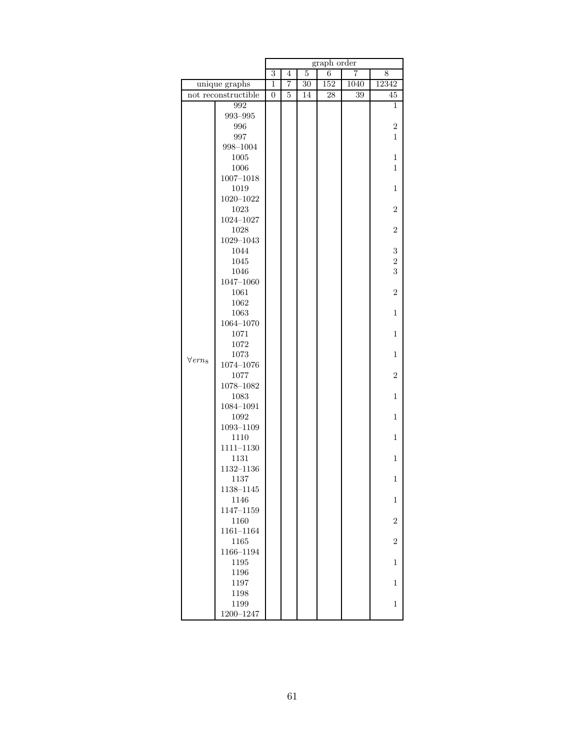| | | graph order | | | | | |
|---|---|---|---|---|---|---|---|
| | | 3 | 4 | 5 | 6 | 7 | 8 |
| unique graphs | | 1 | 7 | 30 | 152 | 1040 | 12342 |
| not reconstructible | | 0 | 5 | 14 | 28 | 39 | 45 |
| $\forall ern_8$ | 992 | | | | | | 1 |
| | 993–995 | | | | | | |
| | 996 | | | | | | 2 |
| | 997 | | | | | | 1 |
| | 998–1004 | | | | | | |
| | 1005 | | | | | | 1 |
| | 1006 | | | | | | 1 |
| | 1007–1018 | | | | | | |
| | 1019 | | | | | | 1 |
| | 1020–1022 | | | | | | |
| | 1023 | | | | | | 2 |
| | 1024–1027 | | | | | | |
| | 1028 | | | | | | 2 |
| | 1029–1043 | | | | | | |
| | 1044 | | | | | | 3 |
| | 1045 | | | | | | 2 |
| | 1046 | | | | | | 3 |
| | 1047–1060 | | | | | | |
| | 1061 | | | | | | 2 |
| | 1062 | | | | | | |
| | 1063 | | | | | | 1 |
| | 1064–1070 | | | | | | |
| | 1071 | | | | | | 1 |
| | 1072 | | | | | | |
| | 1073 | | | | | | 1 |
| | 1074–1076 | | | | | | |
| | 1077 | | | | | | 2 |
| | 1078–1082 | | | | | | |
| | 1083 | | | | | | 1 |
| | 1084–1091 | | | | | | |
| | 1092 | | | | | | 1 |
| | 1093–1109 | | | | | | |
| | 1110 | | | | | | 1 |
| | 1111–1130 | | | | | | |
| | 1131 | | | | | | 1 |
| | 1132–1136 | | | | | | |
| | 1137 | | | | | | 1 |
| | 1138–1145 | | | | | | |
| | 1146 | | | | | | 1 |
| | 1147–1159 | | | | | | |
| | 1160 | | | | | | 2 |
| | 1161–1164 | | | | | | |
| | 1165 | | | | | | 2 |
| | 1166–1194 | | | | | | |
| | 1195 | | | | | | 1 |
| | 1196 | | | | | | |
| | 1197 | | | | | | 1 |
| | 1198 | | | | | | |
| | 1199 | | | | | | 1 |
| | 1200–1247 | | | | | | |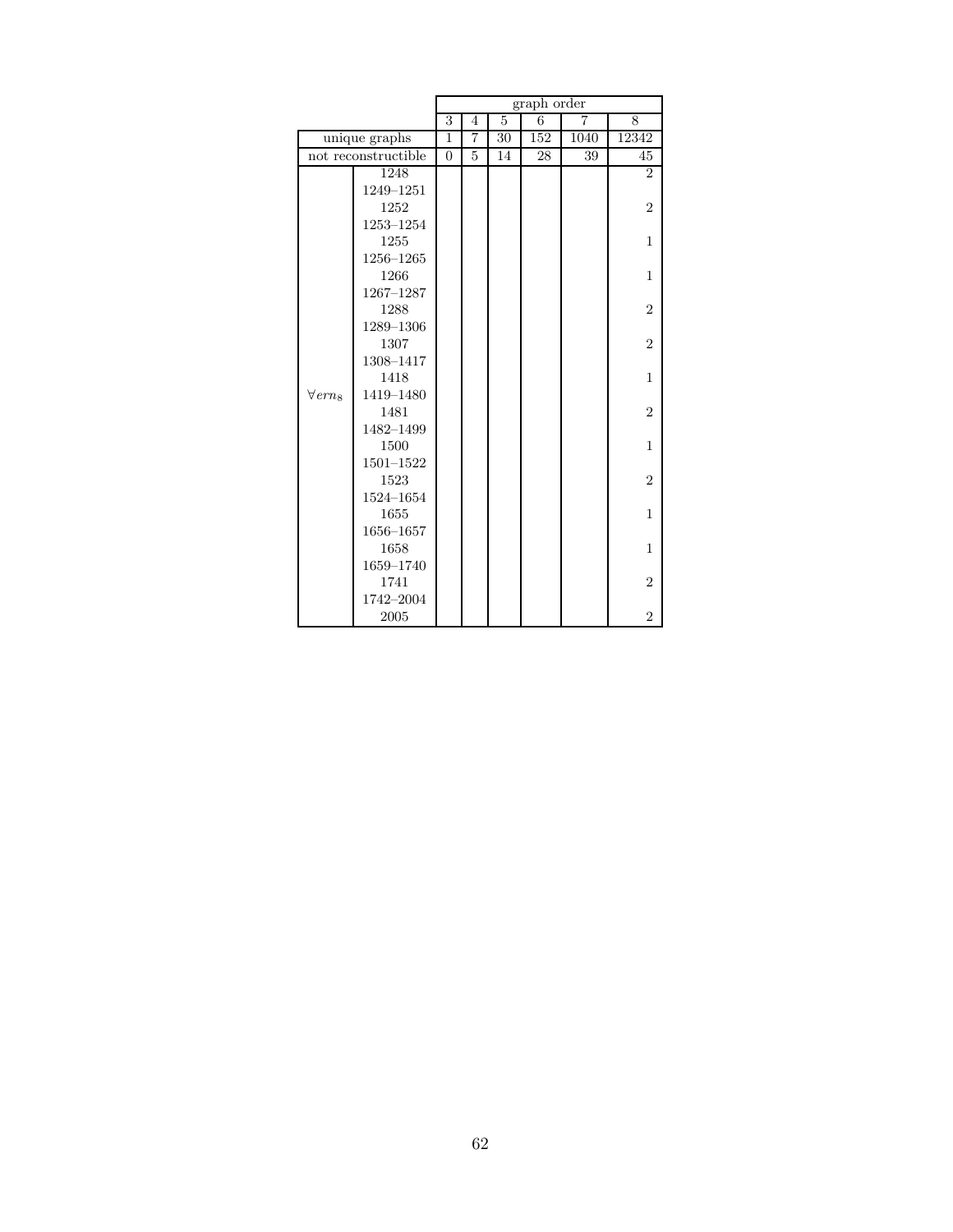| | | graph order | | | | | |
|---|---|---|---|---|---|---|---|
| | | 3 | 4 | 5 | 6 | 7 | 8 |
| unique graphs | | 1 | 7 | 30 | 152 | 1040 | 12342 |
| not reconstructible | | 0 | 5 | 14 | 28 | 39 | 45 |
| $\forall ern_8$ | 1248 | | | | | | 2 |
| | 1249–1251 | | | | | | |
| | 1252 | | | | | | 2 |
| | 1253–1254 | | | | | | |
| | 1255 | | | | | | 1 |
| | 1256–1265 | | | | | | |
| | 1266 | | | | | | 1 |
| | 1267–1287 | | | | | | |
| | 1288 | | | | | | 2 |
| | 1289–1306 | | | | | | |
| | 1307 | | | | | | 2 |
| | 1308–1417 | | | | | | |
| | 1418 | | | | | | 1 |
| | 1419–1480 | | | | | | |
| | 1481 | | | | | | 2 |
| | 1482–1499 | | | | | | |
| | 1500 | | | | | | 1 |
| | 1501–1522 | | | | | | |
| | 1523 | | | | | | 2 |
| | 1524–1654 | | | | | | |
| | 1655 | | | | | | 1 |
| | 1656–1657 | | | | | | |
| | 1658 | | | | | | 1 |
| | 1659–1740 | | | | | | |
| | 1741 | | | | | | 2 |
| | 1742–2004 | | | | | | |
| | 2005 | | | | | | 2 |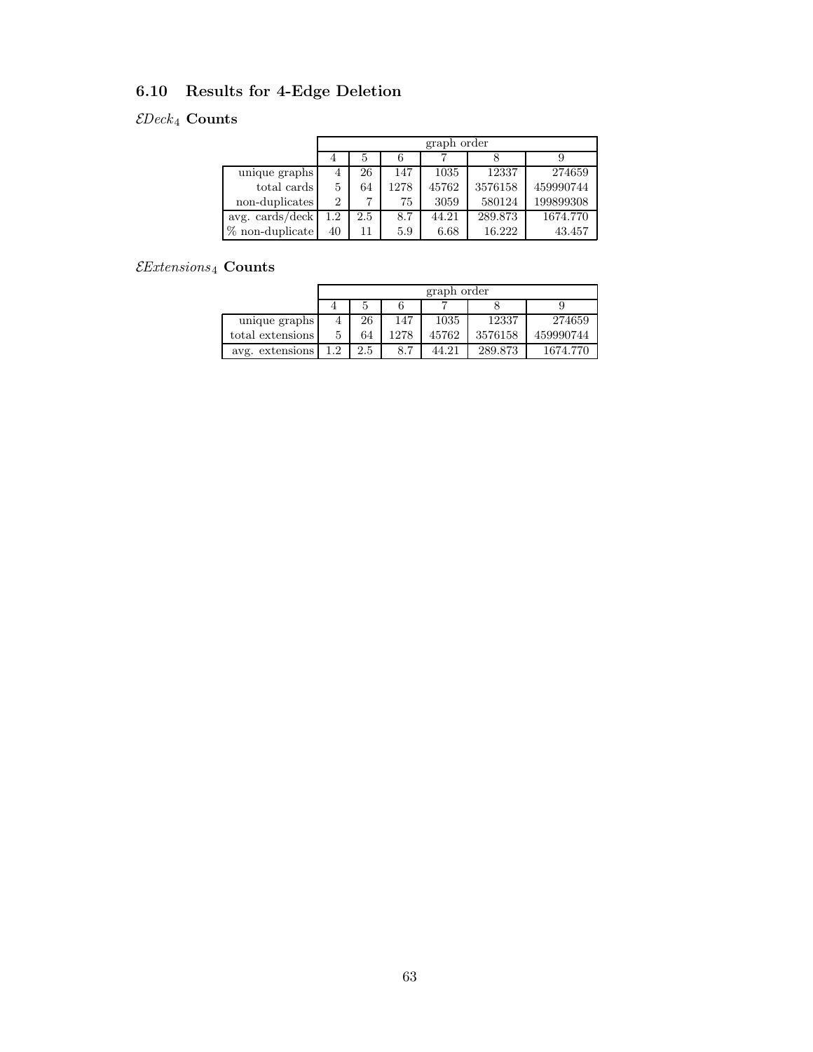### 6.10 Results for 4-Edge Deletion

$\mathcal{E}Deck_4$ **Counts**

| | graph order | | | | | |
|---|---|---|---|---|---|---|
| | 4 | 5 | 6 | 7 | 8 | 9 |
| unique graphs | 4 | 26 | 147 | 1035 | 12337 | 274659 |
| total cards | 5 | 64 | 1278 | 45762 | 3576158 | 459990744 |
| non-duplicates | 2 | 7 | 75 | 3059 | 580124 | 199899308 |
| avg. cards/deck | 1.2 | 2.5 | 8.7 | 44.21 | 289.873 | 1674.770 |
| % non-duplicate | 40 | 11 | 5.9 | 6.68 | 16.222 | 43.457 |

$\mathcal{E}Extensions_4$ **Counts**

| | graph order | | | | | |
|---|---|---|---|---|---|---|
| | 4 | 5 | 6 | 7 | 8 | 9 |
| unique graphs | 4 | 26 | 147 | 1035 | 12337 | 274659 |
| total extensions | 5 | 64 | 1278 | 45762 | 3576158 | 459990744 |
| avg. extensions | 1.2 | 2.5 | 8.7 | 44.21 | 289.873 | 1674.770 |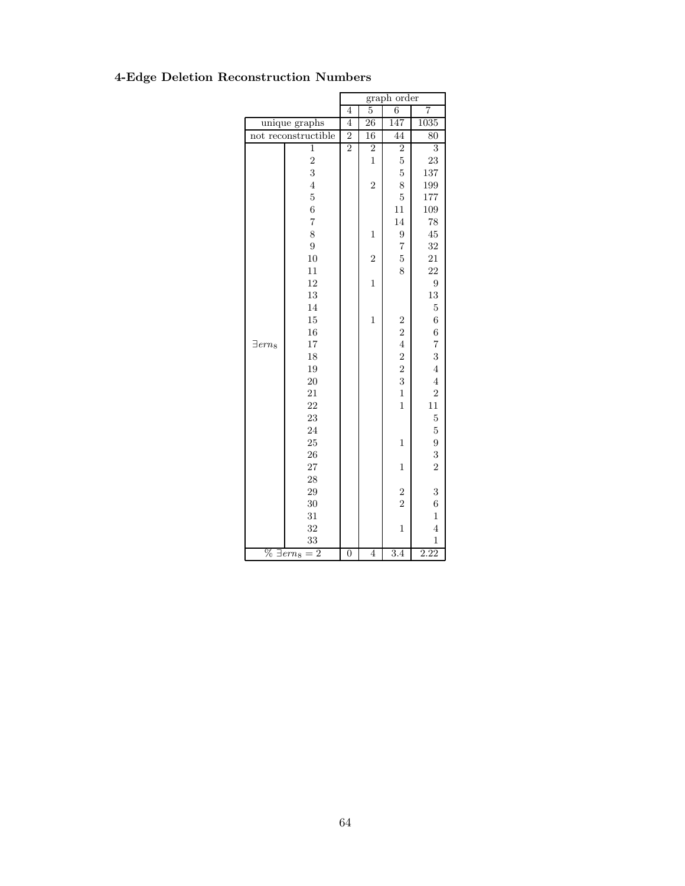## 4-Edge Deletion Reconstruction Numbers

| | | graph order | | | |
|---|---|---|---|---|---|
| | | 4 | 5 | 6 | 7 |
| unique graphs | | 4 | 26 | 147 | 1035 |
| not reconstructible | | 2 | 16 | 44 | 80 |
| $\exists ern_8$ | 1 | 2 | 2 | 2 | 3 |
| | 2 | | 1 | 5 | 23 |
| | 3 | | | 5 | 137 |
| | 4 | | 2 | 8 | 199 |
| | 5 | | | 5 | 177 |
| | 6 | | | 11 | 109 |
| | 7 | | | 14 | 78 |
| | 8 | | 1 | 9 | 45 |
| | 9 | | | 7 | 32 |
| | 10 | | 2 | 5 | 21 |
| | 11 | | | 8 | 22 |
| | 12 | | 1 | | 9 |
| | 13 | | | | 13 |
| | 14 | | | | 5 |
| | 15 | | 1 | 2 | 6 |
| | 16 | | | 2 | 6 |
| | 17 | | | 4 | 7 |
| | 18 | | | 2 | 3 |
| | 19 | | | 2 | 4 |
| | 20 | | | 3 | 4 |
| | 21 | | | 1 | 2 |
| | 22 | | | 1 | 11 |
| | 23 | | | | 5 |
| | 24 | | | | 5 |
| | 25 | | | 1 | 9 |
| | 26 | | | | 3 |
| | 27 | | | 1 | 2 |
| | 28 | | | | |
| | 29 | | | 2 | 3 |
| | 30 | | | 2 | 6 |
| | 31 | | | | 1 |
| | 32 | | | 1 | 4 |
| | 33 | | | | 1 |
| % $\exists ern_8 = 2$ | | 0 | 4 | 3.4 | 2.22 |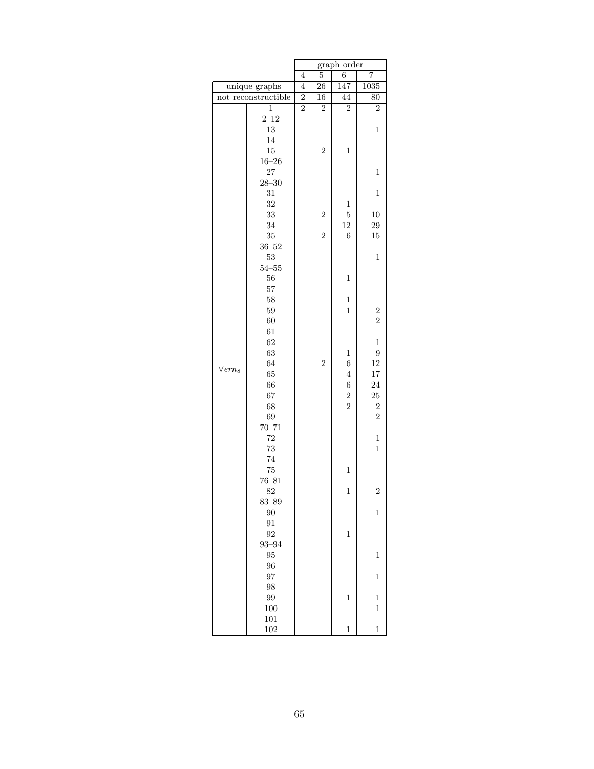| | | graph order | | | |
|---|---|---|---|---|---|
| | | 4 | 5 | 6 | 7 |
| unique graphs | | 4 | 26 | 147 | 1035 |
| not reconstructible | | 2 | 16 | 44 | 80 |
| $\forall ern_8$ | 1 | 2 | 2 | 2 | 2 |
| | 2–12 | | | | |
| | 13 | | | | 1 |
| | 14 | | | | |
| | 15 | | 2 | 1 | |
| | 16–26 | | | | |
| | 27 | | | | 1 |
| | 28–30 | | | | |
| | 31 | | | | 1 |
| | 32 | | | 1 | |
| | 33 | | 2 | 5 | 10 |
| | 34 | | | 12 | 29 |
| | 35 | | 2 | 6 | 15 |
| | 36–52 | | | | |
| | 53 | | | | 1 |
| | 54–55 | | | | |
| | 56 | | | 1 | |
| | 57 | | | | |
| | 58 | | | 1 | |
| | 59 | | | 1 | 2 |
| | 60 | | | | 2 |
| | 61 | | | | |
| | 62 | | | | 1 |
| | 63 | | | 1 | 9 |
| | 64 | | 2 | 6 | 12 |
| | 65 | | | 4 | 17 |
| | 66 | | | 6 | 24 |
| | 67 | | | 2 | 25 |
| | 68 | | | 2 | 2 |
| | 69 | | | | 2 |
| | 70–71 | | | | |
| | 72 | | | | 1 |
| | 73 | | | | 1 |
| | 74 | | | | |
| | 75 | | | 1 | |
| | 76–81 | | | | |
| | 82 | | | 1 | 2 |
| | 83–89 | | | | |
| | 90 | | | | 1 |
| | 91 | | | | |
| | 92 | | | 1 | |
| | 93–94 | | | | |
| | 95 | | | | 1 |
| | 96 | | | | |
| | 97 | | | | 1 |
| | 98 | | | | |
| | 99 | | | 1 | 1 |
| | 100 | | | | 1 |
| | 101 | | | | |
| | 102 | | | 1 | 1 |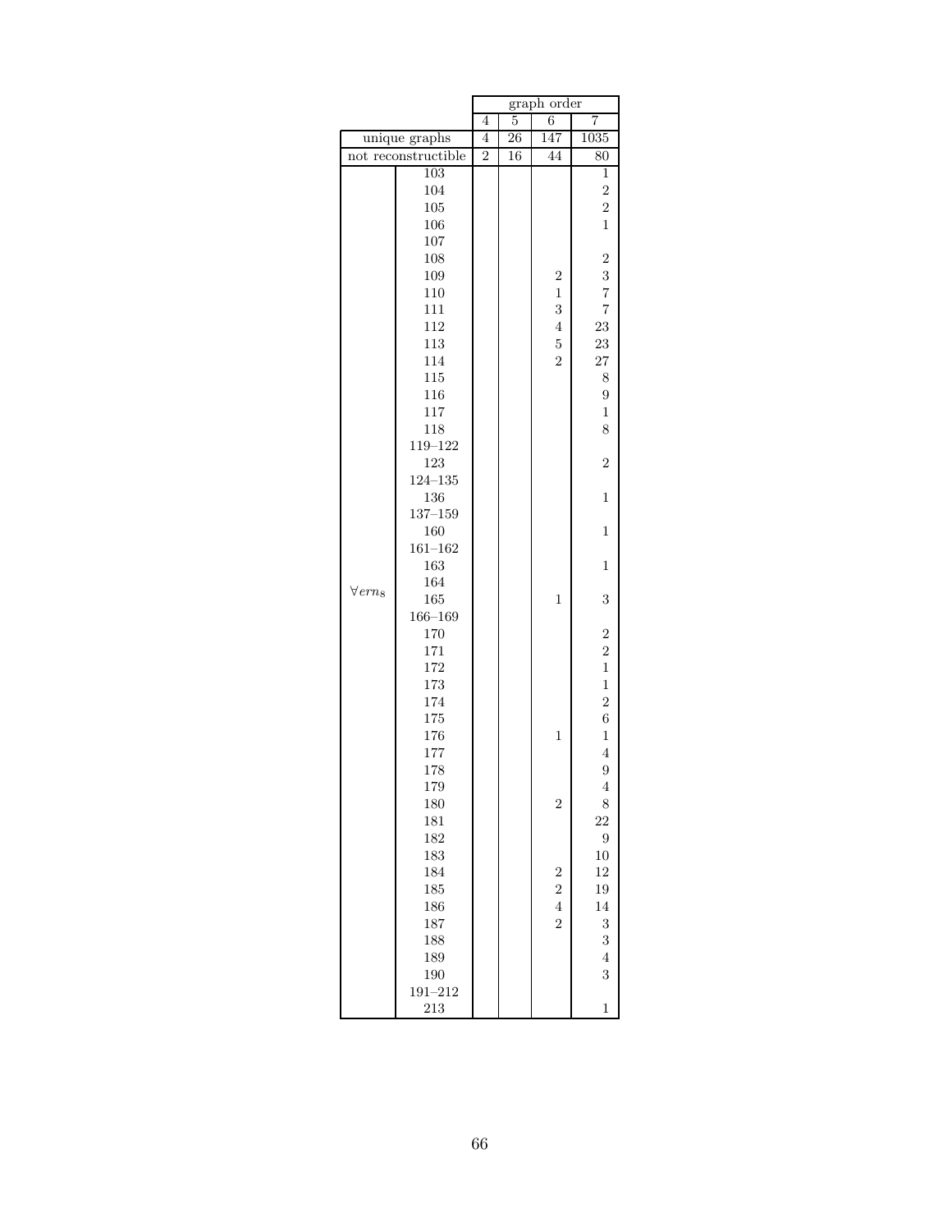| | | graph order | | | |
|---|---|---|---|---|---|
| | | 4 | 5 | 6 | 7 |
| unique graphs | | 4 | 26 | 147 | 1035 |
| not reconstructible | | 2 | 16 | 44 | 80 |
| $\forall ern_8$ | 103 | | | | 1 |
| | 104 | | | | 2 |
| | 105 | | | | 2 |
| | 106 | | | | 1 |
| | 107 | | | | |
| | 108 | | | | 2 |
| | 109 | | | 2 | 3 |
| | 110 | | | 1 | 7 |
| | 111 | | | 3 | 7 |
| | 112 | | | 4 | 23 |
| | 113 | | | 5 | 23 |
| | 114 | | | 2 | 27 |
| | 115 | | | | 8 |
| | 116 | | | | 9 |
| | 117 | | | | 1 |
| | 118 | | | | 8 |
| | 119–122 | | | | |
| | 123 | | | | 2 |
| | 124–135 | | | | |
| | 136 | | | | 1 |
| | 137–159 | | | | |
| | 160 | | | | 1 |
| | 161–162 | | | | |
| | 163 | | | | 1 |
| | 164 | | | | |
| | 165 | | | 1 | 3 |
| | 166–169 | | | | |
| | 170 | | | | 2 |
| | 171 | | | | 2 |
| | 172 | | | | 1 |
| | 173 | | | | 1 |
| | 174 | | | | 2 |
| | 175 | | | | 6 |
| | 176 | | | 1 | 1 |
| | 177 | | | | 4 |
| | 178 | | | | 9 |
| | 179 | | | | 4 |
| | 180 | | | 2 | 8 |
| | 181 | | | | 22 |
| | 182 | | | | 9 |
| | 183 | | | | 10 |
| | 184 | | | 2 | 12 |
| | 185 | | | 2 | 19 |
| | 186 | | | 4 | 14 |
| | 187 | | | 2 | 3 |
| | 188 | | | | 3 |
| | 189 | | | | 4 |
| | 190 | | | | 3 |
| | 191–212 | | | | |
| | 213 | | | | 1 |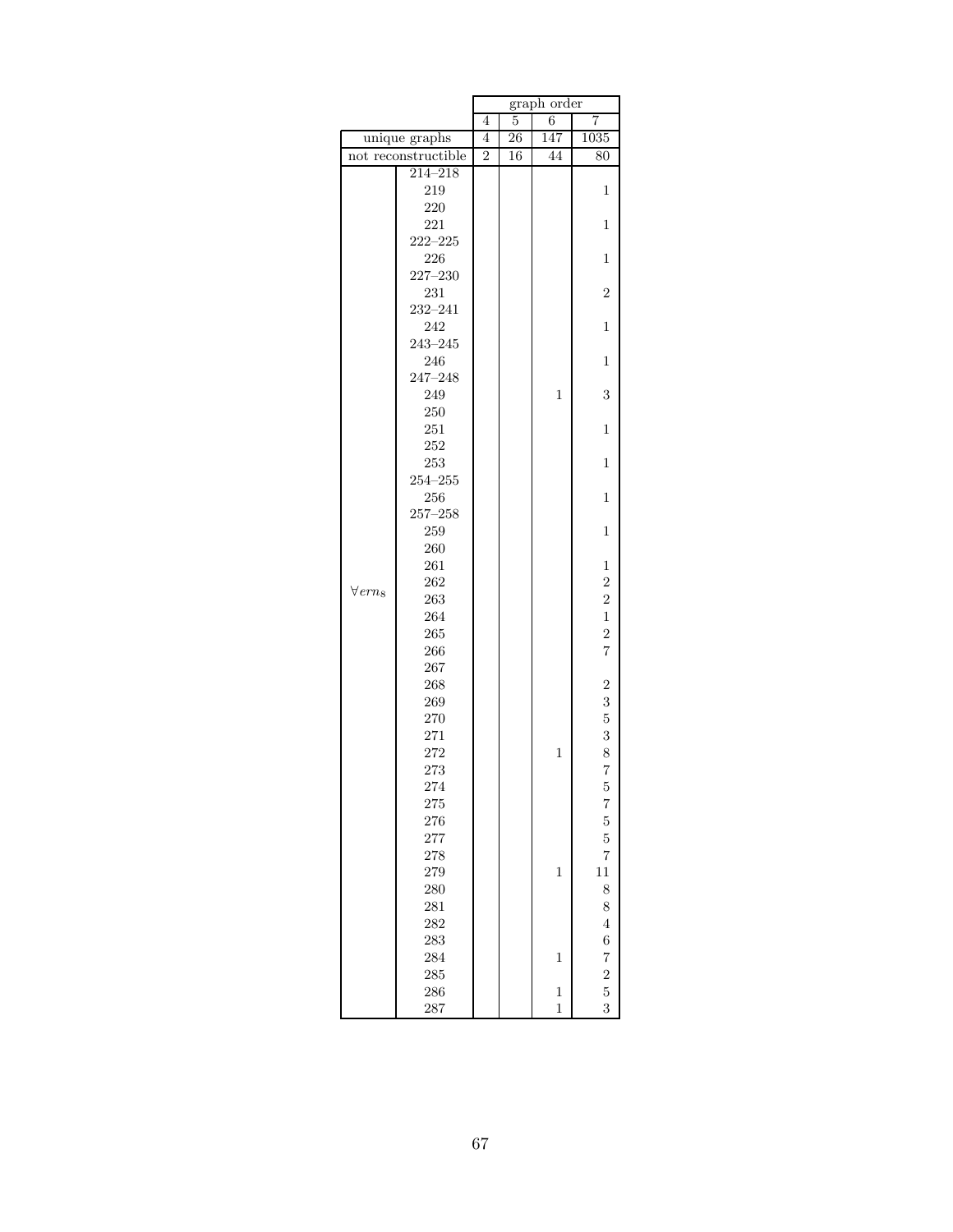| | | graph order | | | |
|---|---|---|---|---|---|
| | | 4 | 5 | 6 | 7 |
| unique graphs | | 4 | 26 | 147 | 1035 |
| not reconstructible | | 2 | 16 | 44 | 80 |
| $\forall ern_8$ | 214–218 | | | | |
| | 219 | | | | 1 |
| | 220 | | | | |
| | 221 | | | | 1 |
| | 222–225 | | | | |
| | 226 | | | | 1 |
| | 227–230 | | | | |
| | 231 | | | | 2 |
| | 232–241 | | | | |
| | 242 | | | | 1 |
| | 243–245 | | | | |
| | 246 | | | | 1 |
| | 247–248 | | | | |
| | 249 | | | 1 | 3 |
| | 250 | | | | |
| | 251 | | | | 1 |
| | 252 | | | | |
| | 253 | | | | 1 |
| | 254–255 | | | | |
| | 256 | | | | 1 |
| | 257–258 | | | | |
| | 259 | | | | 1 |
| | 260 | | | | |
| | 261 | | | | 1 |
| | 262 | | | | 2 |
| | 263 | | | | 2 |
| | 264 | | | | 1 |
| | 265 | | | | 2 |
| | 266 | | | | 7 |
| | 267 | | | | |
| | 268 | | | | 2 |
| | 269 | | | | 3 |
| | 270 | | | | 5 |
| | 271 | | | | 3 |
| | 272 | | | 1 | 8 |
| | 273 | | | | 7 |
| | 274 | | | | 5 |
| | 275 | | | | 7 |
| | 276 | | | | 5 |
| | 277 | | | | 5 |
| | 278 | | | | 7 |
| | 279 | | | 1 | 11 |
| | 280 | | | | 8 |
| | 281 | | | | 8 |
| | 282 | | | | 4 |
| | 283 | | | | 6 |
| | 284 | | | 1 | 7 |
| | 285 | | | | 2 |
| | 286 | | | 1 | 5 |
| | 287 | | | 1 | 3 |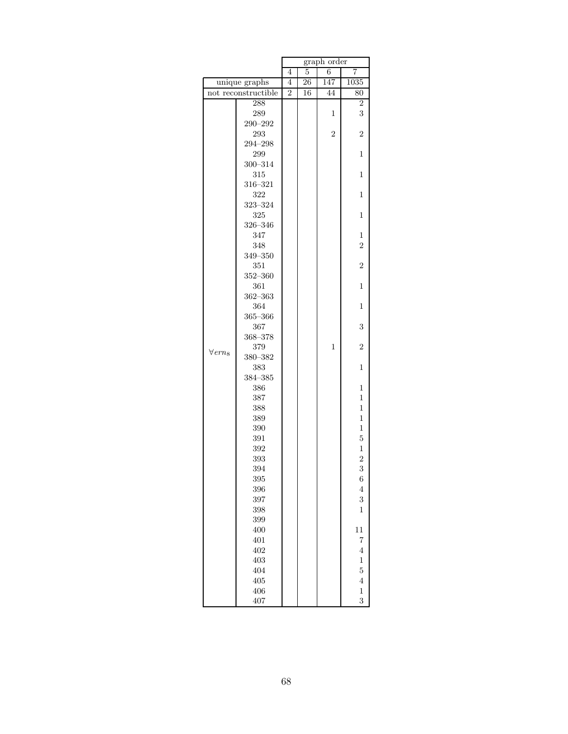| | | graph order | | | |
|---|---|---|---|---|---|
| | | 4 | 5 | 6 | 7 |
| unique graphs | | 4 | 26 | 147 | 1035 |
| not reconstructible | | 2 | 16 | 44 | 80 |
| $\forall ern_8$ | 288 | | | | 2 |
| | 289 | | | 1 | 3 |
| | 290–292 | | | | |
| | 293 | | | 2 | 2 |
| | 294–298 | | | | |
| | 299 | | | | 1 |
| | 300–314 | | | | |
| | 315 | | | | 1 |
| | 316–321 | | | | |
| | 322 | | | | 1 |
| | 323–324 | | | | |
| | 325 | | | | 1 |
| | 326–346 | | | | |
| | 347 | | | | 1 |
| | 348 | | | | 2 |
| | 349–350 | | | | |
| | 351 | | | | 2 |
| | 352–360 | | | | |
| | 361 | | | | 1 |
| | 362–363 | | | | |
| | 364 | | | | 1 |
| | 365–366 | | | | |
| | 367 | | | | 3 |
| | 368–378 | | | | |
| | 379 | | | 1 | 2 |
| | 380–382 | | | | |
| | 383 | | | | 1 |
| | 384–385 | | | | |
| | 386 | | | | 1 |
| | 387 | | | | 1 |
| | 388 | | | | 1 |
| | 389 | | | | 1 |
| | 390 | | | | 1 |
| | 391 | | | | 5 |
| | 392 | | | | 1 |
| | 393 | | | | 2 |
| | 394 | | | | 3 |
| | 395 | | | | 6 |
| | 396 | | | | 4 |
| | 397 | | | | 3 |
| | 398 | | | | 1 |
| | 399 | | | | |
| | 400 | | | | 11 |
| | 401 | | | | 7 |
| | 402 | | | | 4 |
| | 403 | | | | 1 |
| | 404 | | | | 5 |
| | 405 | | | | 4 |
| | 406 | | | | 1 |
| | 407 | | | | 3 |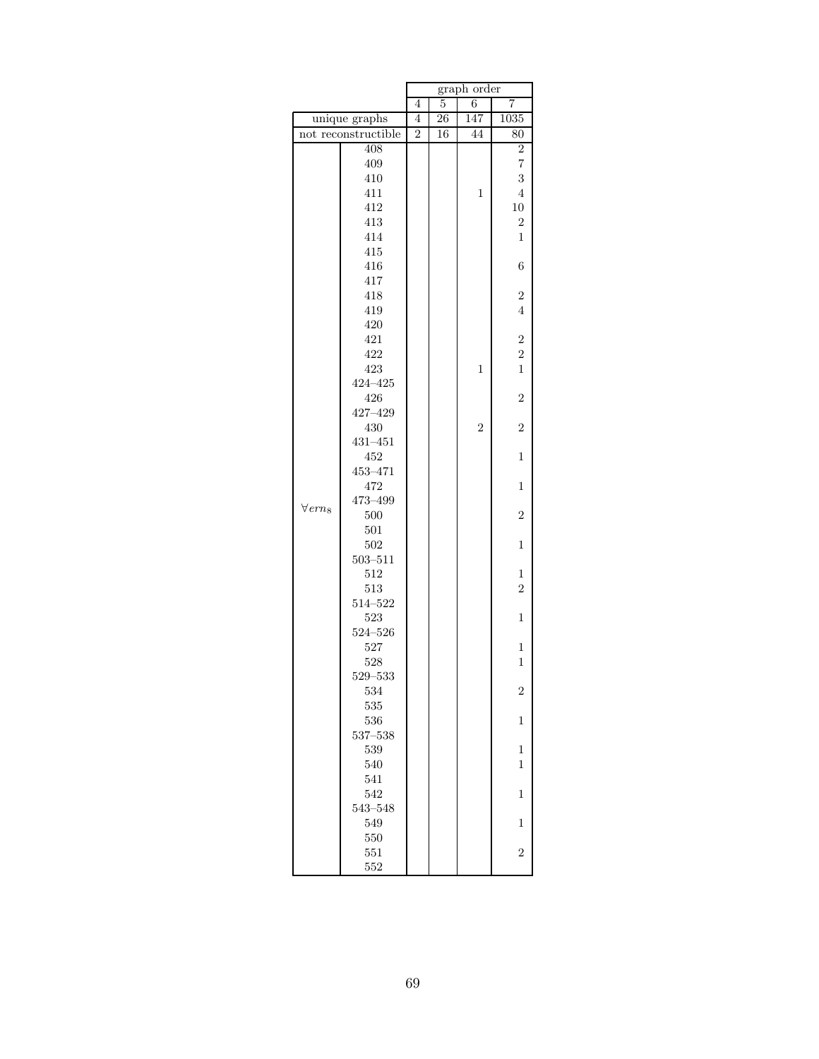| | | graph order | | | |
|---|---|---|---|---|---|
| | | 4 | 5 | 6 | 7 |
| unique graphs | | 4 | 26 | 147 | 1035 |
| not reconstructible | | 2 | 16 | 44 | 80 |
| $\forall ern_8$ | 408 | | | | 2 |
| | 409 | | | | 7 |
| | 410 | | | | 3 |
| | 411 | | | 1 | 4 |
| | 412 | | | | 10 |
| | 413 | | | | 2 |
| | 414 | | | | 1 |
| | 415 | | | | |
| | 416 | | | | 6 |
| | 417 | | | | |
| | 418 | | | | 2 |
| | 419 | | | | 4 |
| | 420 | | | | |
| | 421 | | | | 2 |
| | 422 | | | | 2 |
| | 423 | | | 1 | 1 |
| | 424–425 | | | | |
| | 426 | | | | 2 |
| | 427–429 | | | | |
| | 430 | | | 2 | 2 |
| | 431–451 | | | | |
| | 452 | | | | 1 |
| | 453–471 | | | | |
| | 472 | | | | 1 |
| | 473–499 | | | | |
| | 500 | | | | 2 |
| | 501 | | | | |
| | 502 | | | | 1 |
| | 503–511 | | | | |
| | 512 | | | | 1 |
| | 513 | | | | 2 |
| | 514–522 | | | | |
| | 523 | | | | 1 |
| | 524–526 | | | | |
| | 527 | | | | 1 |
| | 528 | | | | 1 |
| | 529–533 | | | | |
| | 534 | | | | 2 |
| | 535 | | | | |
| | 536 | | | | 1 |
| | 537–538 | | | | |
| | 539 | | | | 1 |
| | 540 | | | | 1 |
| | 541 | | | | |
| | 542 | | | | 1 |
| | 543–548 | | | | |
| | 549 | | | | 1 |
| | 550 | | | | |
| | 551 | | | | 2 |
| | 552 | | | | |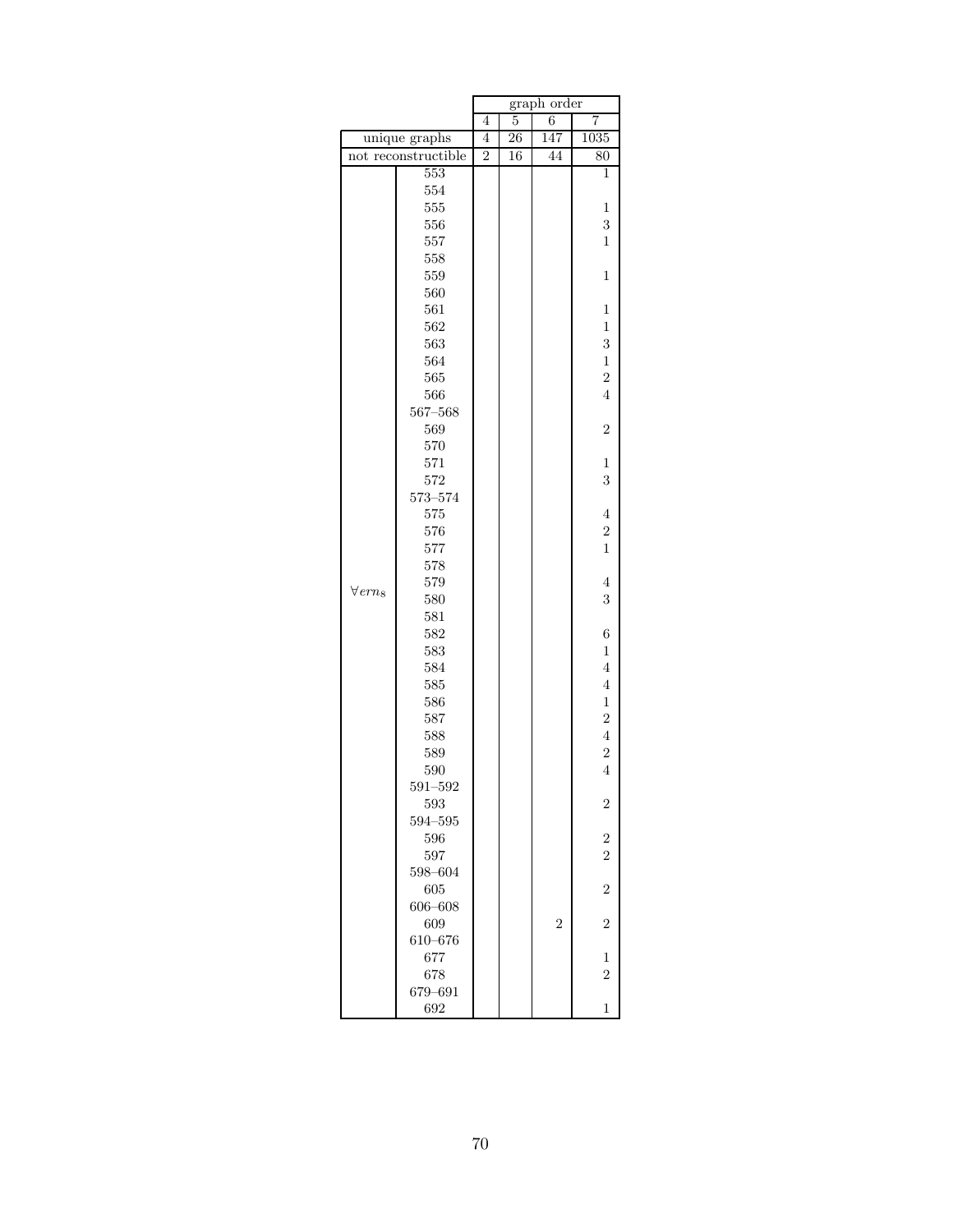| | | graph order | | | |
|---|---|---|---|---|---|
| | | 4 | 5 | 6 | 7 |
| unique graphs | | 4 | 26 | 147 | 1035 |
| not reconstructible | | 2 | 16 | 44 | 80 |
| $\forall ern_8$ | 553 | | | | 1 |
| | 554 | | | | |
| | 555 | | | | 1 |
| | 556 | | | | 3 |
| | 557 | | | | 1 |
| | 558 | | | | |
| | 559 | | | | 1 |
| | 560 | | | | |
| | 561 | | | | 1 |
| | 562 | | | | 1 |
| | 563 | | | | 3 |
| | 564 | | | | 1 |
| | 565 | | | | 2 |
| | 566 | | | | 4 |
| | 567–568 | | | | |
| | 569 | | | | 2 |
| | 570 | | | | |
| | 571 | | | | 1 |
| | 572 | | | | 3 |
| | 573–574 | | | | |
| | 575 | | | | 4 |
| | 576 | | | | 2 |
| | 577 | | | | 1 |
| | 578 | | | | |
| | 579 | | | | 4 |
| | 580 | | | | 3 |
| | 581 | | | | |
| | 582 | | | | 6 |
| | 583 | | | | 1 |
| | 584 | | | | 4 |
| | 585 | | | | 4 |
| | 586 | | | | 1 |
| | 587 | | | | 2 |
| | 588 | | | | 4 |
| | 589 | | | | 2 |
| | 590 | | | | 4 |
| | 591–592 | | | | |
| | 593 | | | | 2 |
| | 594–595 | | | | |
| | 596 | | | | 2 |
| | 597 | | | | 2 |
| | 598–604 | | | | |
| | 605 | | | | 2 |
| | 606–608 | | | | |
| | 609 | | | 2 | 2 |
| | 610–676 | | | | |
| | 677 | | | | 1 |
| | 678 | | | | 2 |
| | 679–691 | | | | |
| | 692 | | | | 1 |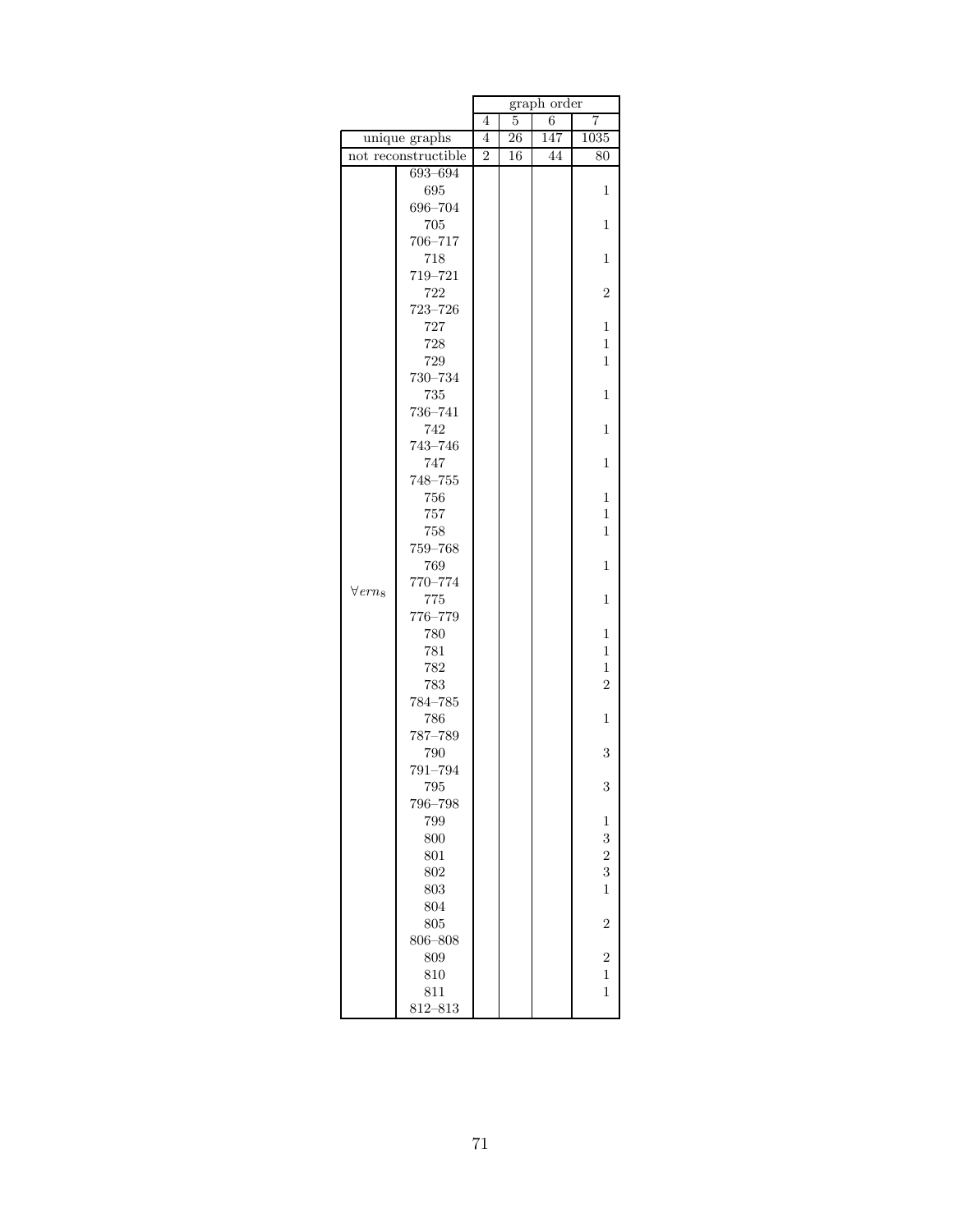| | | graph order | | | |
|---|---|---|---|---|---|
| | | 4 | 5 | 6 | 7 |
| unique graphs | | 4 | 26 | 147 | 1035 |
| not reconstructible | | 2 | 16 | 44 | 80 |
| $\forall ern_8$ | 693–694 | | | | |
| | 695 | | | | 1 |
| | 696–704 | | | | |
| | 705 | | | | 1 |
| | 706–717 | | | | |
| | 718 | | | | 1 |
| | 719–721 | | | | |
| | 722 | | | | 2 |
| | 723–726 | | | | |
| | 727 | | | | 1 |
| | 728 | | | | 1 |
| | 729 | | | | 1 |
| | 730–734 | | | | |
| | 735 | | | | 1 |
| | 736–741 | | | | |
| | 742 | | | | 1 |
| | 743–746 | | | | |
| | 747 | | | | 1 |
| | 748–755 | | | | |
| | 756 | | | | 1 |
| | 757 | | | | 1 |
| | 758 | | | | 1 |
| | 759–768 | | | | |
| | 769 | | | | 1 |
| | 770–774 | | | | |
| | 775 | | | | 1 |
| | 776–779 | | | | |
| | 780 | | | | 1 |
| | 781 | | | | 1 |
| | 782 | | | | 1 |
| | 783 | | | | 2 |
| | 784–785 | | | | |
| | 786 | | | | 1 |
| | 787–789 | | | | |
| | 790 | | | | 3 |
| | 791–794 | | | | |
| | 795 | | | | 3 |
| | 796–798 | | | | |
| | 799 | | | | 1 |
| | 800 | | | | 3 |
| | 801 | | | | 2 |
| | 802 | | | | 3 |
| | 803 | | | | 1 |
| | 804 | | | | |
| | 805 | | | | 2 |
| | 806–808 | | | | |
| | 809 | | | | 2 |
| | 810 | | | | 1 |
| | 811 | | | | 1 |
| | 812–813 | | | | |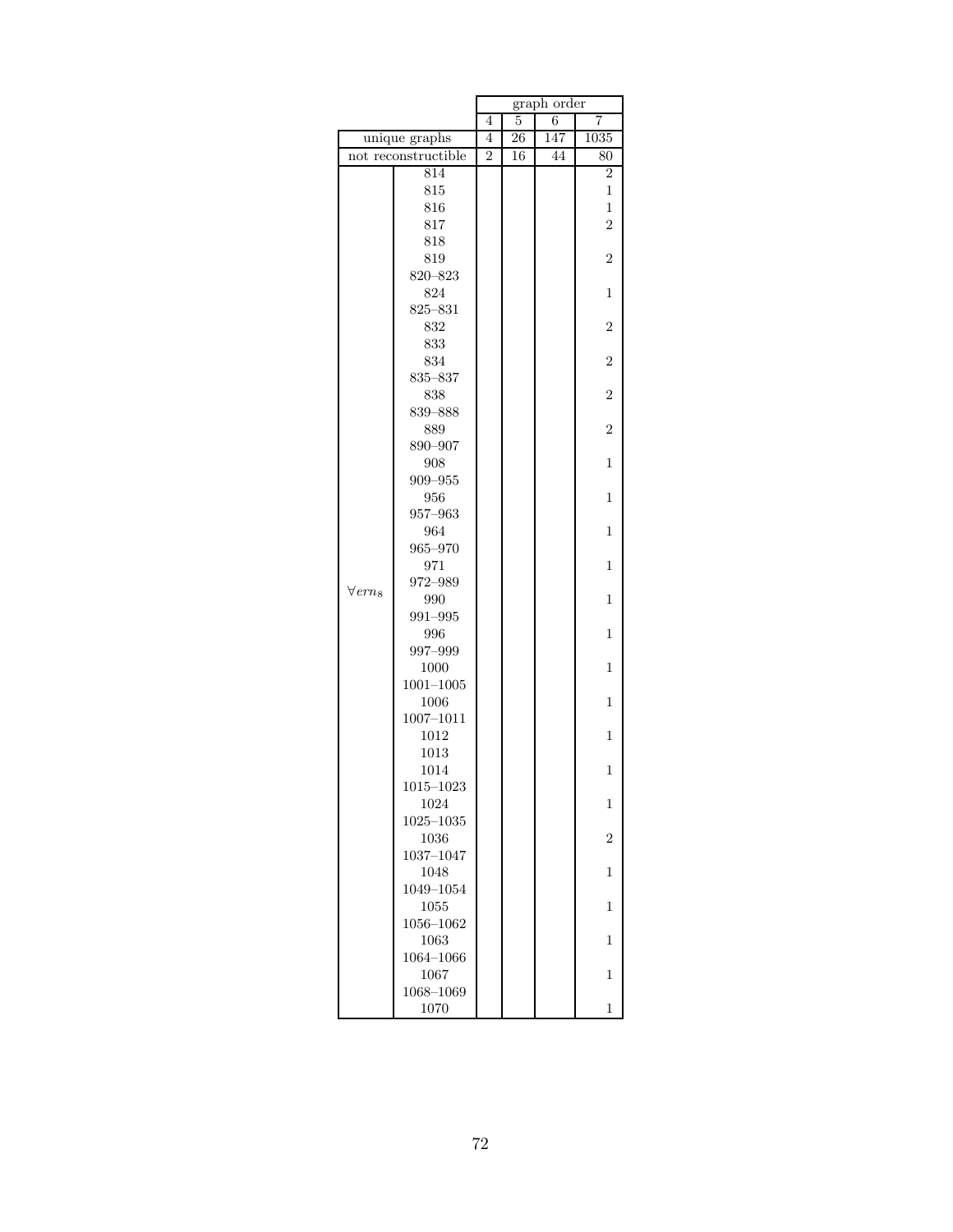| | | graph order | | | |
|---|---|---|---|---|---|
| | | 4 | 5 | 6 | 7 |
| unique graphs | | 4 | 26 | 147 | 1035 |
| not reconstructible | | 2 | 16 | 44 | 80 |
| $\forall ern_8$ | 814 | | | | 2 |
| | 815 | | | | 1 |
| | 816 | | | | 1 |
| | 817 | | | | 2 |
| | 818 | | | | |
| | 819 | | | | 2 |
| | 820–823 | | | | |
| | 824 | | | | 1 |
| | 825–831 | | | | |
| | 832 | | | | 2 |
| | 833 | | | | |
| | 834 | | | | 2 |
| | 835–837 | | | | |
| | 838 | | | | 2 |
| | 839–888 | | | | |
| | 889 | | | | 2 |
| | 890–907 | | | | |
| | 908 | | | | 1 |
| | 909–955 | | | | |
| | 956 | | | | 1 |
| | 957–963 | | | | |
| | 964 | | | | 1 |
| | 965–970 | | | | |
| | 971 | | | | 1 |
| | 972–989 | | | | |
| | 990 | | | | 1 |
| | 991–995 | | | | |
| | 996 | | | | 1 |
| | 997–999 | | | | |
| | 1000 | | | | 1 |
| | 1001–1005 | | | | |
| | 1006 | | | | 1 |
| | 1007–1011 | | | | |
| | 1012 | | | | 1 |
| | 1013 | | | | |
| | 1014 | | | | 1 |
| | 1015–1023 | | | | |
| | 1024 | | | | 1 |
| | 1025–1035 | | | | |
| | 1036 | | | | 2 |
| | 1037–1047 | | | | |
| | 1048 | | | | 1 |
| | 1049–1054 | | | | |
| | 1055 | | | | 1 |
| | 1056–1062 | | | | |
| | 1063 | | | | 1 |
| | 1064–1066 | | | | |
| | 1067 | | | | 1 |
| | 1068–1069 | | | | |
| | 1070 | | | | 1 |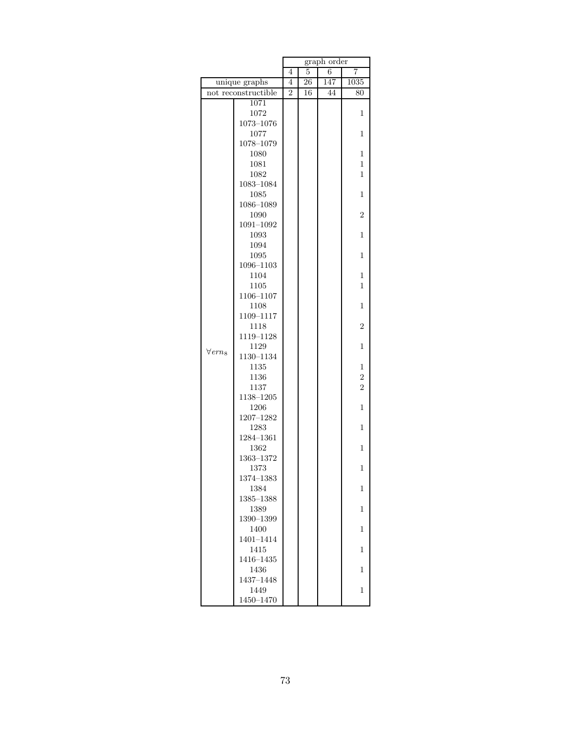| | | graph order | | | |
|---|---|---|---|---|---|
| | | 4 | 5 | 6 | 7 |
| unique graphs | | 4 | 26 | 147 | 1035 |
| not reconstructible | | 2 | 16 | 44 | 80 |
| $\forall ern_8$ | 1071 | | | | |
| | 1072 | | | | 1 |
| | 1073–1076 | | | | |
| | 1077 | | | | 1 |
| | 1078–1079 | | | | |
| | 1080 | | | | 1 |
| | 1081 | | | | 1 |
| | 1082 | | | | 1 |
| | 1083–1084 | | | | |
| | 1085 | | | | 1 |
| | 1086–1089 | | | | |
| | 1090 | | | | 2 |
| | 1091–1092 | | | | |
| | 1093 | | | | 1 |
| | 1094 | | | | |
| | 1095 | | | | 1 |
| | 1096–1103 | | | | |
| | 1104 | | | | 1 |
| | 1105 | | | | 1 |
| | 1106–1107 | | | | |
| | 1108 | | | | 1 |
| | 1109–1117 | | | | |
| | 1118 | | | | 2 |
| | 1119–1128 | | | | |
| | 1129 | | | | 1 |
| | 1130–1134 | | | | |
| | 1135 | | | | 1 |
| | 1136 | | | | 2 |
| | 1137 | | | | 2 |
| | 1138–1205 | | | | |
| | 1206 | | | | 1 |
| | 1207–1282 | | | | |
| | 1283 | | | | 1 |
| | 1284–1361 | | | | |
| | 1362 | | | | 1 |
| | 1363–1372 | | | | |
| | 1373 | | | | 1 |
| | 1374–1383 | | | | |
| | 1384 | | | | 1 |
| | 1385–1388 | | | | |
| | 1389 | | | | 1 |
| | 1390–1399 | | | | |
| | 1400 | | | | 1 |
| | 1401–1414 | | | | |
| | 1415 | | | | 1 |
| | 1416–1435 | | | | |
| | 1436 | | | | 1 |
| | 1437–1448 | | | | |
| | 1449 | | | | 1 |
| | 1450–1470 | | | | |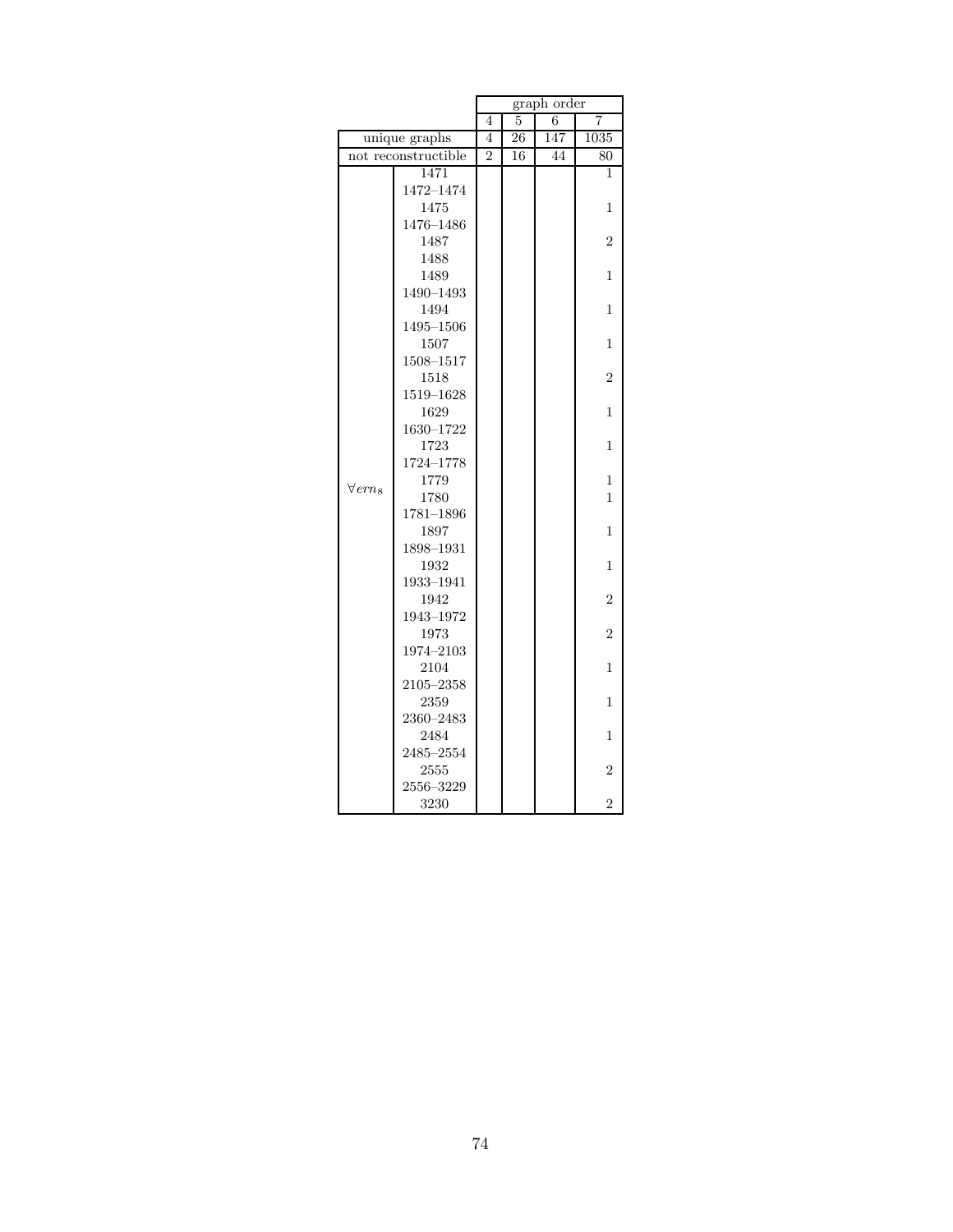| | | graph order | | | |
|---|---|---|---|---|---|
| | | 4 | 5 | 6 | 7 |
| unique graphs | | 4 | 26 | 147 | 1035 |
| not reconstructible | | 2 | 16 | 44 | 80 |
| $\forall ern_8$ | 1471 | | | | 1 |
| | 1472–1474 | | | | |
| | 1475 | | | | 1 |
| | 1476–1486 | | | | |
| | 1487 | | | | 2 |
| | 1488 | | | | |
| | 1489 | | | | 1 |
| | 1490–1493 | | | | |
| | 1494 | | | | 1 |
| | 1495–1506 | | | | |
| | 1507 | | | | 1 |
| | 1508–1517 | | | | |
| | 1518 | | | | 2 |
| | 1519–1628 | | | | |
| | 1629 | | | | 1 |
| | 1630–1722 | | | | |
| | 1723 | | | | 1 |
| | 1724–1778 | | | | |
| | 1779 | | | | 1 |
| | 1780 | | | | 1 |
| | 1781–1896 | | | | |
| | 1897 | | | | 1 |
| | 1898–1931 | | | | |
| | 1932 | | | | 1 |
| | 1933–1941 | | | | |
| | 1942 | | | | 2 |
| | 1943–1972 | | | | |
| | 1973 | | | | 2 |
| | 1974–2103 | | | | |
| | 2104 | | | | 1 |
| | 2105–2358 | | | | |
| | 2359 | | | | 1 |
| | 2360–2483 | | | | |
| | 2484 | | | | 1 |
| | 2485–2554 | | | | |
| | 2555 | | | | 2 |
| | 2556–3229 | | | | |
| | 3230 | | | | 2 |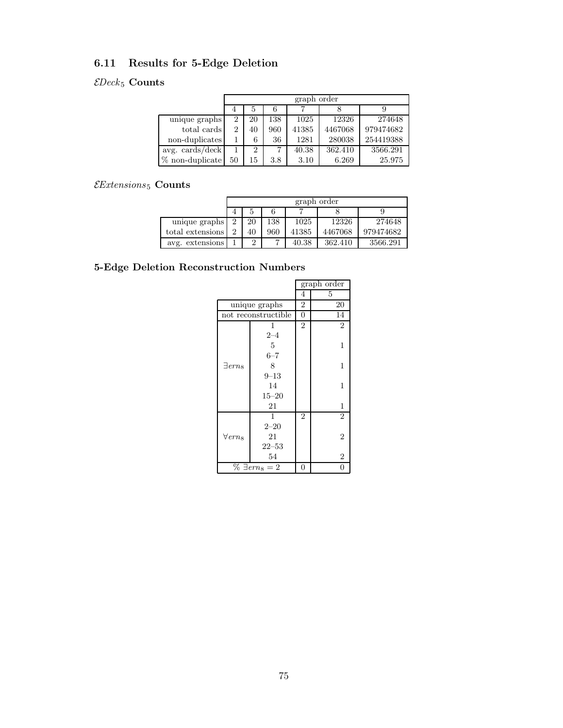## 6.11 Results for 5-Edge Deletion

### $\mathcal{E}Deck_5$ Counts

| | graph order | | | | | |
|---|---|---|---|---|---|---|
| | 4 | 5 | 6 | 7 | 8 | 9 |
| unique graphs | 2 | 20 | 138 | 1025 | 12326 | 274648 |
| total cards | 2 | 40 | 960 | 41385 | 4467068 | 979474682 |
| non-duplicates | 1 | 6 | 36 | 1281 | 280038 | 254419388 |
| avg. cards/deck | 1 | 2 | 7 | 40.38 | 362.410 | 3566.291 |
| % non-duplicate | 50 | 15 | 3.8 | 3.10 | 6.269 | 25.975 |

### $\mathcal{E}Extensions_5$ Counts

| | graph order | | | | | |
|---|---|---|---|---|---|---|
| | 4 | 5 | 6 | 7 | 8 | 9 |
| unique graphs | 2 | 20 | 138 | 1025 | 12326 | 274648 |
| total extensions | 2 | 40 | 960 | 41385 | 4467068 | 979474682 |
| avg. extensions | 1 | 2 | 7 | 40.38 | 362.410 | 3566.291 |

### 5-Edge Deletion Reconstruction Numbers

| | | graph order | |
|---|---|---|---|
| | | 4 | 5 |
| unique graphs | | 2 | 20 |
| not reconstructible | | 0 | 14 |
| $\exists ern_8$ | 1 | 2 | 2 |
| | 2–4 | | |
| | 5 | | 1 |
| | 6–7 | | |
| | 8 | | 1 |
| | 9–13 | | |
| | 14 | | 1 |
| | 15–20 | | |
| | 21 | | 1 |
| $\forall ern_8$ | 1 | 2 | 2 |
| | 2–20 | | |
| | 21 | | 2 |
| | 22–53 | | |
| | 54 | | 2 |
| % $\exists ern_8 = 2$ | | 0 | 0 |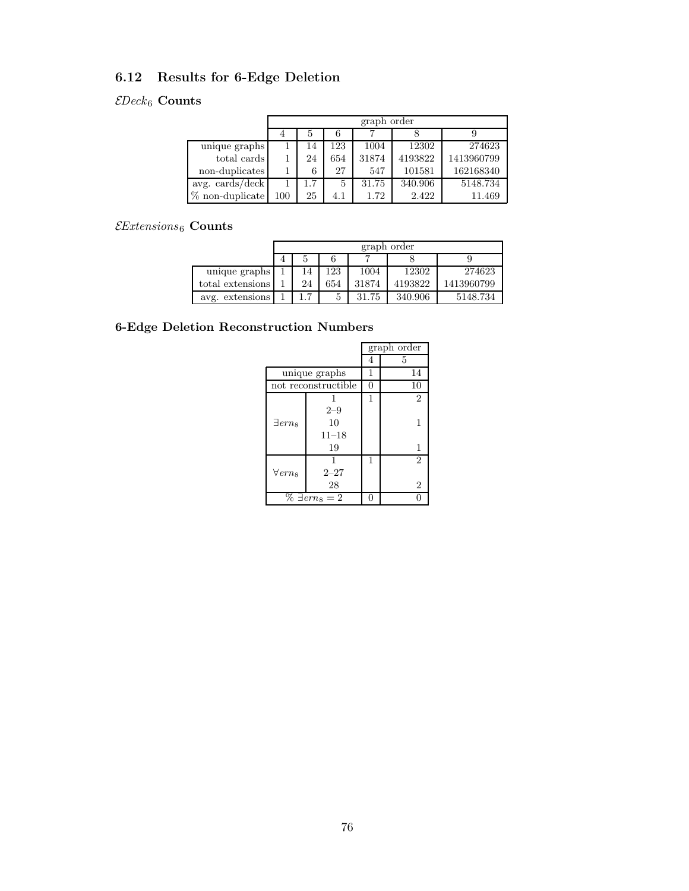## 6.12 Results for 6-Edge Deletion

### $\mathcal{E}Deck_6$ Counts

| | graph order | | | | | |
|---|---|---|---|---|---|---|
| | 4 | 5 | 6 | 7 | 8 | 9 |
| unique graphs | 1 | 14 | 123 | 1004 | 12302 | 274623 |
| total cards | 1 | 24 | 654 | 31874 | 4193822 | 1413960799 |
| non-duplicates | 1 | 6 | 27 | 547 | 101581 | 162168340 |
| avg. cards/deck | 1 | 1.7 | 5 | 31.75 | 340.906 | 5148.734 |
| % non-duplicate | 100 | 25 | 4.1 | 1.72 | 2.422 | 11.469 |

### $\mathcal{E}Extensions_6$ Counts

| | graph order | | | | | |
|---|---|---|---|---|---|---|
| | 4 | 5 | 6 | 7 | 8 | 9 |
| unique graphs | 1 | 14 | 123 | 1004 | 12302 | 274623 |
| total extensions | 1 | 24 | 654 | 31874 | 4193822 | 1413960799 |
| avg. extensions | 1 | 1.7 | 5 | 31.75 | 340.906 | 5148.734 |

### 6-Edge Deletion Reconstruction Numbers

| | | graph order | |
|---|---|---|---|
| | | 4 | 5 |
| unique graphs | | 1 | 14 |
| not reconstructible | | 0 | 10 |
| $\exists ern_8$ | 1 | 1 | 2 |
| | 2–9 | | |
| | 10 | | 1 |
| | 11–18 | | |
| | 19 | | 1 |
| $\forall ern_8$ | 1 | 1 | 2 |
| | 2–27 | | |
| | 28 | | 2 |
| $\% \exists ern_8 = 2$ | | 0 | 0 |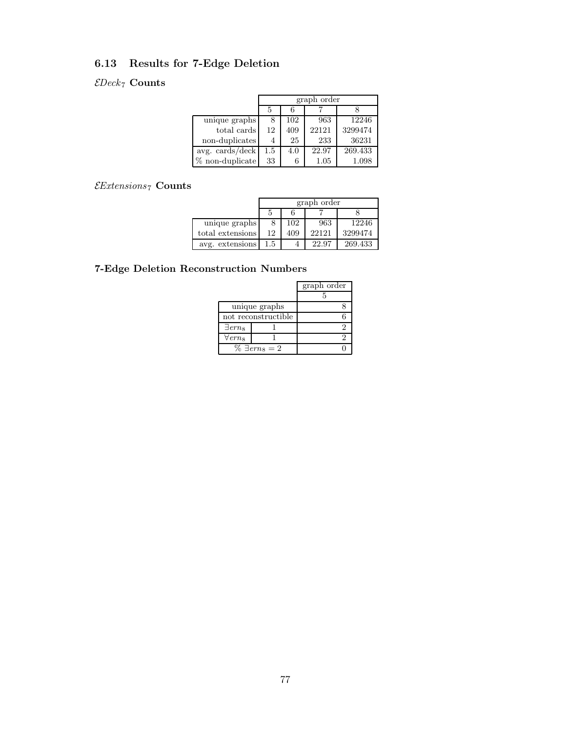## 6.13 Results for 7-Edge Deletion

### $\mathcal{E}Deck_7$ Counts

| | graph order | | | |
|---|---|---|---|---|
| | 5 | 6 | 7 | 8 |
| unique graphs | 8 | 102 | 963 | 12246 |
| total cards | 12 | 409 | 22121 | 3299474 |
| non-duplicates | 4 | 25 | 233 | 36231 |
| avg. cards/deck | 1.5 | 4.0 | 22.97 | 269.433 |
| % non-duplicate | 33 | 6 | 1.05 | 1.098 |

### $\mathcal{E}Extensions_7$ Counts

| | graph order | | | |
|---|---|---|---|---|
| | 5 | 6 | 7 | 8 |
| unique graphs | 8 | 102 | 963 | 12246 |
| total extensions | 12 | 409 | 22121 | 3299474 |
| avg. extensions | 1.5 | 4 | 22.97 | 269.433 |

### 7-Edge Deletion Reconstruction Numbers

| | | graph order |
|---|---|---|
| | | 5 |
| unique graphs | | 8 |
| not reconstructible | | 6 |
| $\exists ern_8$ | 1 | 2 |
| $\forall ern_8$ | 1 | 2 |
| % $\exists ern_8 = 2$ | | 0 |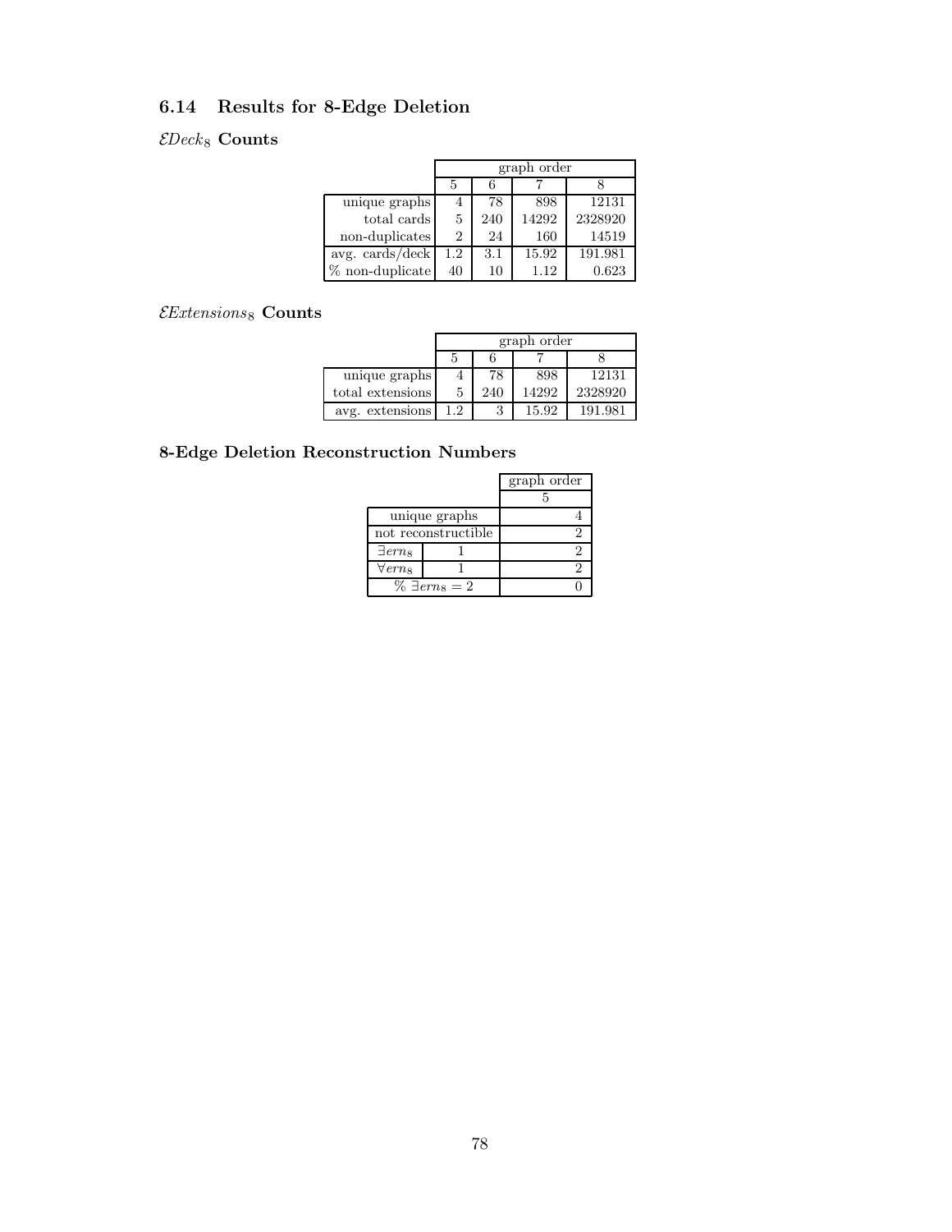## 6.14 Results for 8-Edge Deletion

### $\mathcal{E}Deck_8$ Counts

| | graph order | | | |
|---|---|---|---|---|
| | 5 | 6 | 7 | 8 |
| unique graphs | 4 | 78 | 898 | 12131 |
| total cards | 5 | 240 | 14292 | 2328920 |
| non-duplicates | 2 | 24 | 160 | 14519 |
| avg. cards/deck | 1.2 | 3.1 | 15.92 | 191.981 |
| % non-duplicate | 40 | 10 | 1.12 | 0.623 |

### $\mathcal{E}Extensions_8$ Counts

| | graph order | | | |
|---|---|---|---|---|
| | 5 | 6 | 7 | 8 |
| unique graphs | 4 | 78 | 898 | 12131 |
| total extensions | 5 | 240 | 14292 | 2328920 |
| avg. extensions | 1.2 | 3 | 15.92 | 191.981 |

### 8-Edge Deletion Reconstruction Numbers

| | | graph order |
|---|---|---|
| | | 5 |
| unique graphs | | 4 |
| not reconstructible | | 2 |
| $\exists ern_8$ | 1 | 2 |
| $\forall ern_8$ | 1 | 2 |
| % $\exists ern_8 = 2$ | | 0 |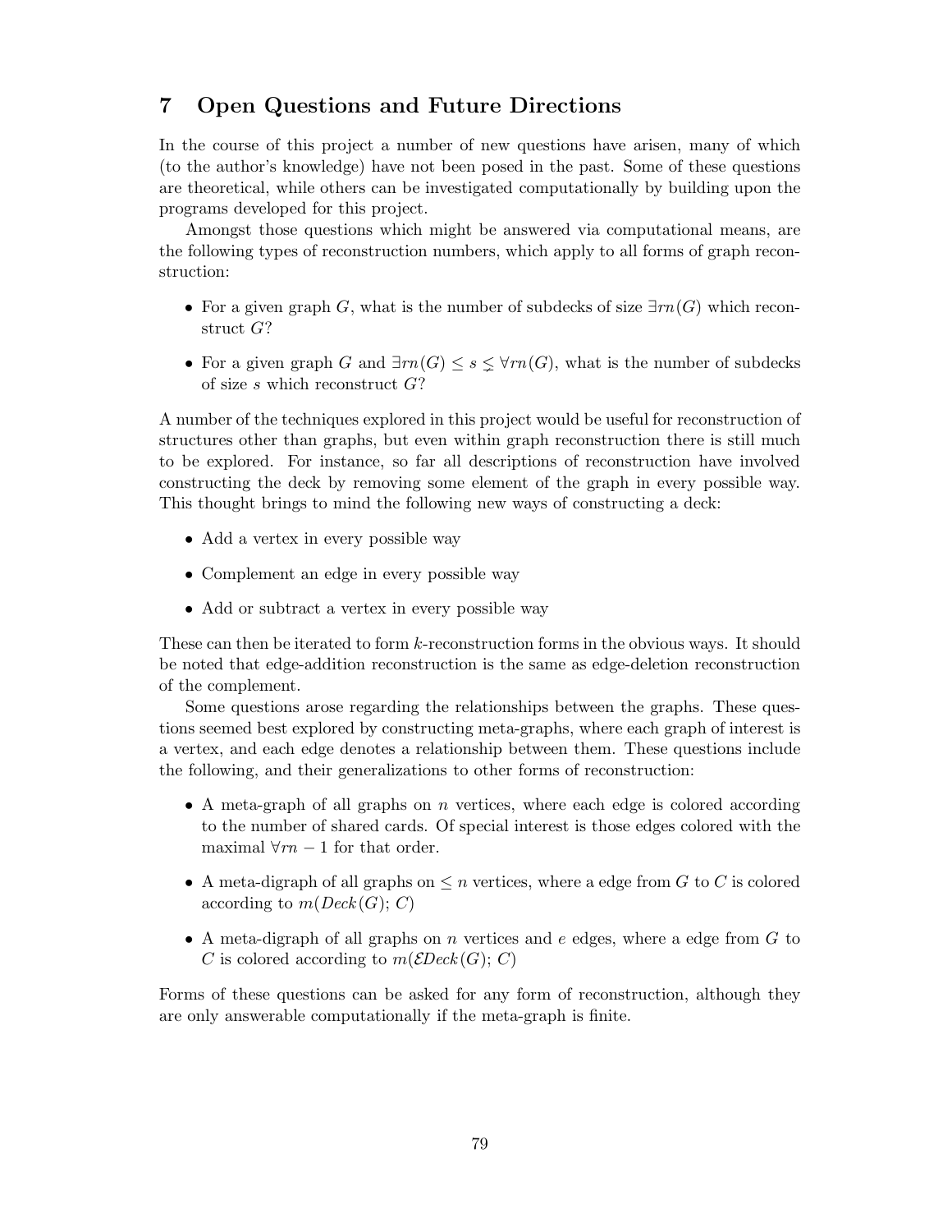## 7 Open Questions and Future Directions

In the course of this project a number of new questions have arisen, many of which (to the author's knowledge) have not been posed in the past. Some of these questions are theoretical, while others can be investigated computationally by building upon the programs developed for this project.

Amongst those questions which might be answered via computational means, are the following types of reconstruction numbers, which apply to all forms of graph reconstruction:

- For a given graph $G$, what is the number of subdecks of size $\exists rn(G)$ which reconstruct $G$?
- For a given graph $G$ and $\exists rn(G) \leq s \lneq \forall rn(G)$, what is the number of subdecks of size $s$ which reconstruct $G$?

A number of the techniques explored in this project would be useful for reconstruction of structures other than graphs, but even within graph reconstruction there is still much to be explored. For instance, so far all descriptions of reconstruction have involved constructing the deck by removing some element of the graph in every possible way. This thought brings to mind the following new ways of constructing a deck:

- Add a vertex in every possible way
- Complement an edge in every possible way
- Add or subtract a vertex in every possible way

These can then be iterated to form $k$-reconstruction forms in the obvious ways. It should be noted that edge-addition reconstruction is the same as edge-deletion reconstruction of the complement.

Some questions arose regarding the relationships between the graphs. These questions seemed best explored by constructing meta-graphs, where each graph of interest is a vertex, and each edge denotes a relationship between them. These questions include the following, and their generalizations to other forms of reconstruction:

- A meta-graph of all graphs on $n$ vertices, where each edge is colored according to the number of shared cards. Of special interest is those edges colored with the maximal $\forall rn - 1$ for that order.
- A meta-digraph of all graphs on $\leq n$ vertices, where a edge from $G$ to $C$ is colored according to $m(Deck(G); C)$
- A meta-digraph of all graphs on $n$ vertices and $e$ edges, where a edge from $G$ to $C$ is colored according to $m(\mathcal{E}Deck(G); C)$

Forms of these questions can be asked for any form of reconstruction, although they are only answerable computationally if the meta-graph is finite.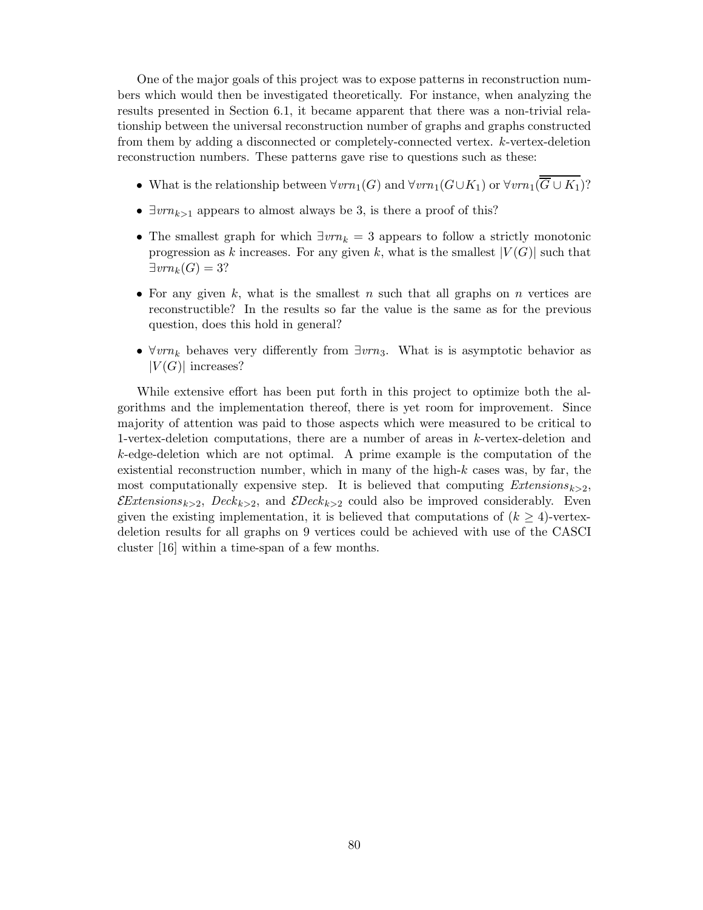One of the major goals of this project was to expose patterns in reconstruction numbers which would then be investigated theoretically. For instance, when analyzing the results presented in Section 6.1, it became apparent that there was a non-trivial relationship between the universal reconstruction number of graphs and graphs constructed from them by adding a disconnected or completely-connected vertex. $k$-vertex-deletion reconstruction numbers. These patterns gave rise to questions such as these:

- What is the relationship between $\forall vrn_1(G)$ and $\forall vrn_1(G \cup K_1)$ or $\forall vrn_1(\overline{\overline{G} \cup K_1})$?
- $\exists vrn_{k>1}$ appears to almost always be 3, is there a proof of this?
- The smallest graph for which $\exists vrn_k = 3$ appears to follow a strictly monotonic progression as $k$ increases. For any given $k$, what is the smallest $|V(G)|$ such that $\exists vrn_k(G) = 3$?
- For any given $k$, what is the smallest $n$ such that all graphs on $n$ vertices are reconstructible? In the results so far the value is the same as for the previous question, does this hold in general?
- $\forall vrn_k$ behaves very differently from $\exists vrn_3$. What is is asymptotic behavior as $|V(G)|$ increases?

While extensive effort has been put forth in this project to optimize both the algorithms and the implementation thereof, there is yet room for improvement. Since majority of attention was paid to those aspects which were measured to be critical to 1-vertex-deletion computations, there are a number of areas in $k$-vertex-deletion and $k$-edge-deletion which are not optimal. A prime example is the computation of the existential reconstruction number, which in many of the high-$k$ cases was, by far, the most computationally expensive step. It is believed that computing $Extensions_{k>2}$, $\mathcal{E}Extensions_{k>2}$, $Deck_{k>2}$, and $\mathcal{E}Deck_{k>2}$ could also be improved considerably. Even given the existing implementation, it is believed that computations of $(k \geq 4)$-vertex-deletion results for all graphs on 9 vertices could be achieved with use of the CASCI cluster [16] within a time-span of a few months.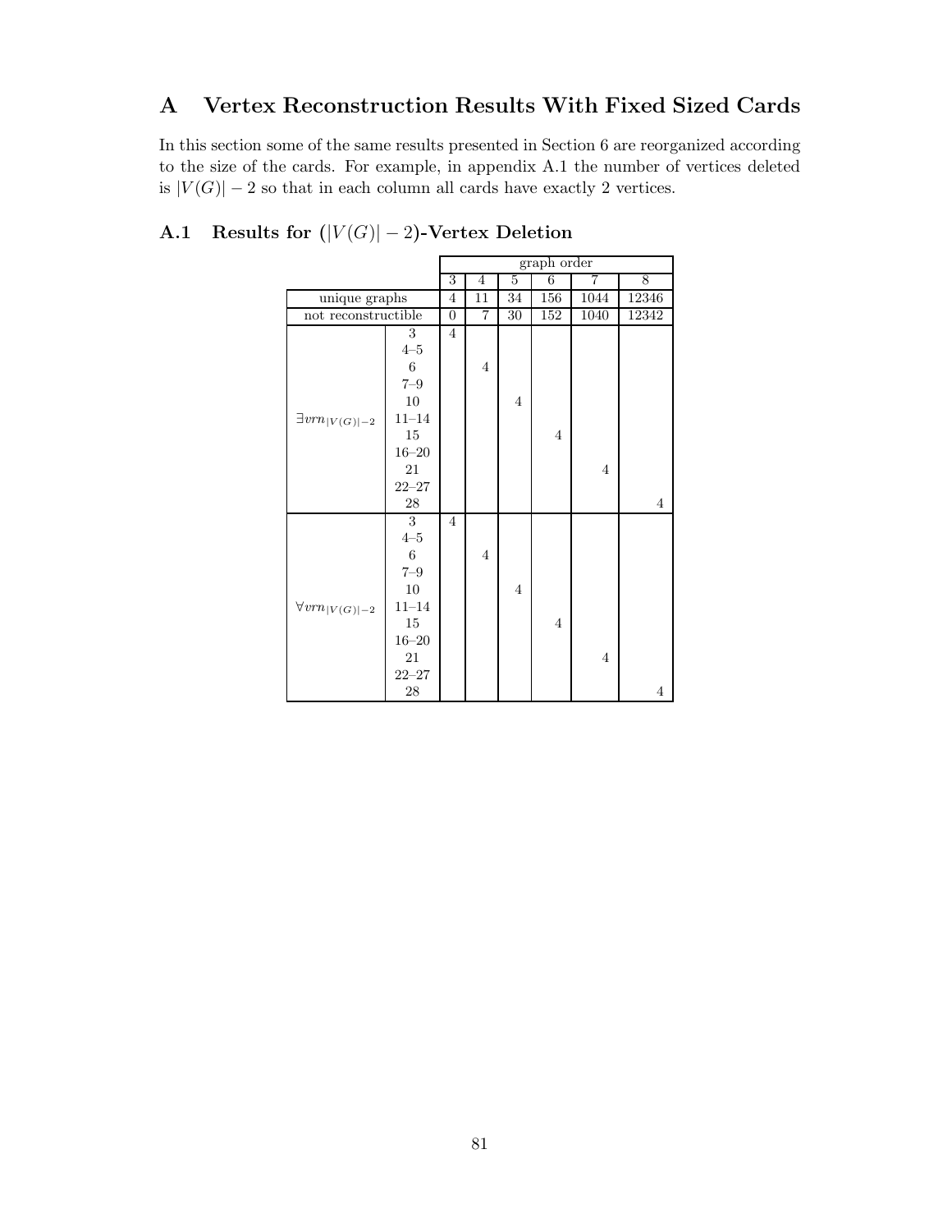# A Vertex Reconstruction Results With Fixed Sized Cards

In this section some of the same results presented in Section 6 are reorganized according to the size of the cards. For example, in appendix A.1 the number of vertices deleted is $|V(G)| - 2$ so that in each column all cards have exactly 2 vertices.

## A.1 Results for ($|V(G)| - 2$)-Vertex Deletion

| | | graph order | | | | | |
|---|---|---|---|---|---|---|---|
| | | 3 | 4 | 5 | 6 | 7 | 8 |
| unique graphs | | 4 | 11 | 34 | 156 | 1044 | 12346 |
| not reconstructible | | 0 | 7 | 30 | 152 | 1040 | 12342 |
| $\exists vrn_{\|V(G)\|-2}$ | 3 | 4 | | | | | |
| | 4–5 | | | | | | |
| | 6 | | 4 | | | | |
| | 7–9 | | | | | | |
| | 10 | | | 4 | | | |
| | 11–14 | | | | | | |
| | 15 | | | | 4 | | |
| | 16–20 | | | | | | |
| | 21 | | | | | 4 | |
| | 22–27 | | | | | | |
| | 28 | | | | | | 4 |
| $\forall vrn_{\|V(G)\|-2}$ | 3 | 4 | | | | | |
| | 4–5 | | | | | | |
| | 6 | | 4 | | | | |
| | 7–9 | | | | | | |
| | 10 | | | 4 | | | |
| | 11–14 | | | | | | |
| | 15 | | | | 4 | | |
| | 16–20 | | | | | | |
| | 21 | | | | | 4 | |
| | 22–27 | | | | | | |
| | 28 | | | | | | 4 |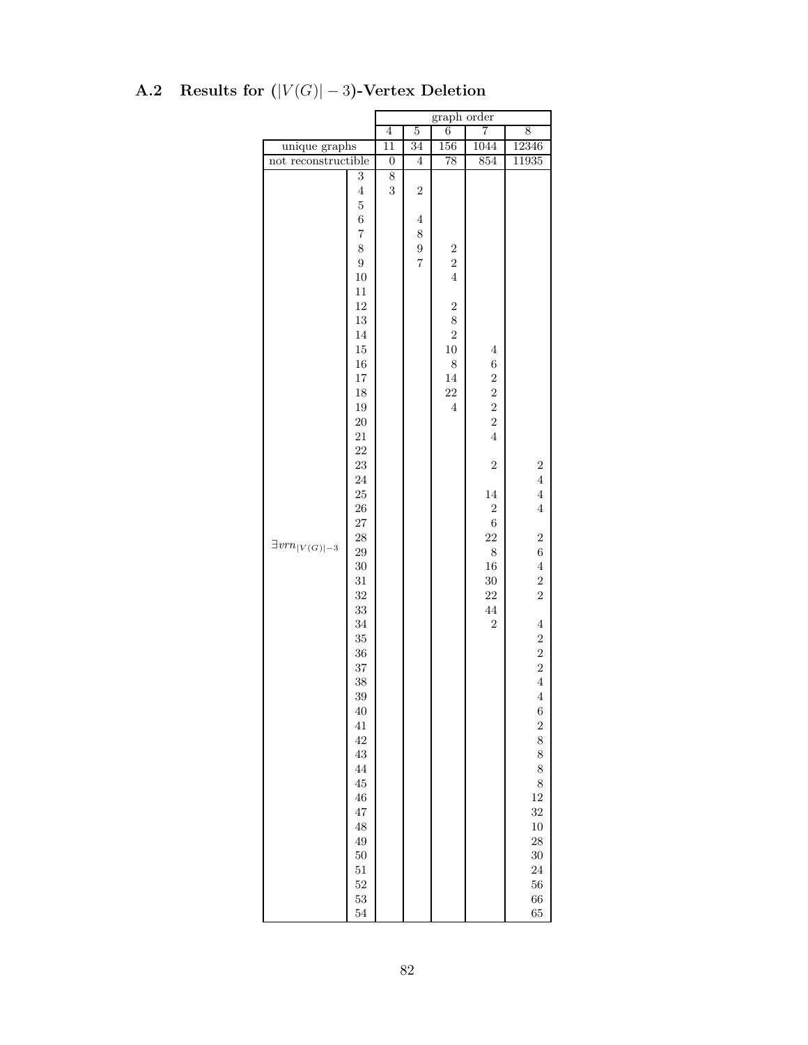## A.2 Results for $(|V(G)| - 3)$-Vertex Deletion

| | | graph order | | | | |
|---|---|---|---|---|---|---|
| | | 4 | 5 | 6 | 7 | 8 |
| unique graphs | | 11 | 34 | 156 | 1044 | 12346 |
| not reconstructible | | 0 | 4 | 78 | 854 | 11935 |
| $\exists vrn_{\lvert V(G)\rvert-3}$ | 3 | 8 | | | | |
| | 4 | 3 | 2 | | | |
| | 5 | | | | | |
| | 6 | | 4 | | | |
| | 7 | | 8 | | | |
| | 8 | | 9 | 2 | | |
| | 9 | | 7 | 2 | | |
| | 10 | | | 4 | | |
| | 11 | | | | | |
| | 12 | | | 2 | | |
| | 13 | | | 8 | | |
| | 14 | | | 2 | | |
| | 15 | | | 10 | 4 | |
| | 16 | | | 8 | 6 | |
| | 17 | | | 14 | 2 | |
| | 18 | | | 22 | 2 | |
| | 19 | | | 4 | 2 | |
| | 20 | | | | 2 | |
| | 21 | | | | 4 | |
| | 22 | | | | | |
| | 23 | | | | 2 | 2 |
| | 24 | | | | | 4 |
| | 25 | | | | 14 | 4 |
| | 26 | | | | 2 | 4 |
| | 27 | | | | 6 | |
| | 28 | | | | 22 | 2 |
| | 29 | | | | 8 | 6 |
| | 30 | | | | 16 | 4 |
| | 31 | | | | 30 | 2 |
| | 32 | | | | 22 | 2 |
| | 33 | | | | 44 | |
| | 34 | | | | 2 | 4 |
| | 35 | | | | | 2 |
| | 36 | | | | | 2 |
| | 37 | | | | | 2 |
| | 38 | | | | | 4 |
| | 39 | | | | | 4 |
| | 40 | | | | | 6 |
| | 41 | | | | | 2 |
| | 42 | | | | | 8 |
| | 43 | | | | | 8 |
| | 44 | | | | | 8 |
| | 45 | | | | | 8 |
| | 46 | | | | | 12 |
| | 47 | | | | | 32 |
| | 48 | | | | | 10 |
| | 49 | | | | | 28 |
| | 50 | | | | | 30 |
| | 51 | | | | | 24 |
| | 52 | | | | | 56 |
| | 53 | | | | | 66 |
| | 54 | | | | | 65 |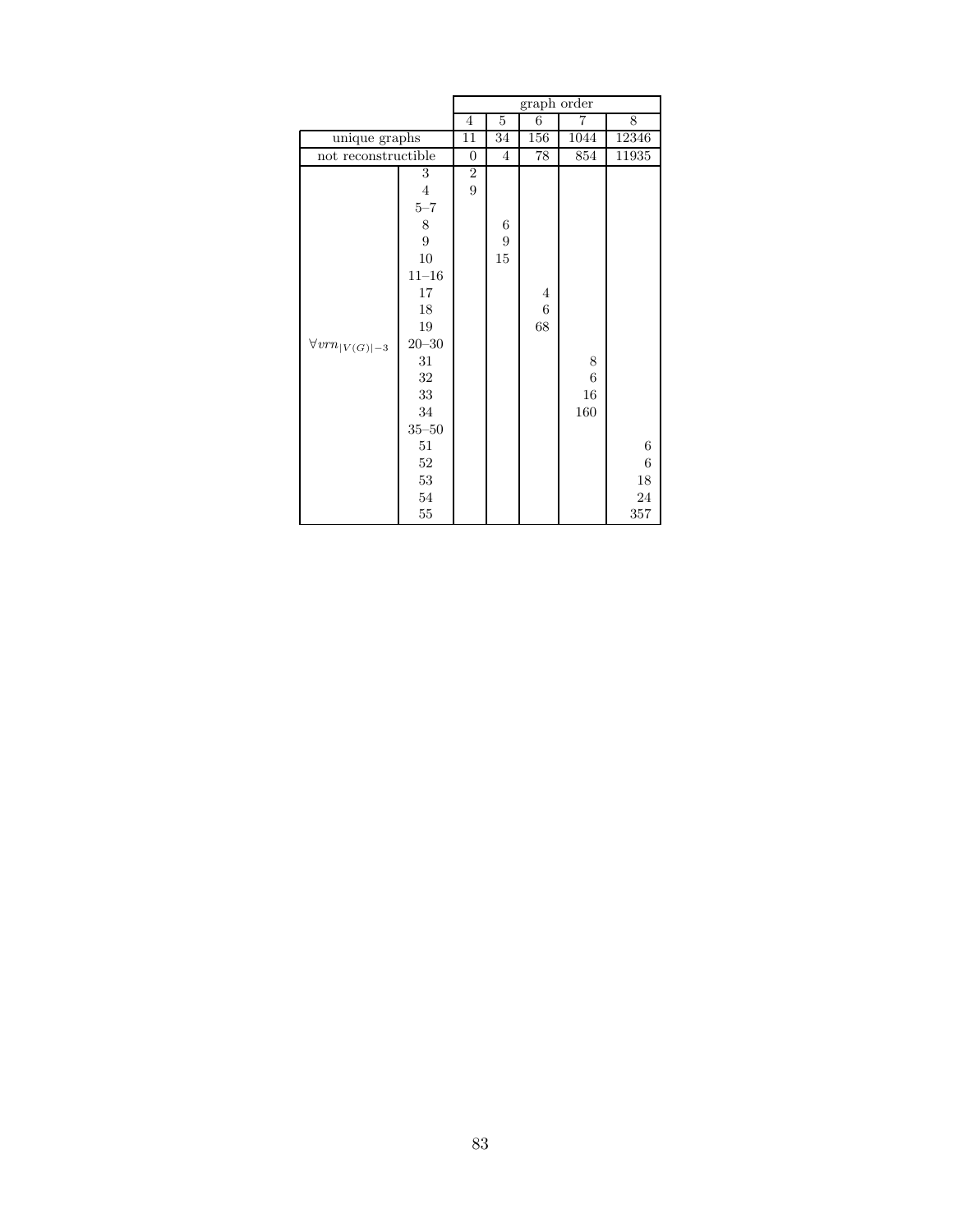| | | graph order | | | | |
|---|---|---|---|---|---|---|
| | | 4 | 5 | 6 | 7 | 8 |
| unique graphs | | 11 | 34 | 156 | 1044 | 12346 |
| not reconstructible | | 0 | 4 | 78 | 854 | 11935 |
| $\forall vrn_{\lvert V(G)\rvert-3}$ | 3 | 2 | | | | |
| | 4 | 9 | | | | |
| | 5–7 | | | | | |
| | 8 | | 6 | | | |
| | 9 | | 9 | | | |
| | 10 | | 15 | | | |
| | 11–16 | | | | | |
| | 17 | | | 4 | | |
| | 18 | | | 6 | | |
| | 19 | | | 68 | | |
| | 20–30 | | | | | |
| | 31 | | | | 8 | |
| | 32 | | | | 6 | |
| | 33 | | | | 16 | |
| | 34 | | | | 160 | |
| | 35–50 | | | | | |
| | 51 | | | | | 6 |
| | 52 | | | | | 6 |
| | 53 | | | | | 18 |
| | 54 | | | | | 24 |
| | 55 | | | | | 357 |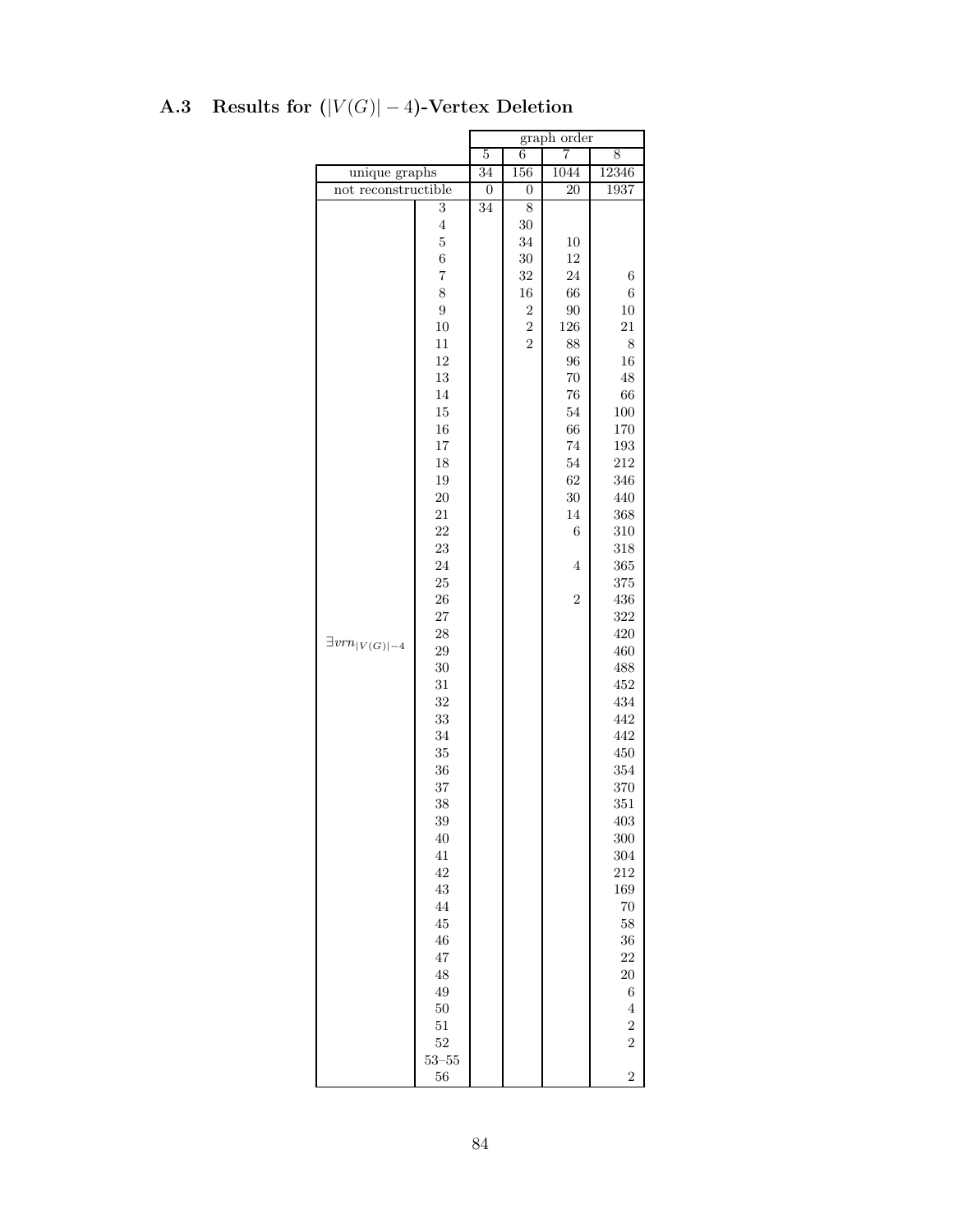## A.3 Results for $(|V(G)| - 4)$-Vertex Deletion

| | | graph order | | | |
|---|---|---|---|---|---|
| | | 5 | 6 | 7 | 8 |
| unique graphs | | 34 | 156 | 1044 | 12346 |
| not reconstructible | | 0 | 0 | 20 | 1937 |
| $\exists vrn_{\|V(G)\|-4}$ | 3 | 34 | 8 | | |
| | 4 | | 30 | | |
| | 5 | | 34 | 10 | |
| | 6 | | 30 | 12 | |
| | 7 | | 32 | 24 | 6 |
| | 8 | | 16 | 66 | 6 |
| | 9 | | 2 | 90 | 10 |
| | 10 | | 2 | 126 | 21 |
| | 11 | | 2 | 88 | 8 |
| | 12 | | | 96 | 16 |
| | 13 | | | 70 | 48 |
| | 14 | | | 76 | 66 |
| | 15 | | | 54 | 100 |
| | 16 | | | 66 | 170 |
| | 17 | | | 74 | 193 |
| | 18 | | | 54 | 212 |
| | 19 | | | 62 | 346 |
| | 20 | | | 30 | 440 |
| | 21 | | | 14 | 368 |
| | 22 | | | 6 | 310 |
| | 23 | | | | 318 |
| | 24 | | | 4 | 365 |
| | 25 | | | | 375 |
| | 26 | | | 2 | 436 |
| | 27 | | | | 322 |
| | 28 | | | | 420 |
| | 29 | | | | 460 |
| | 30 | | | | 488 |
| | 31 | | | | 452 |
| | 32 | | | | 434 |
| | 33 | | | | 442 |
| | 34 | | | | 442 |
| | 35 | | | | 450 |
| | 36 | | | | 354 |
| | 37 | | | | 370 |
| | 38 | | | | 351 |
| | 39 | | | | 403 |
| | 40 | | | | 300 |
| | 41 | | | | 304 |
| | 42 | | | | 212 |
| | 43 | | | | 169 |
| | 44 | | | | 70 |
| | 45 | | | | 58 |
| | 46 | | | | 36 |
| | 47 | | | | 22 |
| | 48 | | | | 20 |
| | 49 | | | | 6 |
| | 50 | | | | 4 |
| | 51 | | | | 2 |
| | 52 | | | | 2 |
| | 53–55 | | | | |
| | 56 | | | | 2 |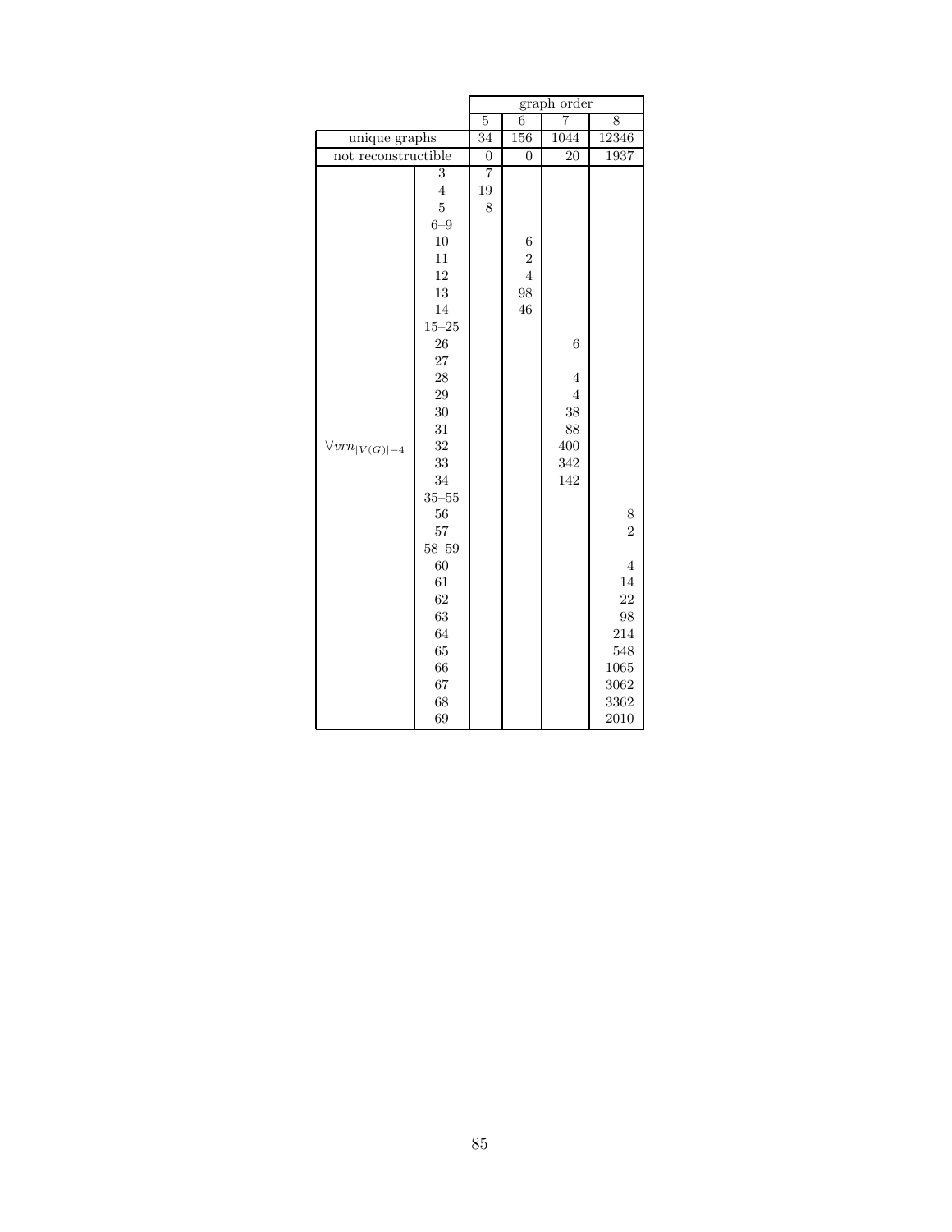| | | graph order | | | |
|---|---|---|---|---|---|
| | | 5 | 6 | 7 | 8 |
| unique graphs | | 34 | 156 | 1044 | 12346 |
| not reconstructible | | 0 | 0 | 20 | 1937 |
| $\forall vrn_{\lvert V(G)\rvert -4}$ | 3 | 7 | | | |
| | 4 | 19 | | | |
| | 5 | 8 | | | |
| | 6–9 | | | | |
| | 10 | | 6 | | |
| | 11 | | 2 | | |
| | 12 | | 4 | | |
| | 13 | | 98 | | |
| | 14 | | 46 | | |
| | 15–25 | | | | |
| | 26 | | | 6 | |
| | 27 | | | | |
| | 28 | | | 4 | |
| | 29 | | | 4 | |
| | 30 | | | 38 | |
| | 31 | | | 88 | |
| | 32 | | | 400 | |
| | 33 | | | 342 | |
| | 34 | | | 142 | |
| | 35–55 | | | | |
| | 56 | | | | 8 |
| | 57 | | | | 2 |
| | 58–59 | | | | |
| | 60 | | | | 4 |
| | 61 | | | | 14 |
| | 62 | | | | 22 |
| | 63 | | | | 98 |
| | 64 | | | | 214 |
| | 65 | | | | 548 |
| | 66 | | | | 1065 |
| | 67 | | | | 3062 |
| | 68 | | | | 3362 |
| | 69 | | | | 2010 |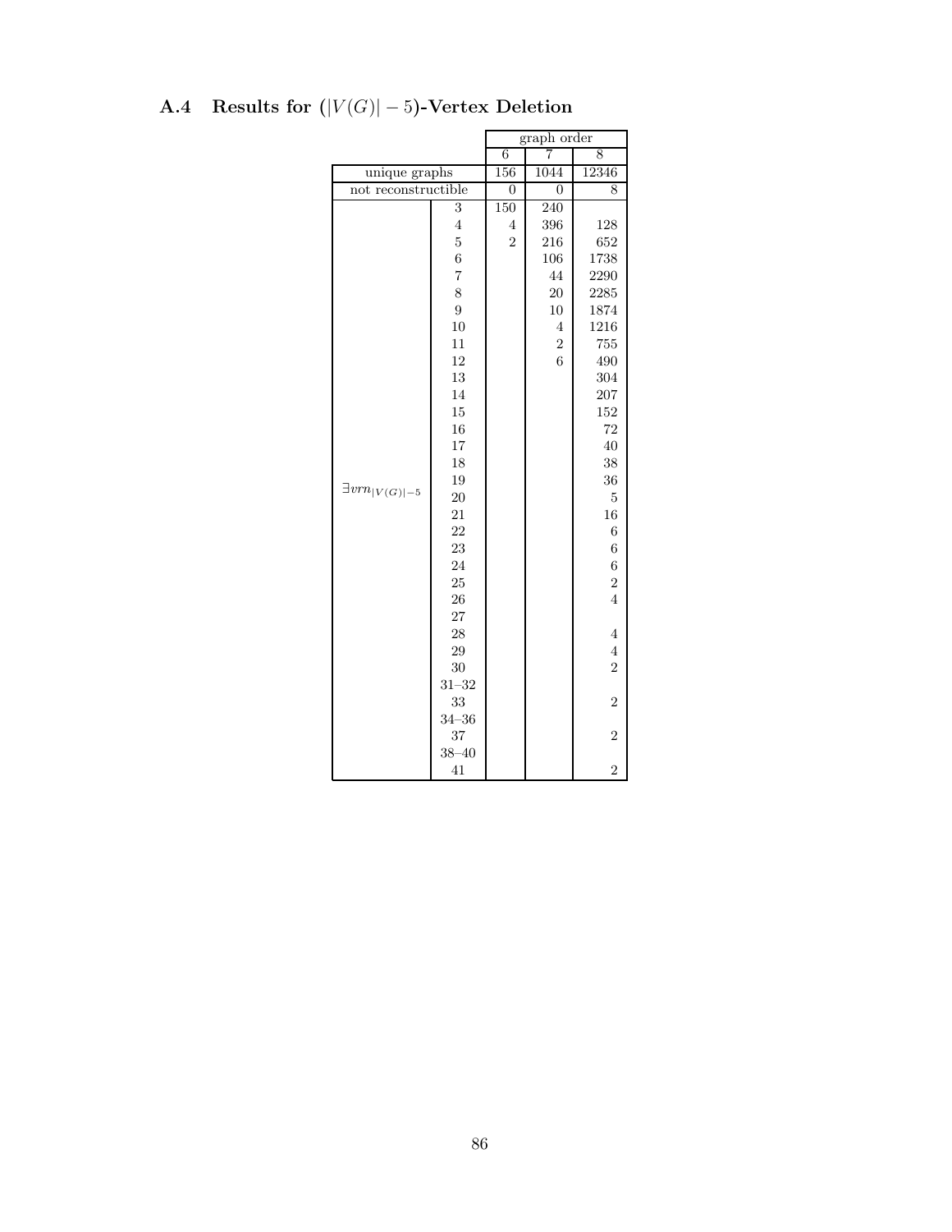## A.4 Results for $(|V(G)| - 5)$-Vertex Deletion

| | | graph order | | |
|---|---|---|---|---|
| | | 6 | 7 | 8 |
| unique graphs | | 156 | 1044 | 12346 |
| not reconstructible | | 0 | 0 | 8 |
| $\exists vrn_{\|V(G)\|-5}$ | 3 | 150 | 240 | |
| | 4 | 4 | 396 | 128 |
| | 5 | 2 | 216 | 652 |
| | 6 | | 106 | 1738 |
| | 7 | | 44 | 2290 |
| | 8 | | 20 | 2285 |
| | 9 | | 10 | 1874 |
| | 10 | | 4 | 1216 |
| | 11 | | 2 | 755 |
| | 12 | | 6 | 490 |
| | 13 | | | 304 |
| | 14 | | | 207 |
| | 15 | | | 152 |
| | 16 | | | 72 |
| | 17 | | | 40 |
| | 18 | | | 38 |
| | 19 | | | 36 |
| | 20 | | | 5 |
| | 21 | | | 16 |
| | 22 | | | 6 |
| | 23 | | | 6 |
| | 24 | | | 6 |
| | 25 | | | 2 |
| | 26 | | | 4 |
| | 27 | | | |
| | 28 | | | 4 |
| | 29 | | | 4 |
| | 30 | | | 2 |
| | 31–32 | | | |
| | 33 | | | 2 |
| | 34–36 | | | |
| | 37 | | | 2 |
| | 38–40 | | | |
| | 41 | | | 2 |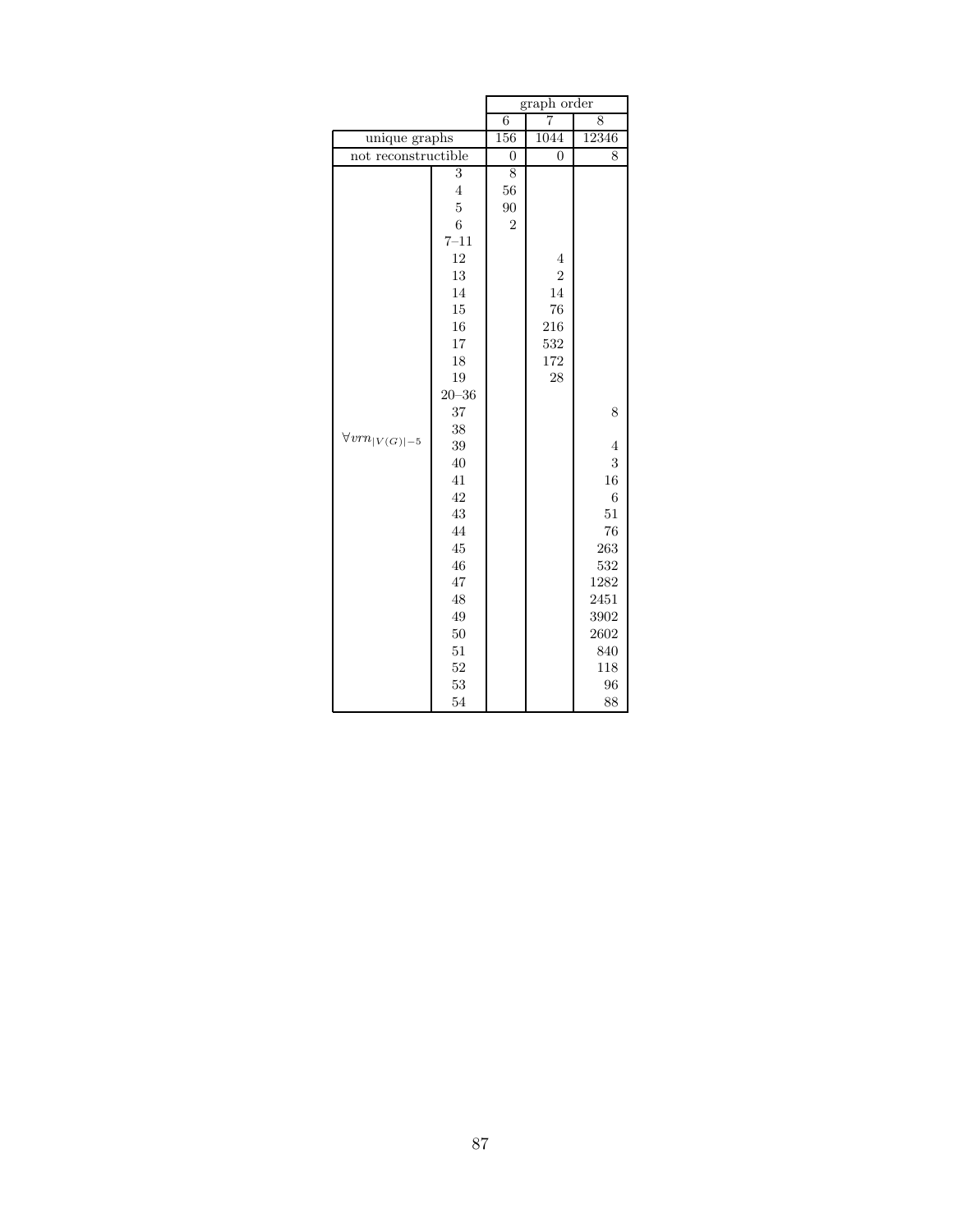| | | graph order | | |
|---|---|---|---|---|
| | | 6 | 7 | 8 |
| unique graphs | | 156 | 1044 | 12346 |
| not reconstructible | | 0 | 0 | 8 |
| $\forall vrn_{\lvert V(G)\rvert-5}$ | 3 | 8 | | |
| | 4 | 56 | | |
| | 5 | 90 | | |
| | 6 | 2 | | |
| | 7–11 | | | |
| | 12 | | 4 | |
| | 13 | | 2 | |
| | 14 | | 14 | |
| | 15 | | 76 | |
| | 16 | | 216 | |
| | 17 | | 532 | |
| | 18 | | 172 | |
| | 19 | | 28 | |
| | 20–36 | | | |
| | 37 | | | 8 |
| | 38 | | | |
| | 39 | | | 4 |
| | 40 | | | 3 |
| | 41 | | | 16 |
| | 42 | | | 6 |
| | 43 | | | 51 |
| | 44 | | | 76 |
| | 45 | | | 263 |
| | 46 | | | 532 |
| | 47 | | | 1282 |
| | 48 | | | 2451 |
| | 49 | | | 3902 |
| | 50 | | | 2602 |
| | 51 | | | 840 |
| | 52 | | | 118 |
| | 53 | | | 96 |
| | 54 | | | 88 |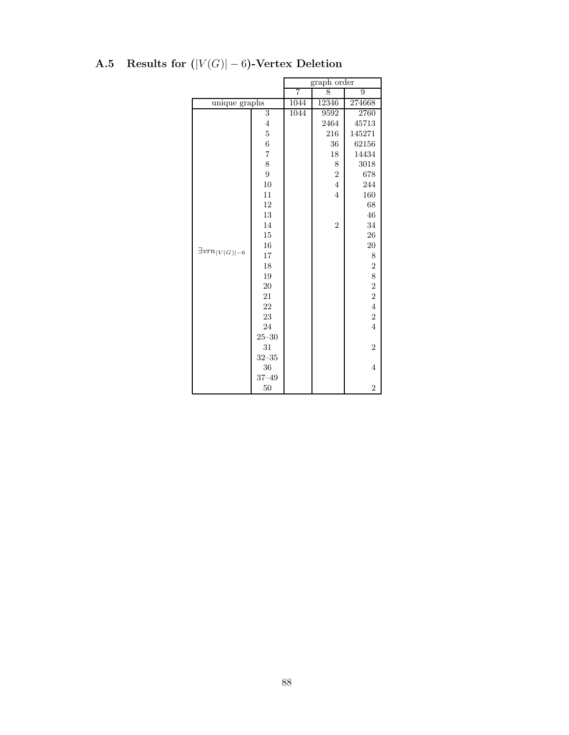## A.5 Results for $(|V(G)| - 6)$-Vertex Deletion

| | | graph order | | |
|---|---|---|---|---|
| | | 7 | 8 | 9 |
| unique graphs | | 1044 | 12346 | 274668 |
| $\exists vrn_{\lvert V(G) \rvert - 6}$ | 3 | 1044 | 9592 | 2760 |
| | 4 | | 2464 | 45713 |
| | 5 | | 216 | 145271 |
| | 6 | | 36 | 62156 |
| | 7 | | 18 | 14434 |
| | 8 | | 8 | 3018 |
| | 9 | | 2 | 678 |
| | 10 | | 4 | 244 |
| | 11 | | 4 | 160 |
| | 12 | | | 68 |
| | 13 | | | 46 |
| | 14 | | 2 | 34 |
| | 15 | | | 26 |
| | 16 | | | 20 |
| | 17 | | | 8 |
| | 18 | | | 2 |
| | 19 | | | 8 |
| | 20 | | | 2 |
| | 21 | | | 2 |
| | 22 | | | 4 |
| | 23 | | | 2 |
| | 24 | | | 4 |
| | 25–30 | | | |
| | 31 | | | 2 |
| | 32–35 | | | |
| | 36 | | | 4 |
| | 37–49 | | | |
| | 50 | | | 2 |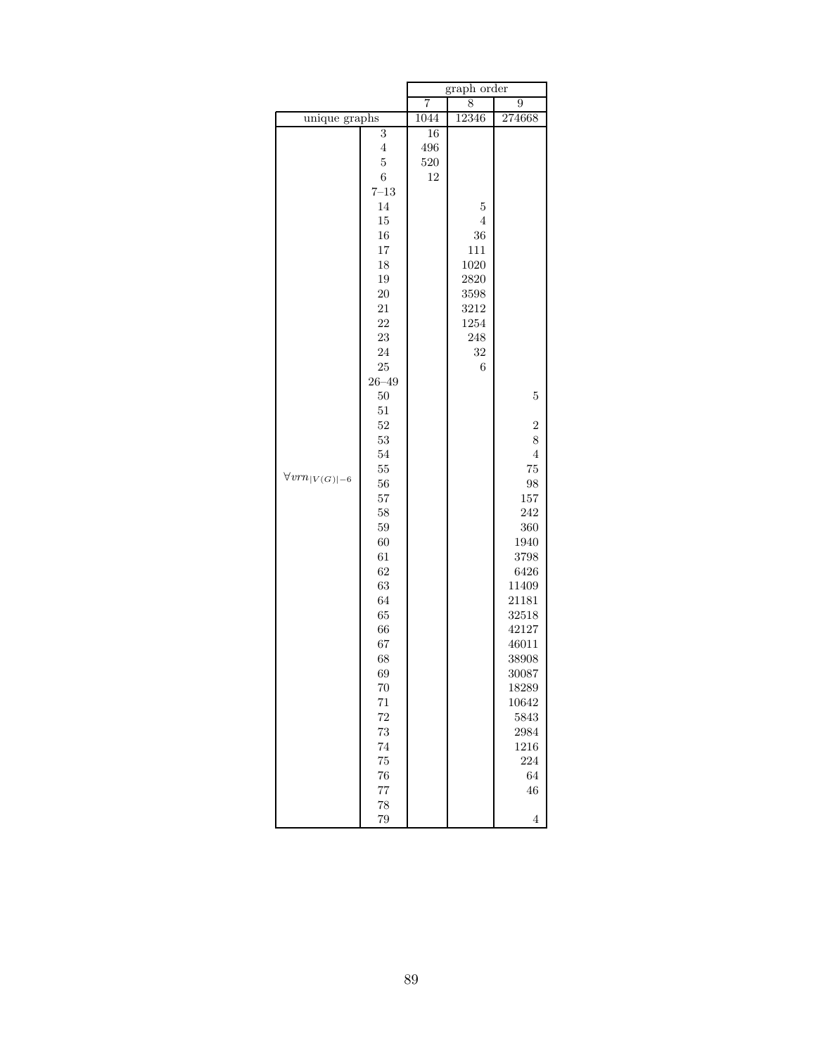| | | graph order | | |
|---|---|---|---|---|
| | | 7 | 8 | 9 |
| unique graphs | | 1044 | 12346 | 274668 |
| $\forall vrn_{\|V(G)\|-6}$ | 3 | 16 | | |
| | 4 | 496 | | |
| | 5 | 520 | | |
| | 6 | 12 | | |
| | 7–13 | | | |
| | 14 | | 5 | |
| | 15 | | 4 | |
| | 16 | | 36 | |
| | 17 | | 111 | |
| | 18 | | 1020 | |
| | 19 | | 2820 | |
| | 20 | | 3598 | |
| | 21 | | 3212 | |
| | 22 | | 1254 | |
| | 23 | | 248 | |
| | 24 | | 32 | |
| | 25 | | 6 | |
| | 26–49 | | | |
| | 50 | | | 5 |
| | 51 | | | |
| | 52 | | | 2 |
| | 53 | | | 8 |
| | 54 | | | 4 |
| | 55 | | | 75 |
| | 56 | | | 98 |
| | 57 | | | 157 |
| | 58 | | | 242 |
| | 59 | | | 360 |
| | 60 | | | 1940 |
| | 61 | | | 3798 |
| | 62 | | | 6426 |
| | 63 | | | 11409 |
| | 64 | | | 21181 |
| | 65 | | | 32518 |
| | 66 | | | 42127 |
| | 67 | | | 46011 |
| | 68 | | | 38908 |
| | 69 | | | 30087 |
| | 70 | | | 18289 |
| | 71 | | | 10642 |
| | 72 | | | 5843 |
| | 73 | | | 2984 |
| | 74 | | | 1216 |
| | 75 | | | 224 |
| | 76 | | | 64 |
| | 77 | | | 46 |
| | 78 | | | |
| | 79 | | | 4 |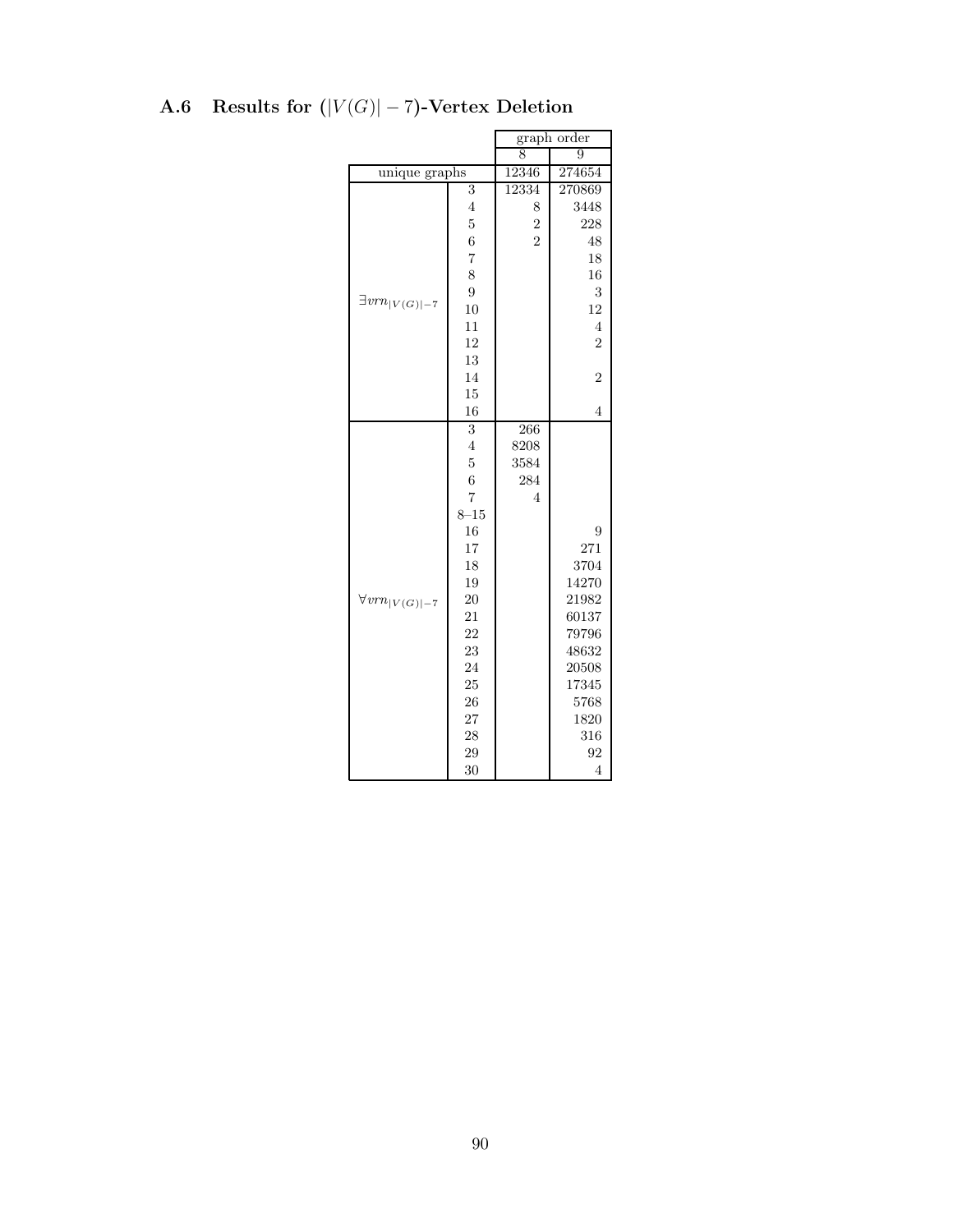### A.6 Results for $(|V(G)| - 7)$-Vertex Deletion

| | | graph order | |
|---|---|---|---|
| | | 8 | 9 |
| unique graphs | | 12346 | 274654 |
| $\exists vrn_{\|V(G)\|-7}$ | 3 | 12334 | 270869 |
| | 4 | 8 | 3448 |
| | 5 | 2 | 228 |
| | 6 | 2 | 48 |
| | 7 | | 18 |
| | 8 | | 16 |
| | 9 | | 3 |
| | 10 | | 12 |
| | 11 | | 4 |
| | 12 | | 2 |
| | 13 | | |
| | 14 | | 2 |
| | 15 | | |
| | 16 | | 4 |
| $\forall vrn_{\|V(G)\|-7}$ | 3 | 266 | |
| | 4 | 8208 | |
| | 5 | 3584 | |
| | 6 | 284 | |
| | 7 | 4 | |
| | 8–15 | | |
| | 16 | | 9 |
| | 17 | | 271 |
| | 18 | | 3704 |
| | 19 | | 14270 |
| | 20 | | 21982 |
| | 21 | | 60137 |
| | 22 | | 79796 |
| | 23 | | 48632 |
| | 24 | | 20508 |
| | 25 | | 17345 |
| | 26 | | 5768 |
| | 27 | | 1820 |
| | 28 | | 316 |
| | 29 | | 92 |
| | 30 | | 4 |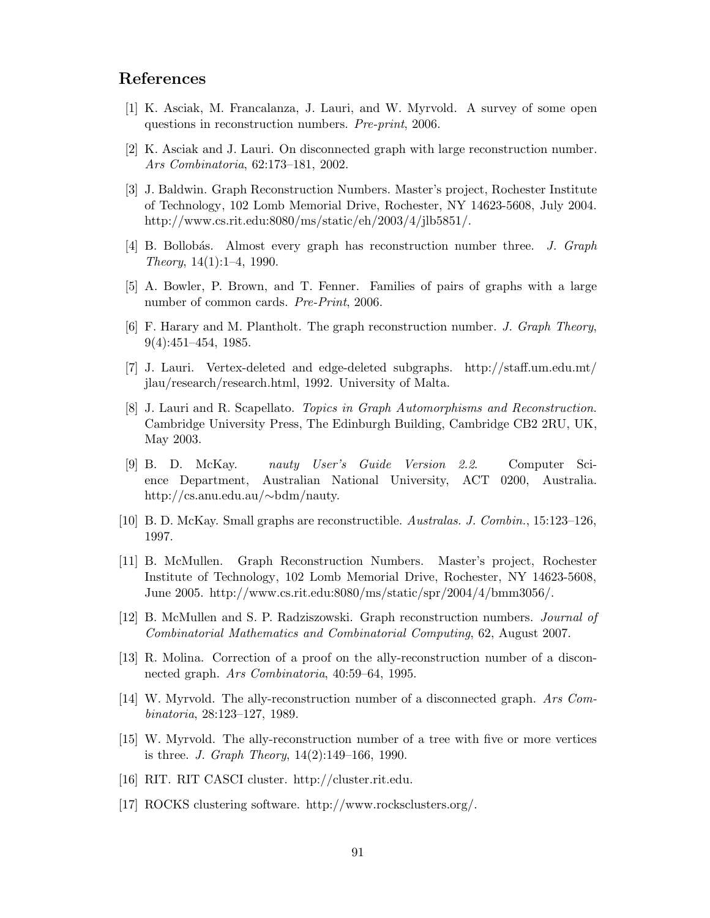## References

[1] K. Asciak, M. Francalanza, J. Lauri, and W. Myrvold. A survey of some open questions in reconstruction numbers. *Pre-print*, 2006.

[2] K. Asciak and J. Lauri. On disconnected graph with large reconstruction number. *Ars Combinatoria*, 62:173–181, 2002.

[3] J. Baldwin. Graph Reconstruction Numbers. Master's project, Rochester Institute of Technology, 102 Lomb Memorial Drive, Rochester, NY 14623-5608, July 2004. http://www.cs.rit.edu:8080/ms/static/eh/2003/4/jlb5851/.

[4] B. Bollobás. Almost every graph has reconstruction number three. *J. Graph Theory*, 14(1):1–4, 1990.

[5] A. Bowler, P. Brown, and T. Fenner. Families of pairs of graphs with a large number of common cards. *Pre-Print*, 2006.

[6] F. Harary and M. Plantholt. The graph reconstruction number. *J. Graph Theory*, 9(4):451–454, 1985.

[7] J. Lauri. Vertex-deleted and edge-deleted subgraphs. http://staff.um.edu.mt/jlau/research/research.html, 1992. University of Malta.

[8] J. Lauri and R. Scapellato. *Topics in Graph Automorphisms and Reconstruction*. Cambridge University Press, The Edinburgh Building, Cambridge CB2 2RU, UK, May 2003.

[9] B. D. McKay. *nauty User's Guide Version 2.2*. Computer Science Department, Australian National University, ACT 0200, Australia. http://cs.anu.edu.au/∼bdm/nauty.

[10] B. D. McKay. Small graphs are reconstructible. *Australas. J. Combin.*, 15:123–126, 1997.

[11] B. McMullen. Graph Reconstruction Numbers. Master's project, Rochester Institute of Technology, 102 Lomb Memorial Drive, Rochester, NY 14623-5608, June 2005. http://www.cs.rit.edu:8080/ms/static/spr/2004/4/bmm3056/.

[12] B. McMullen and S. P. Radziszowski. Graph reconstruction numbers. *Journal of Combinatorial Mathematics and Combinatorial Computing*, 62, August 2007.

[13] R. Molina. Correction of a proof on the ally-reconstruction number of a disconnected graph. *Ars Combinatoria*, 40:59–64, 1995.

[14] W. Myrvold. The ally-reconstruction number of a disconnected graph. *Ars Combinatoria*, 28:123–127, 1989.

[15] W. Myrvold. The ally-reconstruction number of a tree with five or more vertices is three. *J. Graph Theory*, 14(2):149–166, 1990.

[16] RIT. RIT CASCI cluster. http://cluster.rit.edu.

[17] ROCKS clustering software. http://www.rocksclusters.org/.